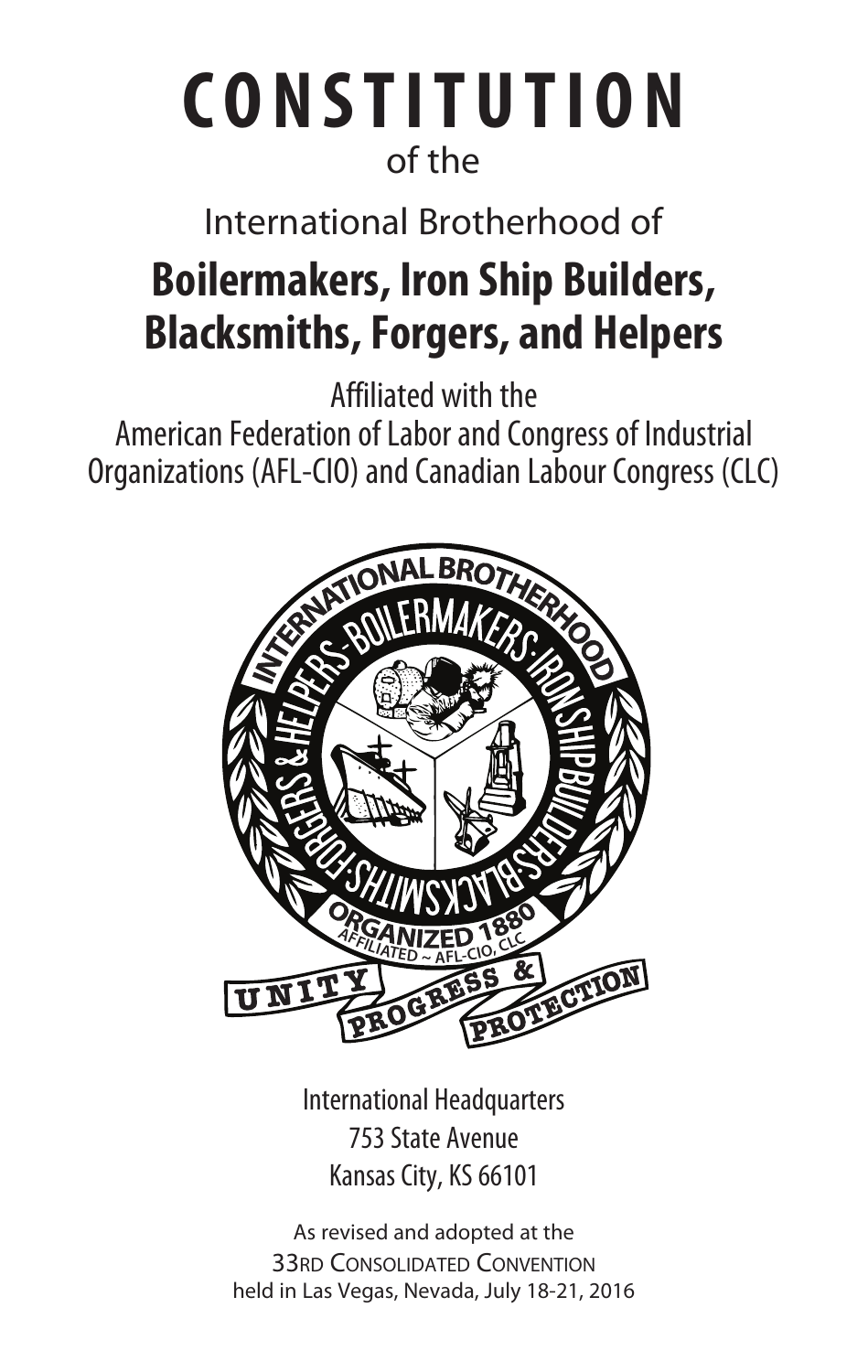# CONSTITUTION

of the

International Brotherhood of

## Boilermakers, Iron Ship Builders, Blacksmiths, Forgers, and Helpers

Affiliated with the
American Federation of Labor and Congress of Industrial Organizations (AFL-CIO) and Canadian Labour Congress (CLC)

International Headquarters
753 State Avenue
Kansas City, KS 66101

As revised and adopted at the
33RD CONSOLIDATED CONVENTION
held in Las Vegas, Nevada, July 18-21, 2016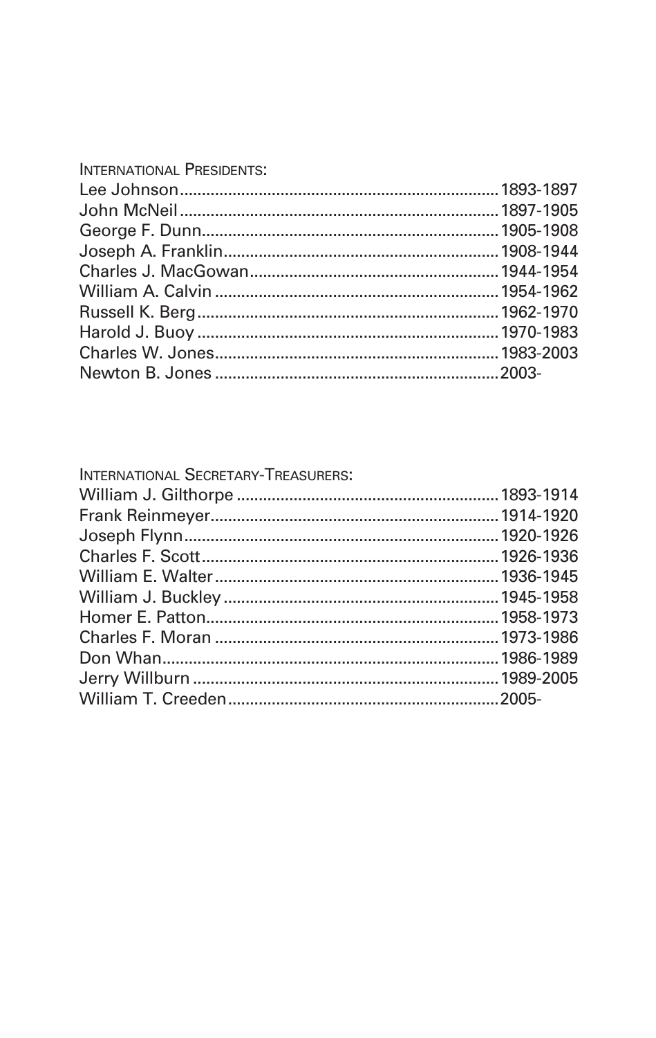INTERNATIONAL PRESIDENTS:

| | |
|---|---|
| Lee Johnson | 1893-1897 |
| John McNeil | 1897-1905 |
| George F. Dunn | 1905-1908 |
| Joseph A. Franklin | 1908-1944 |
| Charles J. MacGowan | 1944-1954 |
| William A. Calvin | 1954-1962 |
| Russell K. Berg | 1962-1970 |
| Harold J. Buoy | 1970-1983 |
| Charles W. Jones | 1983-2003 |
| Newton B. Jones | 2003- |

INTERNATIONAL SECRETARY-TREASURERS:

| | |
|---|---|
| William J. Gilthorpe | 1893-1914 |
| Frank Reinmeyer | 1914-1920 |
| Joseph Flynn | 1920-1926 |
| Charles F. Scott | 1926-1936 |
| William E. Walter | 1936-1945 |
| William J. Buckley | 1945-1958 |
| Homer E. Patton | 1958-1973 |
| Charles F. Moran | 1973-1986 |
| Don Whan | 1986-1989 |
| Jerry Willburn | 1989-2005 |
| William T. Creeden | 2005- |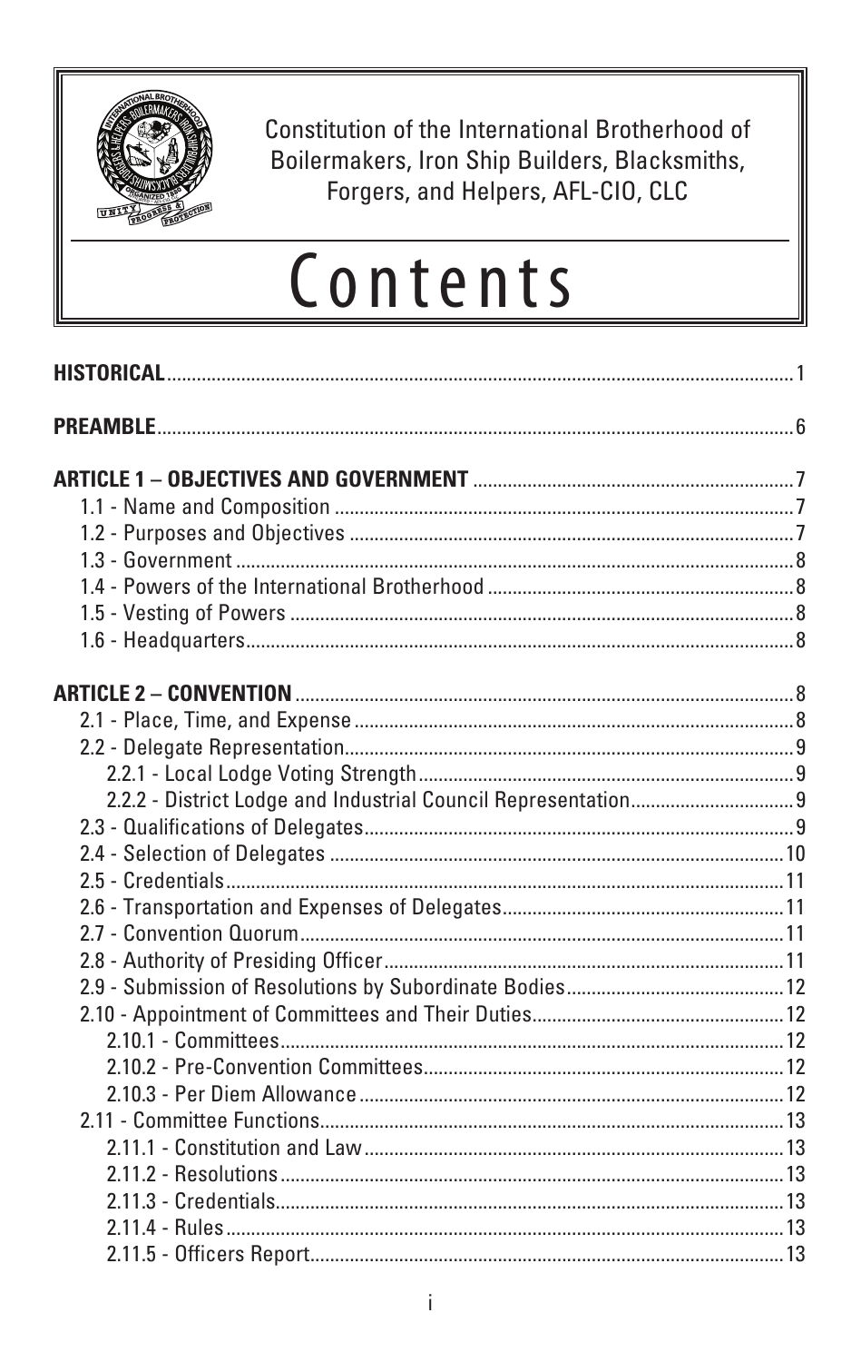Constitution of the International Brotherhood of Boilermakers, Iron Ship Builders, Blacksmiths, Forgers, and Helpers, AFL-CIO, CLC

# Contents

**HISTORICAL** .......... 1

**PREAMBLE** .......... 6

**ARTICLE 1 – OBJECTIVES AND GOVERNMENT** .......... 7
- 1.1 - Name and Composition .......... 7
- 1.2 - Purposes and Objectives .......... 7
- 1.3 - Government .......... 8
- 1.4 - Powers of the International Brotherhood .......... 8
- 1.5 - Vesting of Powers .......... 8
- 1.6 - Headquarters .......... 8

**ARTICLE 2 – CONVENTION** .......... 8
- 2.1 - Place, Time, and Expense .......... 8
- 2.2 - Delegate Representation .......... 9
  - 2.2.1 - Local Lodge Voting Strength .......... 9
  - 2.2.2 - District Lodge and Industrial Council Representation .......... 9
- 2.3 - Qualifications of Delegates .......... 9
- 2.4 - Selection of Delegates .......... 10
- 2.5 - Credentials .......... 11
- 2.6 - Transportation and Expenses of Delegates .......... 11
- 2.7 - Convention Quorum .......... 11
- 2.8 - Authority of Presiding Officer .......... 11
- 2.9 - Submission of Resolutions by Subordinate Bodies .......... 12
- 2.10 - Appointment of Committees and Their Duties .......... 12
  - 2.10.1 - Committees .......... 12
  - 2.10.2 - Pre-Convention Committees .......... 12
  - 2.10.3 - Per Diem Allowance .......... 12
- 2.11 - Committee Functions .......... 13
  - 2.11.1 - Constitution and Law .......... 13
  - 2.11.2 - Resolutions .......... 13
  - 2.11.3 - Credentials .......... 13
  - 2.11.4 - Rules .......... 13
  - 2.11.5 - Officers Report .......... 13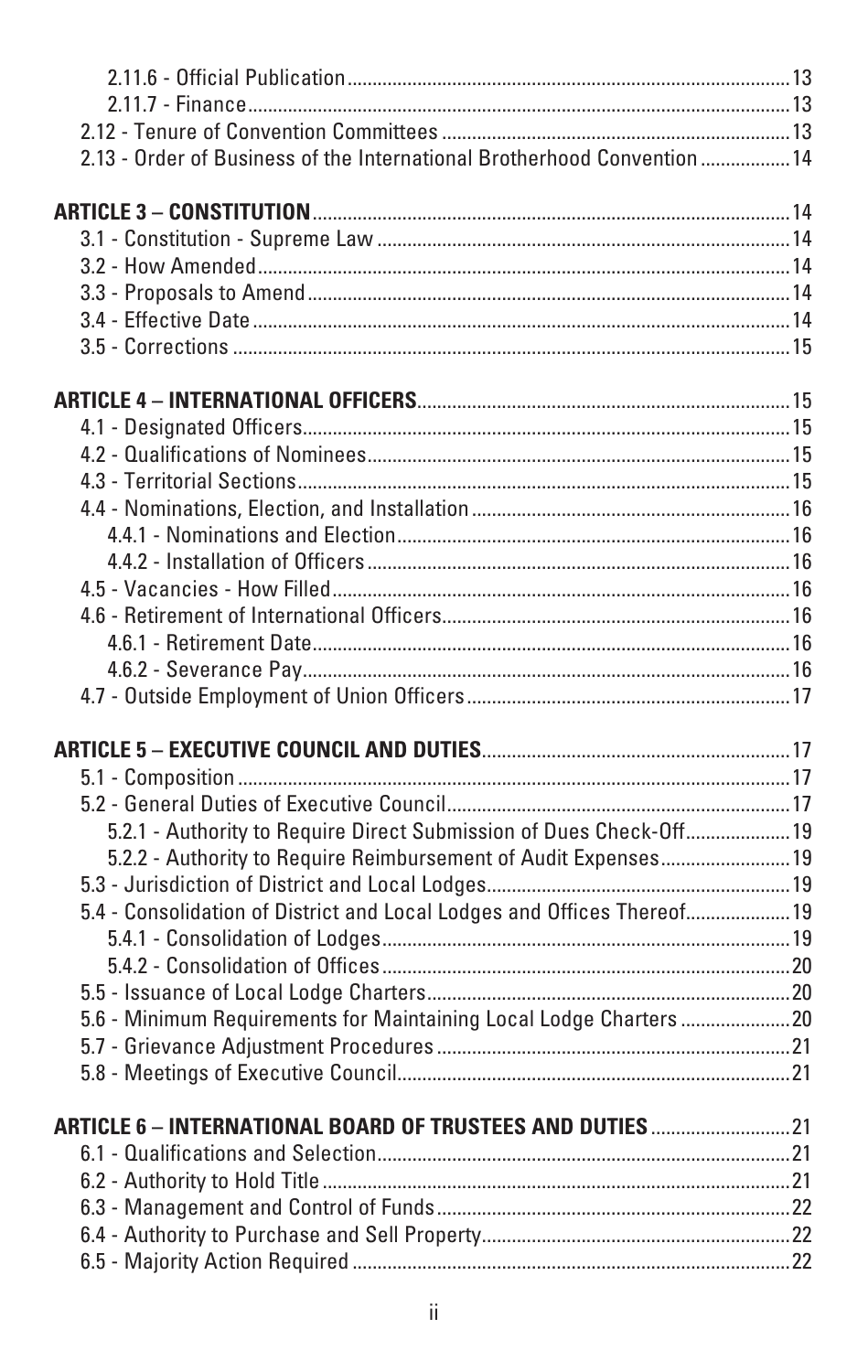2.11.6 - Official Publication ....... 13
2.11.7 - Finance ....... 13
2.12 - Tenure of Convention Committees ....... 13
2.13 - Order of Business of the International Brotherhood Convention ....... 14

**ARTICLE 3 – CONSTITUTION** ....... 14
3.1 - Constitution - Supreme Law ....... 14
3.2 - How Amended ....... 14
3.3 - Proposals to Amend ....... 14
3.4 - Effective Date ....... 14
3.5 - Corrections ....... 15

**ARTICLE 4 – INTERNATIONAL OFFICERS** ....... 15
4.1 - Designated Officers ....... 15
4.2 - Qualifications of Nominees ....... 15
4.3 - Territorial Sections ....... 15
4.4 - Nominations, Election, and Installation ....... 16
4.4.1 - Nominations and Election ....... 16
4.4.2 - Installation of Officers ....... 16
4.5 - Vacancies - How Filled ....... 16
4.6 - Retirement of International Officers ....... 16
4.6.1 - Retirement Date ....... 16
4.6.2 - Severance Pay ....... 16
4.7 - Outside Employment of Union Officers ....... 17

**ARTICLE 5 – EXECUTIVE COUNCIL AND DUTIES** ....... 17
5.1 - Composition ....... 17
5.2 - General Duties of Executive Council ....... 17
5.2.1 - Authority to Require Direct Submission of Dues Check-Off ....... 19
5.2.2 - Authority to Require Reimbursement of Audit Expenses ....... 19
5.3 - Jurisdiction of District and Local Lodges ....... 19
5.4 - Consolidation of District and Local Lodges and Offices Thereof ....... 19
5.4.1 - Consolidation of Lodges ....... 19
5.4.2 - Consolidation of Offices ....... 20
5.5 - Issuance of Local Lodge Charters ....... 20
5.6 - Minimum Requirements for Maintaining Local Lodge Charters ....... 20
5.7 - Grievance Adjustment Procedures ....... 21
5.8 - Meetings of Executive Council ....... 21

**ARTICLE 6 – INTERNATIONAL BOARD OF TRUSTEES AND DUTIES** ....... 21
6.1 - Qualifications and Selection ....... 21
6.2 - Authority to Hold Title ....... 21
6.3 - Management and Control of Funds ....... 22
6.4 - Authority to Purchase and Sell Property ....... 22
6.5 - Majority Action Required ....... 22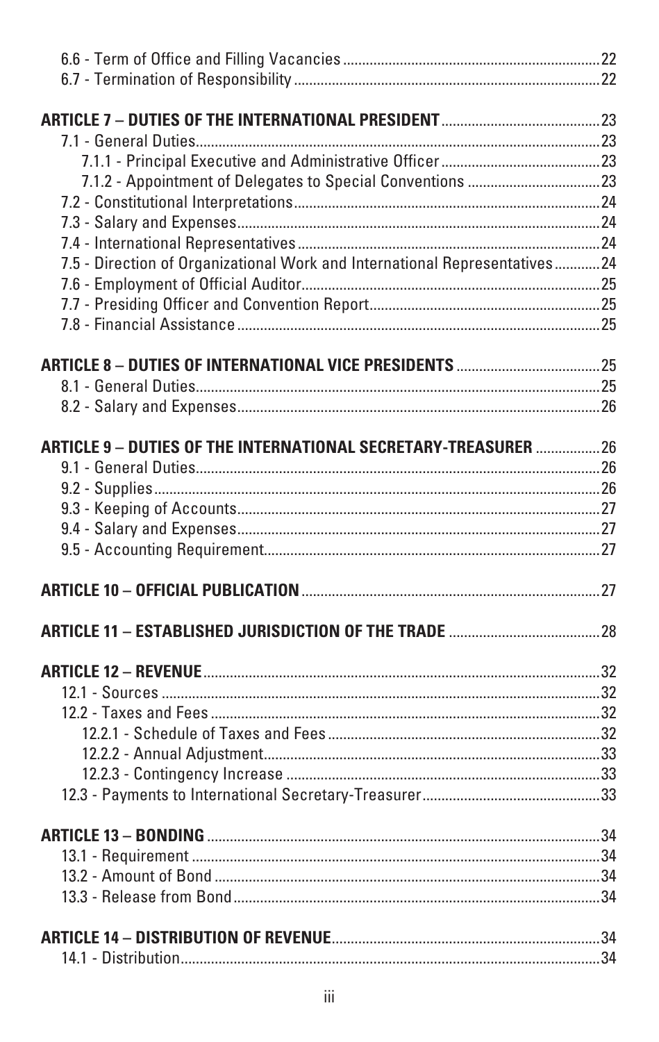6.6 - Term of Office and Filling Vacancies ....22
6.7 - Termination of Responsibility ....22

**ARTICLE 7 – DUTIES OF THE INTERNATIONAL PRESIDENT** ....23

7.1 - General Duties....23

7.1.1 - Principal Executive and Administrative Officer....23

7.1.2 - Appointment of Delegates to Special Conventions ....23

7.2 - Constitutional Interpretations....24

7.3 - Salary and Expenses....24

7.4 - International Representatives....24

7.5 - Direction of Organizational Work and International Representatives....24

7.6 - Employment of Official Auditor....25

7.7 - Presiding Officer and Convention Report....25

7.8 - Financial Assistance....25

**ARTICLE 8 – DUTIES OF INTERNATIONAL VICE PRESIDENTS** ....25

8.1 - General Duties....25

8.2 - Salary and Expenses....26

**ARTICLE 9 – DUTIES OF THE INTERNATIONAL SECRETARY-TREASURER** ....26

9.1 - General Duties....26

9.2 - Supplies....26

9.3 - Keeping of Accounts....27

9.4 - Salary and Expenses....27

9.5 - Accounting Requirement....27

**ARTICLE 10 – OFFICIAL PUBLICATION**....27

**ARTICLE 11 – ESTABLISHED JURISDICTION OF THE TRADE** ....28

**ARTICLE 12 – REVENUE**....32

12.1 - Sources ....32

12.2 - Taxes and Fees ....32

12.2.1 - Schedule of Taxes and Fees....32

12.2.2 - Annual Adjustment....33

12.2.3 - Contingency Increase ....33

12.3 - Payments to International Secretary-Treasurer....33

**ARTICLE 13 – BONDING**....34

13.1 - Requirement ....34

13.2 - Amount of Bond ....34

13.3 - Release from Bond....34

**ARTICLE 14 – DISTRIBUTION OF REVENUE**....34

14.1 - Distribution....34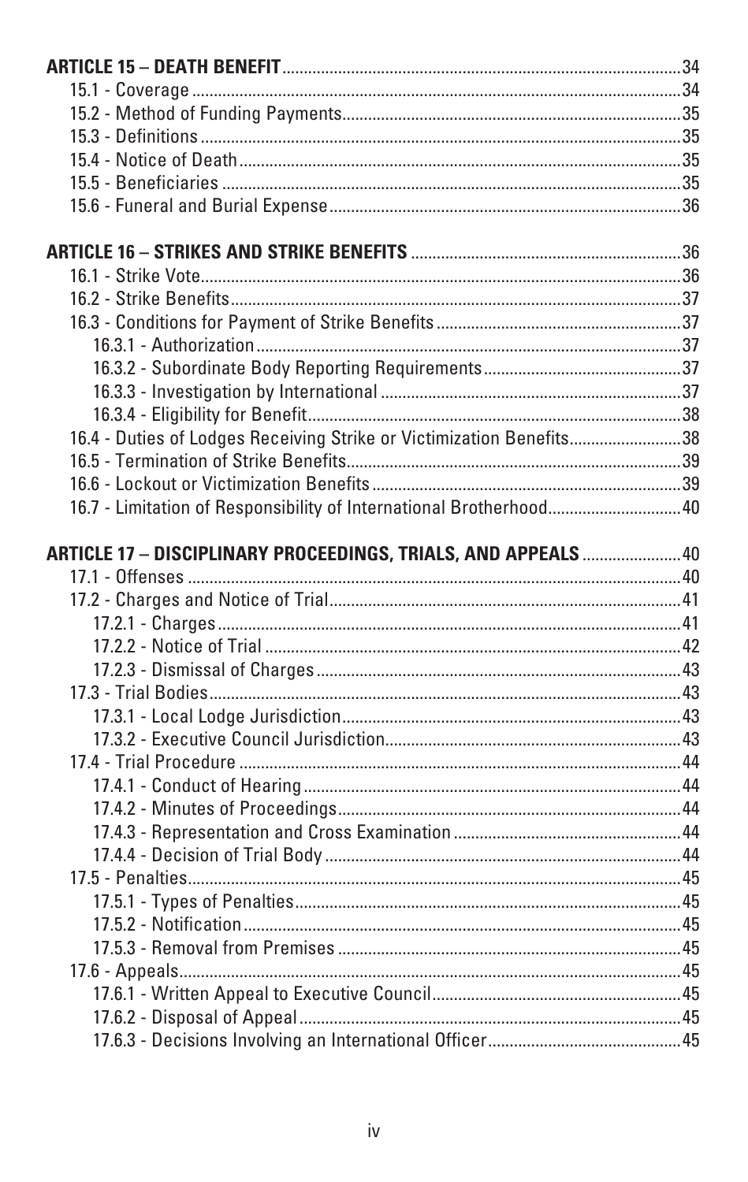**ARTICLE 15 – DEATH BENEFIT** ........ 34

- 15.1 - Coverage ........ 34
- 15.2 - Method of Funding Payments ........ 35
- 15.3 - Definitions ........ 35
- 15.4 - Notice of Death ........ 35
- 15.5 - Beneficiaries ........ 35
- 15.6 - Funeral and Burial Expense ........ 36

**ARTICLE 16 – STRIKES AND STRIKE BENEFITS** ........ 36

- 16.1 - Strike Vote ........ 36
- 16.2 - Strike Benefits ........ 37
- 16.3 - Conditions for Payment of Strike Benefits ........ 37
  - 16.3.1 - Authorization ........ 37
  - 16.3.2 - Subordinate Body Reporting Requirements ........ 37
  - 16.3.3 - Investigation by International ........ 37
  - 16.3.4 - Eligibility for Benefit ........ 38
- 16.4 - Duties of Lodges Receiving Strike or Victimization Benefits ........ 38
- 16.5 - Termination of Strike Benefits ........ 39
- 16.6 - Lockout or Victimization Benefits ........ 39
- 16.7 - Limitation of Responsibility of International Brotherhood ........ 40

**ARTICLE 17 – DISCIPLINARY PROCEEDINGS, TRIALS, AND APPEALS** ........ 40

- 17.1 - Offenses ........ 40
- 17.2 - Charges and Notice of Trial ........ 41
  - 17.2.1 - Charges ........ 41
  - 17.2.2 - Notice of Trial ........ 42
  - 17.2.3 - Dismissal of Charges ........ 43
- 17.3 - Trial Bodies ........ 43
  - 17.3.1 - Local Lodge Jurisdiction ........ 43
  - 17.3.2 - Executive Council Jurisdiction ........ 43
- 17.4 - Trial Procedure ........ 44
  - 17.4.1 - Conduct of Hearing ........ 44
  - 17.4.2 - Minutes of Proceedings ........ 44
  - 17.4.3 - Representation and Cross Examination ........ 44
  - 17.4.4 - Decision of Trial Body ........ 44
- 17.5 - Penalties ........ 45
  - 17.5.1 - Types of Penalties ........ 45
  - 17.5.2 - Notification ........ 45
  - 17.5.3 - Removal from Premises ........ 45
- 17.6 - Appeals ........ 45
  - 17.6.1 - Written Appeal to Executive Council ........ 45
  - 17.6.2 - Disposal of Appeal ........ 45
  - 17.6.3 - Decisions Involving an International Officer ........ 45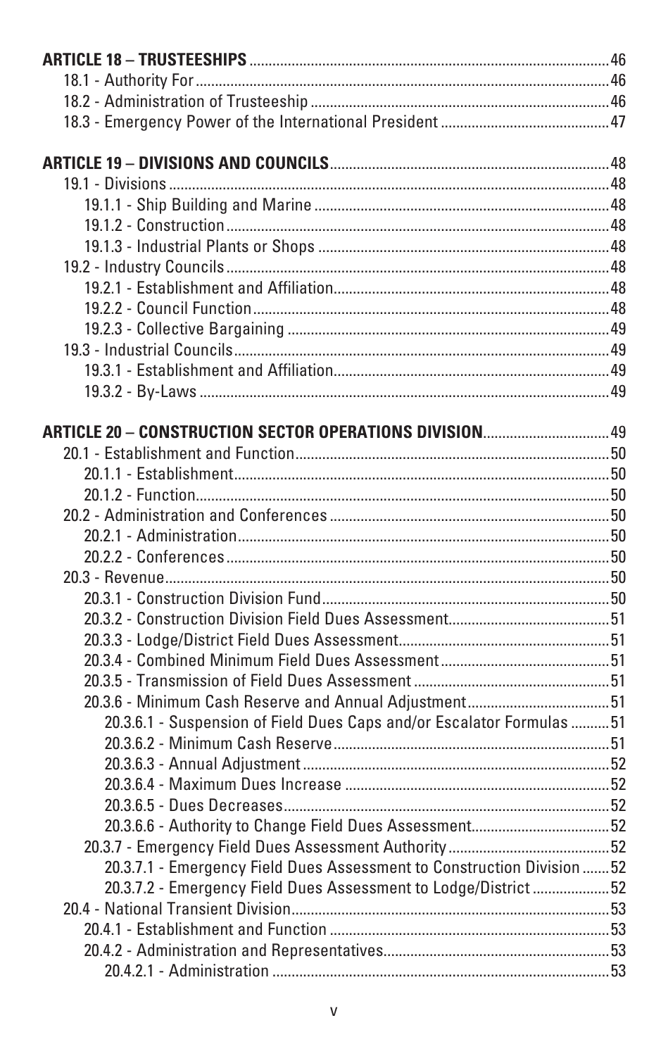**ARTICLE 18 – TRUSTEESHIPS** ........ 46

18.1 - Authority For ........ 46

18.2 - Administration of Trusteeship ........ 46

18.3 - Emergency Power of the International President ........ 47

**ARTICLE 19 – DIVISIONS AND COUNCILS** ........ 48

19.1 - Divisions ........ 48

- 19.1.1 - Ship Building and Marine ........ 48
- 19.1.2 - Construction ........ 48
- 19.1.3 - Industrial Plants or Shops ........ 48

19.2 - Industry Councils ........ 48

- 19.2.1 - Establishment and Affiliation ........ 48
- 19.2.2 - Council Function ........ 48
- 19.2.3 - Collective Bargaining ........ 49

19.3 - Industrial Councils ........ 49

- 19.3.1 - Establishment and Affiliation ........ 49
- 19.3.2 - By-Laws ........ 49

**ARTICLE 20 – CONSTRUCTION SECTOR OPERATIONS DIVISION** ........ 49

20.1 - Establishment and Function ........ 50

- 20.1.1 - Establishment ........ 50
- 20.1.2 - Function ........ 50

20.2 - Administration and Conferences ........ 50

- 20.2.1 - Administration ........ 50
- 20.2.2 - Conferences ........ 50

20.3 - Revenue ........ 50

- 20.3.1 - Construction Division Fund ........ 50
- 20.3.2 - Construction Division Field Dues Assessment ........ 51
- 20.3.3 - Lodge/District Field Dues Assessment ........ 51
- 20.3.4 - Combined Minimum Field Dues Assessment ........ 51
- 20.3.5 - Transmission of Field Dues Assessment ........ 51
- 20.3.6 - Minimum Cash Reserve and Annual Adjustment ........ 51
  - 20.3.6.1 - Suspension of Field Dues Caps and/or Escalator Formulas ........ 51
  - 20.3.6.2 - Minimum Cash Reserve ........ 51
  - 20.3.6.3 - Annual Adjustment ........ 52
  - 20.3.6.4 - Maximum Dues Increase ........ 52
  - 20.3.6.5 - Dues Decreases ........ 52
  - 20.3.6.6 - Authority to Change Field Dues Assessment ........ 52
- 20.3.7 - Emergency Field Dues Assessment Authority ........ 52
  - 20.3.7.1 - Emergency Field Dues Assessment to Construction Division ........ 52
  - 20.3.7.2 - Emergency Field Dues Assessment to Lodge/District ........ 52

20.4 - National Transient Division ........ 53

- 20.4.1 - Establishment and Function ........ 53
- 20.4.2 - Administration and Representatives ........ 53
  - 20.4.2.1 - Administration ........ 53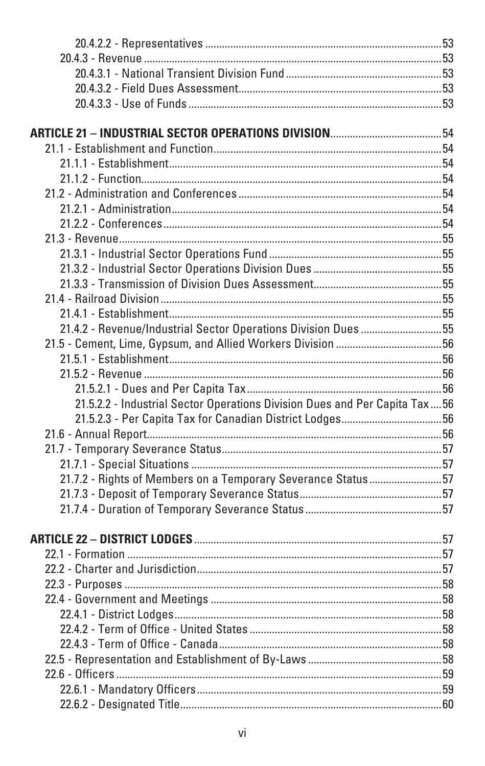20.4.2.2 - Representatives ....................................................................................53
20.4.3 - Revenue ..........................................................................................53
20.4.3.1 - National Transient Division Fund ........................................................53
20.4.3.2 - Field Dues Assessment.........................................................................53
20.4.3.3 - Use of Funds ..........................................................................................53

**ARTICLE 21 – INDUSTRIAL SECTOR OPERATIONS DIVISION**........................................54
21.1 - Establishment and Function.................................................................................54
21.1.1 - Establishment.................................................................................................54
21.1.2 - Function..........................................................................................................54
21.2 - Administration and Conferences ........................................................................54
21.2.1 - Administration................................................................................................54
21.2.2 - Conferences...................................................................................................54
21.3 - Revenue...................................................................................................................55
21.3.1 - Industrial Sector Operations Fund .............................................................55
21.3.2 - Industrial Sector Operations Division Dues .............................................55
21.3.3 - Transmission of Division Dues Assessment.............................................55
21.4 - Railroad Division ....................................................................................................55
21.4.1 - Establishment.................................................................................................55
21.4.2 - Revenue/Industrial Sector Operations Division Dues ............................55
21.5 - Cement, Lime, Gypsum, and Allied Workers Division ......................................56
21.5.1 - Establishment.................................................................................................56
21.5.2 - Revenue ..........................................................................................................56
21.5.2.1 - Dues and Per Capita Tax......................................................................56
21.5.2.2 - Industrial Sector Operations Division Dues and Per Capita Tax ....56
21.5.2.3 - Per Capita Tax for Canadian District Lodges....................................56
21.6 - Annual Report.........................................................................................................56
21.7 - Temporary Severance Status..............................................................................57
21.7.1 - Special Situations .........................................................................................57
21.7.2 - Rights of Members on a Temporary Severance Status..........................57
21.7.3 - Deposit of Temporary Severance Status..................................................57
21.7.4 - Duration of Temporary Severance Status ................................................57

**ARTICLE 22 – DISTRICT LODGES**........................................................................................57
22.1 - Formation ................................................................................................................57
22.2 - Charter and Jurisdiction.......................................................................................57
22.3 - Purposes .................................................................................................................58
22.4 - Government and Meetings ..................................................................................58
22.4.1 - District Lodges...............................................................................................58
22.4.2 - Term of Office - United States ....................................................................58
22.4.3 - Term of Office - Canada...............................................................................58
22.5 - Representation and Establishment of By-Laws ................................................58
22.6 - Officers ....................................................................................................................59
22.6.1 - Mandatory Officers.......................................................................................59
22.6.2 - Designated Title.............................................................................................60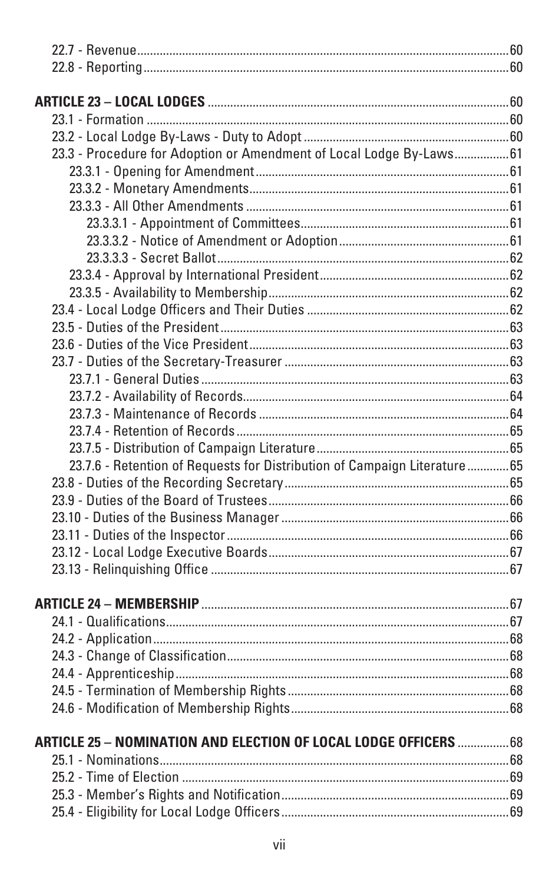22.7 - Revenue .......... 60
22.8 - Reporting .......... 60

**ARTICLE 23 – LOCAL LODGES** .......... 60

23.1 - Formation .......... 60
23.2 - Local Lodge By-Laws - Duty to Adopt .......... 60
23.3 - Procedure for Adoption or Amendment of Local Lodge By-Laws .......... 61
  23.3.1 - Opening for Amendment .......... 61
  23.3.2 - Monetary Amendments .......... 61
  23.3.3 - All Other Amendments .......... 61
    23.3.3.1 - Appointment of Committees .......... 61
    23.3.3.2 - Notice of Amendment or Adoption .......... 61
    23.3.3.3 - Secret Ballot .......... 62
  23.3.4 - Approval by International President .......... 62
  23.3.5 - Availability to Membership .......... 62
23.4 - Local Lodge Officers and Their Duties .......... 62
23.5 - Duties of the President .......... 63
23.6 - Duties of the Vice President .......... 63
23.7 - Duties of the Secretary-Treasurer .......... 63
  23.7.1 - General Duties .......... 63
  23.7.2 - Availability of Records .......... 64
  23.7.3 - Maintenance of Records .......... 64
  23.7.4 - Retention of Records .......... 65
  23.7.5 - Distribution of Campaign Literature .......... 65
  23.7.6 - Retention of Requests for Distribution of Campaign Literature .......... 65
23.8 - Duties of the Recording Secretary .......... 65
23.9 - Duties of the Board of Trustees .......... 66
23.10 - Duties of the Business Manager .......... 66
23.11 - Duties of the Inspector .......... 66
23.12 - Local Lodge Executive Boards .......... 67
23.13 - Relinquishing Office .......... 67

**ARTICLE 24 – MEMBERSHIP** .......... 67

24.1 - Qualifications .......... 67
24.2 - Application .......... 68
24.3 - Change of Classification .......... 68
24.4 - Apprenticeship .......... 68
24.5 - Termination of Membership Rights .......... 68
24.6 - Modification of Membership Rights .......... 68

**ARTICLE 25 – NOMINATION AND ELECTION OF LOCAL LODGE OFFICERS** .......... 68

25.1 - Nominations .......... 68
25.2 - Time of Election .......... 69
25.3 - Member's Rights and Notification .......... 69
25.4 - Eligibility for Local Lodge Officers .......... 69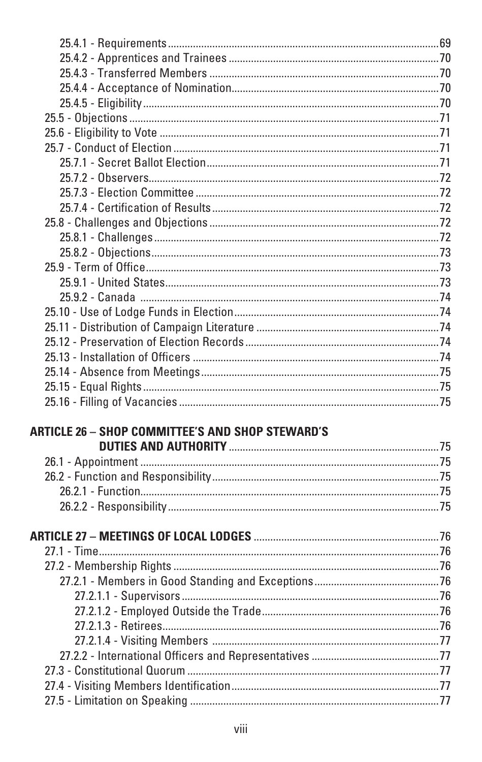25.4.1 - Requirements ........ 69
25.4.2 - Apprentices and Trainees ........ 70
25.4.3 - Transferred Members ........ 70
25.4.4 - Acceptance of Nomination ........ 70
25.4.5 - Eligibility ........ 70
25.5 - Objections ........ 71
25.6 - Eligibility to Vote ........ 71
25.7 - Conduct of Election ........ 71
25.7.1 - Secret Ballot Election ........ 71
25.7.2 - Observers ........ 72
25.7.3 - Election Committee ........ 72
25.7.4 - Certification of Results ........ 72
25.8 - Challenges and Objections ........ 72
25.8.1 - Challenges ........ 72
25.8.2 - Objections ........ 73
25.9 - Term of Office ........ 73
25.9.1 - United States ........ 73
25.9.2 - Canada ........ 74
25.10 - Use of Lodge Funds in Election ........ 74
25.11 - Distribution of Campaign Literature ........ 74
25.12 - Preservation of Election Records ........ 74
25.13 - Installation of Officers ........ 74
25.14 - Absence from Meetings ........ 75
25.15 - Equal Rights ........ 75
25.16 - Filling of Vacancies ........ 75

**ARTICLE 26 – SHOP COMMITTEE'S AND SHOP STEWARD'S DUTIES AND AUTHORITY** ........ 75
26.1 - Appointment ........ 75
26.2 - Function and Responsibility ........ 75
26.2.1 - Function ........ 75
26.2.2 - Responsibility ........ 75

**ARTICLE 27 – MEETINGS OF LOCAL LODGES** ........ 76
27.1 - Time ........ 76
27.2 - Membership Rights ........ 76
27.2.1 - Members in Good Standing and Exceptions ........ 76
27.2.1.1 - Supervisors ........ 76
27.2.1.2 - Employed Outside the Trade ........ 76
27.2.1.3 - Retirees ........ 76
27.2.1.4 - Visiting Members ........ 77
27.2.2 - International Officers and Representatives ........ 77
27.3 - Constitutional Quorum ........ 77
27.4 - Visiting Members Identification ........ 77
27.5 - Limitation on Speaking ........ 77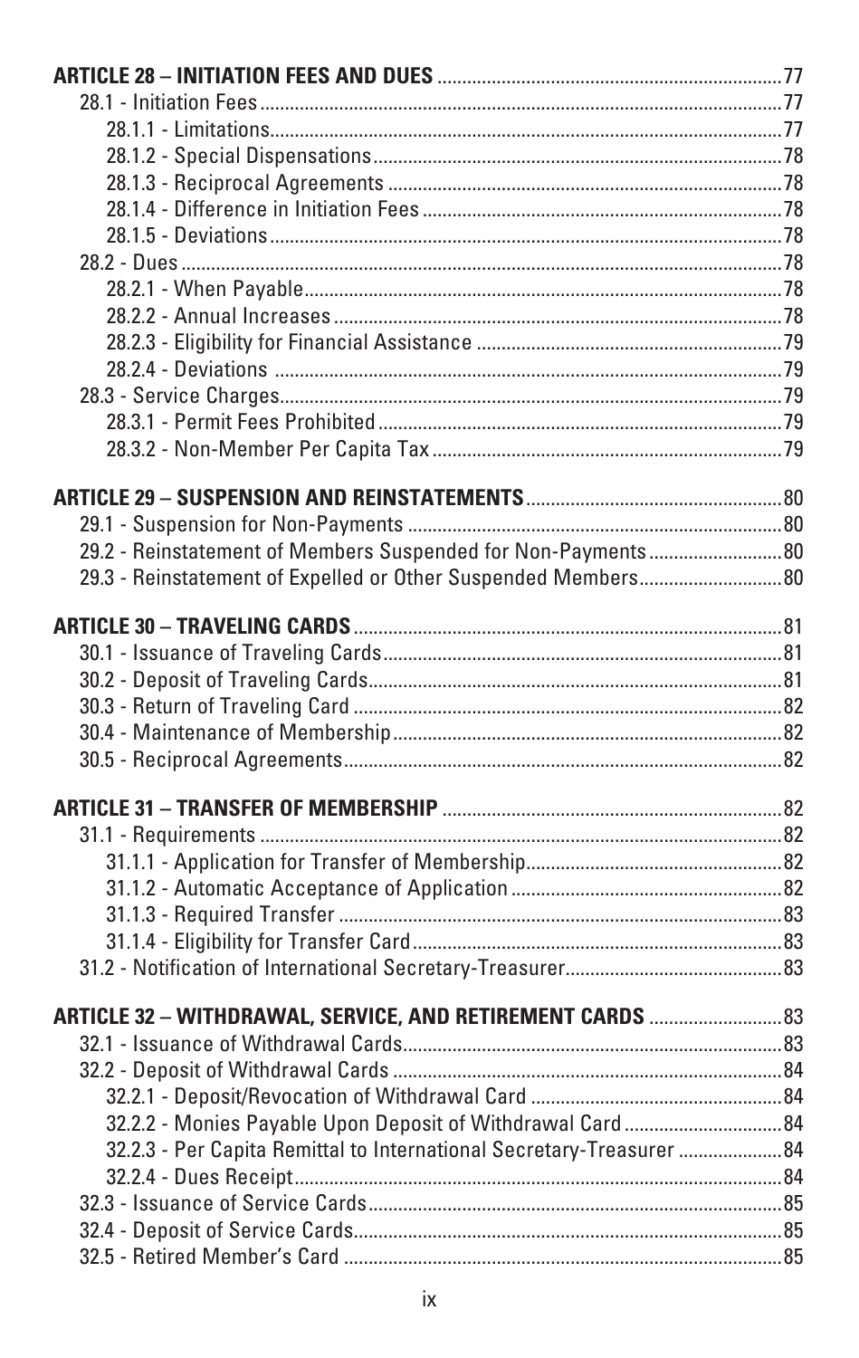**ARTICLE 28 – INITIATION FEES AND DUES** .......... 77

- 28.1 - Initiation Fees .......... 77
  - 28.1.1 - Limitations .......... 77
  - 28.1.2 - Special Dispensations .......... 78
  - 28.1.3 - Reciprocal Agreements .......... 78
  - 28.1.4 - Difference in Initiation Fees .......... 78
  - 28.1.5 - Deviations .......... 78
- 28.2 - Dues .......... 78
  - 28.2.1 - When Payable .......... 78
  - 28.2.2 - Annual Increases .......... 78
  - 28.2.3 - Eligibility for Financial Assistance .......... 79
  - 28.2.4 - Deviations .......... 79
- 28.3 - Service Charges .......... 79
  - 28.3.1 - Permit Fees Prohibited .......... 79
  - 28.3.2 - Non-Member Per Capita Tax .......... 79

**ARTICLE 29 – SUSPENSION AND REINSTATEMENTS** .......... 80

- 29.1 - Suspension for Non-Payments .......... 80
- 29.2 - Reinstatement of Members Suspended for Non-Payments .......... 80
- 29.3 - Reinstatement of Expelled or Other Suspended Members .......... 80

**ARTICLE 30 – TRAVELING CARDS** .......... 81

- 30.1 - Issuance of Traveling Cards .......... 81
- 30.2 - Deposit of Traveling Cards .......... 81
- 30.3 - Return of Traveling Card .......... 82
- 30.4 - Maintenance of Membership .......... 82
- 30.5 - Reciprocal Agreements .......... 82

**ARTICLE 31 – TRANSFER OF MEMBERSHIP** .......... 82

- 31.1 - Requirements .......... 82
  - 31.1.1 - Application for Transfer of Membership .......... 82
  - 31.1.2 - Automatic Acceptance of Application .......... 82
  - 31.1.3 - Required Transfer .......... 83
  - 31.1.4 - Eligibility for Transfer Card .......... 83
- 31.2 - Notification of International Secretary-Treasurer .......... 83

**ARTICLE 32 – WITHDRAWAL, SERVICE, AND RETIREMENT CARDS** .......... 83

- 32.1 - Issuance of Withdrawal Cards .......... 83
- 32.2 - Deposit of Withdrawal Cards .......... 84
  - 32.2.1 - Deposit/Revocation of Withdrawal Card .......... 84
  - 32.2.2 - Monies Payable Upon Deposit of Withdrawal Card .......... 84
  - 32.2.3 - Per Capita Remittal to International Secretary-Treasurer .......... 84
  - 32.2.4 - Dues Receipt .......... 84
- 32.3 - Issuance of Service Cards .......... 85
- 32.4 - Deposit of Service Cards .......... 85
- 32.5 - Retired Member's Card .......... 85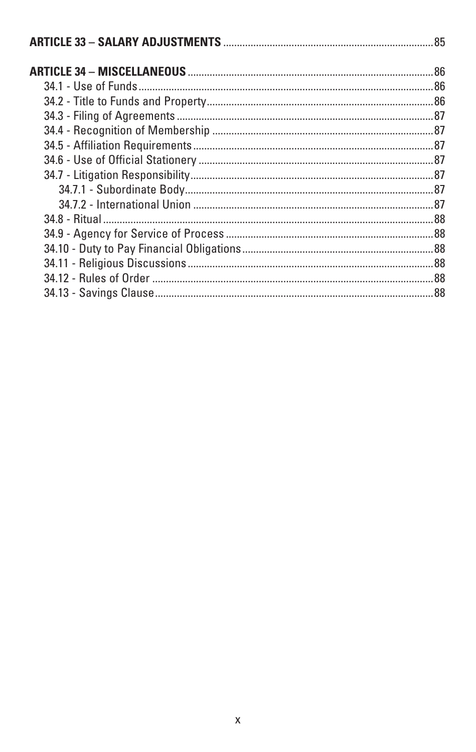**ARTICLE 33 – SALARY ADJUSTMENTS** ........................................................................... 85

**ARTICLE 34 – MISCELLANEOUS** ........................................................................................ 86

- 34.1 - Use of Funds ........................................................................................................... 86
- 34.2 - Title to Funds and Property .................................................................................. 86
- 34.3 - Filing of Agreements ............................................................................................. 87
- 34.4 - Recognition of Membership ................................................................................. 87
- 34.5 - Affiliation Requirements ....................................................................................... 87
- 34.6 - Use of Official Stationery ..................................................................................... 87
- 34.7 - Litigation Responsibility ........................................................................................ 87
  - 34.7.1 - Subordinate Body .......................................................................................... 87
  - 34.7.2 - International Union ....................................................................................... 87
- 34.8 - Ritual ........................................................................................................................ 88
- 34.9 - Agency for Service of Process ............................................................................ 88
- 34.10 - Duty to Pay Financial Obligations ...................................................................... 88
- 34.11 - Religious Discussions .......................................................................................... 88
- 34.12 - Rules of Order ...................................................................................................... 88
- 34.13 - Savings Clause ..................................................................................................... 88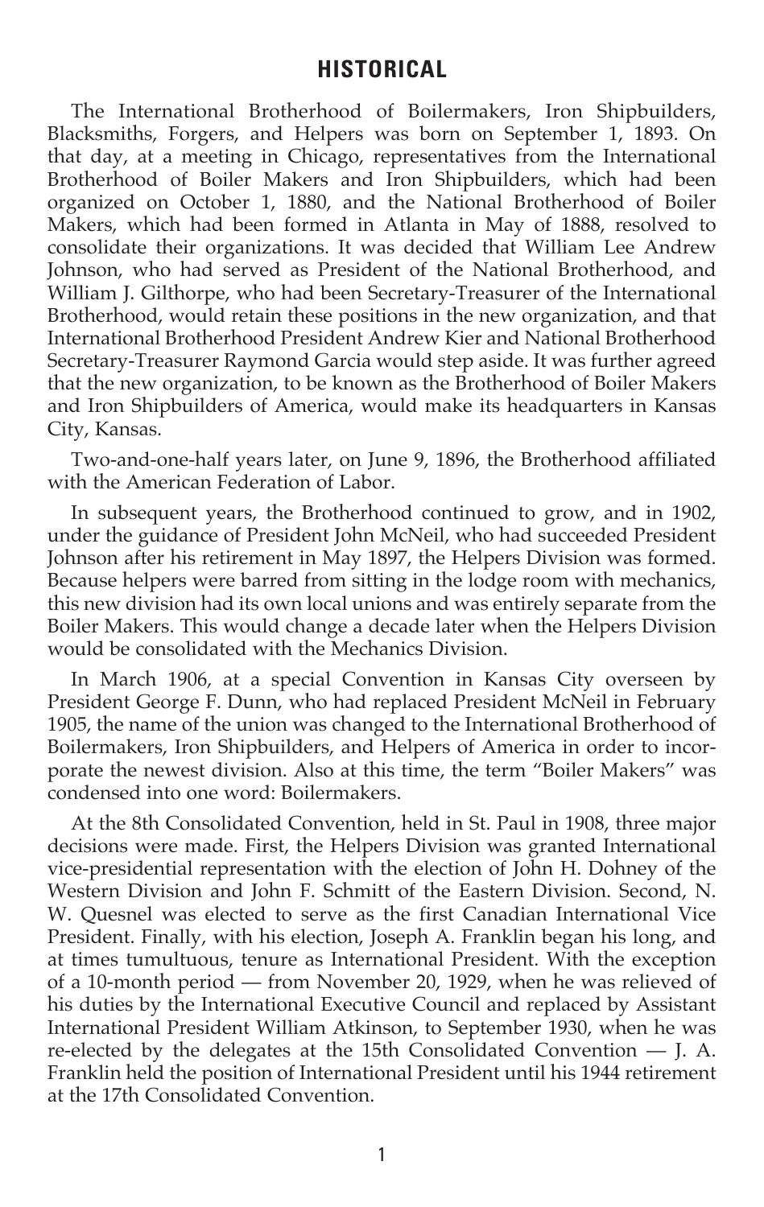# HISTORICAL

The International Brotherhood of Boilermakers, Iron Shipbuilders, Blacksmiths, Forgers, and Helpers was born on September 1, 1893. On that day, at a meeting in Chicago, representatives from the International Brotherhood of Boiler Makers and Iron Shipbuilders, which had been organized on October 1, 1880, and the National Brotherhood of Boiler Makers, which had been formed in Atlanta in May of 1888, resolved to consolidate their organizations. It was decided that William Lee Andrew Johnson, who had served as President of the National Brotherhood, and William J. Gilthorpe, who had been Secretary-Treasurer of the International Brotherhood, would retain these positions in the new organization, and that International Brotherhood President Andrew Kier and National Brotherhood Secretary-Treasurer Raymond Garcia would step aside. It was further agreed that the new organization, to be known as the Brotherhood of Boiler Makers and Iron Shipbuilders of America, would make its headquarters in Kansas City, Kansas.

Two-and-one-half years later, on June 9, 1896, the Brotherhood affiliated with the American Federation of Labor.

In subsequent years, the Brotherhood continued to grow, and in 1902, under the guidance of President John McNeil, who had succeeded President Johnson after his retirement in May 1897, the Helpers Division was formed. Because helpers were barred from sitting in the lodge room with mechanics, this new division had its own local unions and was entirely separate from the Boiler Makers. This would change a decade later when the Helpers Division would be consolidated with the Mechanics Division.

In March 1906, at a special Convention in Kansas City overseen by President George F. Dunn, who had replaced President McNeil in February 1905, the name of the union was changed to the International Brotherhood of Boilermakers, Iron Shipbuilders, and Helpers of America in order to incorporate the newest division. Also at this time, the term "Boiler Makers" was condensed into one word: Boilermakers.

At the 8th Consolidated Convention, held in St. Paul in 1908, three major decisions were made. First, the Helpers Division was granted International vice-presidential representation with the election of John H. Dohney of the Western Division and John F. Schmitt of the Eastern Division. Second, N. W. Quesnel was elected to serve as the first Canadian International Vice President. Finally, with his election, Joseph A. Franklin began his long, and at times tumultuous, tenure as International President. With the exception of a 10-month period — from November 20, 1929, when he was relieved of his duties by the International Executive Council and replaced by Assistant International President William Atkinson, to September 1930, when he was re-elected by the delegates at the 15th Consolidated Convention — J. A. Franklin held the position of International President until his 1944 retirement at the 17th Consolidated Convention.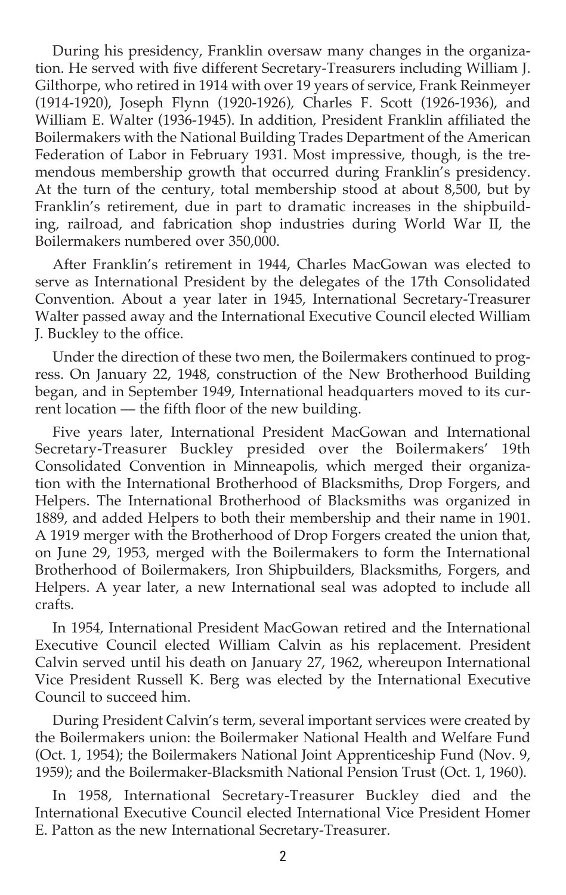During his presidency, Franklin oversaw many changes in the organization. He served with five different Secretary-Treasurers including William J. Gilthorpe, who retired in 1914 with over 19 years of service, Frank Reinmeyer (1914-1920), Joseph Flynn (1920-1926), Charles F. Scott (1926-1936), and William E. Walter (1936-1945). In addition, President Franklin affiliated the Boilermakers with the National Building Trades Department of the American Federation of Labor in February 1931. Most impressive, though, is the tremendous membership growth that occurred during Franklin's presidency. At the turn of the century, total membership stood at about 8,500, but by Franklin's retirement, due in part to dramatic increases in the shipbuilding, railroad, and fabrication shop industries during World War II, the Boilermakers numbered over 350,000.

After Franklin's retirement in 1944, Charles MacGowan was elected to serve as International President by the delegates of the 17th Consolidated Convention. About a year later in 1945, International Secretary-Treasurer Walter passed away and the International Executive Council elected William J. Buckley to the office.

Under the direction of these two men, the Boilermakers continued to progress. On January 22, 1948, construction of the New Brotherhood Building began, and in September 1949, International headquarters moved to its current location — the fifth floor of the new building.

Five years later, International President MacGowan and International Secretary-Treasurer Buckley presided over the Boilermakers' 19th Consolidated Convention in Minneapolis, which merged their organization with the International Brotherhood of Blacksmiths, Drop Forgers, and Helpers. The International Brotherhood of Blacksmiths was organized in 1889, and added Helpers to both their membership and their name in 1901. A 1919 merger with the Brotherhood of Drop Forgers created the union that, on June 29, 1953, merged with the Boilermakers to form the International Brotherhood of Boilermakers, Iron Shipbuilders, Blacksmiths, Forgers, and Helpers. A year later, a new International seal was adopted to include all crafts.

In 1954, International President MacGowan retired and the International Executive Council elected William Calvin as his replacement. President Calvin served until his death on January 27, 1962, whereupon International Vice President Russell K. Berg was elected by the International Executive Council to succeed him.

During President Calvin's term, several important services were created by the Boilermakers union: the Boilermaker National Health and Welfare Fund (Oct. 1, 1954); the Boilermakers National Joint Apprenticeship Fund (Nov. 9, 1959); and the Boilermaker-Blacksmith National Pension Trust (Oct. 1, 1960).

In 1958, International Secretary-Treasurer Buckley died and the International Executive Council elected International Vice President Homer E. Patton as the new International Secretary-Treasurer.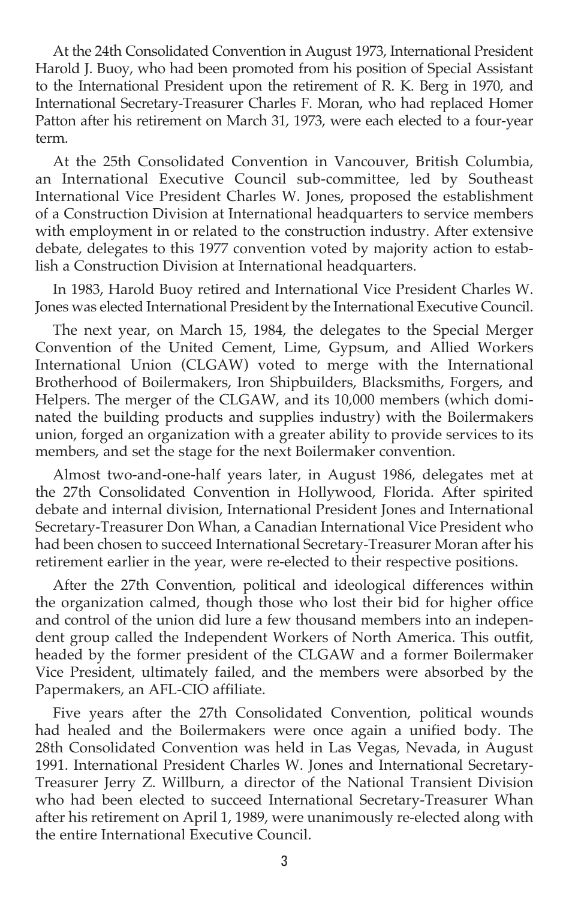At the 24th Consolidated Convention in August 1973, International President Harold J. Buoy, who had been promoted from his position of Special Assistant to the International President upon the retirement of R. K. Berg in 1970, and International Secretary-Treasurer Charles F. Moran, who had replaced Homer Patton after his retirement on March 31, 1973, were each elected to a four-year term.

At the 25th Consolidated Convention in Vancouver, British Columbia, an International Executive Council sub-committee, led by Southeast International Vice President Charles W. Jones, proposed the establishment of a Construction Division at International headquarters to service members with employment in or related to the construction industry. After extensive debate, delegates to this 1977 convention voted by majority action to establish a Construction Division at International headquarters.

In 1983, Harold Buoy retired and International Vice President Charles W. Jones was elected International President by the International Executive Council.

The next year, on March 15, 1984, the delegates to the Special Merger Convention of the United Cement, Lime, Gypsum, and Allied Workers International Union (CLGAW) voted to merge with the International Brotherhood of Boilermakers, Iron Shipbuilders, Blacksmiths, Forgers, and Helpers. The merger of the CLGAW, and its 10,000 members (which dominated the building products and supplies industry) with the Boilermakers union, forged an organization with a greater ability to provide services to its members, and set the stage for the next Boilermaker convention.

Almost two-and-one-half years later, in August 1986, delegates met at the 27th Consolidated Convention in Hollywood, Florida. After spirited debate and internal division, International President Jones and International Secretary-Treasurer Don Whan, a Canadian International Vice President who had been chosen to succeed International Secretary-Treasurer Moran after his retirement earlier in the year, were re-elected to their respective positions.

After the 27th Convention, political and ideological differences within the organization calmed, though those who lost their bid for higher office and control of the union did lure a few thousand members into an independent group called the Independent Workers of North America. This outfit, headed by the former president of the CLGAW and a former Boilermaker Vice President, ultimately failed, and the members were absorbed by the Papermakers, an AFL-CIO affiliate.

Five years after the 27th Consolidated Convention, political wounds had healed and the Boilermakers were once again a unified body. The 28th Consolidated Convention was held in Las Vegas, Nevada, in August 1991. International President Charles W. Jones and International Secretary-Treasurer Jerry Z. Willburn, a director of the National Transient Division who had been elected to succeed International Secretary-Treasurer Whan after his retirement on April 1, 1989, were unanimously re-elected along with the entire International Executive Council.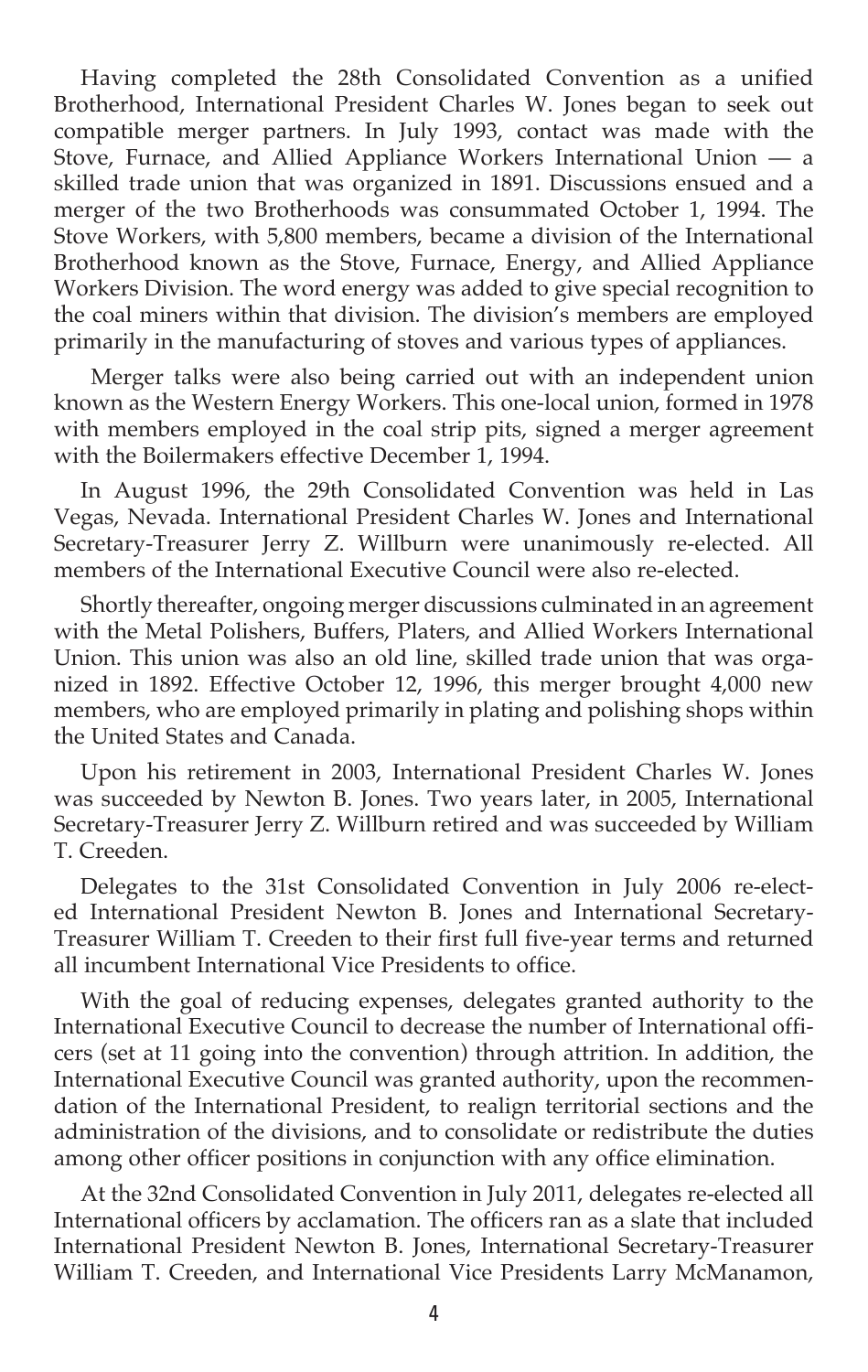Having completed the 28th Consolidated Convention as a unified Brotherhood, International President Charles W. Jones began to seek out compatible merger partners. In July 1993, contact was made with the Stove, Furnace, and Allied Appliance Workers International Union — a skilled trade union that was organized in 1891. Discussions ensued and a merger of the two Brotherhoods was consummated October 1, 1994. The Stove Workers, with 5,800 members, became a division of the International Brotherhood known as the Stove, Furnace, Energy, and Allied Appliance Workers Division. The word energy was added to give special recognition to the coal miners within that division. The division's members are employed primarily in the manufacturing of stoves and various types of appliances.

Merger talks were also being carried out with an independent union known as the Western Energy Workers. This one-local union, formed in 1978 with members employed in the coal strip pits, signed a merger agreement with the Boilermakers effective December 1, 1994.

In August 1996, the 29th Consolidated Convention was held in Las Vegas, Nevada. International President Charles W. Jones and International Secretary-Treasurer Jerry Z. Willburn were unanimously re-elected. All members of the International Executive Council were also re-elected.

Shortly thereafter, ongoing merger discussions culminated in an agreement with the Metal Polishers, Buffers, Platers, and Allied Workers International Union. This union was also an old line, skilled trade union that was organized in 1892. Effective October 12, 1996, this merger brought 4,000 new members, who are employed primarily in plating and polishing shops within the United States and Canada.

Upon his retirement in 2003, International President Charles W. Jones was succeeded by Newton B. Jones. Two years later, in 2005, International Secretary-Treasurer Jerry Z. Willburn retired and was succeeded by William T. Creeden.

Delegates to the 31st Consolidated Convention in July 2006 re-elected International President Newton B. Jones and International Secretary-Treasurer William T. Creeden to their first full five-year terms and returned all incumbent International Vice Presidents to office.

With the goal of reducing expenses, delegates granted authority to the International Executive Council to decrease the number of International officers (set at 11 going into the convention) through attrition. In addition, the International Executive Council was granted authority, upon the recommendation of the International President, to realign territorial sections and the administration of the divisions, and to consolidate or redistribute the duties among other officer positions in conjunction with any office elimination.

At the 32nd Consolidated Convention in July 2011, delegates re-elected all International officers by acclamation. The officers ran as a slate that included International President Newton B. Jones, International Secretary-Treasurer William T. Creeden, and International Vice Presidents Larry McManamon,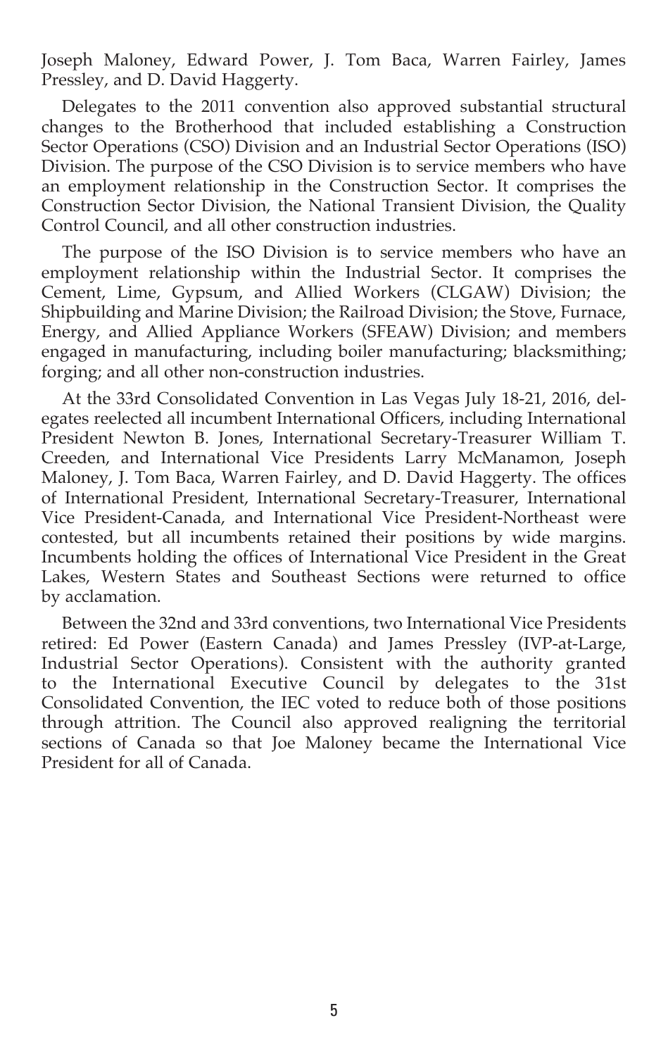Joseph Maloney, Edward Power, J. Tom Baca, Warren Fairley, James Pressley, and D. David Haggerty.

Delegates to the 2011 convention also approved substantial structural changes to the Brotherhood that included establishing a Construction Sector Operations (CSO) Division and an Industrial Sector Operations (ISO) Division. The purpose of the CSO Division is to service members who have an employment relationship in the Construction Sector. It comprises the Construction Sector Division, the National Transient Division, the Quality Control Council, and all other construction industries.

The purpose of the ISO Division is to service members who have an employment relationship within the Industrial Sector. It comprises the Cement, Lime, Gypsum, and Allied Workers (CLGAW) Division; the Shipbuilding and Marine Division; the Railroad Division; the Stove, Furnace, Energy, and Allied Appliance Workers (SFEAW) Division; and members engaged in manufacturing, including boiler manufacturing; blacksmithing; forging; and all other non-construction industries.

At the 33rd Consolidated Convention in Las Vegas July 18-21, 2016, delegates reelected all incumbent International Officers, including International President Newton B. Jones, International Secretary-Treasurer William T. Creeden, and International Vice Presidents Larry McManamon, Joseph Maloney, J. Tom Baca, Warren Fairley, and D. David Haggerty. The offices of International President, International Secretary-Treasurer, International Vice President-Canada, and International Vice President-Northeast were contested, but all incumbents retained their positions by wide margins. Incumbents holding the offices of International Vice President in the Great Lakes, Western States and Southeast Sections were returned to office by acclamation.

Between the 32nd and 33rd conventions, two International Vice Presidents retired: Ed Power (Eastern Canada) and James Pressley (IVP-at-Large, Industrial Sector Operations). Consistent with the authority granted to the International Executive Council by delegates to the 31st Consolidated Convention, the IEC voted to reduce both of those positions through attrition. The Council also approved realigning the territorial sections of Canada so that Joe Maloney became the International Vice President for all of Canada.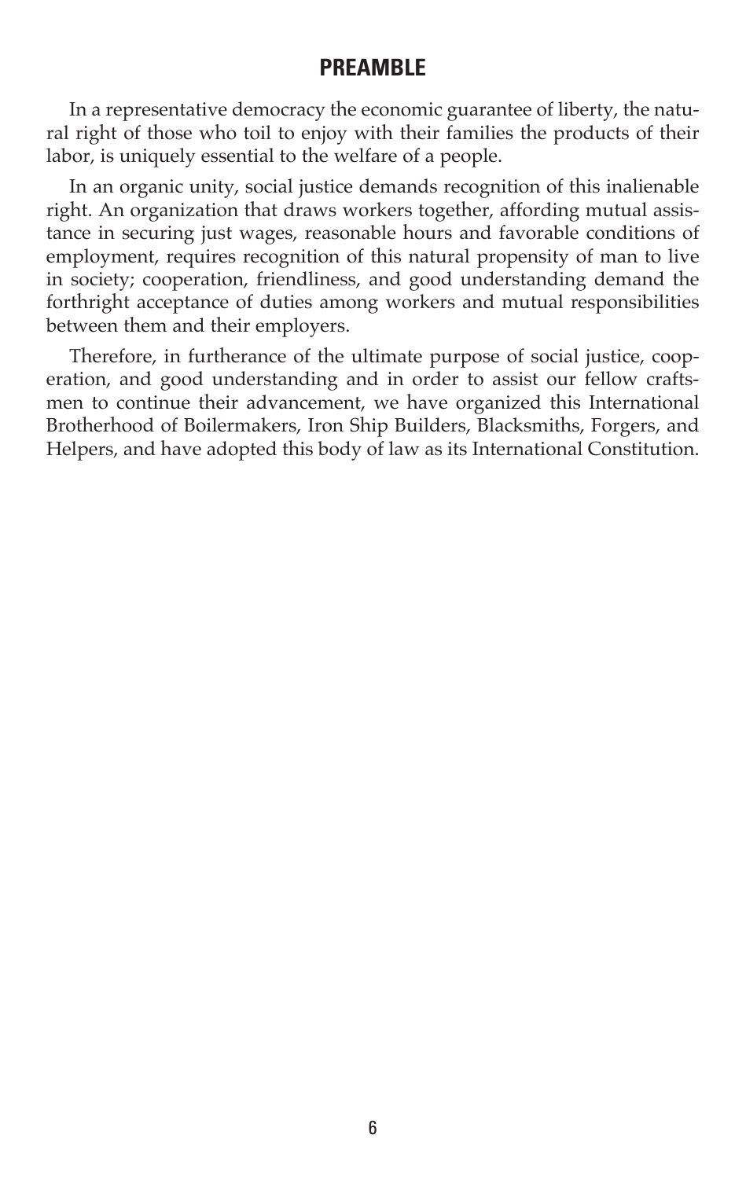## PREAMBLE

In a representative democracy the economic guarantee of liberty, the natural right of those who toil to enjoy with their families the products of their labor, is uniquely essential to the welfare of a people.

In an organic unity, social justice demands recognition of this inalienable right. An organization that draws workers together, affording mutual assistance in securing just wages, reasonable hours and favorable conditions of employment, requires recognition of this natural propensity of man to live in society; cooperation, friendliness, and good understanding demand the forthright acceptance of duties among workers and mutual responsibilities between them and their employers.

Therefore, in furtherance of the ultimate purpose of social justice, cooperation, and good understanding and in order to assist our fellow craftsmen to continue their advancement, we have organized this International Brotherhood of Boilermakers, Iron Ship Builders, Blacksmiths, Forgers, and Helpers, and have adopted this body of law as its International Constitution.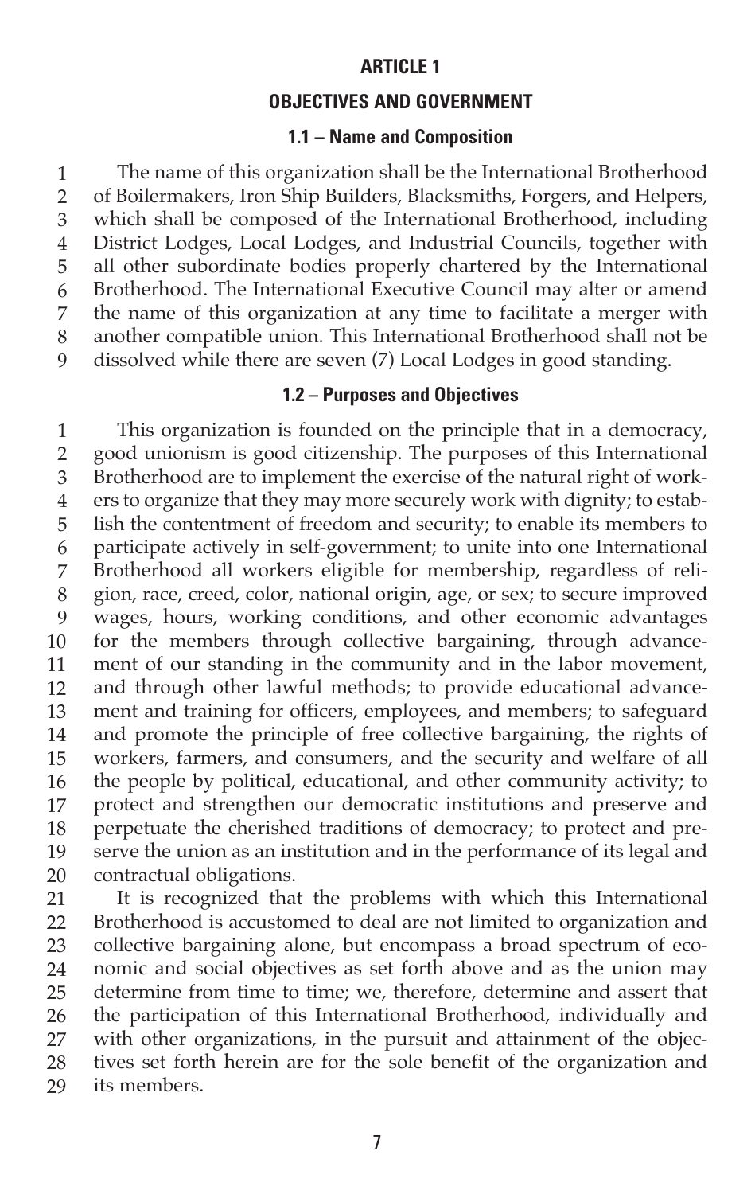# ARTICLE 1

## OBJECTIVES AND GOVERNMENT

### 1.1 – Name and Composition

The name of this organization shall be the International Brotherhood of Boilermakers, Iron Ship Builders, Blacksmiths, Forgers, and Helpers, which shall be composed of the International Brotherhood, including District Lodges, Local Lodges, and Industrial Councils, together with all other subordinate bodies properly chartered by the International Brotherhood. The International Executive Council may alter or amend the name of this organization at any time to facilitate a merger with another compatible union. This International Brotherhood shall not be dissolved while there are seven (7) Local Lodges in good standing.

### 1.2 – Purposes and Objectives

This organization is founded on the principle that in a democracy, good unionism is good citizenship. The purposes of this International Brotherhood are to implement the exercise of the natural right of workers to organize that they may more securely work with dignity; to establish the contentment of freedom and security; to enable its members to participate actively in self-government; to unite into one International Brotherhood all workers eligible for membership, regardless of religion, race, creed, color, national origin, age, or sex; to secure improved wages, hours, working conditions, and other economic advantages for the members through collective bargaining, through advancement of our standing in the community and in the labor movement, and through other lawful methods; to provide educational advancement and training for officers, employees, and members; to safeguard and promote the principle of free collective bargaining, the rights of workers, farmers, and consumers, and the security and welfare of all the people by political, educational, and other community activity; to protect and strengthen our democratic institutions and preserve and perpetuate the cherished traditions of democracy; to protect and preserve the union as an institution and in the performance of its legal and contractual obligations.

It is recognized that the problems with which this International Brotherhood is accustomed to deal are not limited to organization and collective bargaining alone, but encompass a broad spectrum of economic and social objectives as set forth above and as the union may determine from time to time; we, therefore, determine and assert that the participation of this International Brotherhood, individually and with other organizations, in the pursuit and attainment of the objectives set forth herein are for the sole benefit of the organization and its members.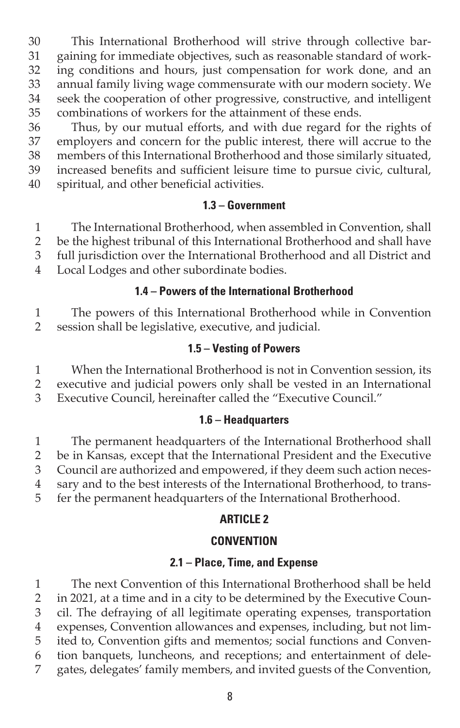This International Brotherhood will strive through collective bargaining for immediate objectives, such as reasonable standard of working conditions and hours, just compensation for work done, and an annual family living wage commensurate with our modern society. We seek the cooperation of other progressive, constructive, and intelligent combinations of workers for the attainment of these ends.

Thus, by our mutual efforts, and with due regard for the rights of employers and concern for the public interest, there will accrue to the members of this International Brotherhood and those similarly situated, increased benefits and sufficient leisure time to pursue civic, cultural, spiritual, and other beneficial activities.

### 1.3 – Government

The International Brotherhood, when assembled in Convention, shall be the highest tribunal of this International Brotherhood and shall have full jurisdiction over the International Brotherhood and all District and Local Lodges and other subordinate bodies.

### 1.4 – Powers of the International Brotherhood

The powers of this International Brotherhood while in Convention session shall be legislative, executive, and judicial.

### 1.5 – Vesting of Powers

When the International Brotherhood is not in Convention session, its executive and judicial powers only shall be vested in an International Executive Council, hereinafter called the "Executive Council."

### 1.6 – Headquarters

The permanent headquarters of the International Brotherhood shall be in Kansas, except that the International President and the Executive Council are authorized and empowered, if they deem such action necessary and to the best interests of the International Brotherhood, to transfer the permanent headquarters of the International Brotherhood.

## ARTICLE 2

## CONVENTION

### 2.1 – Place, Time, and Expense

The next Convention of this International Brotherhood shall be held in 2021, at a time and in a city to be determined by the Executive Council. The defraying of all legitimate operating expenses, transportation expenses, Convention allowances and expenses, including, but not limited to, Convention gifts and mementos; social functions and Convention banquets, luncheons, and receptions; and entertainment of delegates, delegates' family members, and invited guests of the Convention,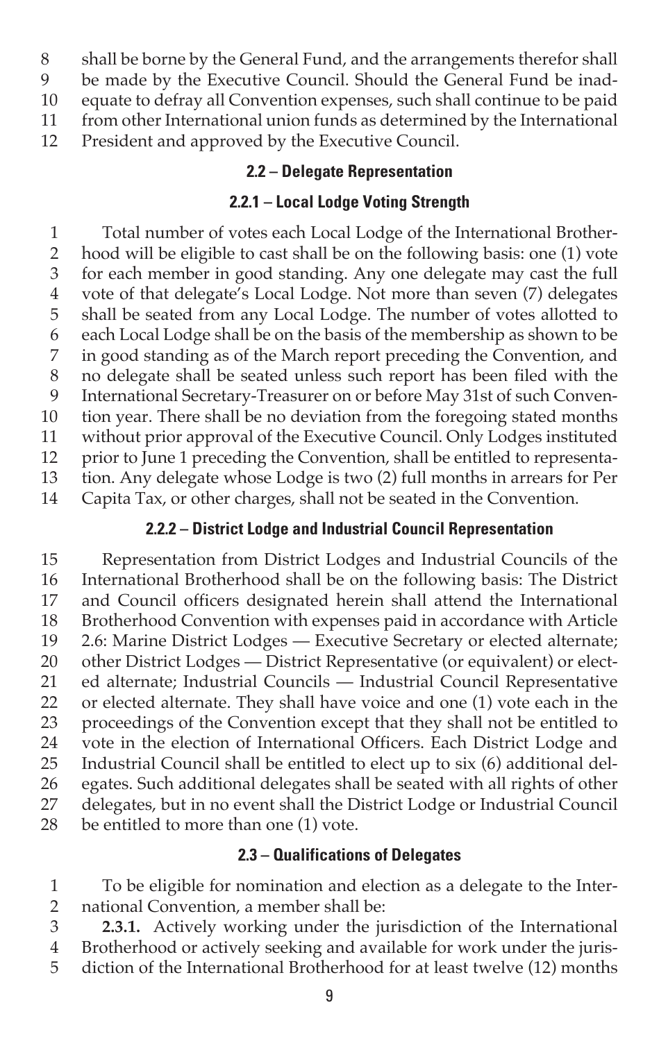shall be borne by the General Fund, and the arrangements therefor shall be made by the Executive Council. Should the General Fund be inadequate to defray all Convention expenses, such shall continue to be paid from other International union funds as determined by the International President and approved by the Executive Council.

### 2.2 – Delegate Representation

#### 2.2.1 – Local Lodge Voting Strength

Total number of votes each Local Lodge of the International Brotherhood will be eligible to cast shall be on the following basis: one (1) vote for each member in good standing. Any one delegate may cast the full vote of that delegate's Local Lodge. Not more than seven (7) delegates shall be seated from any Local Lodge. The number of votes allotted to each Local Lodge shall be on the basis of the membership as shown to be in good standing as of the March report preceding the Convention, and no delegate shall be seated unless such report has been filed with the International Secretary-Treasurer on or before May 31st of such Convention year. There shall be no deviation from the foregoing stated months without prior approval of the Executive Council. Only Lodges instituted prior to June 1 preceding the Convention, shall be entitled to representation. Any delegate whose Lodge is two (2) full months in arrears for Per Capita Tax, or other charges, shall not be seated in the Convention.

#### 2.2.2 – District Lodge and Industrial Council Representation

Representation from District Lodges and Industrial Councils of the International Brotherhood shall be on the following basis: The District and Council officers designated herein shall attend the International Brotherhood Convention with expenses paid in accordance with Article 2.6: Marine District Lodges — Executive Secretary or elected alternate; other District Lodges — District Representative (or equivalent) or elected alternate; Industrial Councils — Industrial Council Representative or elected alternate. They shall have voice and one (1) vote each in the proceedings of the Convention except that they shall not be entitled to vote in the election of International Officers. Each District Lodge and Industrial Council shall be entitled to elect up to six (6) additional delegates. Such additional delegates shall be seated with all rights of other delegates, but in no event shall the District Lodge or Industrial Council be entitled to more than one (1) vote.

### 2.3 – Qualifications of Delegates

To be eligible for nomination and election as a delegate to the International Convention, a member shall be:

**2.3.1.** Actively working under the jurisdiction of the International Brotherhood or actively seeking and available for work under the jurisdiction of the International Brotherhood for at least twelve (12) months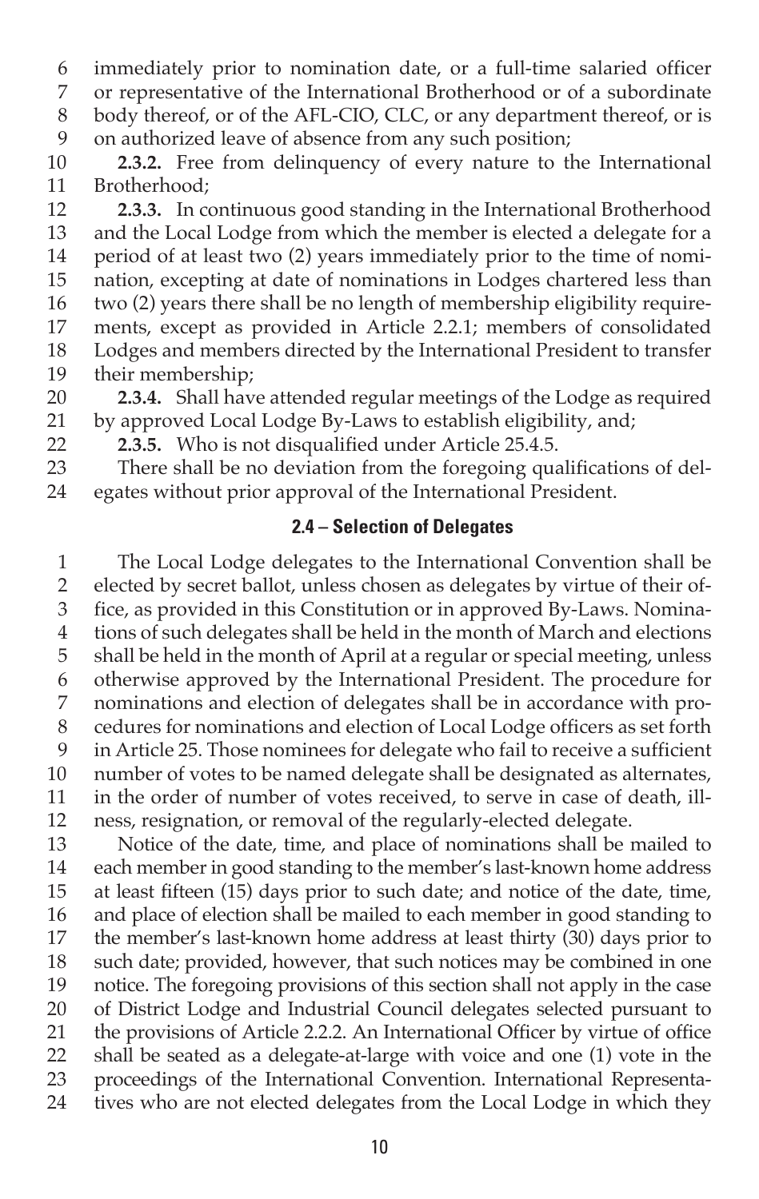immediately prior to nomination date, or a full-time salaried officer or representative of the International Brotherhood or of a subordinate body thereof, or of the AFL-CIO, CLC, or any department thereof, or is on authorized leave of absence from any such position;

**2.3.2.** Free from delinquency of every nature to the International Brotherhood;

**2.3.3.** In continuous good standing in the International Brotherhood and the Local Lodge from which the member is elected a delegate for a period of at least two (2) years immediately prior to the time of nomination, excepting at date of nominations in Lodges chartered less than two (2) years there shall be no length of membership eligibility requirements, except as provided in Article 2.2.1; members of consolidated Lodges and members directed by the International President to transfer their membership;

**2.3.4.** Shall have attended regular meetings of the Lodge as required by approved Local Lodge By-Laws to establish eligibility, and;

**2.3.5.** Who is not disqualified under Article 25.4.5.

There shall be no deviation from the foregoing qualifications of delegates without prior approval of the International President.

### 2.4 – Selection of Delegates

The Local Lodge delegates to the International Convention shall be elected by secret ballot, unless chosen as delegates by virtue of their office, as provided in this Constitution or in approved By-Laws. Nominations of such delegates shall be held in the month of March and elections shall be held in the month of April at a regular or special meeting, unless otherwise approved by the International President. The procedure for nominations and election of delegates shall be in accordance with procedures for nominations and election of Local Lodge officers as set forth in Article 25. Those nominees for delegate who fail to receive a sufficient number of votes to be named delegate shall be designated as alternates, in the order of number of votes received, to serve in case of death, illness, resignation, or removal of the regularly-elected delegate.

Notice of the date, time, and place of nominations shall be mailed to each member in good standing to the member's last-known home address at least fifteen (15) days prior to such date; and notice of the date, time, and place of election shall be mailed to each member in good standing to the member's last-known home address at least thirty (30) days prior to such date; provided, however, that such notices may be combined in one notice. The foregoing provisions of this section shall not apply in the case of District Lodge and Industrial Council delegates selected pursuant to the provisions of Article 2.2.2. An International Officer by virtue of office shall be seated as a delegate-at-large with voice and one (1) vote in the proceedings of the International Convention. International Representatives who are not elected delegates from the Local Lodge in which they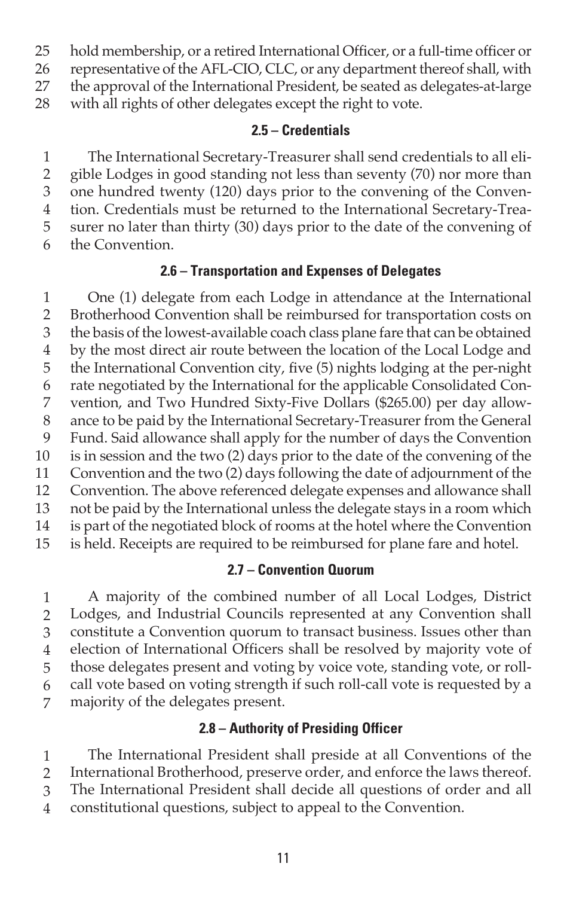hold membership, or a retired International Officer, or a full-time officer or representative of the AFL-CIO, CLC, or any department thereof shall, with the approval of the International President, be seated as delegates-at-large with all rights of other delegates except the right to vote.

### 2.5 – Credentials

The International Secretary-Treasurer shall send credentials to all eligible Lodges in good standing not less than seventy (70) nor more than one hundred twenty (120) days prior to the convening of the Convention. Credentials must be returned to the International Secretary-Treasurer no later than thirty (30) days prior to the date of the convening of the Convention.

### 2.6 – Transportation and Expenses of Delegates

One (1) delegate from each Lodge in attendance at the International Brotherhood Convention shall be reimbursed for transportation costs on the basis of the lowest-available coach class plane fare that can be obtained by the most direct air route between the location of the Local Lodge and the International Convention city, five (5) nights lodging at the per-night rate negotiated by the International for the applicable Consolidated Convention, and Two Hundred Sixty-Five Dollars ($265.00) per day allowance to be paid by the International Secretary-Treasurer from the General Fund. Said allowance shall apply for the number of days the Convention is in session and the two (2) days prior to the date of the convening of the Convention and the two (2) days following the date of adjournment of the Convention. The above referenced delegate expenses and allowance shall not be paid by the International unless the delegate stays in a room which is part of the negotiated block of rooms at the hotel where the Convention is held. Receipts are required to be reimbursed for plane fare and hotel.

### 2.7 – Convention Quorum

A majority of the combined number of all Local Lodges, District Lodges, and Industrial Councils represented at any Convention shall constitute a Convention quorum to transact business. Issues other than election of International Officers shall be resolved by majority vote of those delegates present and voting by voice vote, standing vote, or roll-call vote based on voting strength if such roll-call vote is requested by a majority of the delegates present.

### 2.8 – Authority of Presiding Officer

The International President shall preside at all Conventions of the International Brotherhood, preserve order, and enforce the laws thereof. The International President shall decide all questions of order and all constitutional questions, subject to appeal to the Convention.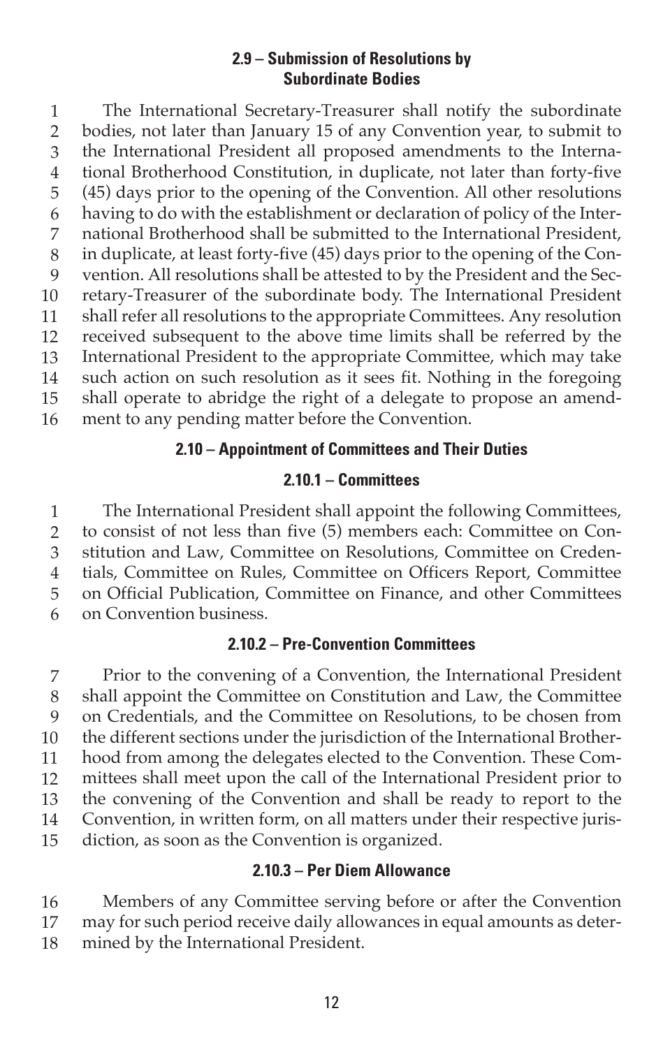### 2.9 – Submission of Resolutions by Subordinate Bodies

The International Secretary-Treasurer shall notify the subordinate bodies, not later than January 15 of any Convention year, to submit to the International President all proposed amendments to the International Brotherhood Constitution, in duplicate, not later than forty-five (45) days prior to the opening of the Convention. All other resolutions having to do with the establishment or declaration of policy of the International Brotherhood shall be submitted to the International President, in duplicate, at least forty-five (45) days prior to the opening of the Convention. All resolutions shall be attested to by the President and the Secretary-Treasurer of the subordinate body. The International President shall refer all resolutions to the appropriate Committees. Any resolution received subsequent to the above time limits shall be referred by the International President to the appropriate Committee, which may take such action on such resolution as it sees fit. Nothing in the foregoing shall operate to abridge the right of a delegate to propose an amendment to any pending matter before the Convention.

### 2.10 – Appointment of Committees and Their Duties

#### 2.10.1 – Committees

The International President shall appoint the following Committees, to consist of not less than five (5) members each: Committee on Constitution and Law, Committee on Resolutions, Committee on Credentials, Committee on Rules, Committee on Officers Report, Committee on Official Publication, Committee on Finance, and other Committees on Convention business.

#### 2.10.2 – Pre-Convention Committees

Prior to the convening of a Convention, the International President shall appoint the Committee on Constitution and Law, the Committee on Credentials, and the Committee on Resolutions, to be chosen from the different sections under the jurisdiction of the International Brotherhood from among the delegates elected to the Convention. These Committees shall meet upon the call of the International President prior to the convening of the Convention and shall be ready to report to the Convention, in written form, on all matters under their respective jurisdiction, as soon as the Convention is organized.

#### 2.10.3 – Per Diem Allowance

Members of any Committee serving before or after the Convention may for such period receive daily allowances in equal amounts as determined by the International President.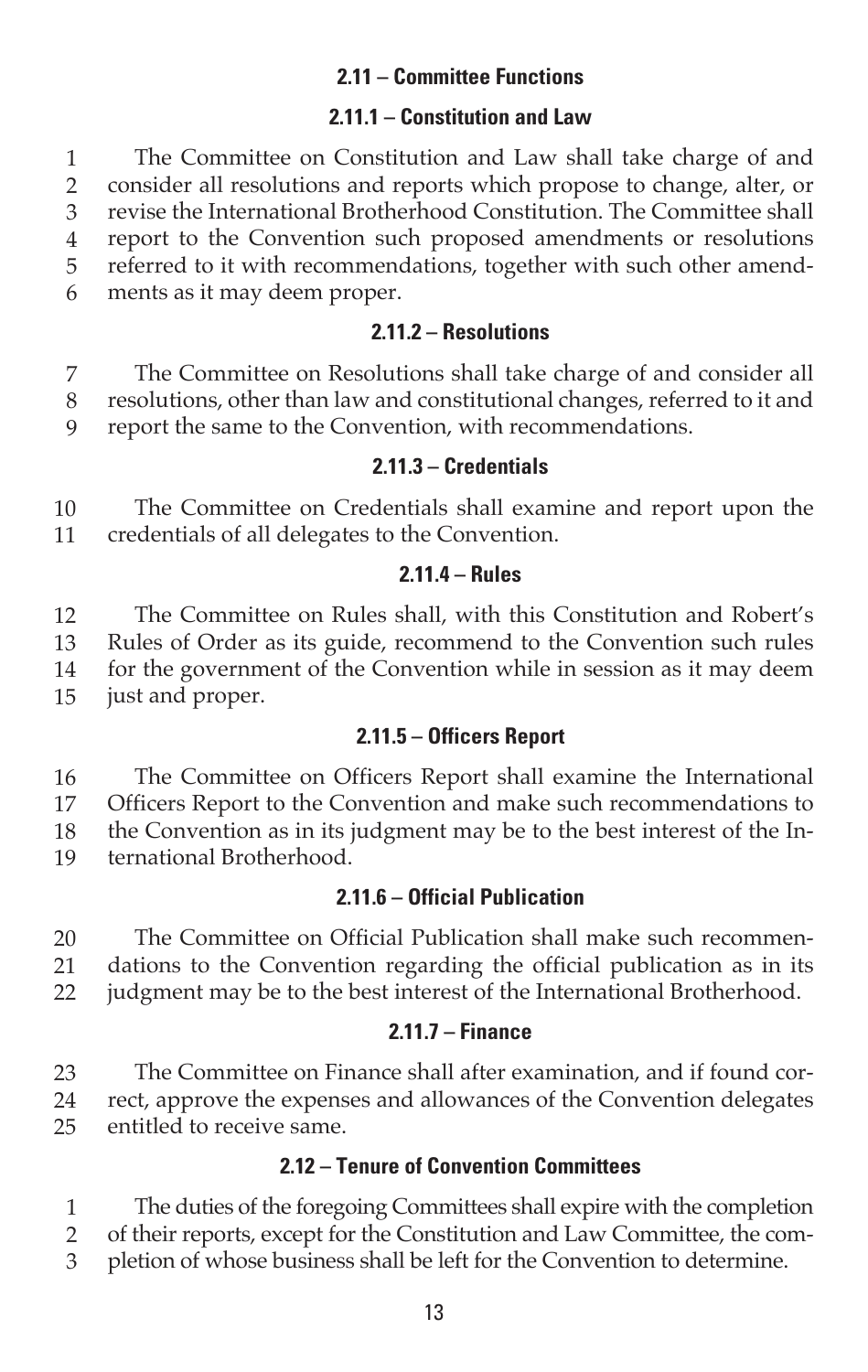## 2.11 – Committee Functions

### 2.11.1 – Constitution and Law

The Committee on Constitution and Law shall take charge of and consider all resolutions and reports which propose to change, alter, or revise the International Brotherhood Constitution. The Committee shall report to the Convention such proposed amendments or resolutions referred to it with recommendations, together with such other amendments as it may deem proper.

### 2.11.2 – Resolutions

The Committee on Resolutions shall take charge of and consider all resolutions, other than law and constitutional changes, referred to it and report the same to the Convention, with recommendations.

### 2.11.3 – Credentials

The Committee on Credentials shall examine and report upon the credentials of all delegates to the Convention.

### 2.11.4 – Rules

The Committee on Rules shall, with this Constitution and Robert's Rules of Order as its guide, recommend to the Convention such rules for the government of the Convention while in session as it may deem just and proper.

### 2.11.5 – Officers Report

The Committee on Officers Report shall examine the International Officers Report to the Convention and make such recommendations to the Convention as in its judgment may be to the best interest of the International Brotherhood.

### 2.11.6 – Official Publication

The Committee on Official Publication shall make such recommendations to the Convention regarding the official publication as in its judgment may be to the best interest of the International Brotherhood.

### 2.11.7 – Finance

The Committee on Finance shall after examination, and if found correct, approve the expenses and allowances of the Convention delegates entitled to receive same.

## 2.12 – Tenure of Convention Committees

The duties of the foregoing Committees shall expire with the completion of their reports, except for the Constitution and Law Committee, the completion of whose business shall be left for the Convention to determine.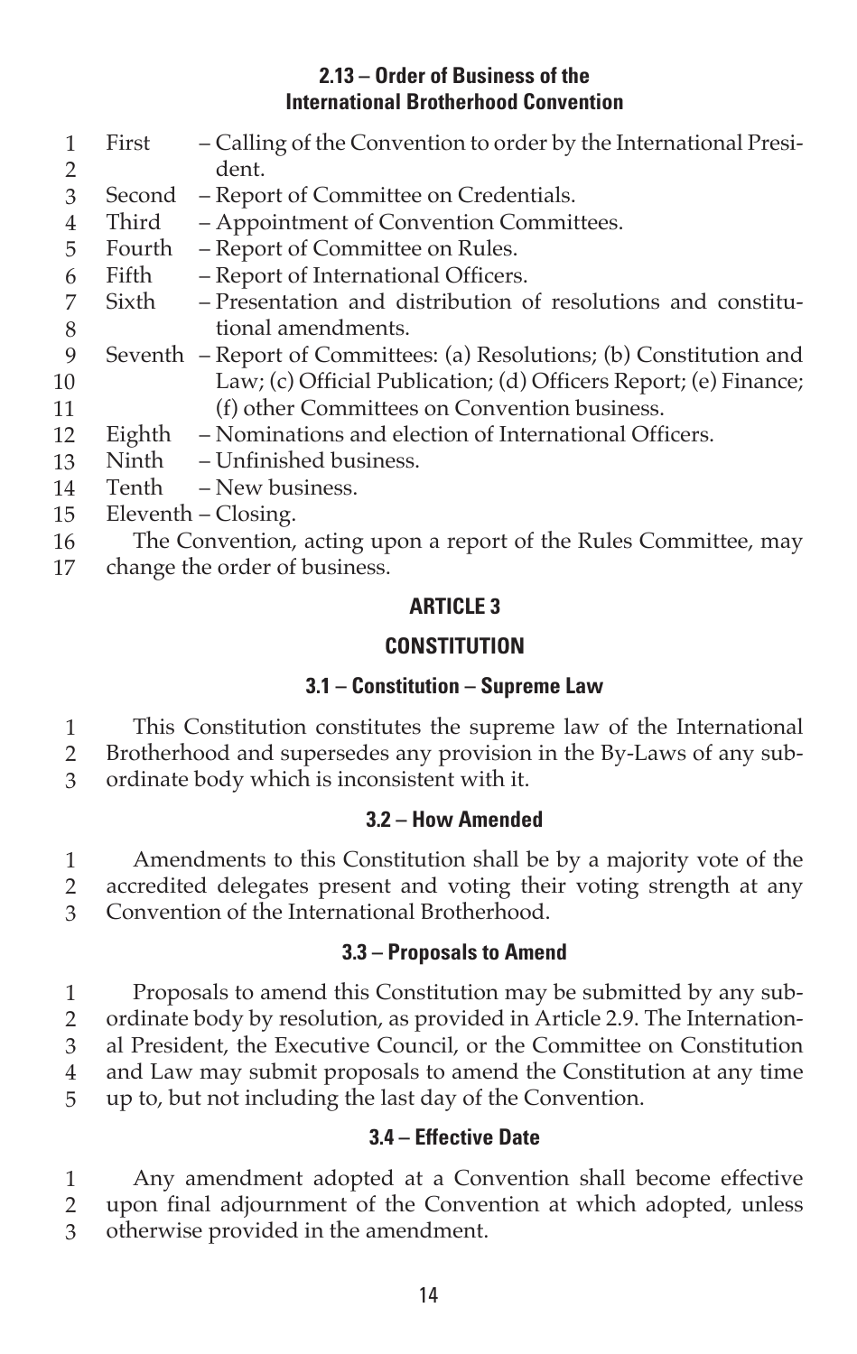### 2.13 – Order of Business of the International Brotherhood Convention

First – Calling of the Convention to order by the International President.

Second – Report of Committee on Credentials.

Third – Appointment of Convention Committees.

Fourth – Report of Committee on Rules.

Fifth – Report of International Officers.

Sixth – Presentation and distribution of resolutions and constitutional amendments.

Seventh – Report of Committees: (a) Resolutions; (b) Constitution and Law; (c) Official Publication; (d) Officers Report; (e) Finance; (f) other Committees on Convention business.

Eighth – Nominations and election of International Officers.

Ninth – Unfinished business.

Tenth – New business.

Eleventh – Closing.

The Convention, acting upon a report of the Rules Committee, may change the order of business.

## ARTICLE 3

## CONSTITUTION

### 3.1 – Constitution – Supreme Law

This Constitution constitutes the supreme law of the International Brotherhood and supersedes any provision in the By-Laws of any subordinate body which is inconsistent with it.

### 3.2 – How Amended

Amendments to this Constitution shall be by a majority vote of the accredited delegates present and voting their voting strength at any Convention of the International Brotherhood.

### 3.3 – Proposals to Amend

Proposals to amend this Constitution may be submitted by any subordinate body by resolution, as provided in Article 2.9. The International President, the Executive Council, or the Committee on Constitution and Law may submit proposals to amend the Constitution at any time up to, but not including the last day of the Convention.

### 3.4 – Effective Date

Any amendment adopted at a Convention shall become effective upon final adjournment of the Convention at which adopted, unless otherwise provided in the amendment.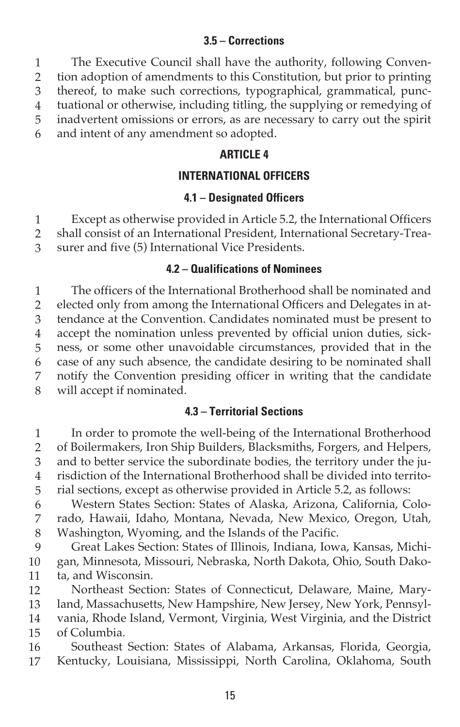### 3.5 – Corrections

The Executive Council shall have the authority, following Convention adoption of amendments to this Constitution, but prior to printing thereof, to make such corrections, typographical, grammatical, punctuational or otherwise, including titling, the supplying or remedying of inadvertent omissions or errors, as are necessary to carry out the spirit and intent of any amendment so adopted.

## ARTICLE 4

## INTERNATIONAL OFFICERS

### 4.1 – Designated Officers

Except as otherwise provided in Article 5.2, the International Officers shall consist of an International President, International Secretary-Treasurer and five (5) International Vice Presidents.

### 4.2 – Qualifications of Nominees

The officers of the International Brotherhood shall be nominated and elected only from among the International Officers and Delegates in attendance at the Convention. Candidates nominated must be present to accept the nomination unless prevented by official union duties, sickness, or some other unavoidable circumstances, provided that in the case of any such absence, the candidate desiring to be nominated shall notify the Convention presiding officer in writing that the candidate will accept if nominated.

### 4.3 – Territorial Sections

In order to promote the well-being of the International Brotherhood of Boilermakers, Iron Ship Builders, Blacksmiths, Forgers, and Helpers, and to better service the subordinate bodies, the territory under the jurisdiction of the International Brotherhood shall be divided into territorial sections, except as otherwise provided in Article 5.2, as follows:

Western States Section: States of Alaska, Arizona, California, Colorado, Hawaii, Idaho, Montana, Nevada, New Mexico, Oregon, Utah, Washington, Wyoming, and the Islands of the Pacific.

Great Lakes Section: States of Illinois, Indiana, Iowa, Kansas, Michigan, Minnesota, Missouri, Nebraska, North Dakota, Ohio, South Dakota, and Wisconsin.

Northeast Section: States of Connecticut, Delaware, Maine, Maryland, Massachusetts, New Hampshire, New Jersey, New York, Pennsylvania, Rhode Island, Vermont, Virginia, West Virginia, and the District of Columbia.

Southeast Section: States of Alabama, Arkansas, Florida, Georgia, Kentucky, Louisiana, Mississippi, North Carolina, Oklahoma, South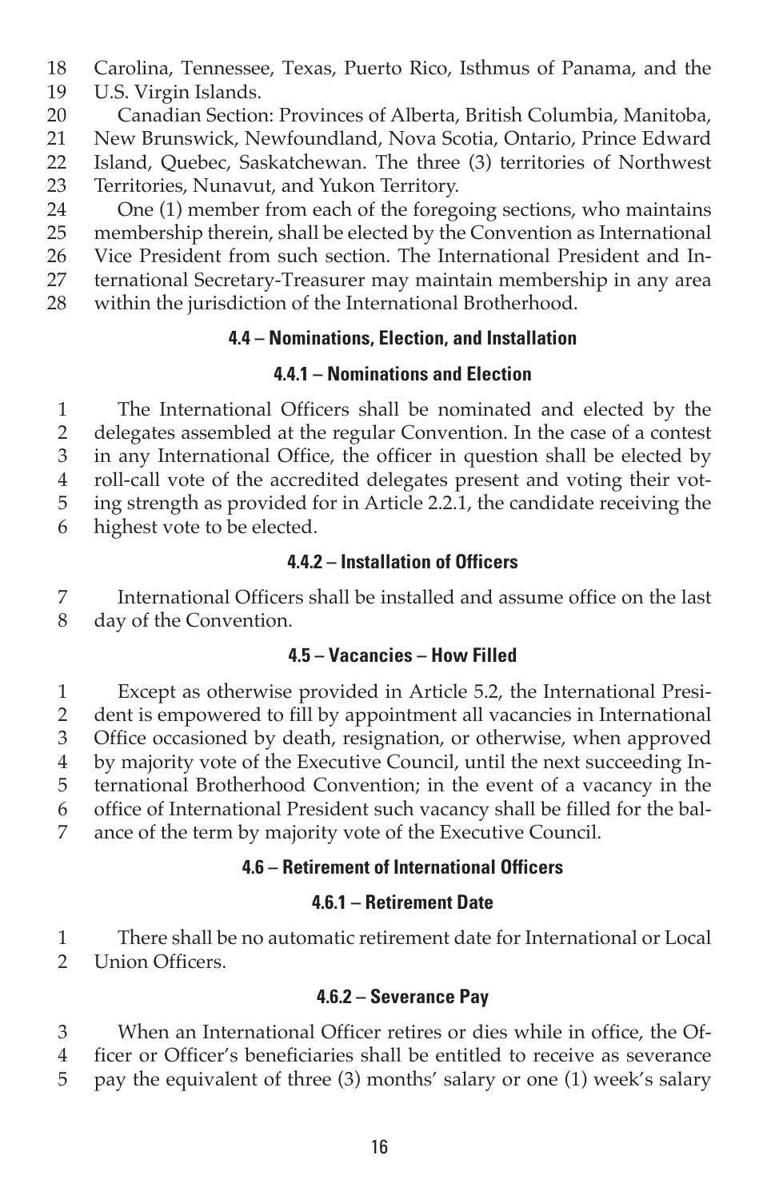Carolina, Tennessee, Texas, Puerto Rico, Isthmus of Panama, and the U.S. Virgin Islands.

Canadian Section: Provinces of Alberta, British Columbia, Manitoba, New Brunswick, Newfoundland, Nova Scotia, Ontario, Prince Edward Island, Quebec, Saskatchewan. The three (3) territories of Northwest Territories, Nunavut, and Yukon Territory.

One (1) member from each of the foregoing sections, who maintains membership therein, shall be elected by the Convention as International Vice President from such section. The International President and International Secretary-Treasurer may maintain membership in any area within the jurisdiction of the International Brotherhood.

### 4.4 – Nominations, Election, and Installation

#### 4.4.1 – Nominations and Election

The International Officers shall be nominated and elected by the delegates assembled at the regular Convention. In the case of a contest in any International Office, the officer in question shall be elected by roll-call vote of the accredited delegates present and voting their voting strength as provided for in Article 2.2.1, the candidate receiving the highest vote to be elected.

#### 4.4.2 – Installation of Officers

International Officers shall be installed and assume office on the last day of the Convention.

### 4.5 – Vacancies – How Filled

Except as otherwise provided in Article 5.2, the International President is empowered to fill by appointment all vacancies in International Office occasioned by death, resignation, or otherwise, when approved by majority vote of the Executive Council, until the next succeeding International Brotherhood Convention; in the event of a vacancy in the office of International President such vacancy shall be filled for the balance of the term by majority vote of the Executive Council.

### 4.6 – Retirement of International Officers

#### 4.6.1 – Retirement Date

There shall be no automatic retirement date for International or Local Union Officers.

#### 4.6.2 – Severance Pay

When an International Officer retires or dies while in office, the Officer or Officer's beneficiaries shall be entitled to receive as severance pay the equivalent of three (3) months' salary or one (1) week's salary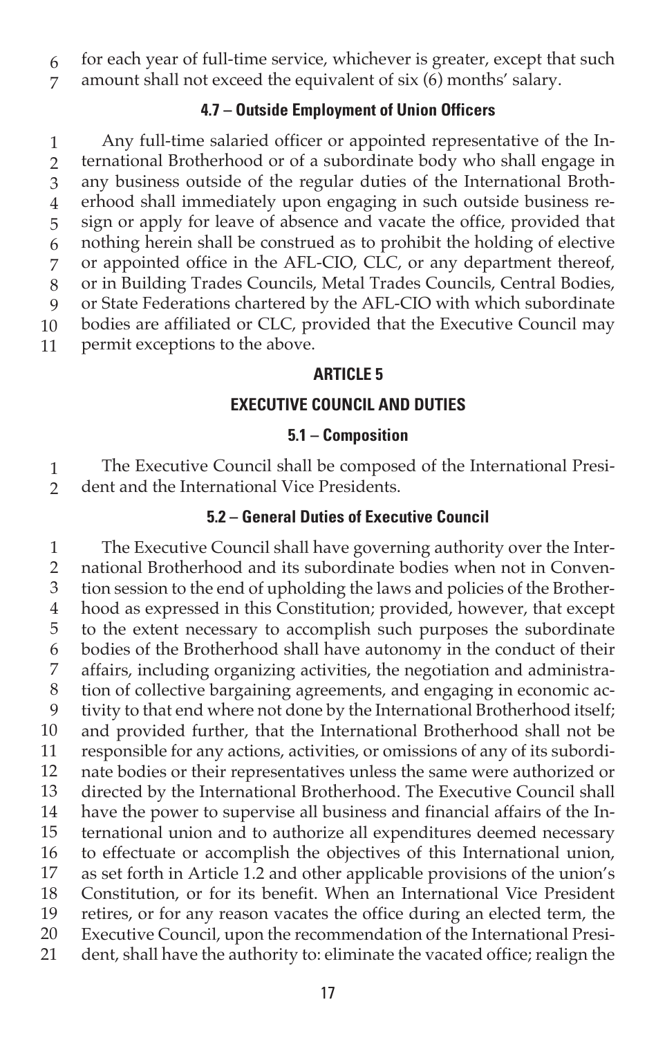for each year of full-time service, whichever is greater, except that such amount shall not exceed the equivalent of six (6) months' salary.

### 4.7 – Outside Employment of Union Officers

Any full-time salaried officer or appointed representative of the International Brotherhood or of a subordinate body who shall engage in any business outside of the regular duties of the International Brotherhood shall immediately upon engaging in such outside business resign or apply for leave of absence and vacate the office, provided that nothing herein shall be construed as to prohibit the holding of elective or appointed office in the AFL-CIO, CLC, or any department thereof, or in Building Trades Councils, Metal Trades Councils, Central Bodies, or State Federations chartered by the AFL-CIO with which subordinate bodies are affiliated or CLC, provided that the Executive Council may permit exceptions to the above.

## ARTICLE 5

## EXECUTIVE COUNCIL AND DUTIES

### 5.1 – Composition

The Executive Council shall be composed of the International President and the International Vice Presidents.

### 5.2 – General Duties of Executive Council

The Executive Council shall have governing authority over the International Brotherhood and its subordinate bodies when not in Convention session to the end of upholding the laws and policies of the Brotherhood as expressed in this Constitution; provided, however, that except to the extent necessary to accomplish such purposes the subordinate bodies of the Brotherhood shall have autonomy in the conduct of their affairs, including organizing activities, the negotiation and administration of collective bargaining agreements, and engaging in economic activity to that end where not done by the International Brotherhood itself; and provided further, that the International Brotherhood shall not be responsible for any actions, activities, or omissions of any of its subordinate bodies or their representatives unless the same were authorized or directed by the International Brotherhood. The Executive Council shall have the power to supervise all business and financial affairs of the International union and to authorize all expenditures deemed necessary to effectuate or accomplish the objectives of this International union, as set forth in Article 1.2 and other applicable provisions of the union's Constitution, or for its benefit. When an International Vice President retires, or for any reason vacates the office during an elected term, the Executive Council, upon the recommendation of the International President, shall have the authority to: eliminate the vacated office; realign the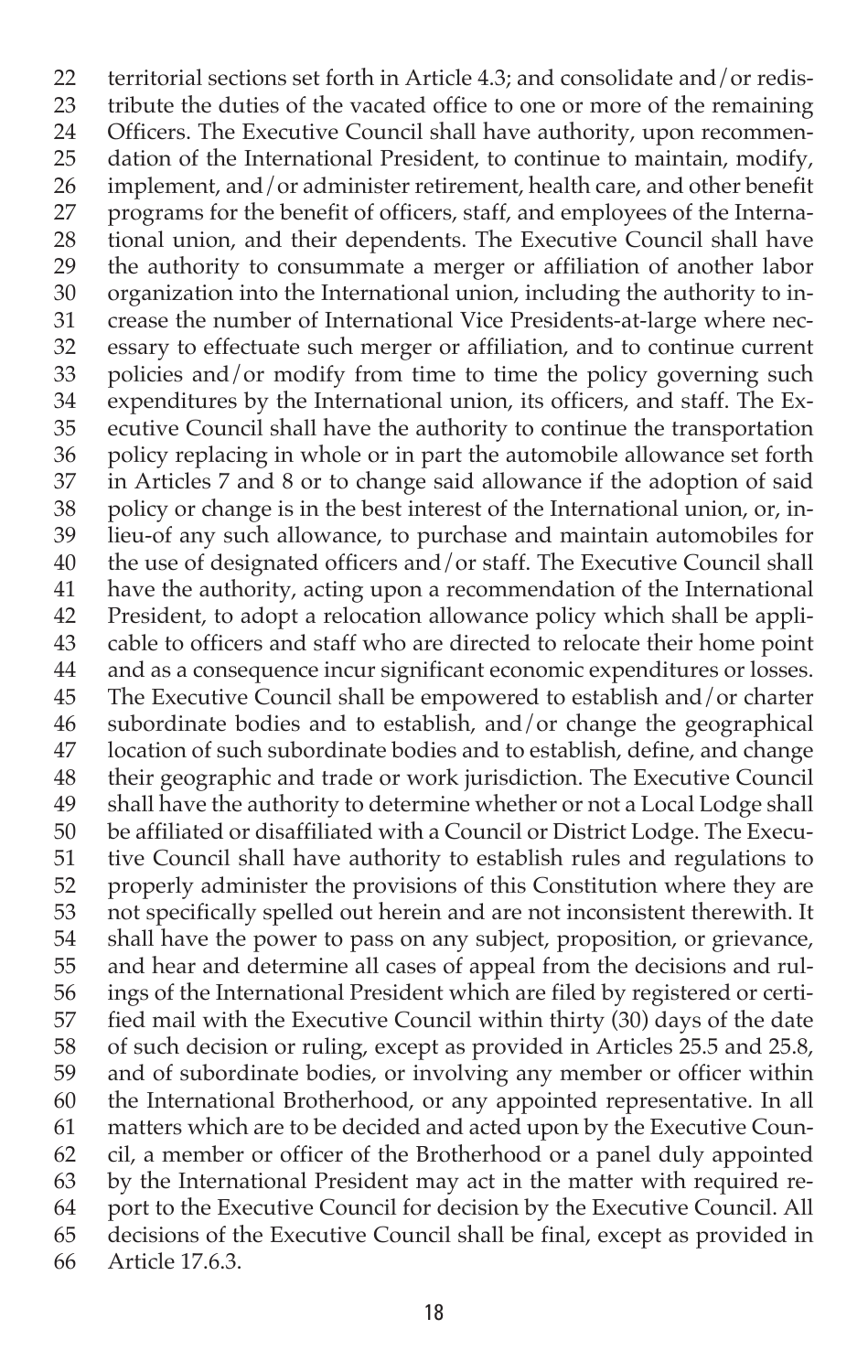territorial sections set forth in Article 4.3; and consolidate and/or redistribute the duties of the vacated office to one or more of the remaining Officers. The Executive Council shall have authority, upon recommendation of the International President, to continue to maintain, modify, implement, and/or administer retirement, health care, and other benefit programs for the benefit of officers, staff, and employees of the International union, and their dependents. The Executive Council shall have the authority to consummate a merger or affiliation of another labor organization into the International union, including the authority to increase the number of International Vice Presidents-at-large where necessary to effectuate such merger or affiliation, and to continue current policies and/or modify from time to time the policy governing such expenditures by the International union, its officers, and staff. The Executive Council shall have the authority to continue the transportation policy replacing in whole or in part the automobile allowance set forth in Articles 7 and 8 or to change said allowance if the adoption of said policy or change is in the best interest of the International union, or, in-lieu-of any such allowance, to purchase and maintain automobiles for the use of designated officers and/or staff. The Executive Council shall have the authority, acting upon a recommendation of the International President, to adopt a relocation allowance policy which shall be applicable to officers and staff who are directed to relocate their home point and as a consequence incur significant economic expenditures or losses. The Executive Council shall be empowered to establish and/or charter subordinate bodies and to establish, and/or change the geographical location of such subordinate bodies and to establish, define, and change their geographic and trade or work jurisdiction. The Executive Council shall have the authority to determine whether or not a Local Lodge shall be affiliated or disaffiliated with a Council or District Lodge. The Executive Council shall have authority to establish rules and regulations to properly administer the provisions of this Constitution where they are not specifically spelled out herein and are not inconsistent therewith. It shall have the power to pass on any subject, proposition, or grievance, and hear and determine all cases of appeal from the decisions and rulings of the International President which are filed by registered or certified mail with the Executive Council within thirty (30) days of the date of such decision or ruling, except as provided in Articles 25.5 and 25.8, and of subordinate bodies, or involving any member or officer within the International Brotherhood, or any appointed representative. In all matters which are to be decided and acted upon by the Executive Council, a member or officer of the Brotherhood or a panel duly appointed by the International President may act in the matter with required report to the Executive Council for decision by the Executive Council. All decisions of the Executive Council shall be final, except as provided in Article 17.6.3.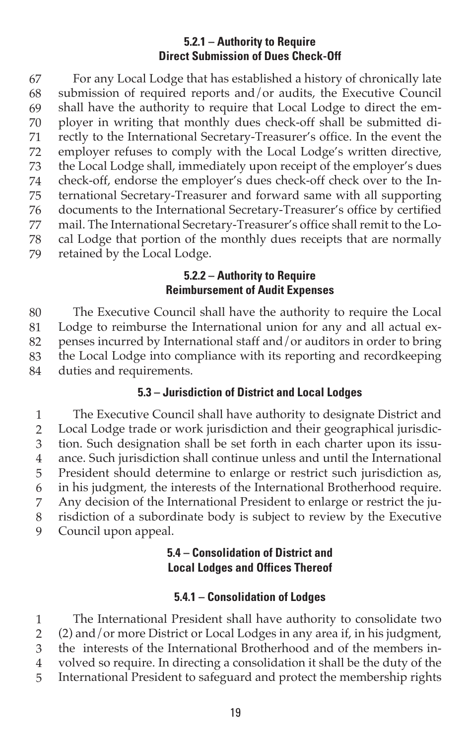### 5.2.1 – Authority to Require Direct Submission of Dues Check-Off

For any Local Lodge that has established a history of chronically late submission of required reports and/or audits, the Executive Council shall have the authority to require that Local Lodge to direct the employer in writing that monthly dues check-off shall be submitted directly to the International Secretary-Treasurer's office. In the event the employer refuses to comply with the Local Lodge's written directive, the Local Lodge shall, immediately upon receipt of the employer's dues check-off, endorse the employer's dues check-off check over to the International Secretary-Treasurer and forward same with all supporting documents to the International Secretary-Treasurer's office by certified mail. The International Secretary-Treasurer's office shall remit to the Local Lodge that portion of the monthly dues receipts that are normally retained by the Local Lodge.

### 5.2.2 – Authority to Require Reimbursement of Audit Expenses

The Executive Council shall have the authority to require the Local Lodge to reimburse the International union for any and all actual expenses incurred by International staff and/or auditors in order to bring the Local Lodge into compliance with its reporting and recordkeeping duties and requirements.

### 5.3 – Jurisdiction of District and Local Lodges

The Executive Council shall have authority to designate District and Local Lodge trade or work jurisdiction and their geographical jurisdiction. Such designation shall be set forth in each charter upon its issuance. Such jurisdiction shall continue unless and until the International President should determine to enlarge or restrict such jurisdiction as, in his judgment, the interests of the International Brotherhood require. Any decision of the International President to enlarge or restrict the jurisdiction of a subordinate body is subject to review by the Executive Council upon appeal.

### 5.4 – Consolidation of District and Local Lodges and Offices Thereof

#### 5.4.1 – Consolidation of Lodges

The International President shall have authority to consolidate two (2) and/or more District or Local Lodges in any area if, in his judgment, the interests of the International Brotherhood and of the members involved so require. In directing a consolidation it shall be the duty of the International President to safeguard and protect the membership rights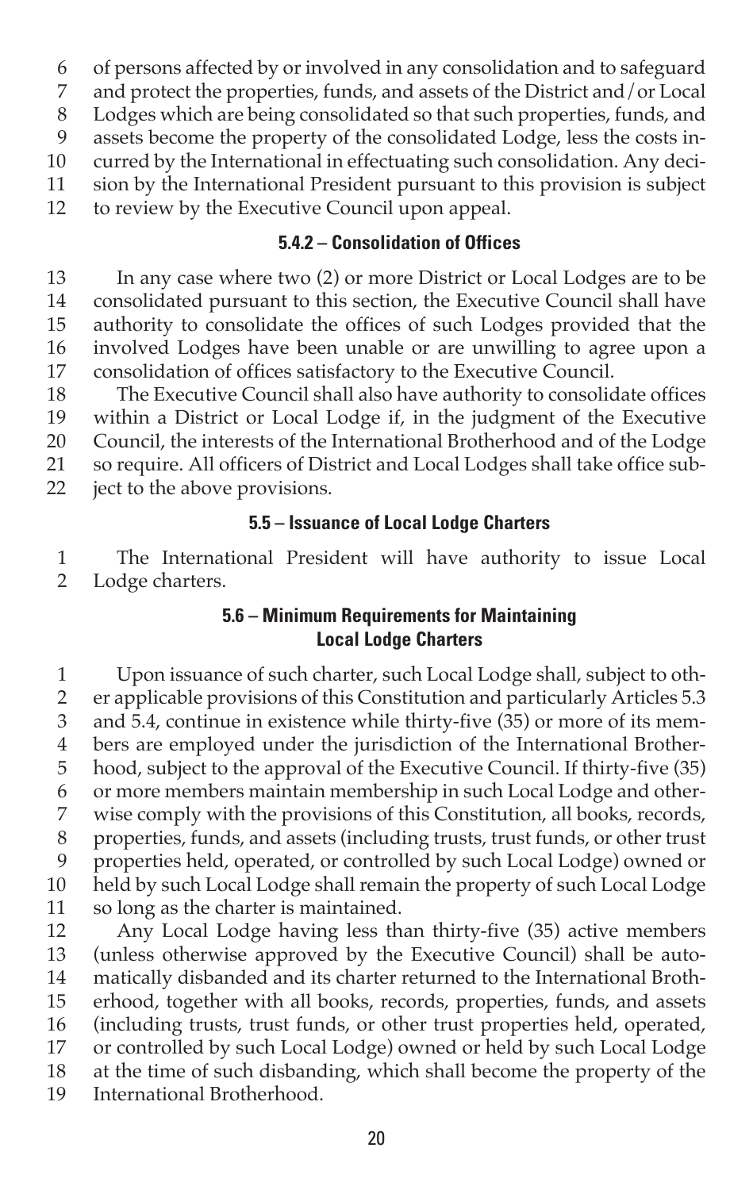of persons affected by or involved in any consolidation and to safeguard and protect the properties, funds, and assets of the District and/or Local Lodges which are being consolidated so that such properties, funds, and assets become the property of the consolidated Lodge, less the costs incurred by the International in effectuating such consolidation. Any decision by the International President pursuant to this provision is subject to review by the Executive Council upon appeal.

#### 5.4.2 – Consolidation of Offices

In any case where two (2) or more District or Local Lodges are to be consolidated pursuant to this section, the Executive Council shall have authority to consolidate the offices of such Lodges provided that the involved Lodges have been unable or are unwilling to agree upon a consolidation of offices satisfactory to the Executive Council.

The Executive Council shall also have authority to consolidate offices within a District or Local Lodge if, in the judgment of the Executive Council, the interests of the International Brotherhood and of the Lodge so require. All officers of District and Local Lodges shall take office subject to the above provisions.

### 5.5 – Issuance of Local Lodge Charters

The International President will have authority to issue Local Lodge charters.

### 5.6 – Minimum Requirements for Maintaining Local Lodge Charters

Upon issuance of such charter, such Local Lodge shall, subject to other applicable provisions of this Constitution and particularly Articles 5.3 and 5.4, continue in existence while thirty-five (35) or more of its members are employed under the jurisdiction of the International Brotherhood, subject to the approval of the Executive Council. If thirty-five (35) or more members maintain membership in such Local Lodge and otherwise comply with the provisions of this Constitution, all books, records, properties, funds, and assets (including trusts, trust funds, or other trust properties held, operated, or controlled by such Local Lodge) owned or held by such Local Lodge shall remain the property of such Local Lodge so long as the charter is maintained.

Any Local Lodge having less than thirty-five (35) active members (unless otherwise approved by the Executive Council) shall be automatically disbanded and its charter returned to the International Brotherhood, together with all books, records, properties, funds, and assets (including trusts, trust funds, or other trust properties held, operated, or controlled by such Local Lodge) owned or held by such Local Lodge at the time of such disbanding, which shall become the property of the International Brotherhood.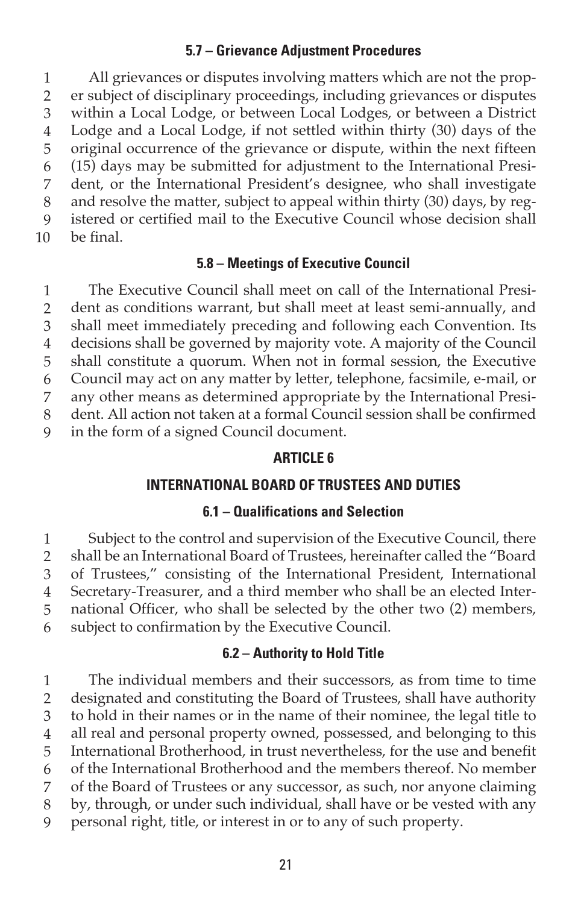### 5.7 – Grievance Adjustment Procedures

All grievances or disputes involving matters which are not the proper subject of disciplinary proceedings, including grievances or disputes within a Local Lodge, or between Local Lodges, or between a District Lodge and a Local Lodge, if not settled within thirty (30) days of the original occurrence of the grievance or dispute, within the next fifteen (15) days may be submitted for adjustment to the International President, or the International President's designee, who shall investigate and resolve the matter, subject to appeal within thirty (30) days, by registered or certified mail to the Executive Council whose decision shall be final.

### 5.8 – Meetings of Executive Council

The Executive Council shall meet on call of the International President as conditions warrant, but shall meet at least semi-annually, and shall meet immediately preceding and following each Convention. Its decisions shall be governed by majority vote. A majority of the Council shall constitute a quorum. When not in formal session, the Executive Council may act on any matter by letter, telephone, facsimile, e-mail, or any other means as determined appropriate by the International President. All action not taken at a formal Council session shall be confirmed in the form of a signed Council document.

## ARTICLE 6

## INTERNATIONAL BOARD OF TRUSTEES AND DUTIES

### 6.1 – Qualifications and Selection

Subject to the control and supervision of the Executive Council, there shall be an International Board of Trustees, hereinafter called the "Board of Trustees," consisting of the International President, International Secretary-Treasurer, and a third member who shall be an elected International Officer, who shall be selected by the other two (2) members, subject to confirmation by the Executive Council.

### 6.2 – Authority to Hold Title

The individual members and their successors, as from time to time designated and constituting the Board of Trustees, shall have authority to hold in their names or in the name of their nominee, the legal title to all real and personal property owned, possessed, and belonging to this International Brotherhood, in trust nevertheless, for the use and benefit of the International Brotherhood and the members thereof. No member of the Board of Trustees or any successor, as such, nor anyone claiming by, through, or under such individual, shall have or be vested with any personal right, title, or interest in or to any of such property.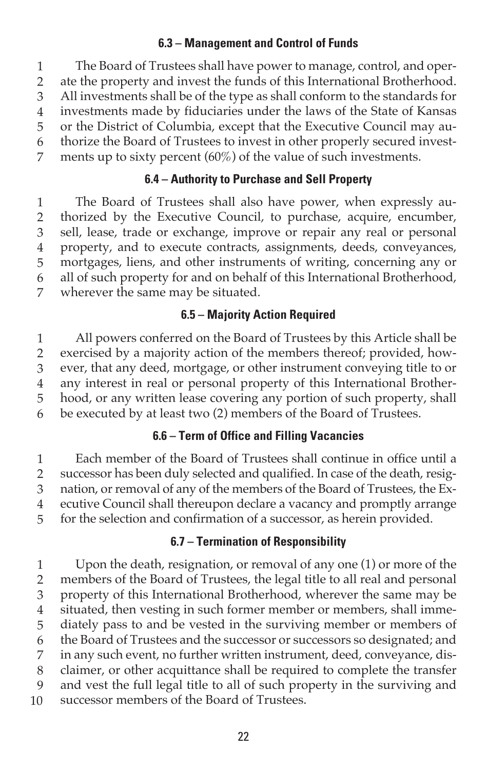### 6.3 – Management and Control of Funds

The Board of Trustees shall have power to manage, control, and operate the property and invest the funds of this International Brotherhood. All investments shall be of the type as shall conform to the standards for investments made by fiduciaries under the laws of the State of Kansas or the District of Columbia, except that the Executive Council may authorize the Board of Trustees to invest in other properly secured investments up to sixty percent (60%) of the value of such investments.

### 6.4 – Authority to Purchase and Sell Property

The Board of Trustees shall also have power, when expressly authorized by the Executive Council, to purchase, acquire, encumber, sell, lease, trade or exchange, improve or repair any real or personal property, and to execute contracts, assignments, deeds, conveyances, mortgages, liens, and other instruments of writing, concerning any or all of such property for and on behalf of this International Brotherhood, wherever the same may be situated.

### 6.5 – Majority Action Required

All powers conferred on the Board of Trustees by this Article shall be exercised by a majority action of the members thereof; provided, however, that any deed, mortgage, or other instrument conveying title to or any interest in real or personal property of this International Brotherhood, or any written lease covering any portion of such property, shall be executed by at least two (2) members of the Board of Trustees.

### 6.6 – Term of Office and Filling Vacancies

Each member of the Board of Trustees shall continue in office until a successor has been duly selected and qualified. In case of the death, resignation, or removal of any of the members of the Board of Trustees, the Executive Council shall thereupon declare a vacancy and promptly arrange for the selection and confirmation of a successor, as herein provided.

### 6.7 – Termination of Responsibility

Upon the death, resignation, or removal of any one (1) or more of the members of the Board of Trustees, the legal title to all real and personal property of this International Brotherhood, wherever the same may be situated, then vesting in such former member or members, shall immediately pass to and be vested in the surviving member or members of the Board of Trustees and the successor or successors so designated; and in any such event, no further written instrument, deed, conveyance, disclaimer, or other acquittance shall be required to complete the transfer and vest the full legal title to all of such property in the surviving and successor members of the Board of Trustees.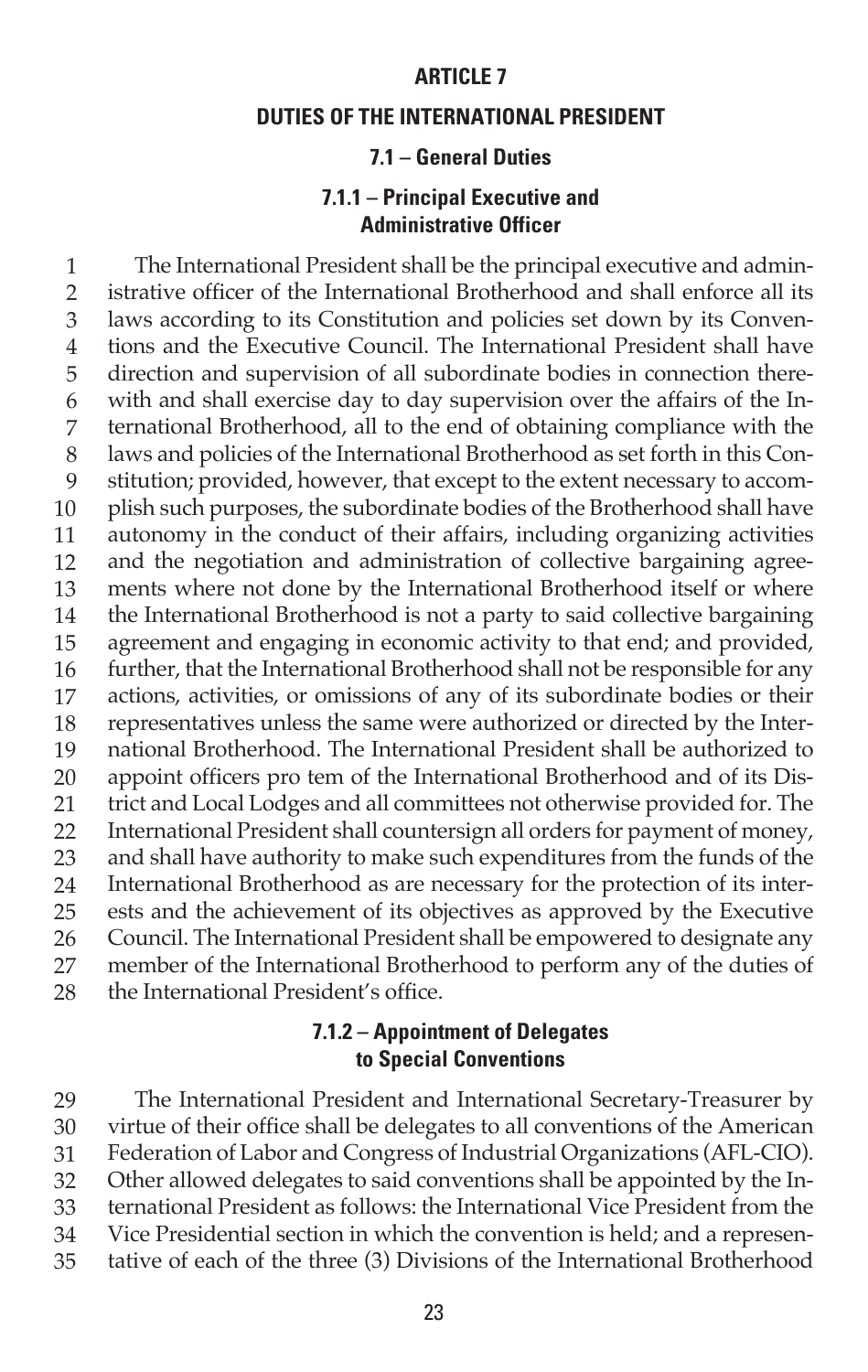# ARTICLE 7

## DUTIES OF THE INTERNATIONAL PRESIDENT

### 7.1 – General Duties

#### 7.1.1 – Principal Executive and Administrative Officer

The International President shall be the principal executive and administrative officer of the International Brotherhood and shall enforce all its laws according to its Constitution and policies set down by its Conventions and the Executive Council. The International President shall have direction and supervision of all subordinate bodies in connection therewith and shall exercise day to day supervision over the affairs of the International Brotherhood, all to the end of obtaining compliance with the laws and policies of the International Brotherhood as set forth in this Constitution; provided, however, that except to the extent necessary to accomplish such purposes, the subordinate bodies of the Brotherhood shall have autonomy in the conduct of their affairs, including organizing activities and the negotiation and administration of collective bargaining agreements where not done by the International Brotherhood itself or where the International Brotherhood is not a party to said collective bargaining agreement and engaging in economic activity to that end; and provided, further, that the International Brotherhood shall not be responsible for any actions, activities, or omissions of any of its subordinate bodies or their representatives unless the same were authorized or directed by the International Brotherhood. The International President shall be authorized to appoint officers pro tem of the International Brotherhood and of its District and Local Lodges and all committees not otherwise provided for. The International President shall countersign all orders for payment of money, and shall have authority to make such expenditures from the funds of the International Brotherhood as are necessary for the protection of its interests and the achievement of its objectives as approved by the Executive Council. The International President shall be empowered to designate any member of the International Brotherhood to perform any of the duties of the International President's office.

#### 7.1.2 – Appointment of Delegates to Special Conventions

The International President and International Secretary-Treasurer by virtue of their office shall be delegates to all conventions of the American Federation of Labor and Congress of Industrial Organizations (AFL-CIO). Other allowed delegates to said conventions shall be appointed by the International President as follows: the International Vice President from the Vice Presidential section in which the convention is held; and a representative of each of the three (3) Divisions of the International Brotherhood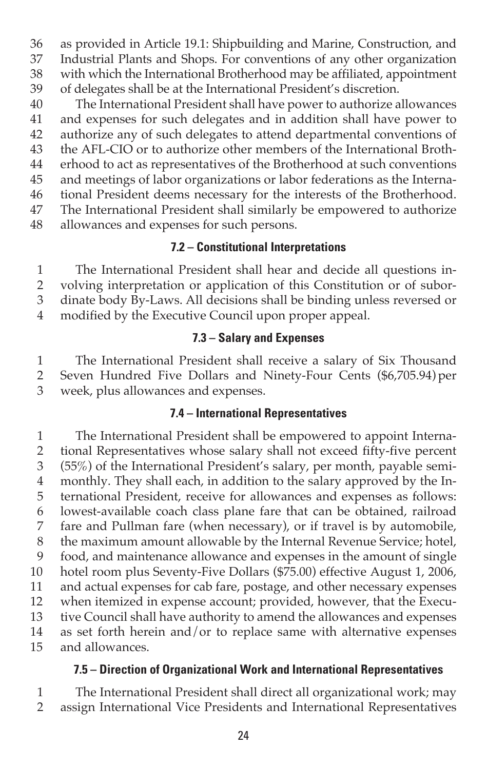as provided in Article 19.1: Shipbuilding and Marine, Construction, and Industrial Plants and Shops. For conventions of any other organization with which the International Brotherhood may be affiliated, appointment of delegates shall be at the International President's discretion.

The International President shall have power to authorize allowances and expenses for such delegates and in addition shall have power to authorize any of such delegates to attend departmental conventions of the AFL-CIO or to authorize other members of the International Brotherhood to act as representatives of the Brotherhood at such conventions and meetings of labor organizations or labor federations as the International President deems necessary for the interests of the Brotherhood. The International President shall similarly be empowered to authorize allowances and expenses for such persons.

### 7.2 – Constitutional Interpretations

The International President shall hear and decide all questions involving interpretation or application of this Constitution or of subordinate body By-Laws. All decisions shall be binding unless reversed or modified by the Executive Council upon proper appeal.

### 7.3 – Salary and Expenses

The International President shall receive a salary of Six Thousand Seven Hundred Five Dollars and Ninety-Four Cents ($6,705.94) per week, plus allowances and expenses.

### 7.4 – International Representatives

The International President shall be empowered to appoint International Representatives whose salary shall not exceed fifty-five percent (55%) of the International President's salary, per month, payable semi-monthly. They shall each, in addition to the salary approved by the International President, receive for allowances and expenses as follows: lowest-available coach class plane fare that can be obtained, railroad fare and Pullman fare (when necessary), or if travel is by automobile, the maximum amount allowable by the Internal Revenue Service; hotel, food, and maintenance allowance and expenses in the amount of single hotel room plus Seventy-Five Dollars ($75.00) effective August 1, 2006, and actual expenses for cab fare, postage, and other necessary expenses when itemized in expense account; provided, however, that the Executive Council shall have authority to amend the allowances and expenses as set forth herein and/or to replace same with alternative expenses and allowances.

### 7.5 – Direction of Organizational Work and International Representatives

The International President shall direct all organizational work; may assign International Vice Presidents and International Representatives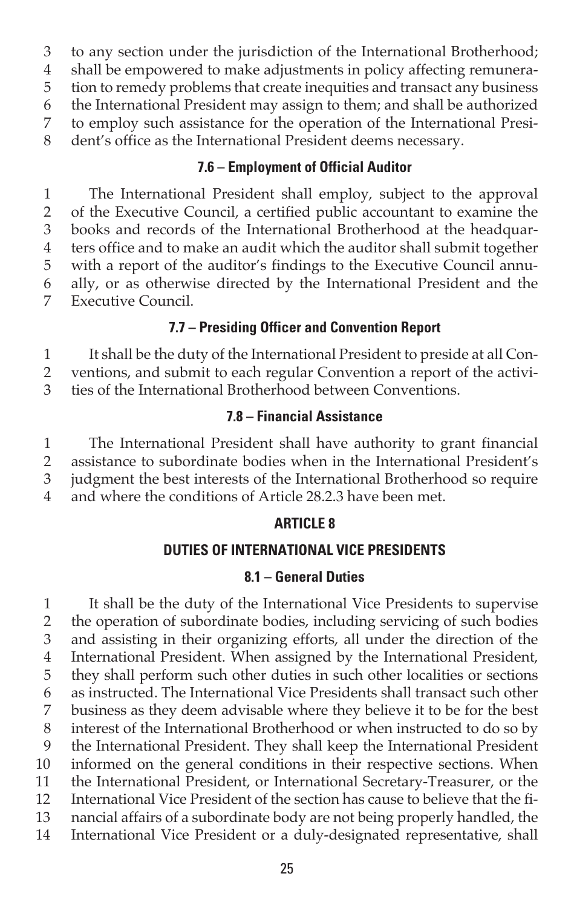to any section under the jurisdiction of the International Brotherhood; shall be empowered to make adjustments in policy affecting remuneration to remedy problems that create inequities and transact any business the International President may assign to them; and shall be authorized to employ such assistance for the operation of the International President's office as the International President deems necessary.

#### 7.6 – Employment of Official Auditor

The International President shall employ, subject to the approval of the Executive Council, a certified public accountant to examine the books and records of the International Brotherhood at the headquarters office and to make an audit which the auditor shall submit together with a report of the auditor's findings to the Executive Council annually, or as otherwise directed by the International President and the Executive Council.

#### 7.7 – Presiding Officer and Convention Report

It shall be the duty of the International President to preside at all Conventions, and submit to each regular Convention a report of the activities of the International Brotherhood between Conventions.

#### 7.8 – Financial Assistance

The International President shall have authority to grant financial assistance to subordinate bodies when in the International President's judgment the best interests of the International Brotherhood so require and where the conditions of Article 28.2.3 have been met.

## ARTICLE 8

### DUTIES OF INTERNATIONAL VICE PRESIDENTS

#### 8.1 – General Duties

It shall be the duty of the International Vice Presidents to supervise the operation of subordinate bodies, including servicing of such bodies and assisting in their organizing efforts, all under the direction of the International President. When assigned by the International President, they shall perform such other duties in such other localities or sections as instructed. The International Vice Presidents shall transact such other business as they deem advisable where they believe it to be for the best interest of the International Brotherhood or when instructed to do so by the International President. They shall keep the International President informed on the general conditions in their respective sections. When the International President, or International Secretary-Treasurer, or the International Vice President of the section has cause to believe that the financial affairs of a subordinate body are not being properly handled, the International Vice President or a duly-designated representative, shall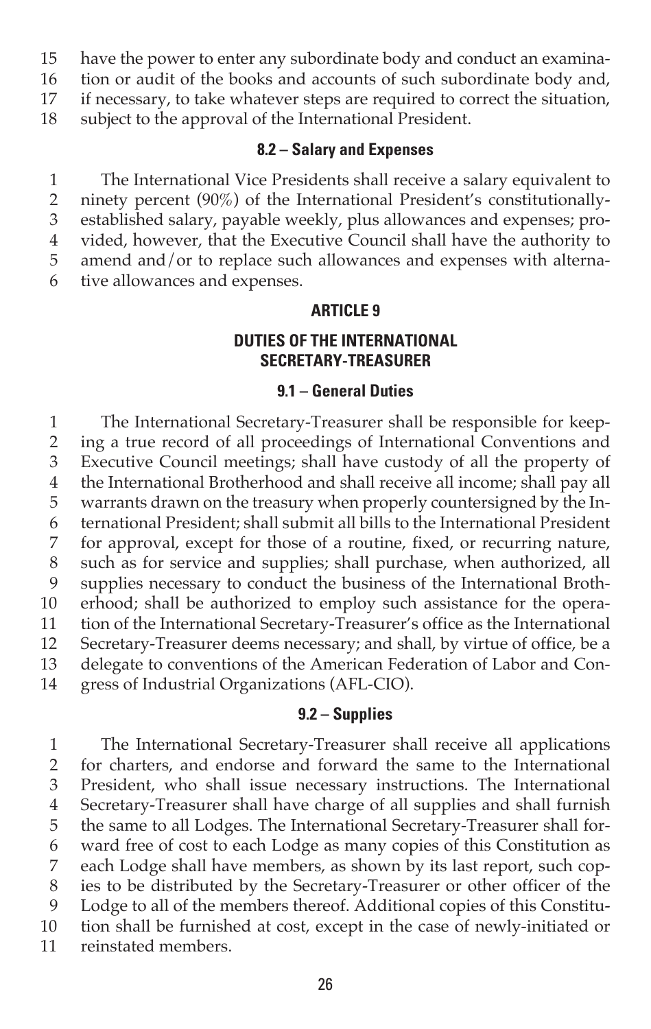have the power to enter any subordinate body and conduct an examination or audit of the books and accounts of such subordinate body and, if necessary, to take whatever steps are required to correct the situation, subject to the approval of the International President.

### 8.2 – Salary and Expenses

The International Vice Presidents shall receive a salary equivalent to ninety percent (90%) of the International President's constitutionally-established salary, payable weekly, plus allowances and expenses; provided, however, that the Executive Council shall have the authority to amend and/or to replace such allowances and expenses with alternative allowances and expenses.

## ARTICLE 9

## DUTIES OF THE INTERNATIONAL SECRETARY-TREASURER

### 9.1 – General Duties

The International Secretary-Treasurer shall be responsible for keeping a true record of all proceedings of International Conventions and Executive Council meetings; shall have custody of all the property of the International Brotherhood and shall receive all income; shall pay all warrants drawn on the treasury when properly countersigned by the International President; shall submit all bills to the International President for approval, except for those of a routine, fixed, or recurring nature, such as for service and supplies; shall purchase, when authorized, all supplies necessary to conduct the business of the International Brotherhood; shall be authorized to employ such assistance for the operation of the International Secretary-Treasurer's office as the International Secretary-Treasurer deems necessary; and shall, by virtue of office, be a delegate to conventions of the American Federation of Labor and Congress of Industrial Organizations (AFL-CIO).

### 9.2 – Supplies

The International Secretary-Treasurer shall receive all applications for charters, and endorse and forward the same to the International President, who shall issue necessary instructions. The International Secretary-Treasurer shall have charge of all supplies and shall furnish the same to all Lodges. The International Secretary-Treasurer shall forward free of cost to each Lodge as many copies of this Constitution as each Lodge shall have members, as shown by its last report, such copies to be distributed by the Secretary-Treasurer or other officer of the Lodge to all of the members thereof. Additional copies of this Constitution shall be furnished at cost, except in the case of newly-initiated or reinstated members.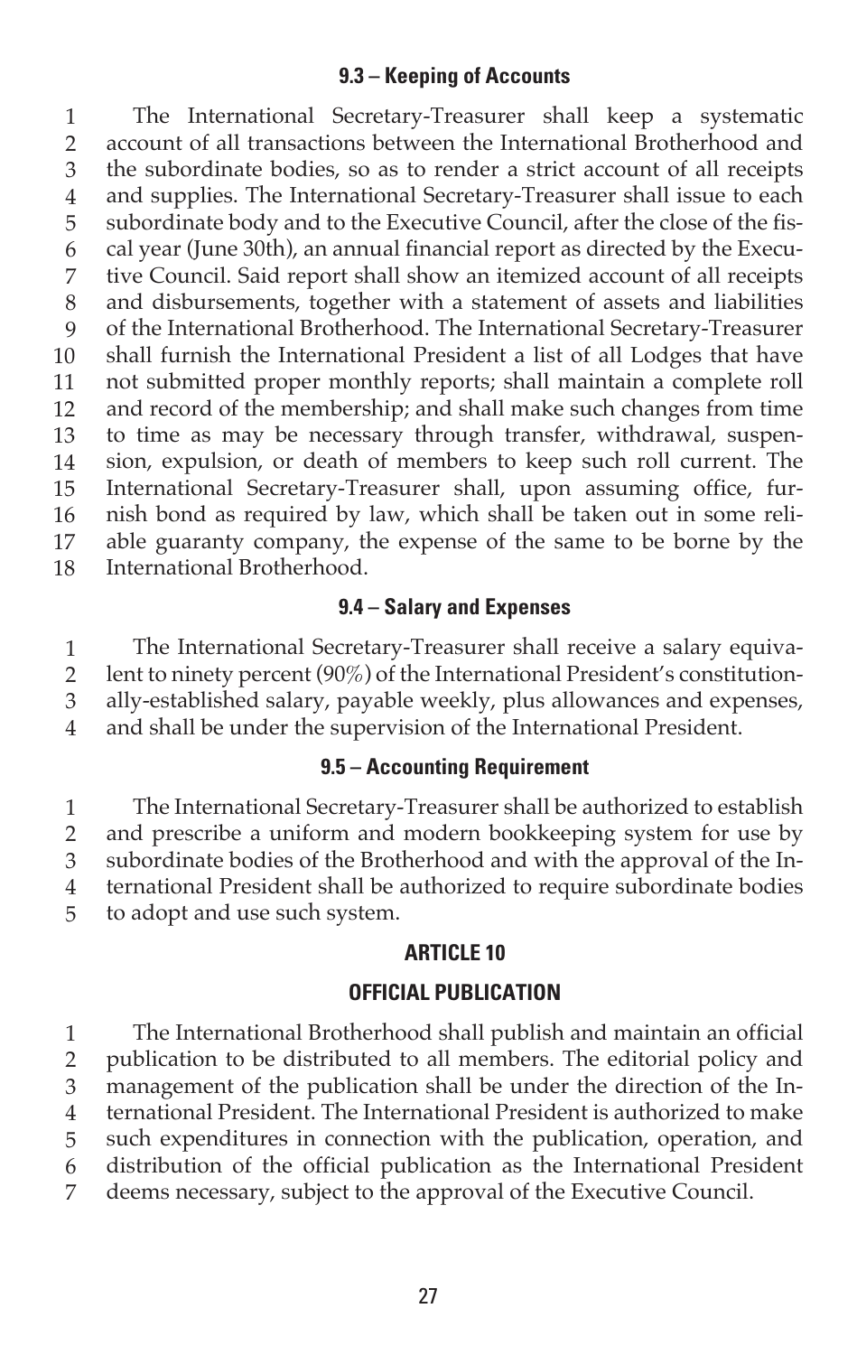### 9.3 – Keeping of Accounts

The International Secretary-Treasurer shall keep a systematic account of all transactions between the International Brotherhood and the subordinate bodies, so as to render a strict account of all receipts and supplies. The International Secretary-Treasurer shall issue to each subordinate body and to the Executive Council, after the close of the fiscal year (June 30th), an annual financial report as directed by the Executive Council. Said report shall show an itemized account of all receipts and disbursements, together with a statement of assets and liabilities of the International Brotherhood. The International Secretary-Treasurer shall furnish the International President a list of all Lodges that have not submitted proper monthly reports; shall maintain a complete roll and record of the membership; and shall make such changes from time to time as may be necessary through transfer, withdrawal, suspension, expulsion, or death of members to keep such roll current. The International Secretary-Treasurer shall, upon assuming office, furnish bond as required by law, which shall be taken out in some reliable guaranty company, the expense of the same to be borne by the International Brotherhood.

### 9.4 – Salary and Expenses

The International Secretary-Treasurer shall receive a salary equivalent to ninety percent (90%) of the International President's constitutionally-established salary, payable weekly, plus allowances and expenses, and shall be under the supervision of the International President.

### 9.5 – Accounting Requirement

The International Secretary-Treasurer shall be authorized to establish and prescribe a uniform and modern bookkeeping system for use by subordinate bodies of the Brotherhood and with the approval of the International President shall be authorized to require subordinate bodies to adopt and use such system.

## ARTICLE 10

## OFFICIAL PUBLICATION

The International Brotherhood shall publish and maintain an official publication to be distributed to all members. The editorial policy and management of the publication shall be under the direction of the International President. The International President is authorized to make such expenditures in connection with the publication, operation, and distribution of the official publication as the International President deems necessary, subject to the approval of the Executive Council.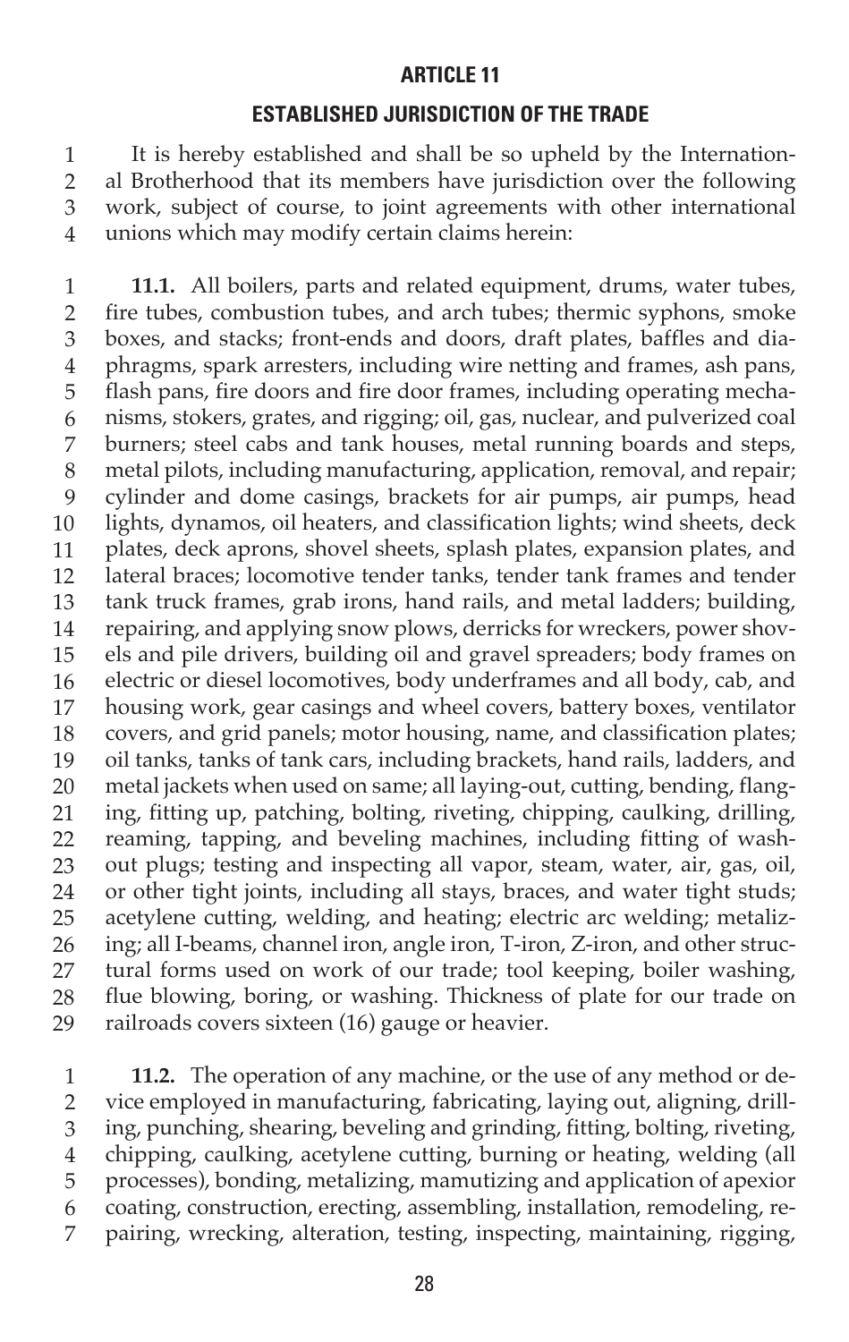## ARTICLE 11

### ESTABLISHED JURISDICTION OF THE TRADE

It is hereby established and shall be so upheld by the International Brotherhood that its members have jurisdiction over the following work, subject of course, to joint agreements with other international unions which may modify certain claims herein:

**11.1.** All boilers, parts and related equipment, drums, water tubes, fire tubes, combustion tubes, and arch tubes; thermic syphons, smoke boxes, and stacks; front-ends and doors, draft plates, baffles and diaphragms, spark arresters, including wire netting and frames, ash pans, flash pans, fire doors and fire door frames, including operating mechanisms, stokers, grates, and rigging; oil, gas, nuclear, and pulverized coal burners; steel cabs and tank houses, metal running boards and steps, metal pilots, including manufacturing, application, removal, and repair; cylinder and dome casings, brackets for air pumps, air pumps, head lights, dynamos, oil heaters, and classification lights; wind sheets, deck plates, deck aprons, shovel sheets, splash plates, expansion plates, and lateral braces; locomotive tender tanks, tender tank frames and tender tank truck frames, grab irons, hand rails, and metal ladders; building, repairing, and applying snow plows, derricks for wreckers, power shovels and pile drivers, building oil and gravel spreaders; body frames on electric or diesel locomotives, body underframes and all body, cab, and housing work, gear casings and wheel covers, battery boxes, ventilator covers, and grid panels; motor housing, name, and classification plates; oil tanks, tanks of tank cars, including brackets, hand rails, ladders, and metal jackets when used on same; all laying-out, cutting, bending, flanging, fitting up, patching, bolting, riveting, chipping, caulking, drilling, reaming, tapping, and beveling machines, including fitting of washout plugs; testing and inspecting all vapor, steam, water, air, gas, oil, or other tight joints, including all stays, braces, and water tight studs; acetylene cutting, welding, and heating; electric arc welding; metalizing; all I-beams, channel iron, angle iron, T-iron, Z-iron, and other structural forms used on work of our trade; tool keeping, boiler washing, flue blowing, boring, or washing. Thickness of plate for our trade on railroads covers sixteen (16) gauge or heavier.

**11.2.** The operation of any machine, or the use of any method or device employed in manufacturing, fabricating, laying out, aligning, drilling, punching, shearing, beveling and grinding, fitting, bolting, riveting, chipping, caulking, acetylene cutting, burning or heating, welding (all processes), bonding, metalizing, mamutizing and application of apexior coating, construction, erecting, assembling, installation, remodeling, repairing, wrecking, alteration, testing, inspecting, maintaining, rigging,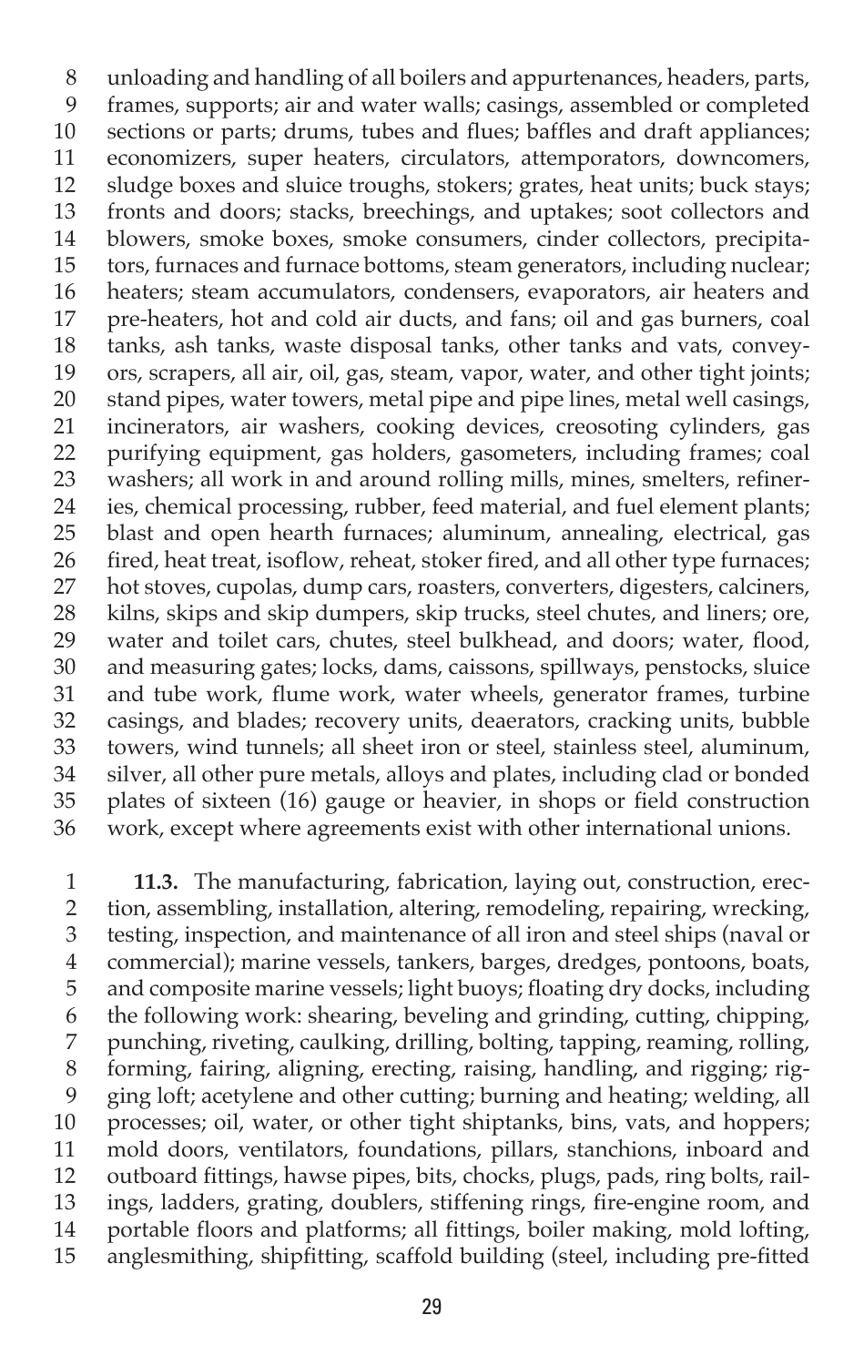unloading and handling of all boilers and appurtenances, headers, parts, frames, supports; air and water walls; casings, assembled or completed sections or parts; drums, tubes and flues; baffles and draft appliances; economizers, super heaters, circulators, attemporators, downcomers, sludge boxes and sluice troughs, stokers; grates, heat units; buck stays; fronts and doors; stacks, breechings, and uptakes; soot collectors and blowers, smoke boxes, smoke consumers, cinder collectors, precipitators, furnaces and furnace bottoms, steam generators, including nuclear; heaters; steam accumulators, condensers, evaporators, air heaters and pre-heaters, hot and cold air ducts, and fans; oil and gas burners, coal tanks, ash tanks, waste disposal tanks, other tanks and vats, conveyors, scrapers, all air, oil, gas, steam, vapor, water, and other tight joints; stand pipes, water towers, metal pipe and pipe lines, metal well casings, incinerators, air washers, cooking devices, creosoting cylinders, gas purifying equipment, gas holders, gasometers, including frames; coal washers; all work in and around rolling mills, mines, smelters, refineries, chemical processing, rubber, feed material, and fuel element plants; blast and open hearth furnaces; aluminum, annealing, electrical, gas fired, heat treat, isoflow, reheat, stoker fired, and all other type furnaces; hot stoves, cupolas, dump cars, roasters, converters, digesters, calciners, kilns, skips and skip dumpers, skip trucks, steel chutes, and liners; ore, water and toilet cars, chutes, steel bulkhead, and doors; water, flood, and measuring gates; locks, dams, caissons, spillways, penstocks, sluice and tube work, flume work, water wheels, generator frames, turbine casings, and blades; recovery units, deaerators, cracking units, bubble towers, wind tunnels; all sheet iron or steel, stainless steel, aluminum, silver, all other pure metals, alloys and plates, including clad or bonded plates of sixteen (16) gauge or heavier, in shops or field construction work, except where agreements exist with other international unions.

**11.3.** The manufacturing, fabrication, laying out, construction, erection, assembling, installation, altering, remodeling, repairing, wrecking, testing, inspection, and maintenance of all iron and steel ships (naval or commercial); marine vessels, tankers, barges, dredges, pontoons, boats, and composite marine vessels; light buoys; floating dry docks, including the following work: shearing, beveling and grinding, cutting, chipping, punching, riveting, caulking, drilling, bolting, tapping, reaming, rolling, forming, fairing, aligning, erecting, raising, handling, and rigging; rigging loft; acetylene and other cutting; burning and heating; welding, all processes; oil, water, or other tight shiptanks, bins, vats, and hoppers; mold doors, ventilators, foundations, pillars, stanchions, inboard and outboard fittings, hawse pipes, bits, chocks, plugs, pads, ring bolts, railings, ladders, grating, doublers, stiffening rings, fire-engine room, and portable floors and platforms; all fittings, boiler making, mold lofting, anglesmithing, shipfitting, scaffold building (steel, including pre-fitted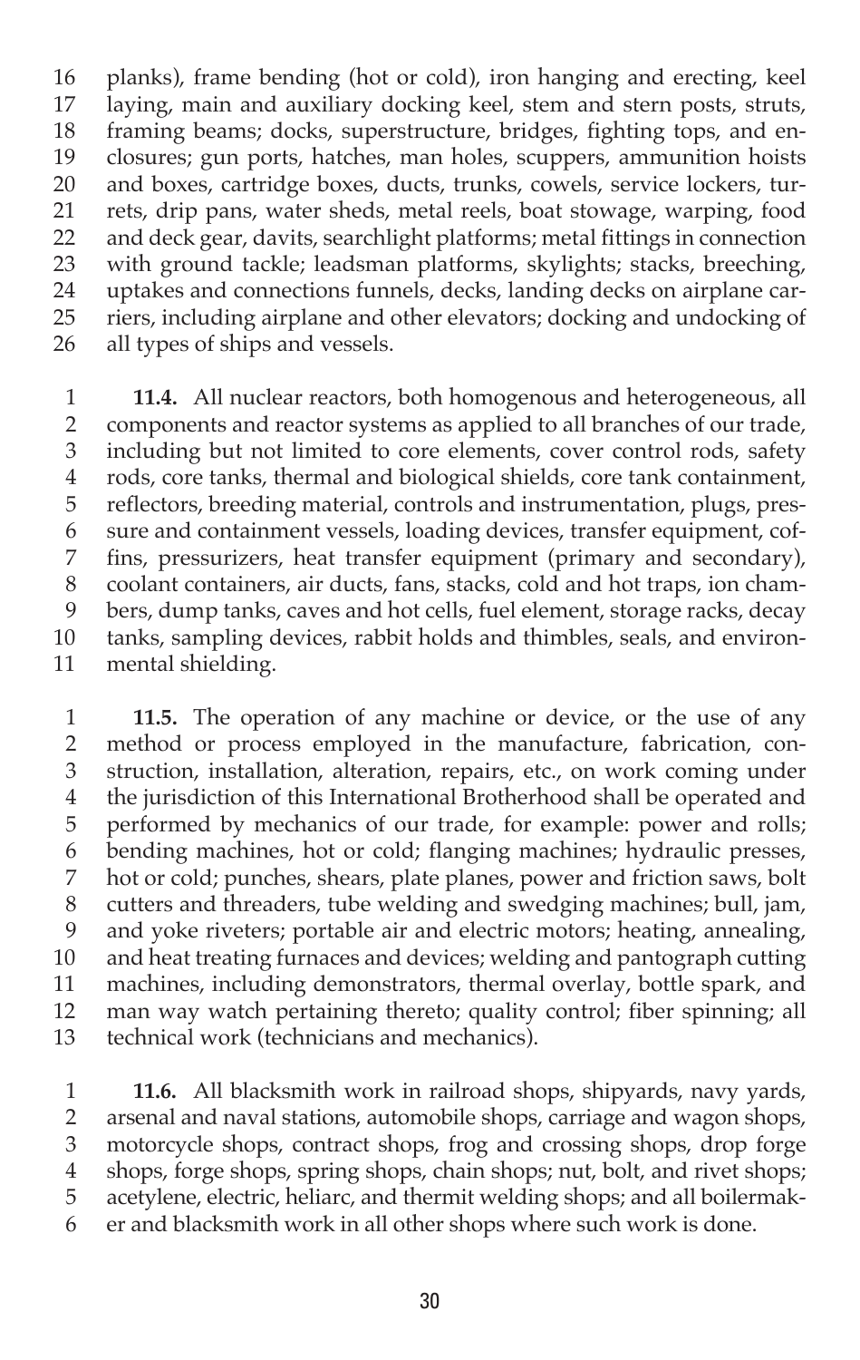planks), frame bending (hot or cold), iron hanging and erecting, keel laying, main and auxiliary docking keel, stem and stern posts, struts, framing beams; docks, superstructure, bridges, fighting tops, and enclosures; gun ports, hatches, man holes, scuppers, ammunition hoists and boxes, cartridge boxes, ducts, trunks, cowels, service lockers, turrets, drip pans, water sheds, metal reels, boat stowage, warping, food and deck gear, davits, searchlight platforms; metal fittings in connection with ground tackle; leadsman platforms, skylights; stacks, breeching, uptakes and connections funnels, decks, landing decks on airplane carriers, including airplane and other elevators; docking and undocking of all types of ships and vessels.

**11.4.** All nuclear reactors, both homogenous and heterogeneous, all components and reactor systems as applied to all branches of our trade, including but not limited to core elements, cover control rods, safety rods, core tanks, thermal and biological shields, core tank containment, reflectors, breeding material, controls and instrumentation, plugs, pressure and containment vessels, loading devices, transfer equipment, coffins, pressurizers, heat transfer equipment (primary and secondary), coolant containers, air ducts, fans, stacks, cold and hot traps, ion chambers, dump tanks, caves and hot cells, fuel element, storage racks, decay tanks, sampling devices, rabbit holds and thimbles, seals, and environmental shielding.

**11.5.** The operation of any machine or device, or the use of any method or process employed in the manufacture, fabrication, construction, installation, alteration, repairs, etc., on work coming under the jurisdiction of this International Brotherhood shall be operated and performed by mechanics of our trade, for example: power and rolls; bending machines, hot or cold; flanging machines; hydraulic presses, hot or cold; punches, shears, plate planes, power and friction saws, bolt cutters and threaders, tube welding and swedging machines; bull, jam, and yoke riveters; portable air and electric motors; heating, annealing, and heat treating furnaces and devices; welding and pantograph cutting machines, including demonstrators, thermal overlay, bottle spark, and man way watch pertaining thereto; quality control; fiber spinning; all technical work (technicians and mechanics).

**11.6.** All blacksmith work in railroad shops, shipyards, navy yards, arsenal and naval stations, automobile shops, carriage and wagon shops, motorcycle shops, contract shops, frog and crossing shops, drop forge shops, forge shops, spring shops, chain shops; nut, bolt, and rivet shops; acetylene, electric, heliarc, and thermit welding shops; and all boilermaker and blacksmith work in all other shops where such work is done.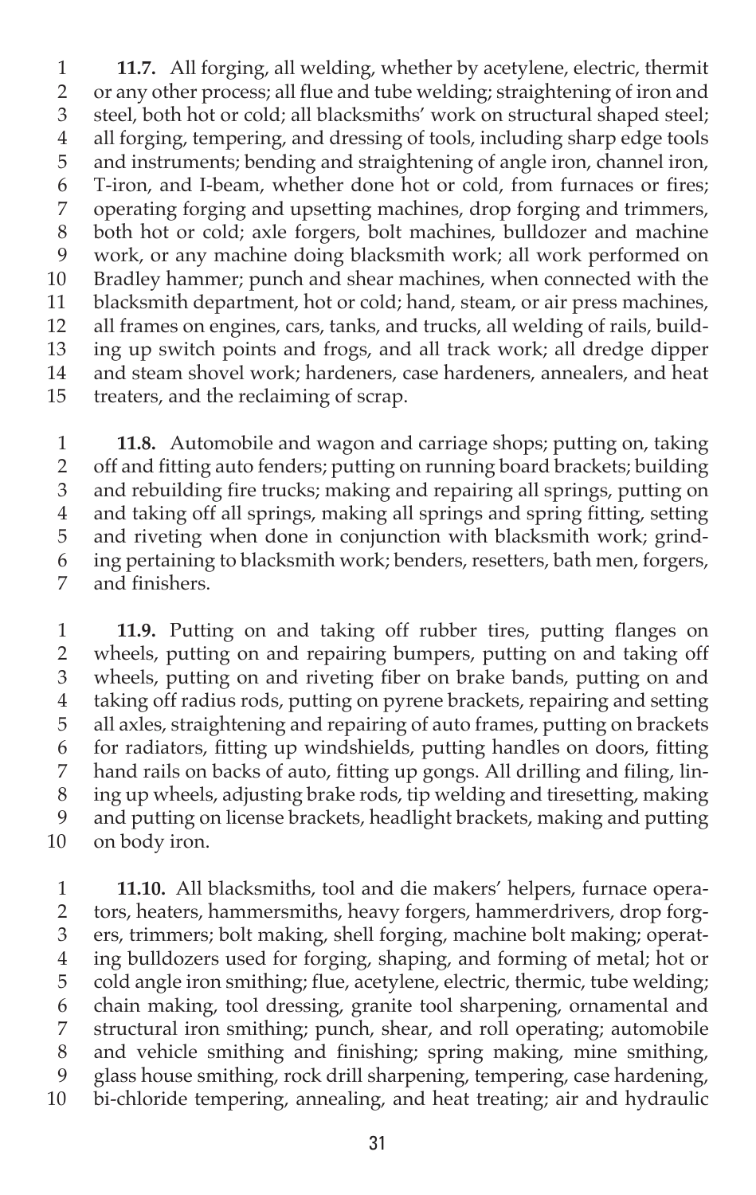**11.7.** All forging, all welding, whether by acetylene, electric, thermit or any other process; all flue and tube welding; straightening of iron and steel, both hot or cold; all blacksmiths' work on structural shaped steel; all forging, tempering, and dressing of tools, including sharp edge tools and instruments; bending and straightening of angle iron, channel iron, T-iron, and I-beam, whether done hot or cold, from furnaces or fires; operating forging and upsetting machines, drop forging and trimmers, both hot or cold; axle forgers, bolt machines, bulldozer and machine work, or any machine doing blacksmith work; all work performed on Bradley hammer; punch and shear machines, when connected with the blacksmith department, hot or cold; hand, steam, or air press machines, all frames on engines, cars, tanks, and trucks, all welding of rails, building up switch points and frogs, and all track work; all dredge dipper and steam shovel work; hardeners, case hardeners, annealers, and heat treaters, and the reclaiming of scrap.

**11.8.** Automobile and wagon and carriage shops; putting on, taking off and fitting auto fenders; putting on running board brackets; building and rebuilding fire trucks; making and repairing all springs, putting on and taking off all springs, making all springs and spring fitting, setting and riveting when done in conjunction with blacksmith work; grinding pertaining to blacksmith work; benders, resetters, bath men, forgers, and finishers.

**11.9.** Putting on and taking off rubber tires, putting flanges on wheels, putting on and repairing bumpers, putting on and taking off wheels, putting on and riveting fiber on brake bands, putting on and taking off radius rods, putting on pyrene brackets, repairing and setting all axles, straightening and repairing of auto frames, putting on brackets for radiators, fitting up windshields, putting handles on doors, fitting hand rails on backs of auto, fitting up gongs. All drilling and filing, lining up wheels, adjusting brake rods, tip welding and tiresetting, making and putting on license brackets, headlight brackets, making and putting on body iron.

**11.10.** All blacksmiths, tool and die makers' helpers, furnace operators, heaters, hammersmiths, heavy forgers, hammerdrivers, drop forgers, trimmers; bolt making, shell forging, machine bolt making; operating bulldozers used for forging, shaping, and forming of metal; hot or cold angle iron smithing; flue, acetylene, electric, thermic, tube welding; chain making, tool dressing, granite tool sharpening, ornamental and structural iron smithing; punch, shear, and roll operating; automobile and vehicle smithing and finishing; spring making, mine smithing, glass house smithing, rock drill sharpening, tempering, case hardening, bi-chloride tempering, annealing, and heat treating; air and hydraulic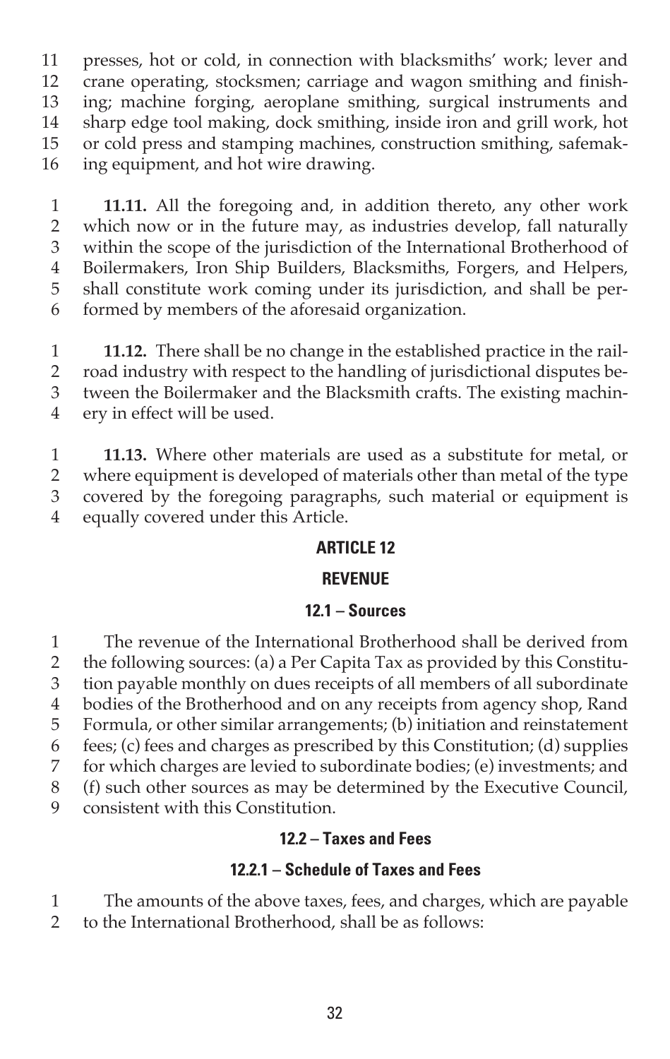presses, hot or cold, in connection with blacksmiths' work; lever and crane operating, stocksmen; carriage and wagon smithing and finishing; machine forging, aeroplane smithing, surgical instruments and sharp edge tool making, dock smithing, inside iron and grill work, hot or cold press and stamping machines, construction smithing, safemaking equipment, and hot wire drawing.

**11.11.** All the foregoing and, in addition thereto, any other work which now or in the future may, as industries develop, fall naturally within the scope of the jurisdiction of the International Brotherhood of Boilermakers, Iron Ship Builders, Blacksmiths, Forgers, and Helpers, shall constitute work coming under its jurisdiction, and shall be performed by members of the aforesaid organization.

**11.12.** There shall be no change in the established practice in the railroad industry with respect to the handling of jurisdictional disputes between the Boilermaker and the Blacksmith crafts. The existing machinery in effect will be used.

**11.13.** Where other materials are used as a substitute for metal, or where equipment is developed of materials other than metal of the type covered by the foregoing paragraphs, such material or equipment is equally covered under this Article.

## ARTICLE 12

## REVENUE

### 12.1 – Sources

The revenue of the International Brotherhood shall be derived from the following sources: (a) a Per Capita Tax as provided by this Constitution payable monthly on dues receipts of all members of all subordinate bodies of the Brotherhood and on any receipts from agency shop, Rand Formula, or other similar arrangements; (b) initiation and reinstatement fees; (c) fees and charges as prescribed by this Constitution; (d) supplies for which charges are levied to subordinate bodies; (e) investments; and (f) such other sources as may be determined by the Executive Council, consistent with this Constitution.

### 12.2 – Taxes and Fees

#### 12.2.1 – Schedule of Taxes and Fees

The amounts of the above taxes, fees, and charges, which are payable to the International Brotherhood, shall be as follows: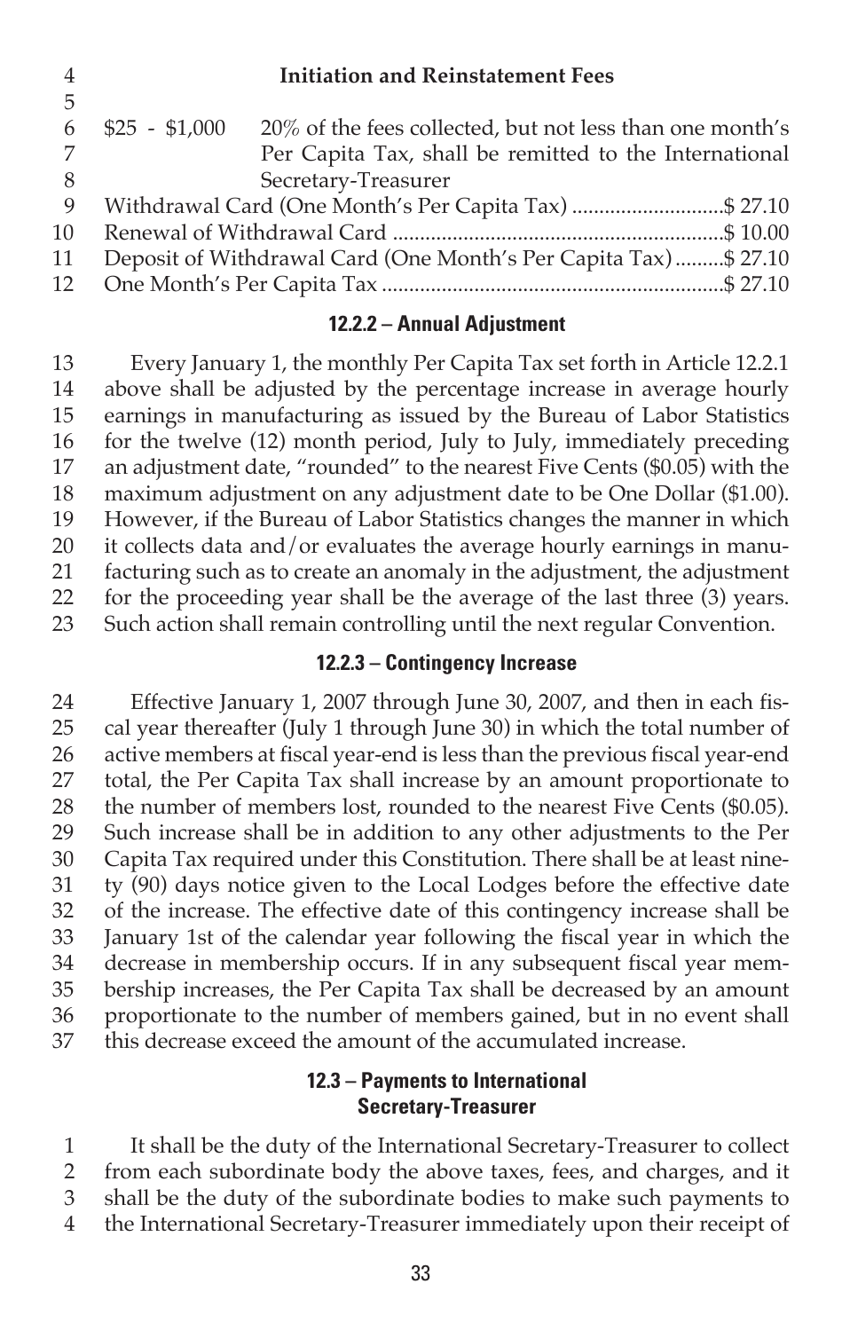**Initiation and Reinstatement Fees**

| | |
|---|---|
| $25 - $1,000 | 20% of the fees collected, but not less than one month's Per Capita Tax, shall be remitted to the International Secretary-Treasurer |
| Withdrawal Card (One Month's Per Capita Tax) | $ 27.10 |
| Renewal of Withdrawal Card | $ 10.00 |
| Deposit of Withdrawal Card (One Month's Per Capita Tax) | $ 27.10 |
| One Month's Per Capita Tax | $ 27.10 |

### 12.2.2 – Annual Adjustment

Every January 1, the monthly Per Capita Tax set forth in Article 12.2.1 above shall be adjusted by the percentage increase in average hourly earnings in manufacturing as issued by the Bureau of Labor Statistics for the twelve (12) month period, July to July, immediately preceding an adjustment date, "rounded" to the nearest Five Cents ($0.05) with the maximum adjustment on any adjustment date to be One Dollar ($1.00). However, if the Bureau of Labor Statistics changes the manner in which it collects data and/or evaluates the average hourly earnings in manufacturing such as to create an anomaly in the adjustment, the adjustment for the proceeding year shall be the average of the last three (3) years. Such action shall remain controlling until the next regular Convention.

### 12.2.3 – Contingency Increase

Effective January 1, 2007 through June 30, 2007, and then in each fiscal year thereafter (July 1 through June 30) in which the total number of active members at fiscal year-end is less than the previous fiscal year-end total, the Per Capita Tax shall increase by an amount proportionate to the number of members lost, rounded to the nearest Five Cents ($0.05). Such increase shall be in addition to any other adjustments to the Per Capita Tax required under this Constitution. There shall be at least ninety (90) days notice given to the Local Lodges before the effective date of the increase. The effective date of this contingency increase shall be January 1st of the calendar year following the fiscal year in which the decrease in membership occurs. If in any subsequent fiscal year membership increases, the Per Capita Tax shall be decreased by an amount proportionate to the number of members gained, but in no event shall this decrease exceed the amount of the accumulated increase.

### 12.3 – Payments to International Secretary-Treasurer

It shall be the duty of the International Secretary-Treasurer to collect from each subordinate body the above taxes, fees, and charges, and it shall be the duty of the subordinate bodies to make such payments to the International Secretary-Treasurer immediately upon their receipt of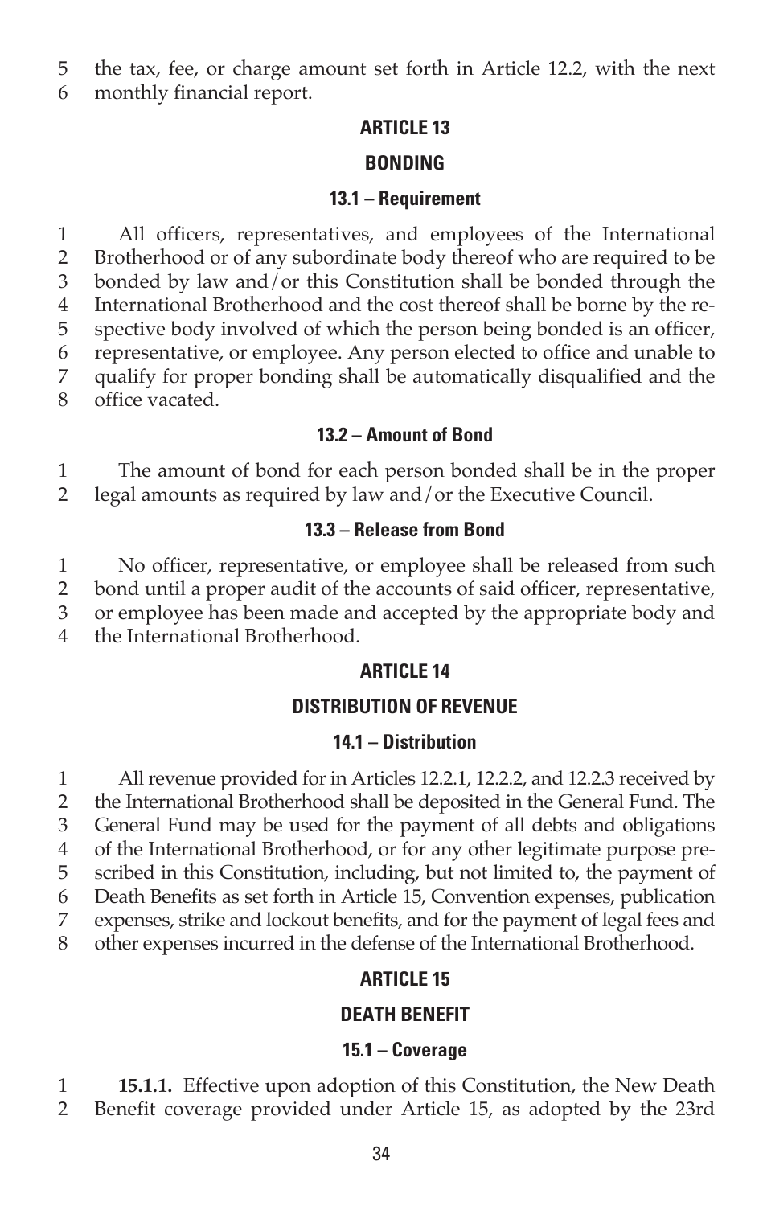the tax, fee, or charge amount set forth in Article 12.2, with the next monthly financial report.

## ARTICLE 13

## BONDING

### 13.1 – Requirement

All officers, representatives, and employees of the International Brotherhood or of any subordinate body thereof who are required to be bonded by law and/or this Constitution shall be bonded through the International Brotherhood and the cost thereof shall be borne by the respective body involved of which the person being bonded is an officer, representative, or employee. Any person elected to office and unable to qualify for proper bonding shall be automatically disqualified and the office vacated.

### 13.2 – Amount of Bond

The amount of bond for each person bonded shall be in the proper legal amounts as required by law and/or the Executive Council.

### 13.3 – Release from Bond

No officer, representative, or employee shall be released from such bond until a proper audit of the accounts of said officer, representative, or employee has been made and accepted by the appropriate body and the International Brotherhood.

## ARTICLE 14

## DISTRIBUTION OF REVENUE

### 14.1 – Distribution

All revenue provided for in Articles 12.2.1, 12.2.2, and 12.2.3 received by the International Brotherhood shall be deposited in the General Fund. The General Fund may be used for the payment of all debts and obligations of the International Brotherhood, or for any other legitimate purpose prescribed in this Constitution, including, but not limited to, the payment of Death Benefits as set forth in Article 15, Convention expenses, publication expenses, strike and lockout benefits, and for the payment of legal fees and other expenses incurred in the defense of the International Brotherhood.

## ARTICLE 15

## DEATH BENEFIT

### 15.1 – Coverage

**15.1.1.** Effective upon adoption of this Constitution, the New Death Benefit coverage provided under Article 15, as adopted by the 23rd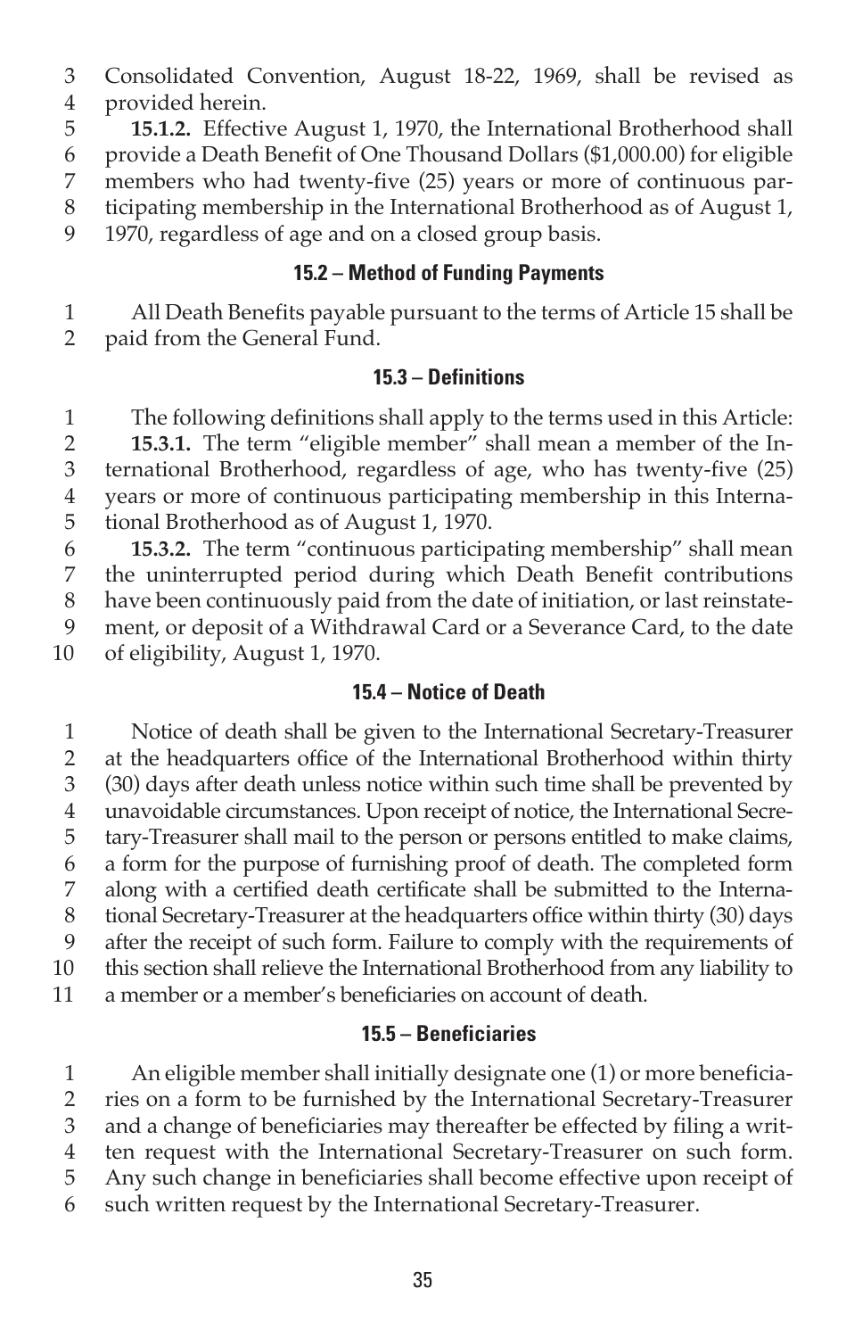Consolidated Convention, August 18-22, 1969, shall be revised as provided herein.

**15.1.2.** Effective August 1, 1970, the International Brotherhood shall provide a Death Benefit of One Thousand Dollars ($1,000.00) for eligible members who had twenty-five (25) years or more of continuous participating membership in the International Brotherhood as of August 1, 1970, regardless of age and on a closed group basis.

### 15.2 – Method of Funding Payments

All Death Benefits payable pursuant to the terms of Article 15 shall be paid from the General Fund.

### 15.3 – Definitions

The following definitions shall apply to the terms used in this Article:

**15.3.1.** The term "eligible member" shall mean a member of the International Brotherhood, regardless of age, who has twenty-five (25) years or more of continuous participating membership in this International Brotherhood as of August 1, 1970.

**15.3.2.** The term "continuous participating membership" shall mean the uninterrupted period during which Death Benefit contributions have been continuously paid from the date of initiation, or last reinstatement, or deposit of a Withdrawal Card or a Severance Card, to the date of eligibility, August 1, 1970.

### 15.4 – Notice of Death

Notice of death shall be given to the International Secretary-Treasurer at the headquarters office of the International Brotherhood within thirty (30) days after death unless notice within such time shall be prevented by unavoidable circumstances. Upon receipt of notice, the International Secretary-Treasurer shall mail to the person or persons entitled to make claims, a form for the purpose of furnishing proof of death. The completed form along with a certified death certificate shall be submitted to the International Secretary-Treasurer at the headquarters office within thirty (30) days after the receipt of such form. Failure to comply with the requirements of this section shall relieve the International Brotherhood from any liability to a member or a member's beneficiaries on account of death.

### 15.5 – Beneficiaries

An eligible member shall initially designate one (1) or more beneficiaries on a form to be furnished by the International Secretary-Treasurer and a change of beneficiaries may thereafter be effected by filing a written request with the International Secretary-Treasurer on such form. Any such change in beneficiaries shall become effective upon receipt of such written request by the International Secretary-Treasurer.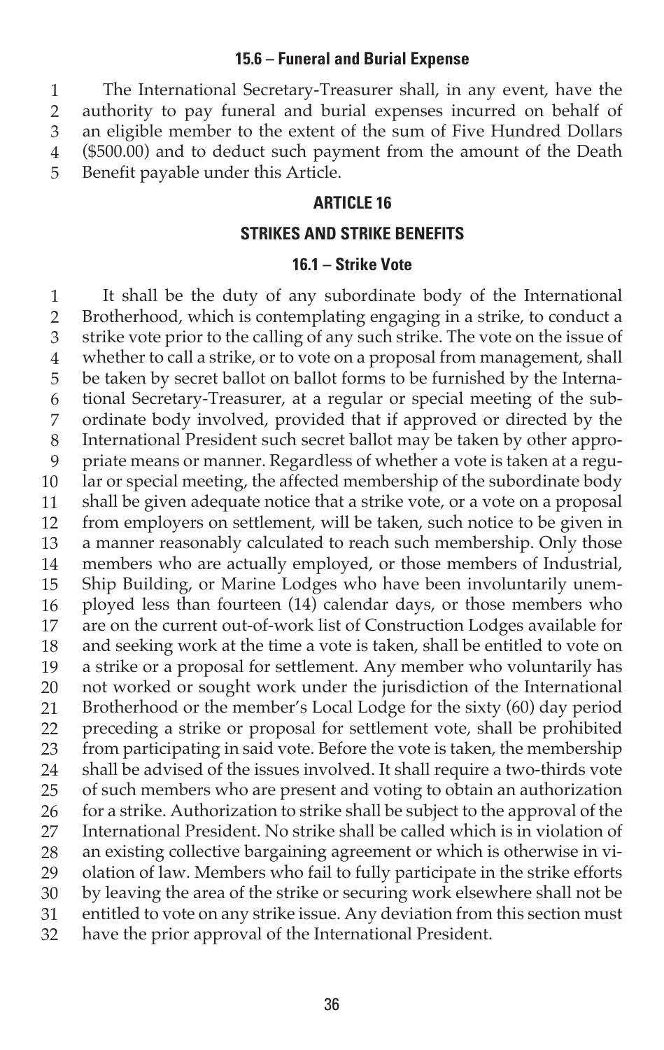### 15.6 – Funeral and Burial Expense

The International Secretary-Treasurer shall, in any event, have the authority to pay funeral and burial expenses incurred on behalf of an eligible member to the extent of the sum of Five Hundred Dollars ($500.00) and to deduct such payment from the amount of the Death Benefit payable under this Article.

## ARTICLE 16

## STRIKES AND STRIKE BENEFITS

### 16.1 – Strike Vote

It shall be the duty of any subordinate body of the International Brotherhood, which is contemplating engaging in a strike, to conduct a strike vote prior to the calling of any such strike. The vote on the issue of whether to call a strike, or to vote on a proposal from management, shall be taken by secret ballot on ballot forms to be furnished by the International Secretary-Treasurer, at a regular or special meeting of the subordinate body involved, provided that if approved or directed by the International President such secret ballot may be taken by other appropriate means or manner. Regardless of whether a vote is taken at a regular or special meeting, the affected membership of the subordinate body shall be given adequate notice that a strike vote, or a vote on a proposal from employers on settlement, will be taken, such notice to be given in a manner reasonably calculated to reach such membership. Only those members who are actually employed, or those members of Industrial, Ship Building, or Marine Lodges who have been involuntarily unemployed less than fourteen (14) calendar days, or those members who are on the current out-of-work list of Construction Lodges available for and seeking work at the time a vote is taken, shall be entitled to vote on a strike or a proposal for settlement. Any member who voluntarily has not worked or sought work under the jurisdiction of the International Brotherhood or the member's Local Lodge for the sixty (60) day period preceding a strike or proposal for settlement vote, shall be prohibited from participating in said vote. Before the vote is taken, the membership shall be advised of the issues involved. It shall require a two-thirds vote of such members who are present and voting to obtain an authorization for a strike. Authorization to strike shall be subject to the approval of the International President. No strike shall be called which is in violation of an existing collective bargaining agreement or which is otherwise in violation of law. Members who fail to fully participate in the strike efforts by leaving the area of the strike or securing work elsewhere shall not be entitled to vote on any strike issue. Any deviation from this section must have the prior approval of the International President.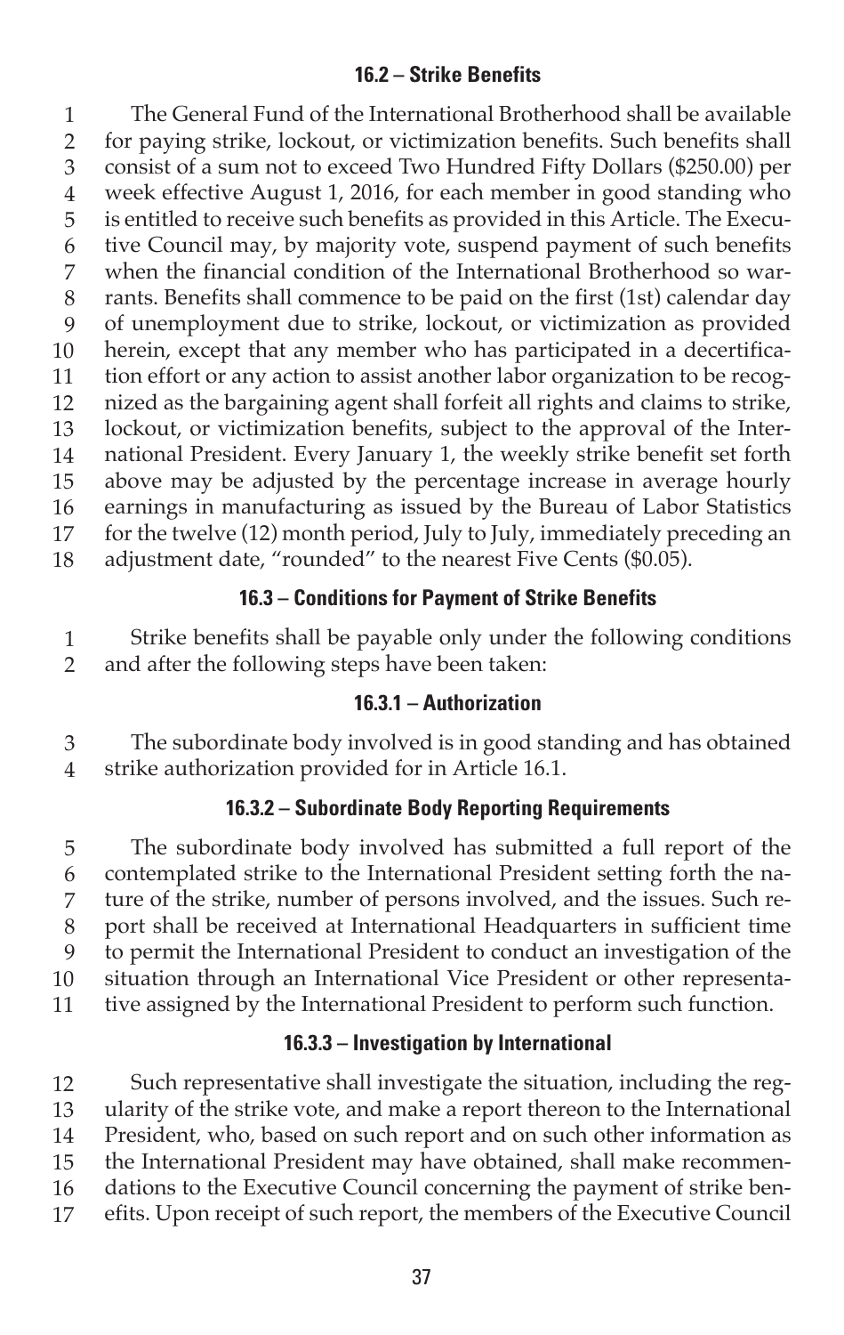### 16.2 – Strike Benefits

The General Fund of the International Brotherhood shall be available for paying strike, lockout, or victimization benefits. Such benefits shall consist of a sum not to exceed Two Hundred Fifty Dollars ($250.00) per week effective August 1, 2016, for each member in good standing who is entitled to receive such benefits as provided in this Article. The Executive Council may, by majority vote, suspend payment of such benefits when the financial condition of the International Brotherhood so warrants. Benefits shall commence to be paid on the first (1st) calendar day of unemployment due to strike, lockout, or victimization as provided herein, except that any member who has participated in a decertification effort or any action to assist another labor organization to be recognized as the bargaining agent shall forfeit all rights and claims to strike, lockout, or victimization benefits, subject to the approval of the International President. Every January 1, the weekly strike benefit set forth above may be adjusted by the percentage increase in average hourly earnings in manufacturing as issued by the Bureau of Labor Statistics for the twelve (12) month period, July to July, immediately preceding an adjustment date, "rounded" to the nearest Five Cents ($0.05).

### 16.3 – Conditions for Payment of Strike Benefits

Strike benefits shall be payable only under the following conditions and after the following steps have been taken:

#### 16.3.1 – Authorization

The subordinate body involved is in good standing and has obtained strike authorization provided for in Article 16.1.

#### 16.3.2 – Subordinate Body Reporting Requirements

The subordinate body involved has submitted a full report of the contemplated strike to the International President setting forth the nature of the strike, number of persons involved, and the issues. Such report shall be received at International Headquarters in sufficient time to permit the International President to conduct an investigation of the situation through an International Vice President or other representative assigned by the International President to perform such function.

#### 16.3.3 – Investigation by International

Such representative shall investigate the situation, including the regularity of the strike vote, and make a report thereon to the International President, who, based on such report and on such other information as the International President may have obtained, shall make recommendations to the Executive Council concerning the payment of strike benefits. Upon receipt of such report, the members of the Executive Council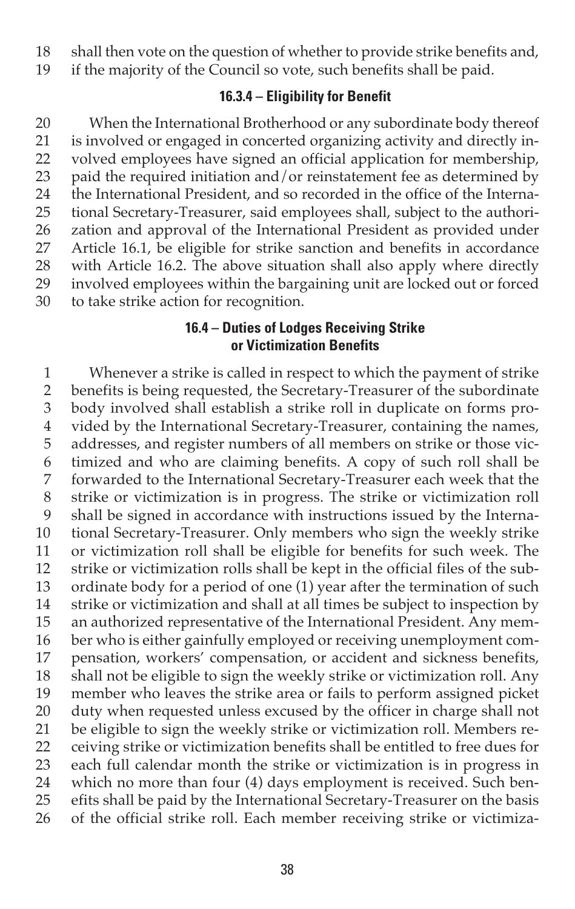shall then vote on the question of whether to provide strike benefits and, if the majority of the Council so vote, such benefits shall be paid.

#### 16.3.4 – Eligibility for Benefit

When the International Brotherhood or any subordinate body thereof is involved or engaged in concerted organizing activity and directly involved employees have signed an official application for membership, paid the required initiation and/or reinstatement fee as determined by the International President, and so recorded in the office of the International Secretary-Treasurer, said employees shall, subject to the authorization and approval of the International President as provided under Article 16.1, be eligible for strike sanction and benefits in accordance with Article 16.2. The above situation shall also apply where directly involved employees within the bargaining unit are locked out or forced to take strike action for recognition.

### 16.4 – Duties of Lodges Receiving Strike or Victimization Benefits

Whenever a strike is called in respect to which the payment of strike benefits is being requested, the Secretary-Treasurer of the subordinate body involved shall establish a strike roll in duplicate on forms provided by the International Secretary-Treasurer, containing the names, addresses, and register numbers of all members on strike or those victimized and who are claiming benefits. A copy of such roll shall be forwarded to the International Secretary-Treasurer each week that the strike or victimization is in progress. The strike or victimization roll shall be signed in accordance with instructions issued by the International Secretary-Treasurer. Only members who sign the weekly strike or victimization roll shall be eligible for benefits for such week. The strike or victimization rolls shall be kept in the official files of the subordinate body for a period of one (1) year after the termination of such strike or victimization and shall at all times be subject to inspection by an authorized representative of the International President. Any member who is either gainfully employed or receiving unemployment compensation, workers' compensation, or accident and sickness benefits, shall not be eligible to sign the weekly strike or victimization roll. Any member who leaves the strike area or fails to perform assigned picket duty when requested unless excused by the officer in charge shall not be eligible to sign the weekly strike or victimization roll. Members receiving strike or victimization benefits shall be entitled to free dues for each full calendar month the strike or victimization is in progress in which no more than four (4) days employment is received. Such benefits shall be paid by the International Secretary-Treasurer on the basis of the official strike roll. Each member receiving strike or victimiza-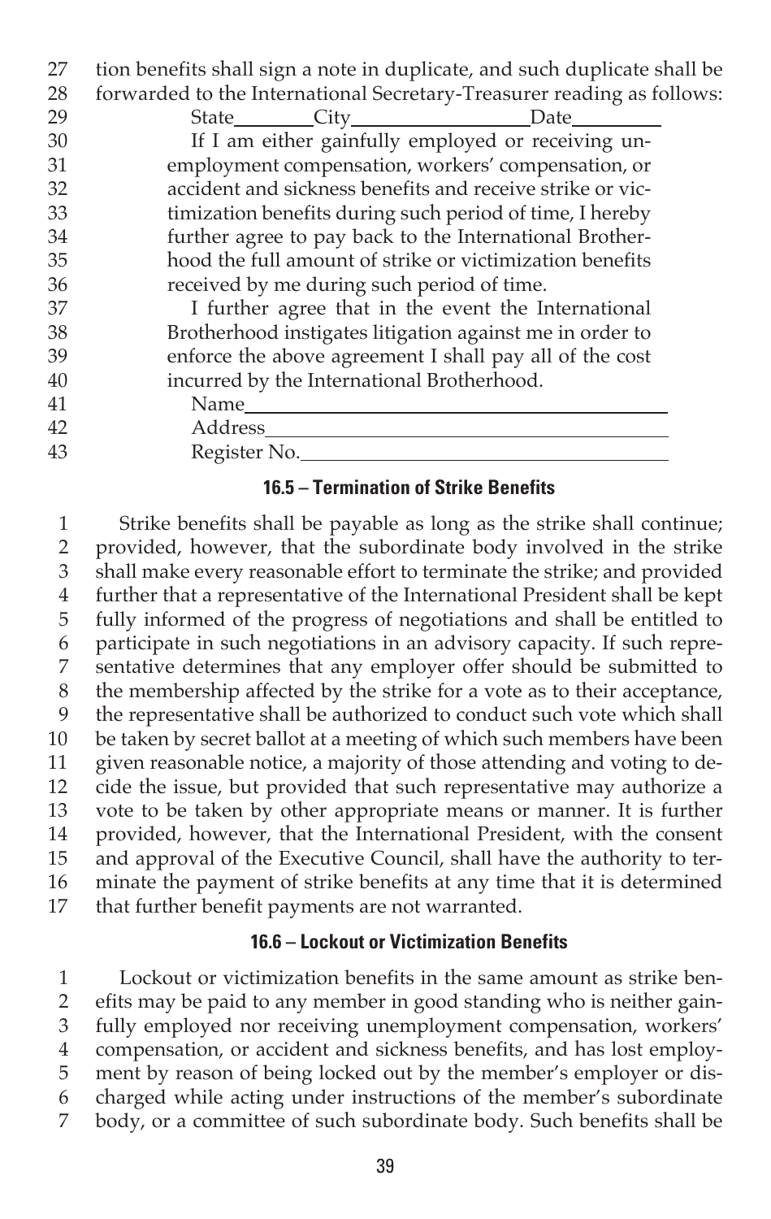tion benefits shall sign a note in duplicate, and such duplicate shall be forwarded to the International Secretary-Treasurer reading as follows:

State\_\_\_\_\_\_\_\_City\_\_\_\_\_\_\_\_\_\_\_\_\_\_\_\_\_\_Date\_\_\_\_\_\_\_\_\_

If I am either gainfully employed or receiving unemployment compensation, workers' compensation, or accident and sickness benefits and receive strike or victimization benefits during such period of time, I hereby further agree to pay back to the International Brotherhood the full amount of strike or victimization benefits received by me during such period of time.

I further agree that in the event the International Brotherhood instigates litigation against me in order to enforce the above agreement I shall pay all of the cost incurred by the International Brotherhood.

Name\_\_\_\_\_\_\_\_\_\_\_\_\_\_\_\_\_\_\_\_\_\_\_\_\_\_\_\_\_\_\_\_\_\_\_\_\_\_\_\_

Address\_\_\_\_\_\_\_\_\_\_\_\_\_\_\_\_\_\_\_\_\_\_\_\_\_\_\_\_\_\_\_\_\_\_\_\_\_\_

Register No.\_\_\_\_\_\_\_\_\_\_\_\_\_\_\_\_\_\_\_\_\_\_\_\_\_\_\_\_\_\_\_\_\_\_

### 16.5 – Termination of Strike Benefits

Strike benefits shall be payable as long as the strike shall continue; provided, however, that the subordinate body involved in the strike shall make every reasonable effort to terminate the strike; and provided further that a representative of the International President shall be kept fully informed of the progress of negotiations and shall be entitled to participate in such negotiations in an advisory capacity. If such representative determines that any employer offer should be submitted to the membership affected by the strike for a vote as to their acceptance, the representative shall be authorized to conduct such vote which shall be taken by secret ballot at a meeting of which such members have been given reasonable notice, a majority of those attending and voting to decide the issue, but provided that such representative may authorize a vote to be taken by other appropriate means or manner. It is further provided, however, that the International President, with the consent and approval of the Executive Council, shall have the authority to terminate the payment of strike benefits at any time that it is determined that further benefit payments are not warranted.

### 16.6 – Lockout or Victimization Benefits

Lockout or victimization benefits in the same amount as strike benefits may be paid to any member in good standing who is neither gainfully employed nor receiving unemployment compensation, workers' compensation, or accident and sickness benefits, and has lost employment by reason of being locked out by the member's employer or discharged while acting under instructions of the member's subordinate body, or a committee of such subordinate body. Such benefits shall be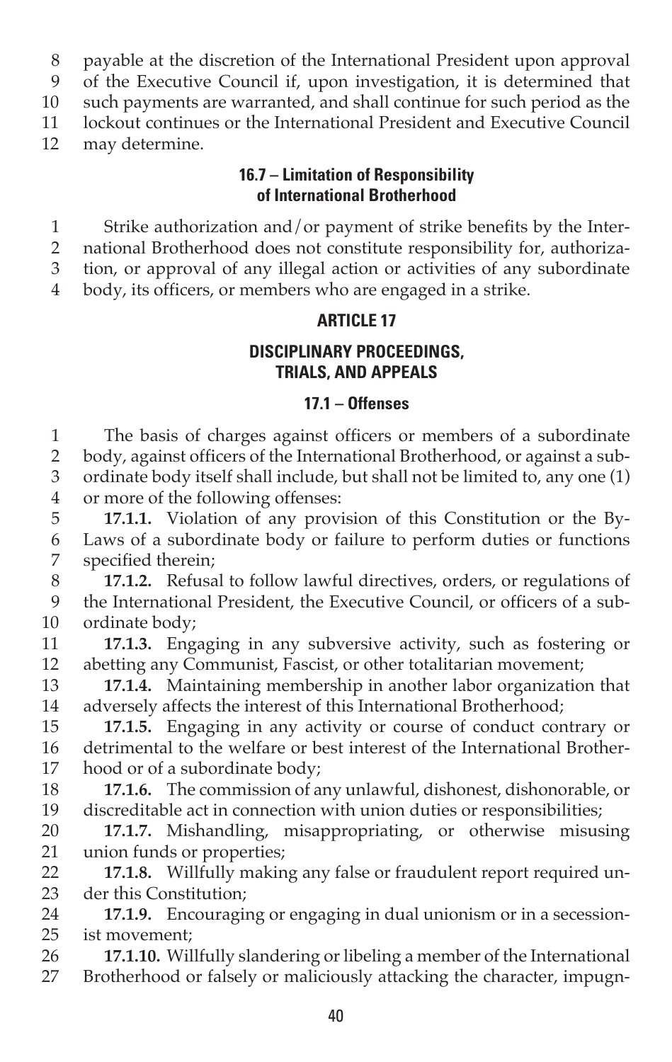payable at the discretion of the International President upon approval of the Executive Council if, upon investigation, it is determined that such payments are warranted, and shall continue for such period as the lockout continues or the International President and Executive Council may determine.

### 16.7 – Limitation of Responsibility of International Brotherhood

Strike authorization and/or payment of strike benefits by the International Brotherhood does not constitute responsibility for, authorization, or approval of any illegal action or activities of any subordinate body, its officers, or members who are engaged in a strike.

## ARTICLE 17

## DISCIPLINARY PROCEEDINGS, TRIALS, AND APPEALS

### 17.1 – Offenses

The basis of charges against officers or members of a subordinate body, against officers of the International Brotherhood, or against a subordinate body itself shall include, but shall not be limited to, any one (1) or more of the following offenses:

**17.1.1.** Violation of any provision of this Constitution or the By-Laws of a subordinate body or failure to perform duties or functions specified therein;

**17.1.2.** Refusal to follow lawful directives, orders, or regulations of the International President, the Executive Council, or officers of a subordinate body;

**17.1.3.** Engaging in any subversive activity, such as fostering or abetting any Communist, Fascist, or other totalitarian movement;

**17.1.4.** Maintaining membership in another labor organization that adversely affects the interest of this International Brotherhood;

**17.1.5.** Engaging in any activity or course of conduct contrary or detrimental to the welfare or best interest of the International Brotherhood or of a subordinate body;

**17.1.6.** The commission of any unlawful, dishonest, dishonorable, or discreditable act in connection with union duties or responsibilities;

**17.1.7.** Mishandling, misappropriating, or otherwise misusing union funds or properties;

**17.1.8.** Willfully making any false or fraudulent report required under this Constitution;

**17.1.9.** Encouraging or engaging in dual unionism or in a secessionist movement;

**17.1.10.** Willfully slandering or libeling a member of the International Brotherhood or falsely or maliciously attacking the character, impugn-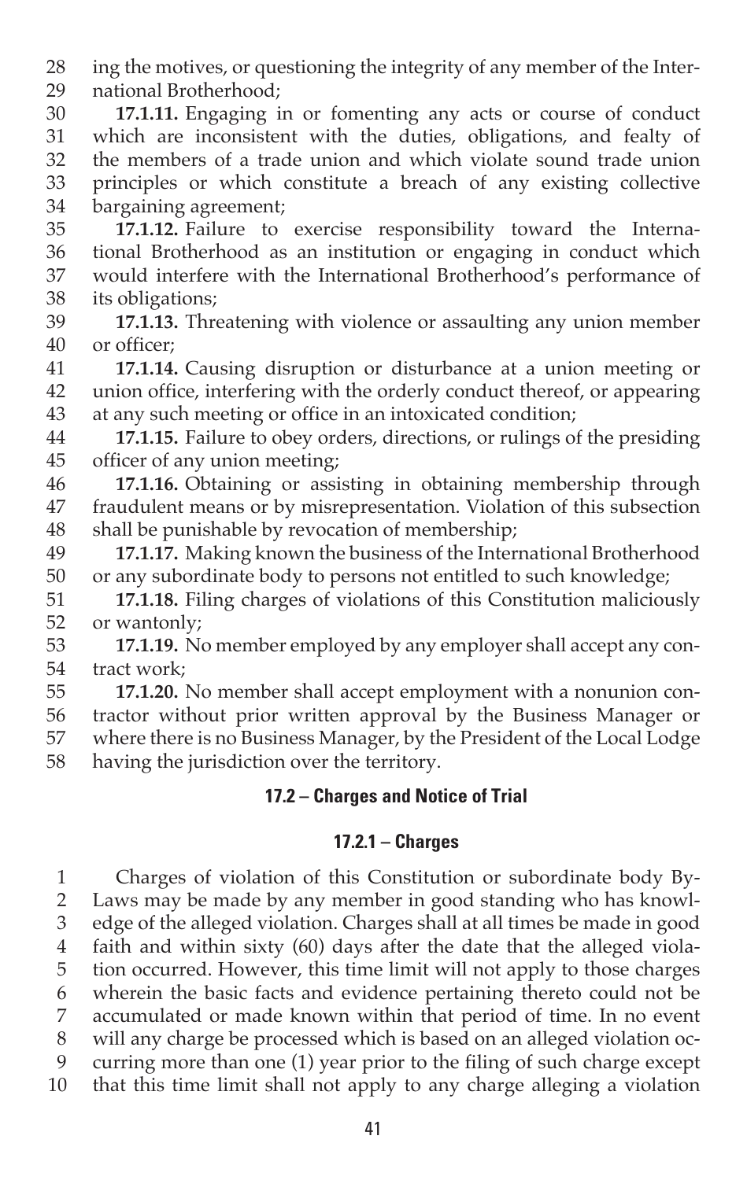ing the motives, or questioning the integrity of any member of the International Brotherhood;

**17.1.11.** Engaging in or fomenting any acts or course of conduct which are inconsistent with the duties, obligations, and fealty of the members of a trade union and which violate sound trade union principles or which constitute a breach of any existing collective bargaining agreement;

**17.1.12.** Failure to exercise responsibility toward the International Brotherhood as an institution or engaging in conduct which would interfere with the International Brotherhood's performance of its obligations;

**17.1.13.** Threatening with violence or assaulting any union member or officer;

**17.1.14.** Causing disruption or disturbance at a union meeting or union office, interfering with the orderly conduct thereof, or appearing at any such meeting or office in an intoxicated condition;

**17.1.15.** Failure to obey orders, directions, or rulings of the presiding officer of any union meeting;

**17.1.16.** Obtaining or assisting in obtaining membership through fraudulent means or by misrepresentation. Violation of this subsection shall be punishable by revocation of membership;

**17.1.17.** Making known the business of the International Brotherhood or any subordinate body to persons not entitled to such knowledge;

**17.1.18.** Filing charges of violations of this Constitution maliciously or wantonly;

**17.1.19.** No member employed by any employer shall accept any contract work;

**17.1.20.** No member shall accept employment with a nonunion contractor without prior written approval by the Business Manager or where there is no Business Manager, by the President of the Local Lodge having the jurisdiction over the territory.

## 17.2 – Charges and Notice of Trial

### 17.2.1 – Charges

Charges of violation of this Constitution or subordinate body By-Laws may be made by any member in good standing who has knowledge of the alleged violation. Charges shall at all times be made in good faith and within sixty (60) days after the date that the alleged violation occurred. However, this time limit will not apply to those charges wherein the basic facts and evidence pertaining thereto could not be accumulated or made known within that period of time. In no event will any charge be processed which is based on an alleged violation occurring more than one (1) year prior to the filing of such charge except that this time limit shall not apply to any charge alleging a violation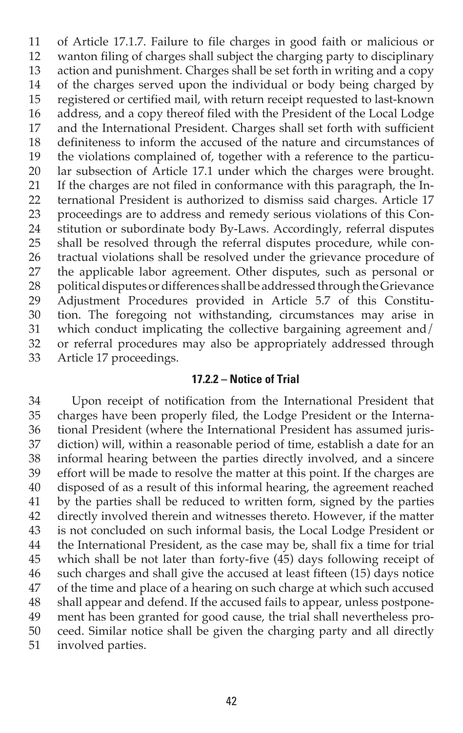of Article 17.1.7. Failure to file charges in good faith or malicious or wanton filing of charges shall subject the charging party to disciplinary action and punishment. Charges shall be set forth in writing and a copy of the charges served upon the individual or body being charged by registered or certified mail, with return receipt requested to last-known address, and a copy thereof filed with the President of the Local Lodge and the International President. Charges shall set forth with sufficient definiteness to inform the accused of the nature and circumstances of the violations complained of, together with a reference to the particular subsection of Article 17.1 under which the charges were brought. If the charges are not filed in conformance with this paragraph, the International President is authorized to dismiss said charges. Article 17 proceedings are to address and remedy serious violations of this Constitution or subordinate body By-Laws. Accordingly, referral disputes shall be resolved through the referral disputes procedure, while contractual violations shall be resolved under the grievance procedure of the applicable labor agreement. Other disputes, such as personal or political disputes or differences shall be addressed through the Grievance Adjustment Procedures provided in Article 5.7 of this Constitution. The foregoing not withstanding, circumstances may arise in which conduct implicating the collective bargaining agreement and/or referral procedures may also be appropriately addressed through Article 17 proceedings.

### 17.2.2 – Notice of Trial

Upon receipt of notification from the International President that charges have been properly filed, the Lodge President or the International President (where the International President has assumed jurisdiction) will, within a reasonable period of time, establish a date for an informal hearing between the parties directly involved, and a sincere effort will be made to resolve the matter at this point. If the charges are disposed of as a result of this informal hearing, the agreement reached by the parties shall be reduced to written form, signed by the parties directly involved therein and witnesses thereto. However, if the matter is not concluded on such informal basis, the Local Lodge President or the International President, as the case may be, shall fix a time for trial which shall be not later than forty-five (45) days following receipt of such charges and shall give the accused at least fifteen (15) days notice of the time and place of a hearing on such charge at which such accused shall appear and defend. If the accused fails to appear, unless postponement has been granted for good cause, the trial shall nevertheless proceed. Similar notice shall be given the charging party and all directly involved parties.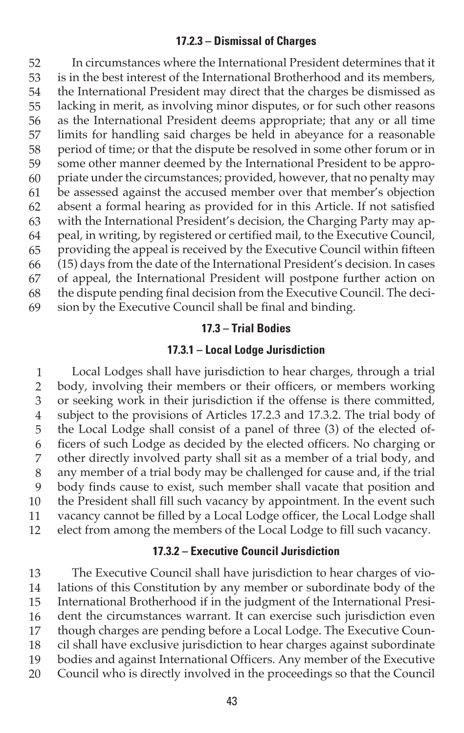#### 17.2.3 – Dismissal of Charges

In circumstances where the International President determines that it is in the best interest of the International Brotherhood and its members, the International President may direct that the charges be dismissed as lacking in merit, as involving minor disputes, or for such other reasons as the International President deems appropriate; that any or all time limits for handling said charges be held in abeyance for a reasonable period of time; or that the dispute be resolved in some other forum or in some other manner deemed by the International President to be appropriate under the circumstances; provided, however, that no penalty may be assessed against the accused member over that member's objection absent a formal hearing as provided for in this Article. If not satisfied with the International President's decision, the Charging Party may appeal, in writing, by registered or certified mail, to the Executive Council, providing the appeal is received by the Executive Council within fifteen (15) days from the date of the International President's decision. In cases of appeal, the International President will postpone further action on the dispute pending final decision from the Executive Council. The decision by the Executive Council shall be final and binding.

### 17.3 – Trial Bodies

#### 17.3.1 – Local Lodge Jurisdiction

Local Lodges shall have jurisdiction to hear charges, through a trial body, involving their members or their officers, or members working or seeking work in their jurisdiction if the offense is there committed, subject to the provisions of Articles 17.2.3 and 17.3.2. The trial body of the Local Lodge shall consist of a panel of three (3) of the elected officers of such Lodge as decided by the elected officers. No charging or other directly involved party shall sit as a member of a trial body, and any member of a trial body may be challenged for cause and, if the trial body finds cause to exist, such member shall vacate that position and the President shall fill such vacancy by appointment. In the event such vacancy cannot be filled by a Local Lodge officer, the Local Lodge shall elect from among the members of the Local Lodge to fill such vacancy.

#### 17.3.2 – Executive Council Jurisdiction

The Executive Council shall have jurisdiction to hear charges of violations of this Constitution by any member or subordinate body of the International Brotherhood if in the judgment of the International President the circumstances warrant. It can exercise such jurisdiction even though charges are pending before a Local Lodge. The Executive Council shall have exclusive jurisdiction to hear charges against subordinate bodies and against International Officers. Any member of the Executive Council who is directly involved in the proceedings so that the Council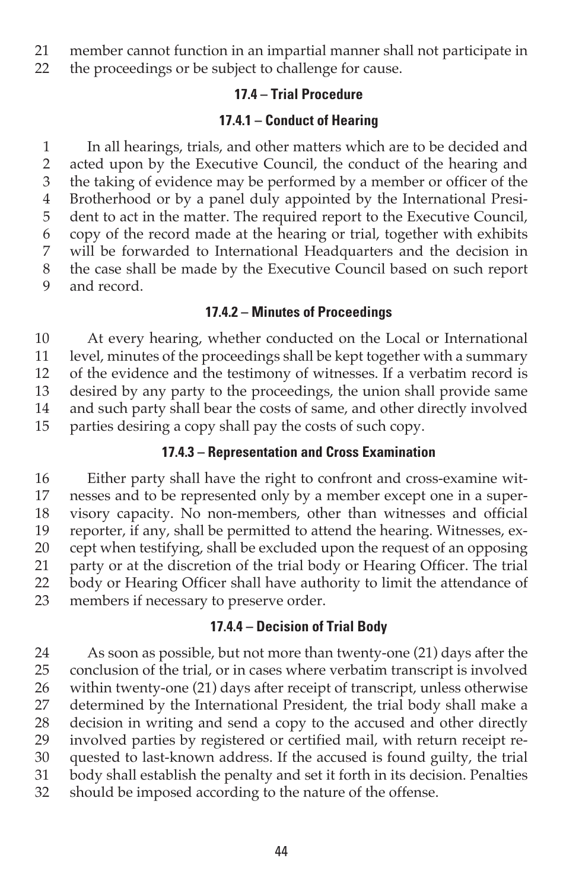member cannot function in an impartial manner shall not participate in the proceedings or be subject to challenge for cause.

### 17.4 – Trial Procedure

#### 17.4.1 – Conduct of Hearing

In all hearings, trials, and other matters which are to be decided and acted upon by the Executive Council, the conduct of the hearing and the taking of evidence may be performed by a member or officer of the Brotherhood or by a panel duly appointed by the International President to act in the matter. The required report to the Executive Council, copy of the record made at the hearing or trial, together with exhibits will be forwarded to International Headquarters and the decision in the case shall be made by the Executive Council based on such report and record.

#### 17.4.2 – Minutes of Proceedings

At every hearing, whether conducted on the Local or International level, minutes of the proceedings shall be kept together with a summary of the evidence and the testimony of witnesses. If a verbatim record is desired by any party to the proceedings, the union shall provide same and such party shall bear the costs of same, and other directly involved parties desiring a copy shall pay the costs of such copy.

#### 17.4.3 – Representation and Cross Examination

Either party shall have the right to confront and cross-examine witnesses and to be represented only by a member except one in a supervisory capacity. No non-members, other than witnesses and official reporter, if any, shall be permitted to attend the hearing. Witnesses, except when testifying, shall be excluded upon the request of an opposing party or at the discretion of the trial body or Hearing Officer. The trial body or Hearing Officer shall have authority to limit the attendance of members if necessary to preserve order.

#### 17.4.4 – Decision of Trial Body

As soon as possible, but not more than twenty-one (21) days after the conclusion of the trial, or in cases where verbatim transcript is involved within twenty-one (21) days after receipt of transcript, unless otherwise determined by the International President, the trial body shall make a decision in writing and send a copy to the accused and other directly involved parties by registered or certified mail, with return receipt requested to last-known address. If the accused is found guilty, the trial body shall establish the penalty and set it forth in its decision. Penalties should be imposed according to the nature of the offense.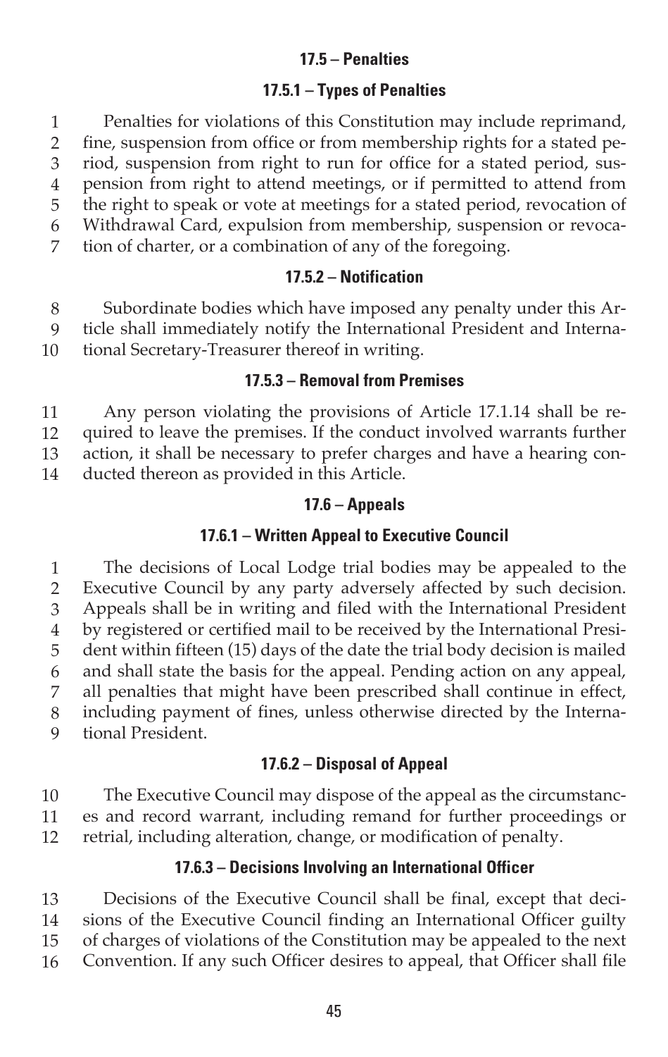### 17.5 – Penalties

#### 17.5.1 – Types of Penalties

Penalties for violations of this Constitution may include reprimand, fine, suspension from office or from membership rights for a stated period, suspension from right to run for office for a stated period, suspension from right to attend meetings, or if permitted to attend from the right to speak or vote at meetings for a stated period, revocation of Withdrawal Card, expulsion from membership, suspension or revocation of charter, or a combination of any of the foregoing.

#### 17.5.2 – Notification

Subordinate bodies which have imposed any penalty under this Article shall immediately notify the International President and International Secretary-Treasurer thereof in writing.

#### 17.5.3 – Removal from Premises

Any person violating the provisions of Article 17.1.14 shall be required to leave the premises. If the conduct involved warrants further action, it shall be necessary to prefer charges and have a hearing conducted thereon as provided in this Article.

### 17.6 – Appeals

#### 17.6.1 – Written Appeal to Executive Council

The decisions of Local Lodge trial bodies may be appealed to the Executive Council by any party adversely affected by such decision. Appeals shall be in writing and filed with the International President by registered or certified mail to be received by the International President within fifteen (15) days of the date the trial body decision is mailed and shall state the basis for the appeal. Pending action on any appeal, all penalties that might have been prescribed shall continue in effect, including payment of fines, unless otherwise directed by the International President.

#### 17.6.2 – Disposal of Appeal

The Executive Council may dispose of the appeal as the circumstances and record warrant, including remand for further proceedings or retrial, including alteration, change, or modification of penalty.

#### 17.6.3 – Decisions Involving an International Officer

Decisions of the Executive Council shall be final, except that decisions of the Executive Council finding an International Officer guilty of charges of violations of the Constitution may be appealed to the next Convention. If any such Officer desires to appeal, that Officer shall file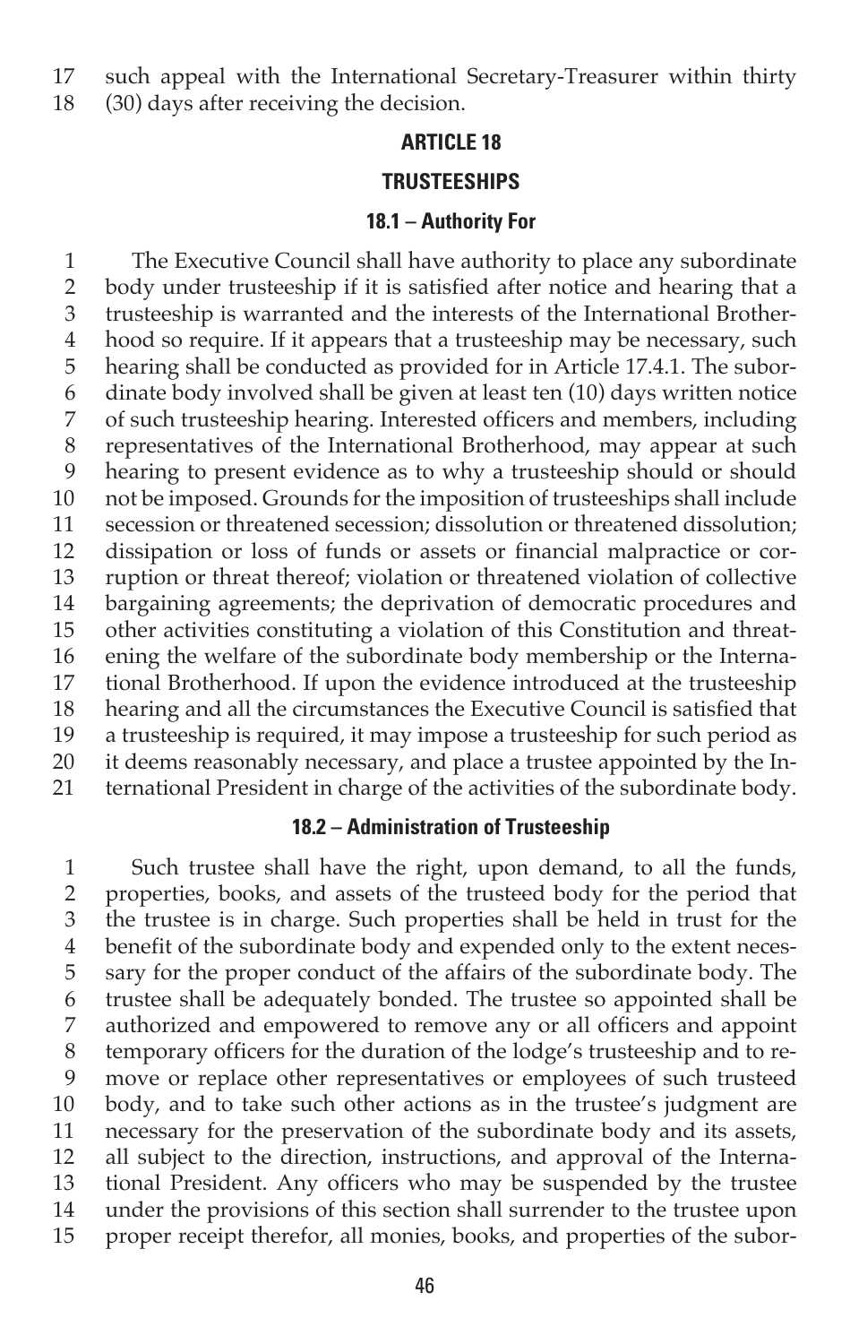such appeal with the International Secretary-Treasurer within thirty (30) days after receiving the decision.

## ARTICLE 18

## TRUSTEESHIPS

### 18.1 – Authority For

The Executive Council shall have authority to place any subordinate body under trusteeship if it is satisfied after notice and hearing that a trusteeship is warranted and the interests of the International Brotherhood so require. If it appears that a trusteeship may be necessary, such hearing shall be conducted as provided for in Article 17.4.1. The subordinate body involved shall be given at least ten (10) days written notice of such trusteeship hearing. Interested officers and members, including representatives of the International Brotherhood, may appear at such hearing to present evidence as to why a trusteeship should or should not be imposed. Grounds for the imposition of trusteeships shall include secession or threatened secession; dissolution or threatened dissolution; dissipation or loss of funds or assets or financial malpractice or corruption or threat thereof; violation or threatened violation of collective bargaining agreements; the deprivation of democratic procedures and other activities constituting a violation of this Constitution and threatening the welfare of the subordinate body membership or the International Brotherhood. If upon the evidence introduced at the trusteeship hearing and all the circumstances the Executive Council is satisfied that a trusteeship is required, it may impose a trusteeship for such period as it deems reasonably necessary, and place a trustee appointed by the International President in charge of the activities of the subordinate body.

### 18.2 – Administration of Trusteeship

Such trustee shall have the right, upon demand, to all the funds, properties, books, and assets of the trusteed body for the period that the trustee is in charge. Such properties shall be held in trust for the benefit of the subordinate body and expended only to the extent necessary for the proper conduct of the affairs of the subordinate body. The trustee shall be adequately bonded. The trustee so appointed shall be authorized and empowered to remove any or all officers and appoint temporary officers for the duration of the lodge's trusteeship and to remove or replace other representatives or employees of such trusteed body, and to take such other actions as in the trustee's judgment are necessary for the preservation of the subordinate body and its assets, all subject to the direction, instructions, and approval of the International President. Any officers who may be suspended by the trustee under the provisions of this section shall surrender to the trustee upon proper receipt therefor, all monies, books, and properties of the subor-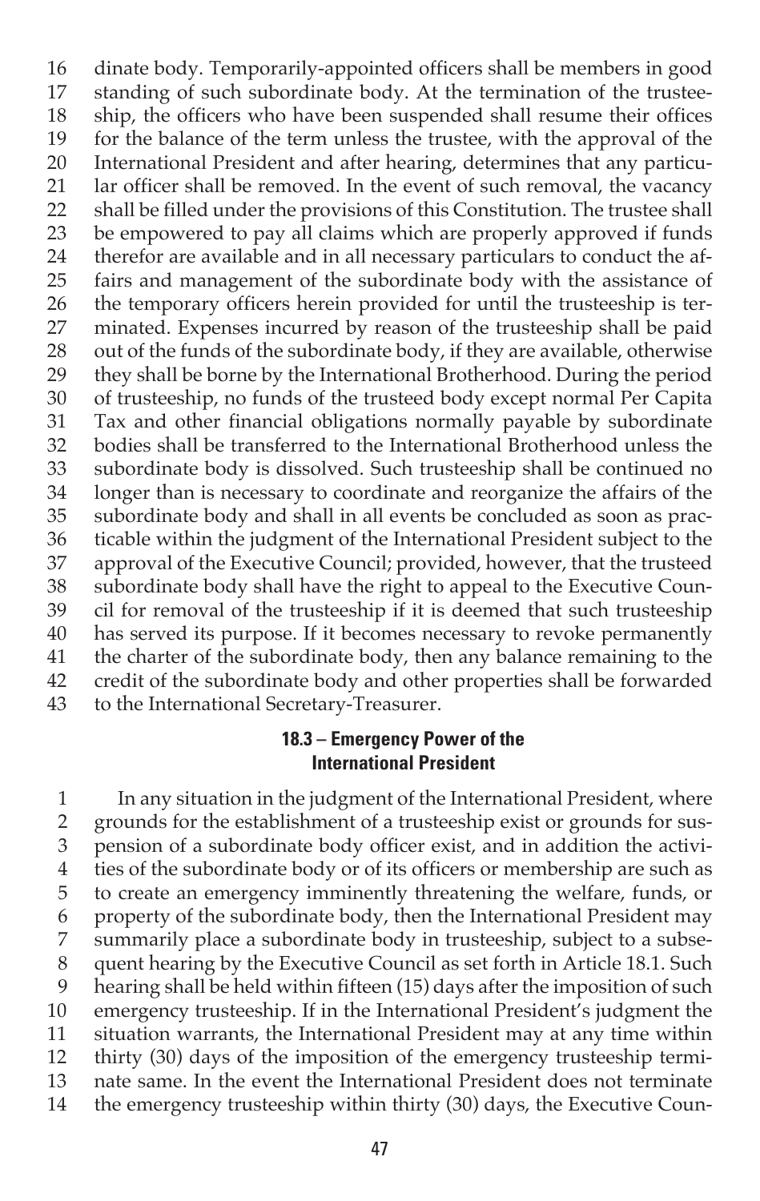dinate body. Temporarily-appointed officers shall be members in good standing of such subordinate body. At the termination of the trusteeship, the officers who have been suspended shall resume their offices for the balance of the term unless the trustee, with the approval of the International President and after hearing, determines that any particular officer shall be removed. In the event of such removal, the vacancy shall be filled under the provisions of this Constitution. The trustee shall be empowered to pay all claims which are properly approved if funds therefor are available and in all necessary particulars to conduct the affairs and management of the subordinate body with the assistance of the temporary officers herein provided for until the trusteeship is terminated. Expenses incurred by reason of the trusteeship shall be paid out of the funds of the subordinate body, if they are available, otherwise they shall be borne by the International Brotherhood. During the period of trusteeship, no funds of the trusteed body except normal Per Capita Tax and other financial obligations normally payable by subordinate bodies shall be transferred to the International Brotherhood unless the subordinate body is dissolved. Such trusteeship shall be continued no longer than is necessary to coordinate and reorganize the affairs of the subordinate body and shall in all events be concluded as soon as practicable within the judgment of the International President subject to the approval of the Executive Council; provided, however, that the trusteed subordinate body shall have the right to appeal to the Executive Council for removal of the trusteeship if it is deemed that such trusteeship has served its purpose. If it becomes necessary to revoke permanently the charter of the subordinate body, then any balance remaining to the credit of the subordinate body and other properties shall be forwarded to the International Secretary-Treasurer.

### 18.3 – Emergency Power of the International President

In any situation in the judgment of the International President, where grounds for the establishment of a trusteeship exist or grounds for suspension of a subordinate body officer exist, and in addition the activities of the subordinate body or of its officers or membership are such as to create an emergency imminently threatening the welfare, funds, or property of the subordinate body, then the International President may summarily place a subordinate body in trusteeship, subject to a subsequent hearing by the Executive Council as set forth in Article 18.1. Such hearing shall be held within fifteen (15) days after the imposition of such emergency trusteeship. If in the International President's judgment the situation warrants, the International President may at any time within thirty (30) days of the imposition of the emergency trusteeship terminate same. In the event the International President does not terminate the emergency trusteeship within thirty (30) days, the Executive Coun-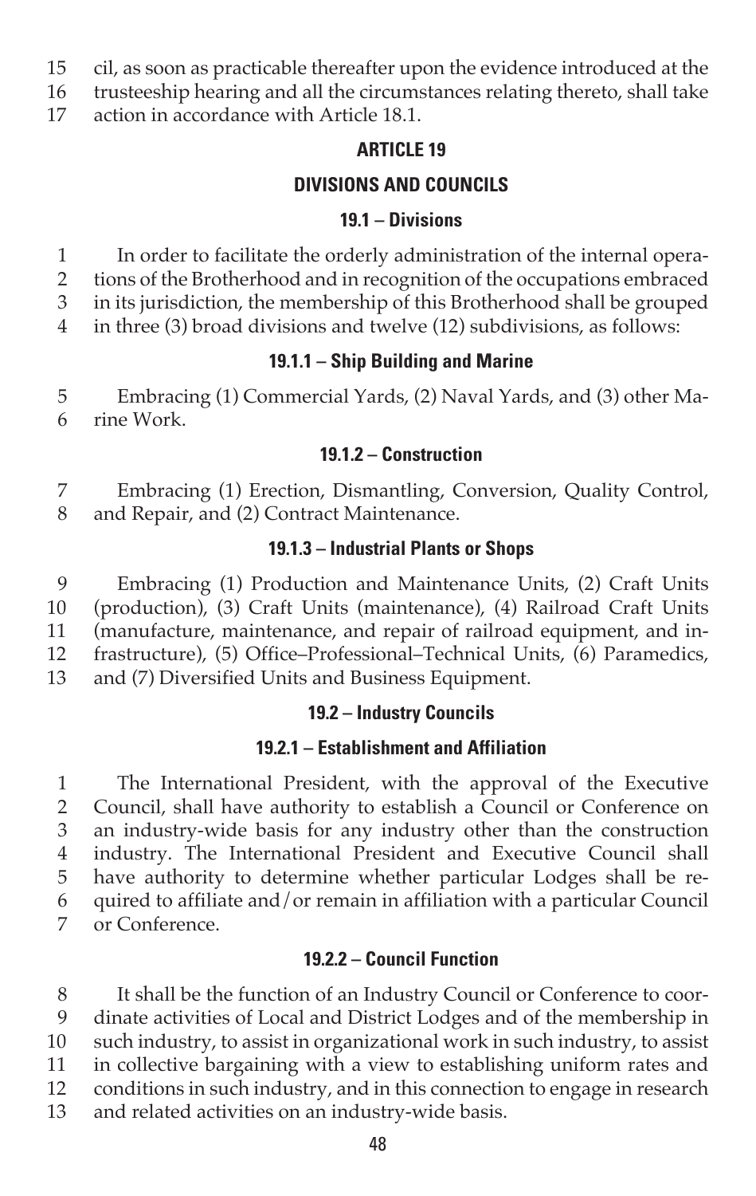cil, as soon as practicable thereafter upon the evidence introduced at the trusteeship hearing and all the circumstances relating thereto, shall take action in accordance with Article 18.1.

## ARTICLE 19

## DIVISIONS AND COUNCILS

### 19.1 – Divisions

In order to facilitate the orderly administration of the internal operations of the Brotherhood and in recognition of the occupations embraced in its jurisdiction, the membership of this Brotherhood shall be grouped in three (3) broad divisions and twelve (12) subdivisions, as follows:

#### 19.1.1 – Ship Building and Marine

Embracing (1) Commercial Yards, (2) Naval Yards, and (3) other Marine Work.

#### 19.1.2 – Construction

Embracing (1) Erection, Dismantling, Conversion, Quality Control, and Repair, and (2) Contract Maintenance.

#### 19.1.3 – Industrial Plants or Shops

Embracing (1) Production and Maintenance Units, (2) Craft Units (production), (3) Craft Units (maintenance), (4) Railroad Craft Units (manufacture, maintenance, and repair of railroad equipment, and infrastructure), (5) Office–Professional–Technical Units, (6) Paramedics, and (7) Diversified Units and Business Equipment.

### 19.2 – Industry Councils

#### 19.2.1 – Establishment and Affiliation

The International President, with the approval of the Executive Council, shall have authority to establish a Council or Conference on an industry-wide basis for any industry other than the construction industry. The International President and Executive Council shall have authority to determine whether particular Lodges shall be required to affiliate and/or remain in affiliation with a particular Council or Conference.

#### 19.2.2 – Council Function

It shall be the function of an Industry Council or Conference to coordinate activities of Local and District Lodges and of the membership in such industry, to assist in organizational work in such industry, to assist in collective bargaining with a view to establishing uniform rates and conditions in such industry, and in this connection to engage in research and related activities on an industry-wide basis.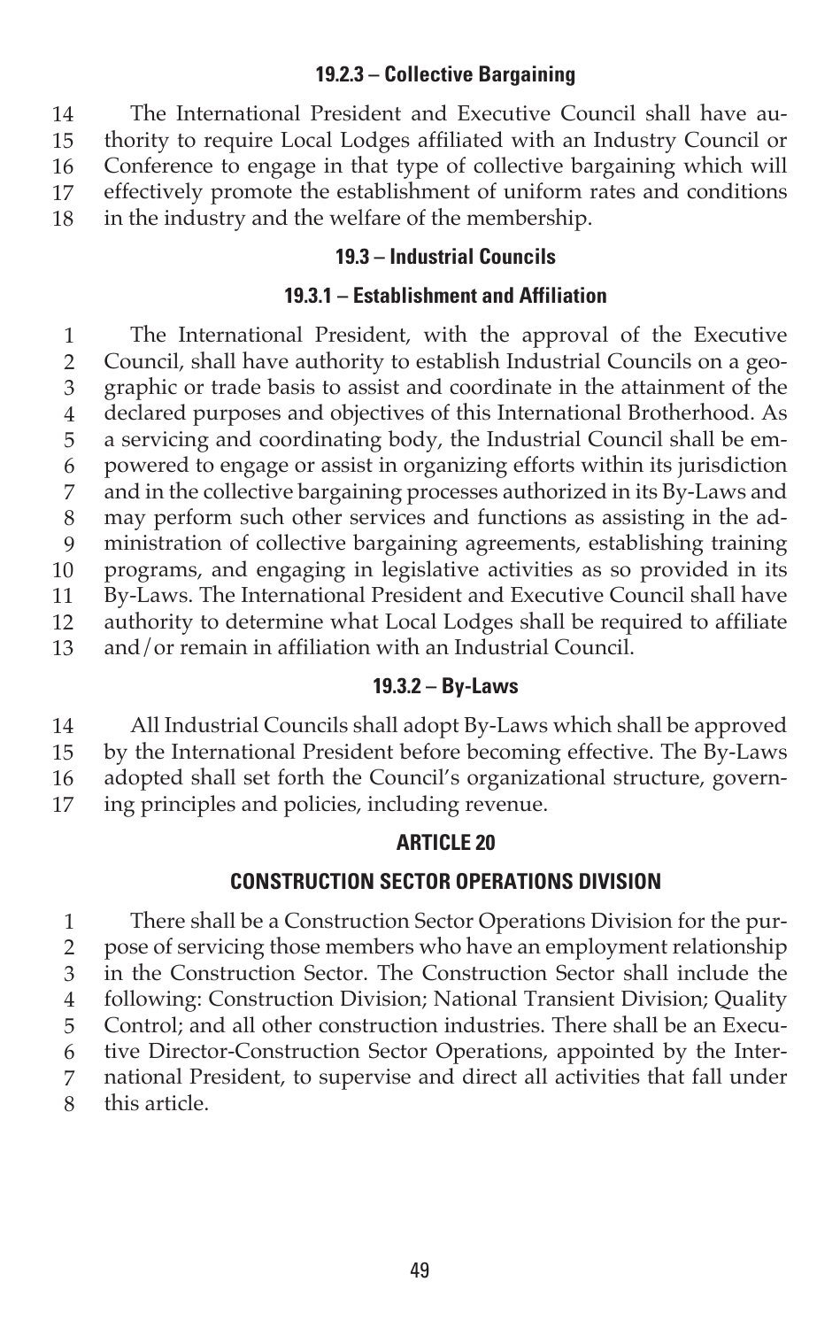#### 19.2.3 – Collective Bargaining

The International President and Executive Council shall have authority to require Local Lodges affiliated with an Industry Council or Conference to engage in that type of collective bargaining which will effectively promote the establishment of uniform rates and conditions in the industry and the welfare of the membership.

### 19.3 – Industrial Councils

#### 19.3.1 – Establishment and Affiliation

The International President, with the approval of the Executive Council, shall have authority to establish Industrial Councils on a geographic or trade basis to assist and coordinate in the attainment of the declared purposes and objectives of this International Brotherhood. As a servicing and coordinating body, the Industrial Council shall be empowered to engage or assist in organizing efforts within its jurisdiction and in the collective bargaining processes authorized in its By-Laws and may perform such other services and functions as assisting in the administration of collective bargaining agreements, establishing training programs, and engaging in legislative activities as so provided in its By-Laws. The International President and Executive Council shall have authority to determine what Local Lodges shall be required to affiliate and/or remain in affiliation with an Industrial Council.

#### 19.3.2 – By-Laws

All Industrial Councils shall adopt By-Laws which shall be approved by the International President before becoming effective. The By-Laws adopted shall set forth the Council's organizational structure, governing principles and policies, including revenue.

## ARTICLE 20

## CONSTRUCTION SECTOR OPERATIONS DIVISION

There shall be a Construction Sector Operations Division for the purpose of servicing those members who have an employment relationship in the Construction Sector. The Construction Sector shall include the following: Construction Division; National Transient Division; Quality Control; and all other construction industries. There shall be an Executive Director-Construction Sector Operations, appointed by the International President, to supervise and direct all activities that fall under this article.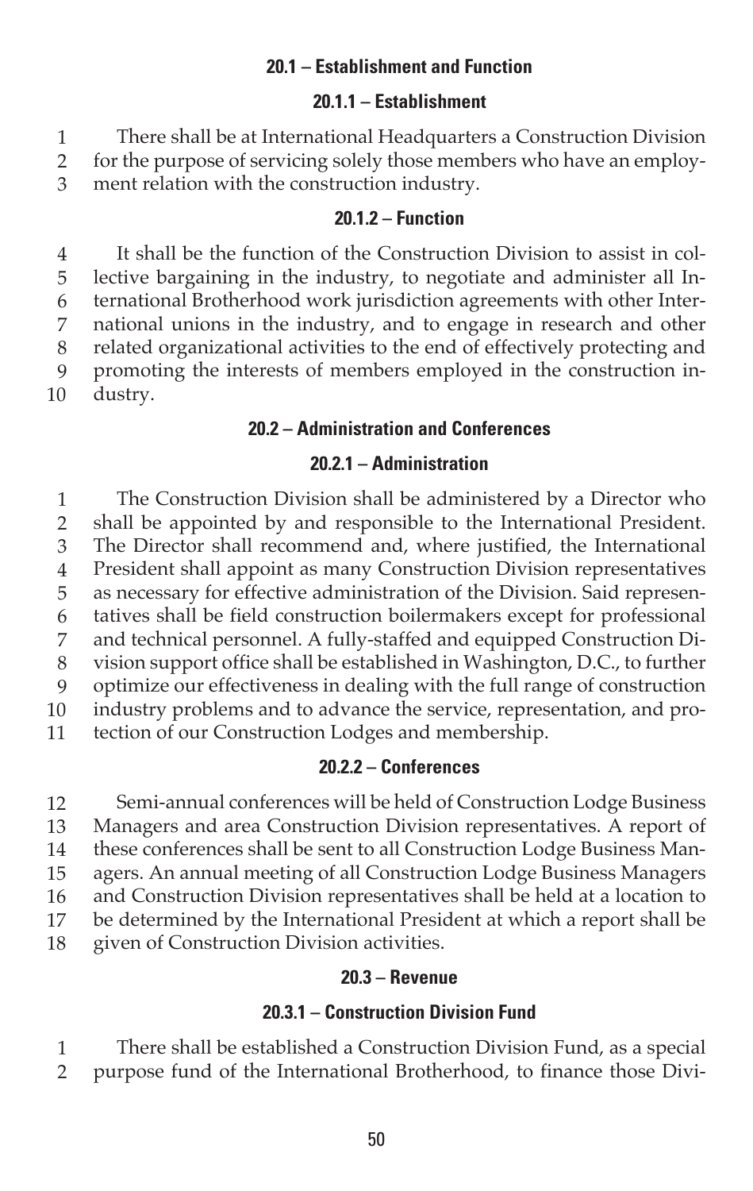### 20.1 – Establishment and Function

#### 20.1.1 – Establishment

There shall be at International Headquarters a Construction Division for the purpose of servicing solely those members who have an employment relation with the construction industry.

#### 20.1.2 – Function

It shall be the function of the Construction Division to assist in collective bargaining in the industry, to negotiate and administer all International Brotherhood work jurisdiction agreements with other International unions in the industry, and to engage in research and other related organizational activities to the end of effectively protecting and promoting the interests of members employed in the construction industry.

### 20.2 – Administration and Conferences

#### 20.2.1 – Administration

The Construction Division shall be administered by a Director who shall be appointed by and responsible to the International President. The Director shall recommend and, where justified, the International President shall appoint as many Construction Division representatives as necessary for effective administration of the Division. Said representatives shall be field construction boilermakers except for professional and technical personnel. A fully-staffed and equipped Construction Division support office shall be established in Washington, D.C., to further optimize our effectiveness in dealing with the full range of construction industry problems and to advance the service, representation, and protection of our Construction Lodges and membership.

#### 20.2.2 – Conferences

Semi-annual conferences will be held of Construction Lodge Business Managers and area Construction Division representatives. A report of these conferences shall be sent to all Construction Lodge Business Managers. An annual meeting of all Construction Lodge Business Managers and Construction Division representatives shall be held at a location to be determined by the International President at which a report shall be given of Construction Division activities.

### 20.3 – Revenue

#### 20.3.1 – Construction Division Fund

There shall be established a Construction Division Fund, as a special purpose fund of the International Brotherhood, to finance those Divi-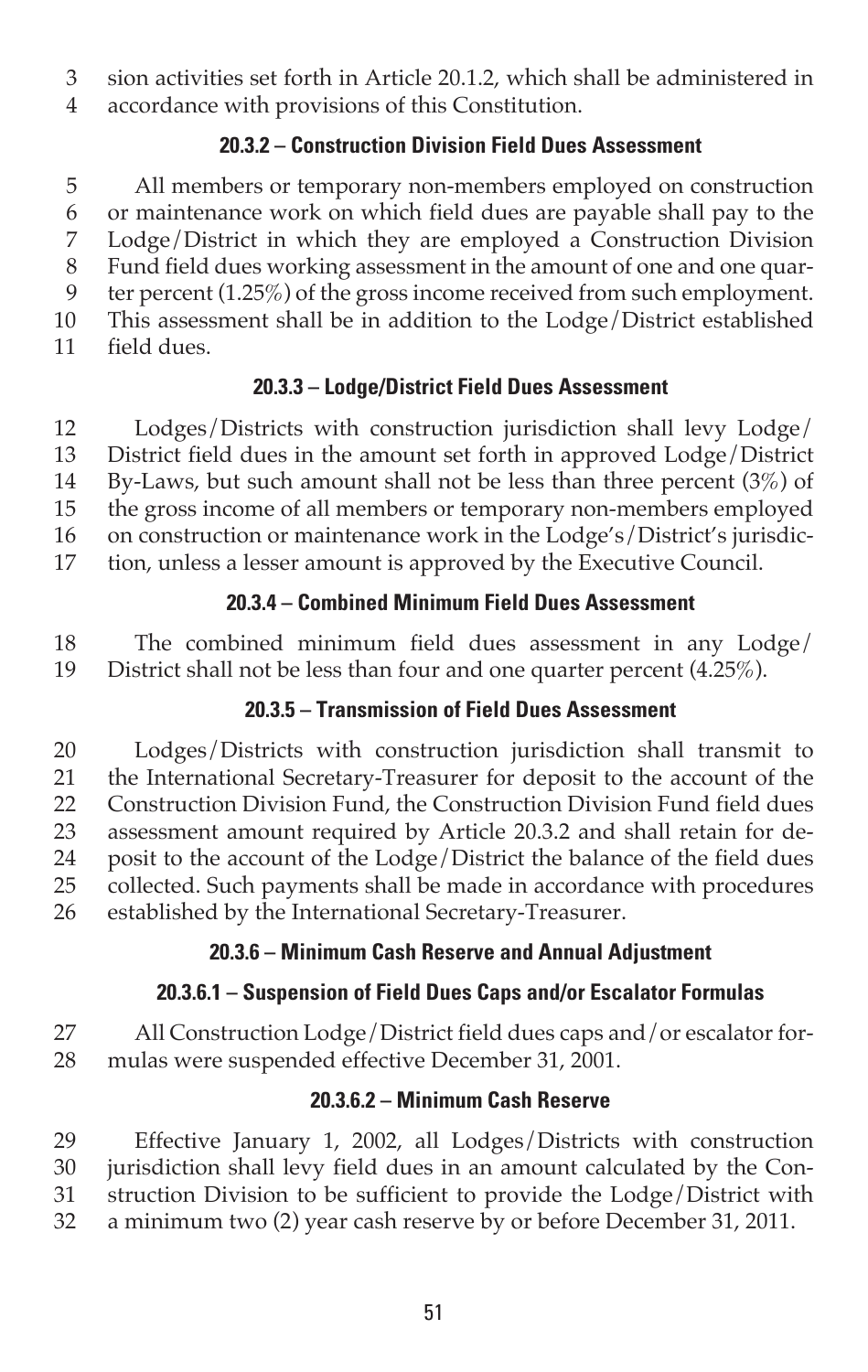sion activities set forth in Article 20.1.2, which shall be administered in accordance with provisions of this Constitution.

### 20.3.2 – Construction Division Field Dues Assessment

All members or temporary non-members employed on construction or maintenance work on which field dues are payable shall pay to the Lodge/District in which they are employed a Construction Division Fund field dues working assessment in the amount of one and one quarter percent (1.25%) of the gross income received from such employment. This assessment shall be in addition to the Lodge/District established field dues.

### 20.3.3 – Lodge/District Field Dues Assessment

Lodges/Districts with construction jurisdiction shall levy Lodge/District field dues in the amount set forth in approved Lodge/District By-Laws, but such amount shall not be less than three percent (3%) of the gross income of all members or temporary non-members employed on construction or maintenance work in the Lodge's/District's jurisdiction, unless a lesser amount is approved by the Executive Council.

### 20.3.4 – Combined Minimum Field Dues Assessment

The combined minimum field dues assessment in any Lodge/District shall not be less than four and one quarter percent (4.25%).

### 20.3.5 – Transmission of Field Dues Assessment

Lodges/Districts with construction jurisdiction shall transmit to the International Secretary-Treasurer for deposit to the account of the Construction Division Fund, the Construction Division Fund field dues assessment amount required by Article 20.3.2 and shall retain for deposit to the account of the Lodge/District the balance of the field dues collected. Such payments shall be made in accordance with procedures established by the International Secretary-Treasurer.

### 20.3.6 – Minimum Cash Reserve and Annual Adjustment

#### 20.3.6.1 – Suspension of Field Dues Caps and/or Escalator Formulas

All Construction Lodge/District field dues caps and/or escalator formulas were suspended effective December 31, 2001.

#### 20.3.6.2 – Minimum Cash Reserve

Effective January 1, 2002, all Lodges/Districts with construction jurisdiction shall levy field dues in an amount calculated by the Construction Division to be sufficient to provide the Lodge/District with a minimum two (2) year cash reserve by or before December 31, 2011.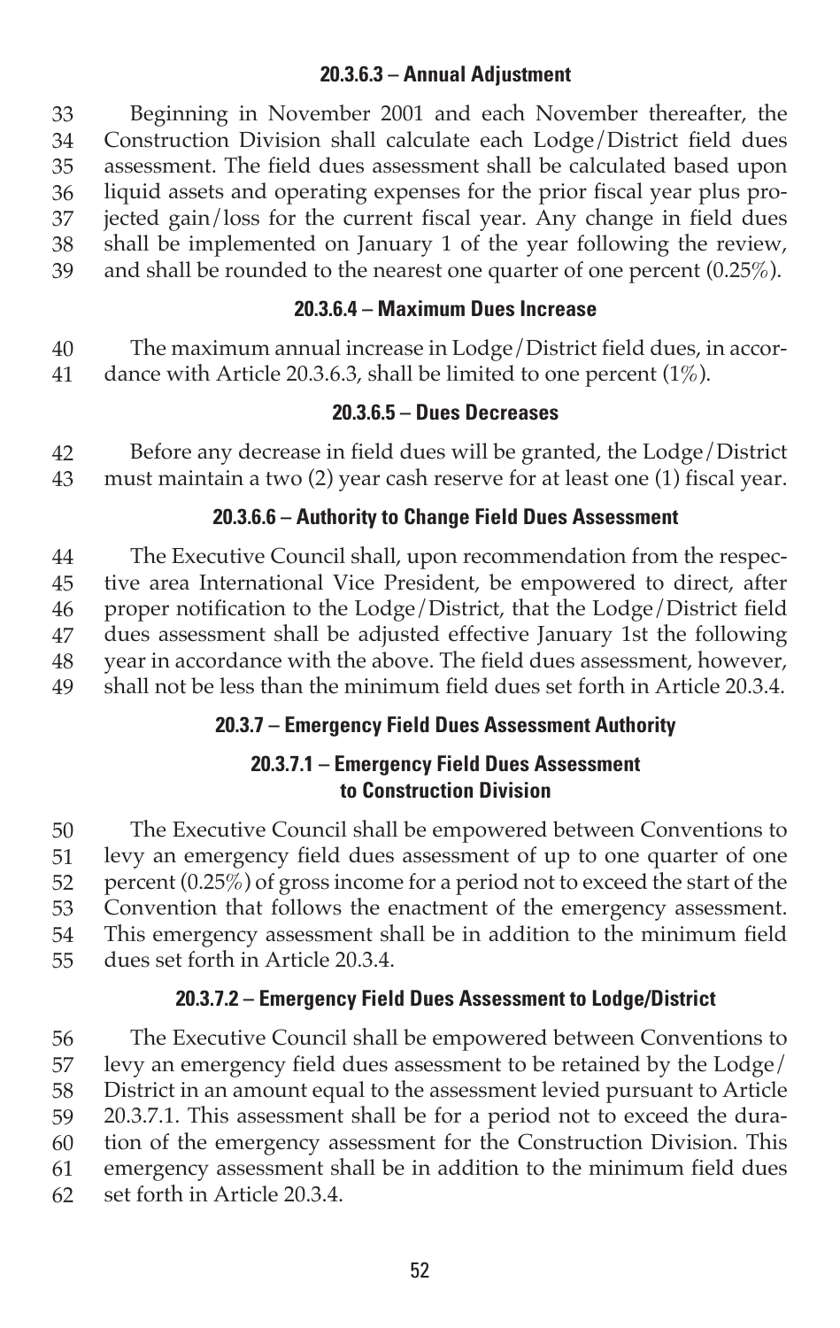#### 20.3.6.3 – Annual Adjustment

Beginning in November 2001 and each November thereafter, the Construction Division shall calculate each Lodge/District field dues assessment. The field dues assessment shall be calculated based upon liquid assets and operating expenses for the prior fiscal year plus projected gain/loss for the current fiscal year. Any change in field dues shall be implemented on January 1 of the year following the review, and shall be rounded to the nearest one quarter of one percent (0.25%).

#### 20.3.6.4 – Maximum Dues Increase

The maximum annual increase in Lodge/District field dues, in accordance with Article 20.3.6.3, shall be limited to one percent (1%).

#### 20.3.6.5 – Dues Decreases

Before any decrease in field dues will be granted, the Lodge/District must maintain a two (2) year cash reserve for at least one (1) fiscal year.

#### 20.3.6.6 – Authority to Change Field Dues Assessment

The Executive Council shall, upon recommendation from the respective area International Vice President, be empowered to direct, after proper notification to the Lodge/District, that the Lodge/District field dues assessment shall be adjusted effective January 1st the following year in accordance with the above. The field dues assessment, however, shall not be less than the minimum field dues set forth in Article 20.3.4.

### 20.3.7 – Emergency Field Dues Assessment Authority

#### 20.3.7.1 – Emergency Field Dues Assessment to Construction Division

The Executive Council shall be empowered between Conventions to levy an emergency field dues assessment of up to one quarter of one percent (0.25%) of gross income for a period not to exceed the start of the Convention that follows the enactment of the emergency assessment. This emergency assessment shall be in addition to the minimum field dues set forth in Article 20.3.4.

#### 20.3.7.2 – Emergency Field Dues Assessment to Lodge/District

The Executive Council shall be empowered between Conventions to levy an emergency field dues assessment to be retained by the Lodge/District in an amount equal to the assessment levied pursuant to Article 20.3.7.1. This assessment shall be for a period not to exceed the duration of the emergency assessment for the Construction Division. This emergency assessment shall be in addition to the minimum field dues set forth in Article 20.3.4.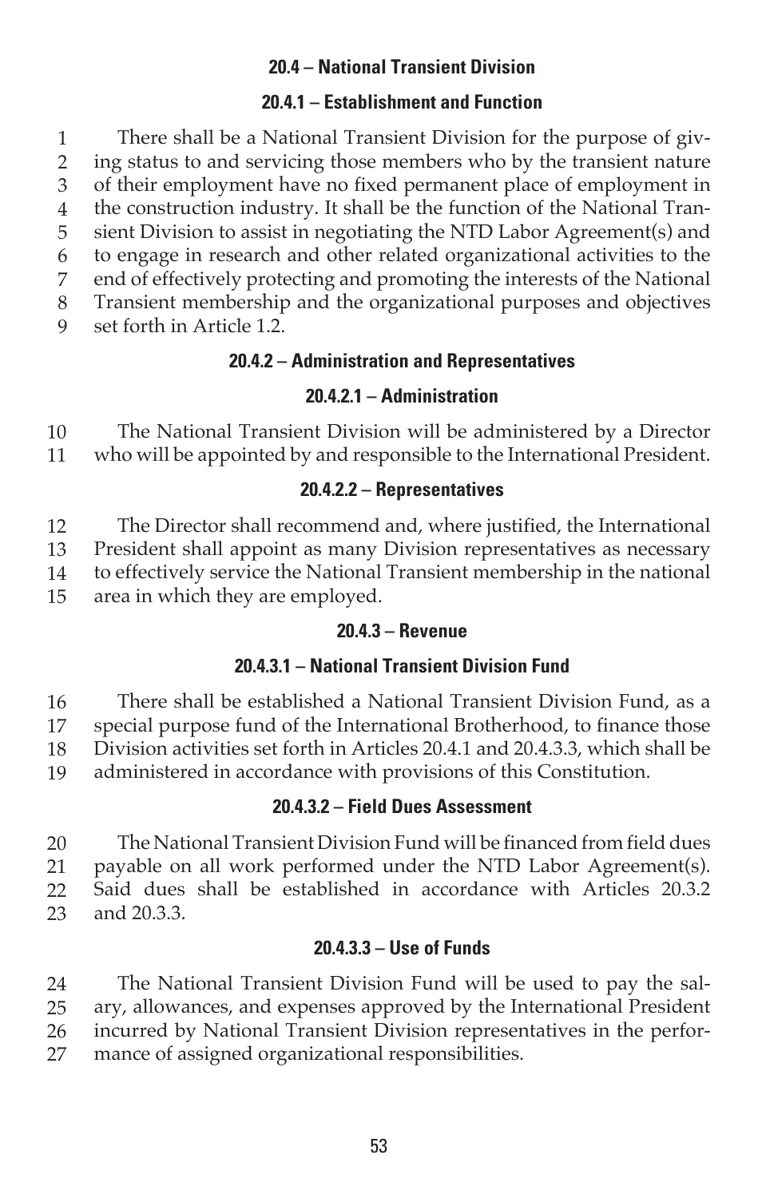### 20.4 – National Transient Division

#### 20.4.1 – Establishment and Function

There shall be a National Transient Division for the purpose of giving status to and servicing those members who by the transient nature of their employment have no fixed permanent place of employment in the construction industry. It shall be the function of the National Transient Division to assist in negotiating the NTD Labor Agreement(s) and to engage in research and other related organizational activities to the end of effectively protecting and promoting the interests of the National Transient membership and the organizational purposes and objectives set forth in Article 1.2.

#### 20.4.2 – Administration and Representatives

##### 20.4.2.1 – Administration

The National Transient Division will be administered by a Director who will be appointed by and responsible to the International President.

##### 20.4.2.2 – Representatives

The Director shall recommend and, where justified, the International President shall appoint as many Division representatives as necessary to effectively service the National Transient membership in the national area in which they are employed.

#### 20.4.3 – Revenue

##### 20.4.3.1 – National Transient Division Fund

There shall be established a National Transient Division Fund, as a special purpose fund of the International Brotherhood, to finance those Division activities set forth in Articles 20.4.1 and 20.4.3.3, which shall be administered in accordance with provisions of this Constitution.

##### 20.4.3.2 – Field Dues Assessment

The National Transient Division Fund will be financed from field dues payable on all work performed under the NTD Labor Agreement(s). Said dues shall be established in accordance with Articles 20.3.2 and 20.3.3.

##### 20.4.3.3 – Use of Funds

The National Transient Division Fund will be used to pay the salary, allowances, and expenses approved by the International President incurred by National Transient Division representatives in the performance of assigned organizational responsibilities.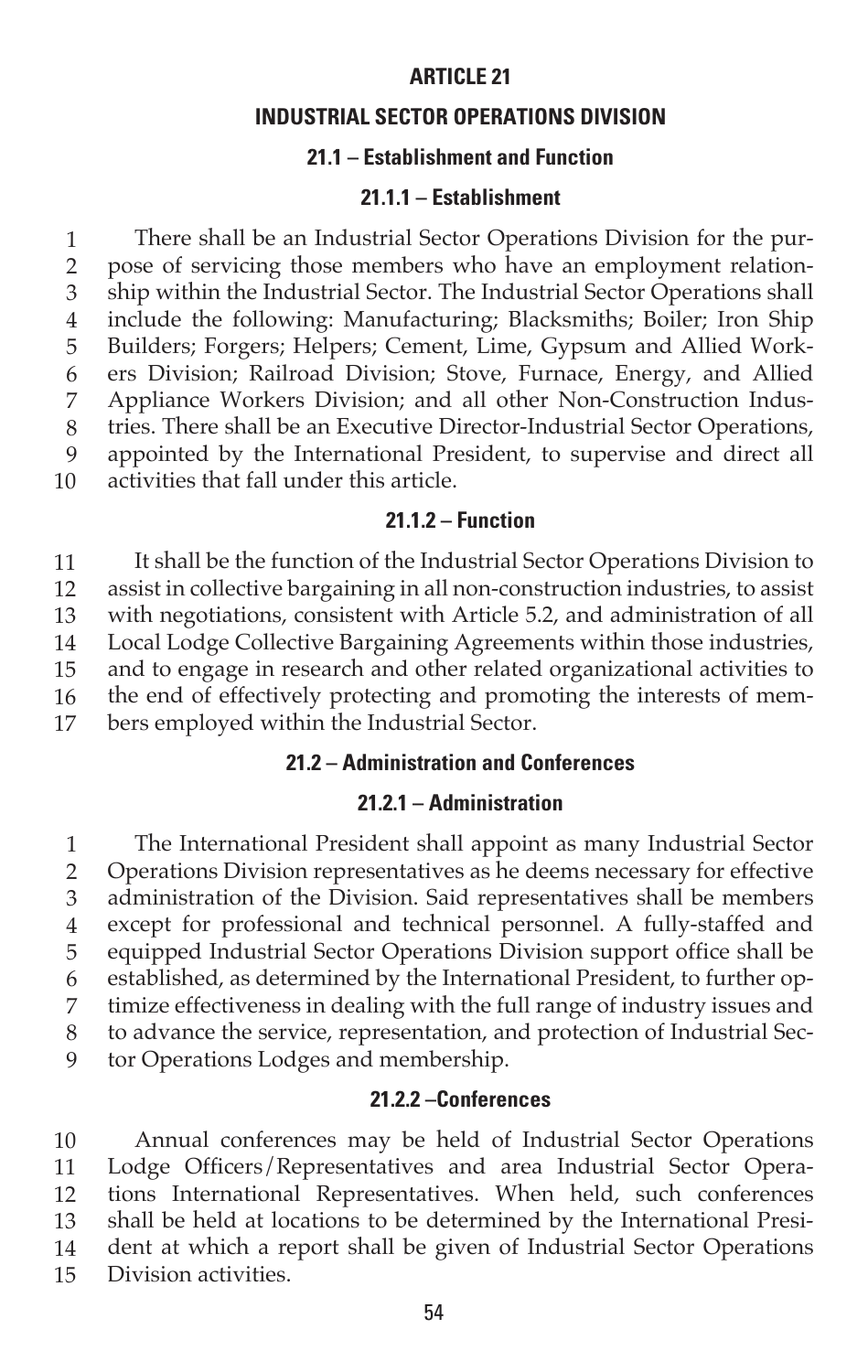# ARTICLE 21

## INDUSTRIAL SECTOR OPERATIONS DIVISION

### 21.1 – Establishment and Function

#### 21.1.1 – Establishment

There shall be an Industrial Sector Operations Division for the purpose of servicing those members who have an employment relationship within the Industrial Sector. The Industrial Sector Operations shall include the following: Manufacturing; Blacksmiths; Boiler; Iron Ship Builders; Forgers; Helpers; Cement, Lime, Gypsum and Allied Workers Division; Railroad Division; Stove, Furnace, Energy, and Allied Appliance Workers Division; and all other Non-Construction Industries. There shall be an Executive Director-Industrial Sector Operations, appointed by the International President, to supervise and direct all activities that fall under this article.

#### 21.1.2 – Function

It shall be the function of the Industrial Sector Operations Division to assist in collective bargaining in all non-construction industries, to assist with negotiations, consistent with Article 5.2, and administration of all Local Lodge Collective Bargaining Agreements within those industries, and to engage in research and other related organizational activities to the end of effectively protecting and promoting the interests of members employed within the Industrial Sector.

### 21.2 – Administration and Conferences

#### 21.2.1 – Administration

The International President shall appoint as many Industrial Sector Operations Division representatives as he deems necessary for effective administration of the Division. Said representatives shall be members except for professional and technical personnel. A fully-staffed and equipped Industrial Sector Operations Division support office shall be established, as determined by the International President, to further optimize effectiveness in dealing with the full range of industry issues and to advance the service, representation, and protection of Industrial Sector Operations Lodges and membership.

#### 21.2.2 –Conferences

Annual conferences may be held of Industrial Sector Operations Lodge Officers/Representatives and area Industrial Sector Operations International Representatives. When held, such conferences shall be held at locations to be determined by the International President at which a report shall be given of Industrial Sector Operations Division activities.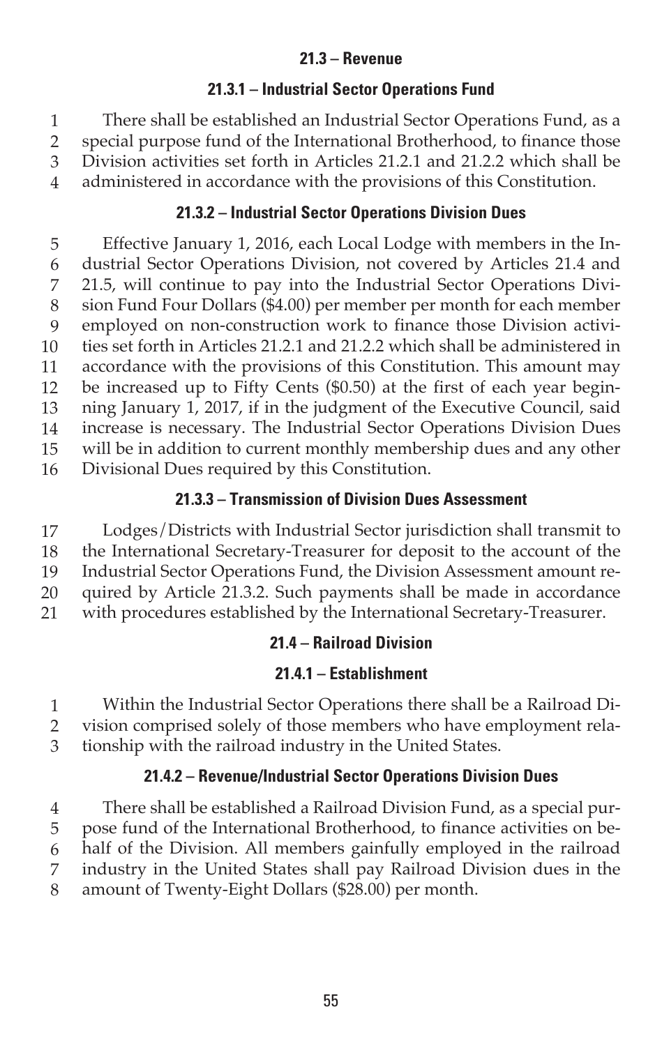### 21.3 – Revenue

#### 21.3.1 – Industrial Sector Operations Fund

There shall be established an Industrial Sector Operations Fund, as a special purpose fund of the International Brotherhood, to finance those Division activities set forth in Articles 21.2.1 and 21.2.2 which shall be administered in accordance with the provisions of this Constitution.

#### 21.3.2 – Industrial Sector Operations Division Dues

Effective January 1, 2016, each Local Lodge with members in the Industrial Sector Operations Division, not covered by Articles 21.4 and 21.5, will continue to pay into the Industrial Sector Operations Division Fund Four Dollars ($4.00) per member per month for each member employed on non-construction work to finance those Division activities set forth in Articles 21.2.1 and 21.2.2 which shall be administered in accordance with the provisions of this Constitution. This amount may be increased up to Fifty Cents ($0.50) at the first of each year beginning January 1, 2017, if in the judgment of the Executive Council, said increase is necessary. The Industrial Sector Operations Division Dues will be in addition to current monthly membership dues and any other Divisional Dues required by this Constitution.

#### 21.3.3 – Transmission of Division Dues Assessment

Lodges/Districts with Industrial Sector jurisdiction shall transmit to the International Secretary-Treasurer for deposit to the account of the Industrial Sector Operations Fund, the Division Assessment amount required by Article 21.3.2. Such payments shall be made in accordance with procedures established by the International Secretary-Treasurer.

### 21.4 – Railroad Division

#### 21.4.1 – Establishment

Within the Industrial Sector Operations there shall be a Railroad Division comprised solely of those members who have employment relationship with the railroad industry in the United States.

#### 21.4.2 – Revenue/Industrial Sector Operations Division Dues

There shall be established a Railroad Division Fund, as a special purpose fund of the International Brotherhood, to finance activities on behalf of the Division. All members gainfully employed in the railroad industry in the United States shall pay Railroad Division dues in the amount of Twenty-Eight Dollars ($28.00) per month.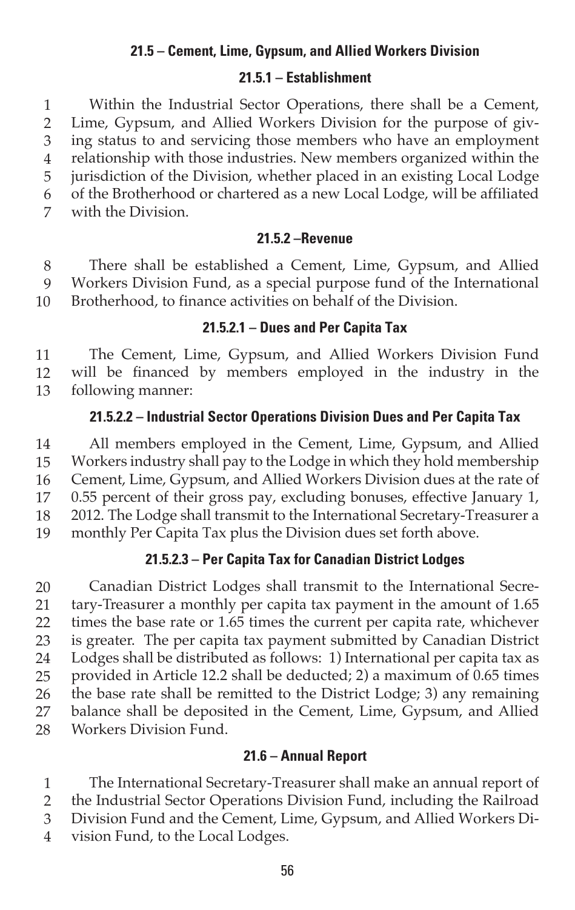### 21.5 – Cement, Lime, Gypsum, and Allied Workers Division

#### 21.5.1 – Establishment

Within the Industrial Sector Operations, there shall be a Cement, Lime, Gypsum, and Allied Workers Division for the purpose of giving status to and servicing those members who have an employment relationship with those industries. New members organized within the jurisdiction of the Division, whether placed in an existing Local Lodge of the Brotherhood or chartered as a new Local Lodge, will be affiliated with the Division.

#### 21.5.2 –Revenue

There shall be established a Cement, Lime, Gypsum, and Allied Workers Division Fund, as a special purpose fund of the International Brotherhood, to finance activities on behalf of the Division.

#### 21.5.2.1 – Dues and Per Capita Tax

The Cement, Lime, Gypsum, and Allied Workers Division Fund will be financed by members employed in the industry in the following manner:

#### 21.5.2.2 – Industrial Sector Operations Division Dues and Per Capita Tax

All members employed in the Cement, Lime, Gypsum, and Allied Workers industry shall pay to the Lodge in which they hold membership Cement, Lime, Gypsum, and Allied Workers Division dues at the rate of 0.55 percent of their gross pay, excluding bonuses, effective January 1, 2012. The Lodge shall transmit to the International Secretary-Treasurer a monthly Per Capita Tax plus the Division dues set forth above.

#### 21.5.2.3 – Per Capita Tax for Canadian District Lodges

Canadian District Lodges shall transmit to the International Secretary-Treasurer a monthly per capita tax payment in the amount of 1.65 times the base rate or 1.65 times the current per capita rate, whichever is greater. The per capita tax payment submitted by Canadian District Lodges shall be distributed as follows: 1) International per capita tax as provided in Article 12.2 shall be deducted; 2) a maximum of 0.65 times the base rate shall be remitted to the District Lodge; 3) any remaining balance shall be deposited in the Cement, Lime, Gypsum, and Allied Workers Division Fund.

### 21.6 – Annual Report

The International Secretary-Treasurer shall make an annual report of the Industrial Sector Operations Division Fund, including the Railroad Division Fund and the Cement, Lime, Gypsum, and Allied Workers Division Fund, to the Local Lodges.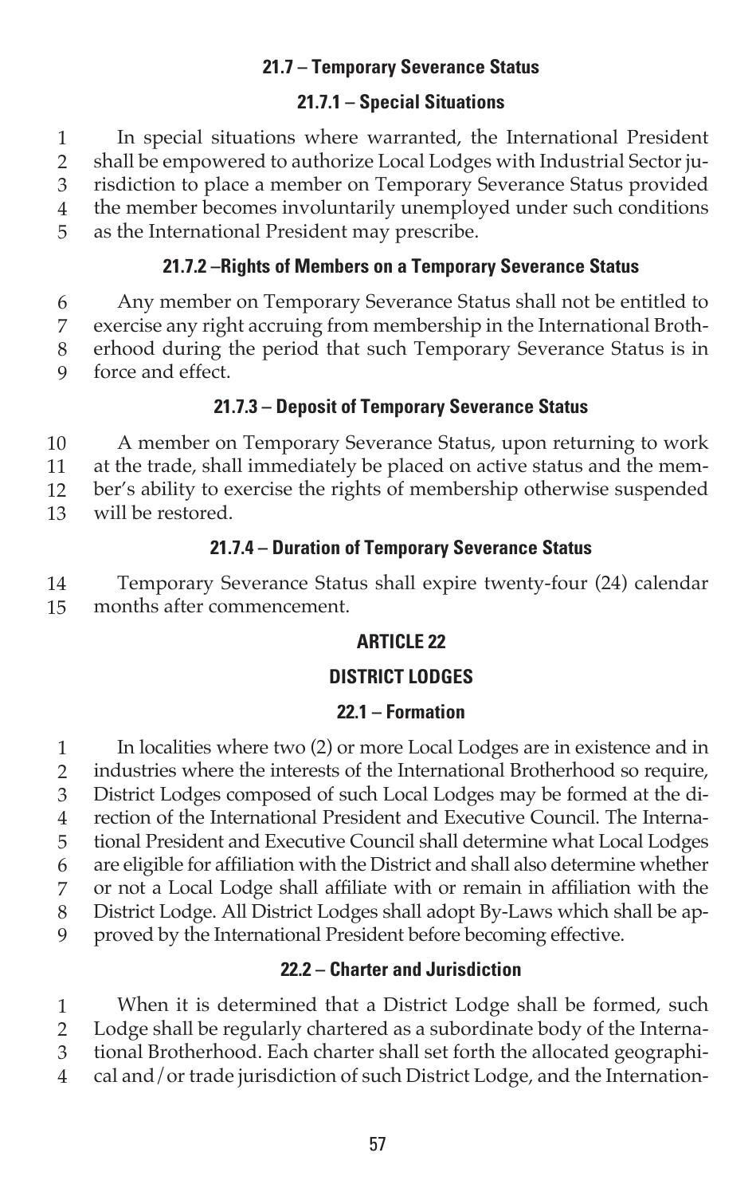### 21.7 – Temporary Severance Status

#### 21.7.1 – Special Situations

In special situations where warranted, the International President shall be empowered to authorize Local Lodges with Industrial Sector jurisdiction to place a member on Temporary Severance Status provided the member becomes involuntarily unemployed under such conditions as the International President may prescribe.

#### 21.7.2 –Rights of Members on a Temporary Severance Status

Any member on Temporary Severance Status shall not be entitled to exercise any right accruing from membership in the International Brotherhood during the period that such Temporary Severance Status is in force and effect.

#### 21.7.3 – Deposit of Temporary Severance Status

A member on Temporary Severance Status, upon returning to work at the trade, shall immediately be placed on active status and the member's ability to exercise the rights of membership otherwise suspended will be restored.

#### 21.7.4 – Duration of Temporary Severance Status

Temporary Severance Status shall expire twenty-four (24) calendar months after commencement.

## ARTICLE 22

## DISTRICT LODGES

### 22.1 – Formation

In localities where two (2) or more Local Lodges are in existence and in industries where the interests of the International Brotherhood so require, District Lodges composed of such Local Lodges may be formed at the direction of the International President and Executive Council. The International President and Executive Council shall determine what Local Lodges are eligible for affiliation with the District and shall also determine whether or not a Local Lodge shall affiliate with or remain in affiliation with the District Lodge. All District Lodges shall adopt By-Laws which shall be approved by the International President before becoming effective.

### 22.2 – Charter and Jurisdiction

When it is determined that a District Lodge shall be formed, such Lodge shall be regularly chartered as a subordinate body of the International Brotherhood. Each charter shall set forth the allocated geographical and/or trade jurisdiction of such District Lodge, and the International-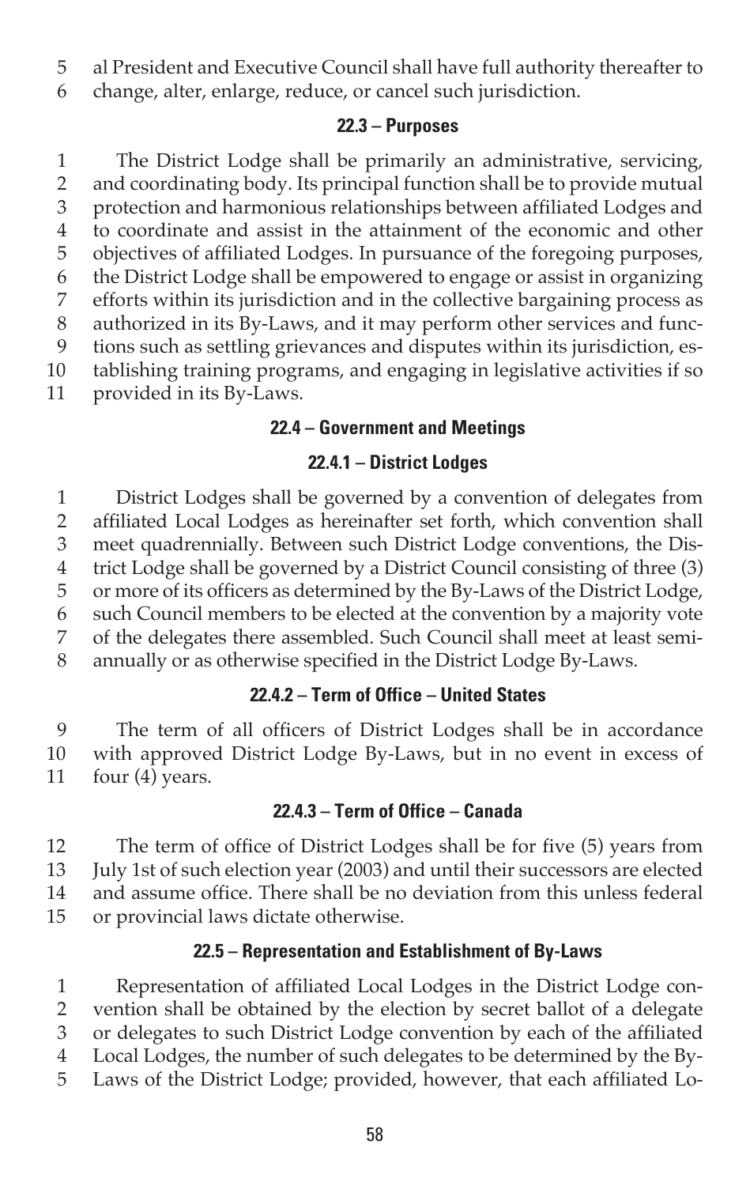al President and Executive Council shall have full authority thereafter to change, alter, enlarge, reduce, or cancel such jurisdiction.

### 22.3 – Purposes

The District Lodge shall be primarily an administrative, servicing, and coordinating body. Its principal function shall be to provide mutual protection and harmonious relationships between affiliated Lodges and to coordinate and assist in the attainment of the economic and other objectives of affiliated Lodges. In pursuance of the foregoing purposes, the District Lodge shall be empowered to engage or assist in organizing efforts within its jurisdiction and in the collective bargaining process as authorized in its By-Laws, and it may perform other services and functions such as settling grievances and disputes within its jurisdiction, establishing training programs, and engaging in legislative activities if so provided in its By-Laws.

### 22.4 – Government and Meetings

#### 22.4.1 – District Lodges

District Lodges shall be governed by a convention of delegates from affiliated Local Lodges as hereinafter set forth, which convention shall meet quadrennially. Between such District Lodge conventions, the District Lodge shall be governed by a District Council consisting of three (3) or more of its officers as determined by the By-Laws of the District Lodge, such Council members to be elected at the convention by a majority vote of the delegates there assembled. Such Council shall meet at least semi-annually or as otherwise specified in the District Lodge By-Laws.

#### 22.4.2 – Term of Office – United States

The term of all officers of District Lodges shall be in accordance with approved District Lodge By-Laws, but in no event in excess of four (4) years.

#### 22.4.3 – Term of Office – Canada

The term of office of District Lodges shall be for five (5) years from July 1st of such election year (2003) and until their successors are elected and assume office. There shall be no deviation from this unless federal or provincial laws dictate otherwise.

### 22.5 – Representation and Establishment of By-Laws

Representation of affiliated Local Lodges in the District Lodge convention shall be obtained by the election by secret ballot of a delegate or delegates to such District Lodge convention by each of the affiliated Local Lodges, the number of such delegates to be determined by the By-Laws of the District Lodge; provided, however, that each affiliated Lo-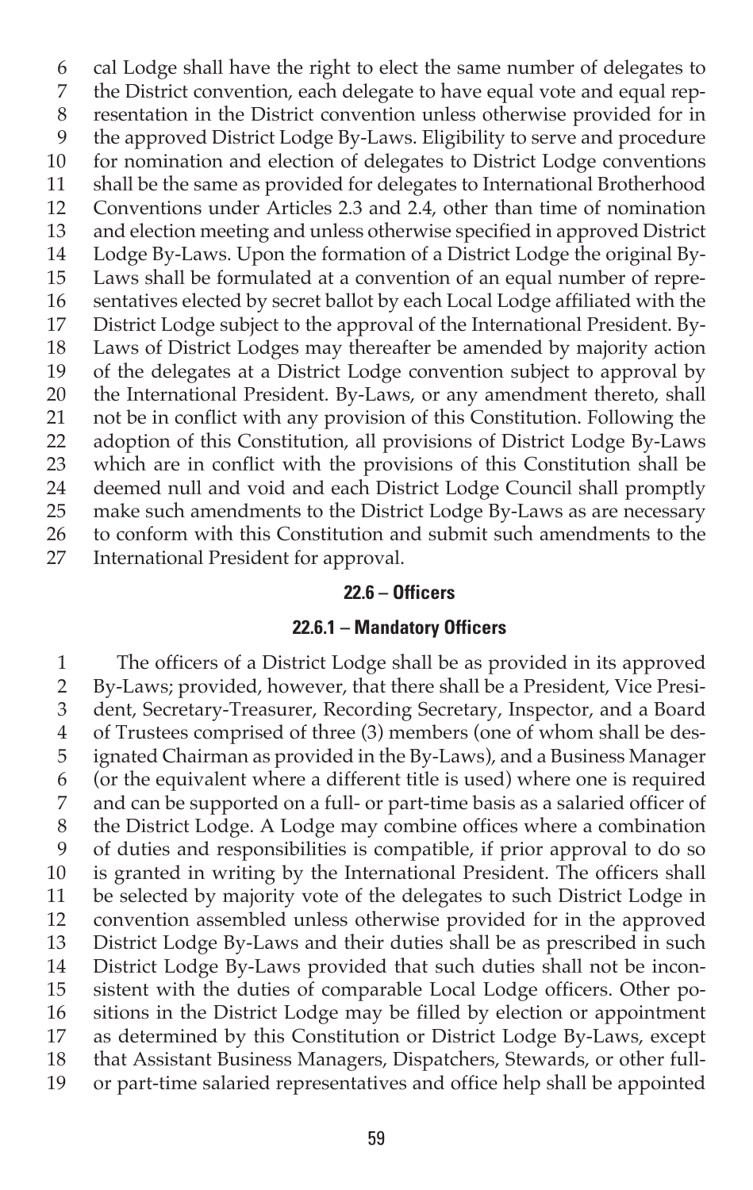cal Lodge shall have the right to elect the same number of delegates to the District convention, each delegate to have equal vote and equal representation in the District convention unless otherwise provided for in the approved District Lodge By-Laws. Eligibility to serve and procedure for nomination and election of delegates to District Lodge conventions shall be the same as provided for delegates to International Brotherhood Conventions under Articles 2.3 and 2.4, other than time of nomination and election meeting and unless otherwise specified in approved District Lodge By-Laws. Upon the formation of a District Lodge the original By-Laws shall be formulated at a convention of an equal number of representatives elected by secret ballot by each Local Lodge affiliated with the District Lodge subject to the approval of the International President. By-Laws of District Lodges may thereafter be amended by majority action of the delegates at a District Lodge convention subject to approval by the International President. By-Laws, or any amendment thereto, shall not be in conflict with any provision of this Constitution. Following the adoption of this Constitution, all provisions of District Lodge By-Laws which are in conflict with the provisions of this Constitution shall be deemed null and void and each District Lodge Council shall promptly make such amendments to the District Lodge By-Laws as are necessary to conform with this Constitution and submit such amendments to the International President for approval.

### 22.6 – Officers

#### 22.6.1 – Mandatory Officers

The officers of a District Lodge shall be as provided in its approved By-Laws; provided, however, that there shall be a President, Vice President, Secretary-Treasurer, Recording Secretary, Inspector, and a Board of Trustees comprised of three (3) members (one of whom shall be designated Chairman as provided in the By-Laws), and a Business Manager (or the equivalent where a different title is used) where one is required and can be supported on a full- or part-time basis as a salaried officer of the District Lodge. A Lodge may combine offices where a combination of duties and responsibilities is compatible, if prior approval to do so is granted in writing by the International President. The officers shall be selected by majority vote of the delegates to such District Lodge in convention assembled unless otherwise provided for in the approved District Lodge By-Laws and their duties shall be as prescribed in such District Lodge By-Laws provided that such duties shall not be inconsistent with the duties of comparable Local Lodge officers. Other positions in the District Lodge may be filled by election or appointment as determined by this Constitution or District Lodge By-Laws, except that Assistant Business Managers, Dispatchers, Stewards, or other full- or part-time salaried representatives and office help shall be appointed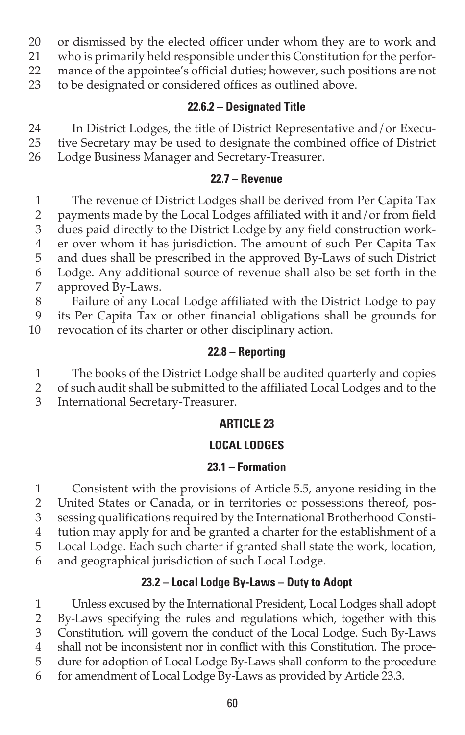or dismissed by the elected officer under whom they are to work and who is primarily held responsible under this Constitution for the performance of the appointee's official duties; however, such positions are not to be designated or considered offices as outlined above.

#### 22.6.2 – Designated Title

In District Lodges, the title of District Representative and/or Executive Secretary may be used to designate the combined office of District Lodge Business Manager and Secretary-Treasurer.

#### 22.7 – Revenue

The revenue of District Lodges shall be derived from Per Capita Tax payments made by the Local Lodges affiliated with it and/or from field dues paid directly to the District Lodge by any field construction worker over whom it has jurisdiction. The amount of such Per Capita Tax and dues shall be prescribed in the approved By-Laws of such District Lodge. Any additional source of revenue shall also be set forth in the approved By-Laws.

Failure of any Local Lodge affiliated with the District Lodge to pay its Per Capita Tax or other financial obligations shall be grounds for revocation of its charter or other disciplinary action.

#### 22.8 – Reporting

The books of the District Lodge shall be audited quarterly and copies of such audit shall be submitted to the affiliated Local Lodges and to the International Secretary-Treasurer.

## ARTICLE 23

## LOCAL LODGES

#### 23.1 – Formation

Consistent with the provisions of Article 5.5, anyone residing in the United States or Canada, or in territories or possessions thereof, possessing qualifications required by the International Brotherhood Constitution may apply for and be granted a charter for the establishment of a Local Lodge. Each such charter if granted shall state the work, location, and geographical jurisdiction of such Local Lodge.

#### 23.2 – Local Lodge By-Laws – Duty to Adopt

Unless excused by the International President, Local Lodges shall adopt By-Laws specifying the rules and regulations which, together with this Constitution, will govern the conduct of the Local Lodge. Such By-Laws shall not be inconsistent nor in conflict with this Constitution. The procedure for adoption of Local Lodge By-Laws shall conform to the procedure for amendment of Local Lodge By-Laws as provided by Article 23.3.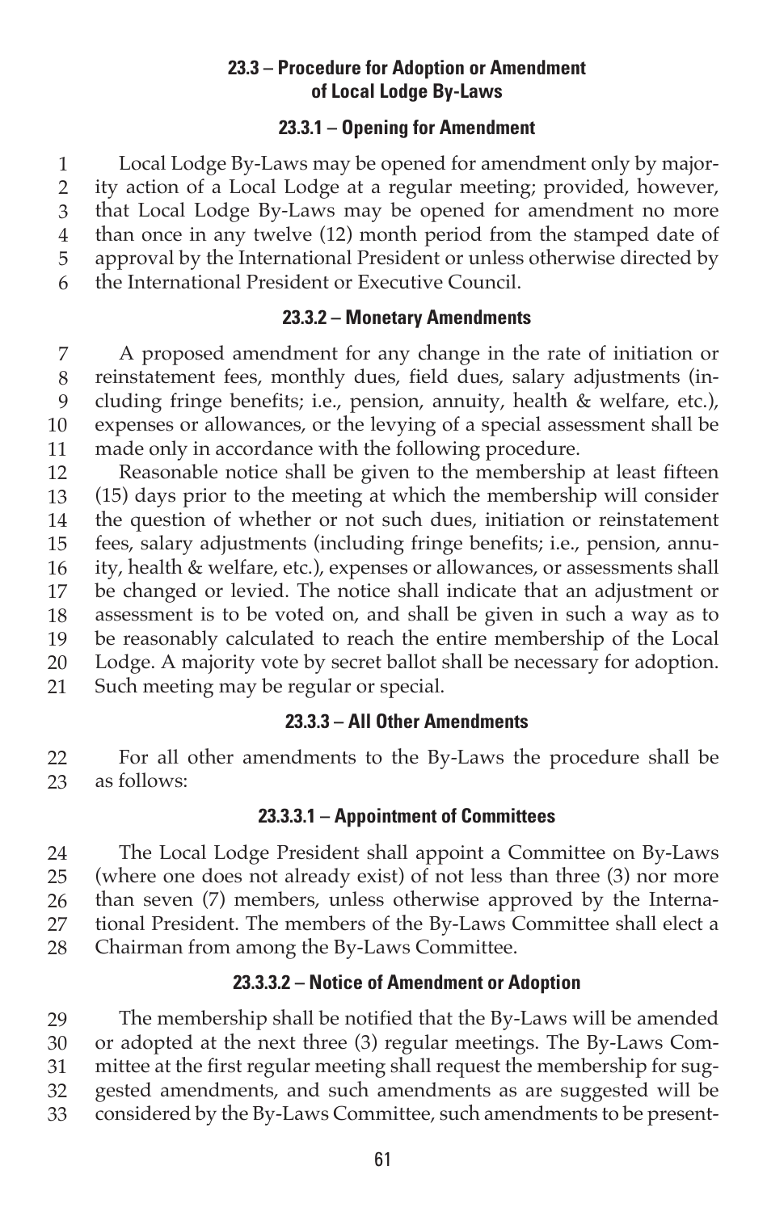### 23.3 – Procedure for Adoption or Amendment of Local Lodge By-Laws

#### 23.3.1 – Opening for Amendment

Local Lodge By-Laws may be opened for amendment only by majority action of a Local Lodge at a regular meeting; provided, however, that Local Lodge By-Laws may be opened for amendment no more than once in any twelve (12) month period from the stamped date of approval by the International President or unless otherwise directed by the International President or Executive Council.

#### 23.3.2 – Monetary Amendments

A proposed amendment for any change in the rate of initiation or reinstatement fees, monthly dues, field dues, salary adjustments (including fringe benefits; i.e., pension, annuity, health & welfare, etc.), expenses or allowances, or the levying of a special assessment shall be made only in accordance with the following procedure.

Reasonable notice shall be given to the membership at least fifteen (15) days prior to the meeting at which the membership will consider the question of whether or not such dues, initiation or reinstatement fees, salary adjustments (including fringe benefits; i.e., pension, annuity, health & welfare, etc.), expenses or allowances, or assessments shall be changed or levied. The notice shall indicate that an adjustment or assessment is to be voted on, and shall be given in such a way as to be reasonably calculated to reach the entire membership of the Local Lodge. A majority vote by secret ballot shall be necessary for adoption. Such meeting may be regular or special.

#### 23.3.3 – All Other Amendments

For all other amendments to the By-Laws the procedure shall be as follows:

##### 23.3.3.1 – Appointment of Committees

The Local Lodge President shall appoint a Committee on By-Laws (where one does not already exist) of not less than three (3) nor more than seven (7) members, unless otherwise approved by the International President. The members of the By-Laws Committee shall elect a Chairman from among the By-Laws Committee.

##### 23.3.3.2 – Notice of Amendment or Adoption

The membership shall be notified that the By-Laws will be amended or adopted at the next three (3) regular meetings. The By-Laws Committee at the first regular meeting shall request the membership for suggested amendments, and such amendments as are suggested will be considered by the By-Laws Committee, such amendments to be present-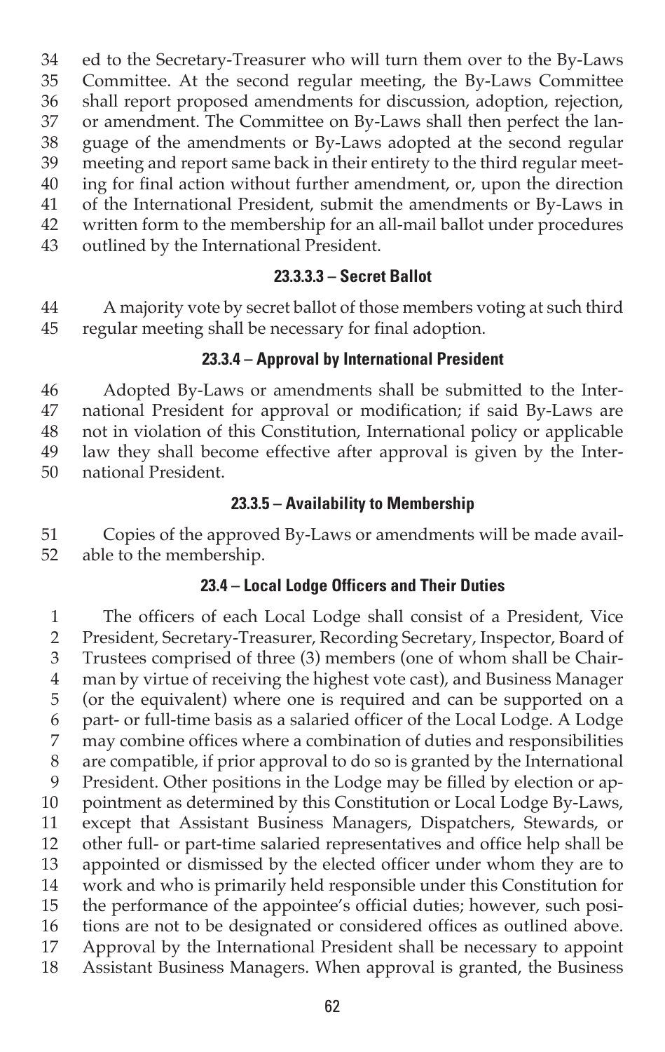ed to the Secretary-Treasurer who will turn them over to the By-Laws Committee. At the second regular meeting, the By-Laws Committee shall report proposed amendments for discussion, adoption, rejection, or amendment. The Committee on By-Laws shall then perfect the language of the amendments or By-Laws adopted at the second regular meeting and report same back in their entirety to the third regular meeting for final action without further amendment, or, upon the direction of the International President, submit the amendments or By-Laws in written form to the membership for an all-mail ballot under procedures outlined by the International President.

#### 23.3.3.3 – Secret Ballot

A majority vote by secret ballot of those members voting at such third regular meeting shall be necessary for final adoption.

### 23.3.4 – Approval by International President

Adopted By-Laws or amendments shall be submitted to the International President for approval or modification; if said By-Laws are not in violation of this Constitution, International policy or applicable law they shall become effective after approval is given by the International President.

### 23.3.5 – Availability to Membership

Copies of the approved By-Laws or amendments will be made available to the membership.

## 23.4 – Local Lodge Officers and Their Duties

The officers of each Local Lodge shall consist of a President, Vice President, Secretary-Treasurer, Recording Secretary, Inspector, Board of Trustees comprised of three (3) members (one of whom shall be Chairman by virtue of receiving the highest vote cast), and Business Manager (or the equivalent) where one is required and can be supported on a part- or full-time basis as a salaried officer of the Local Lodge. A Lodge may combine offices where a combination of duties and responsibilities are compatible, if prior approval to do so is granted by the International President. Other positions in the Lodge may be filled by election or appointment as determined by this Constitution or Local Lodge By-Laws, except that Assistant Business Managers, Dispatchers, Stewards, or other full- or part-time salaried representatives and office help shall be appointed or dismissed by the elected officer under whom they are to work and who is primarily held responsible under this Constitution for the performance of the appointee's official duties; however, such positions are not to be designated or considered offices as outlined above. Approval by the International President shall be necessary to appoint Assistant Business Managers. When approval is granted, the Business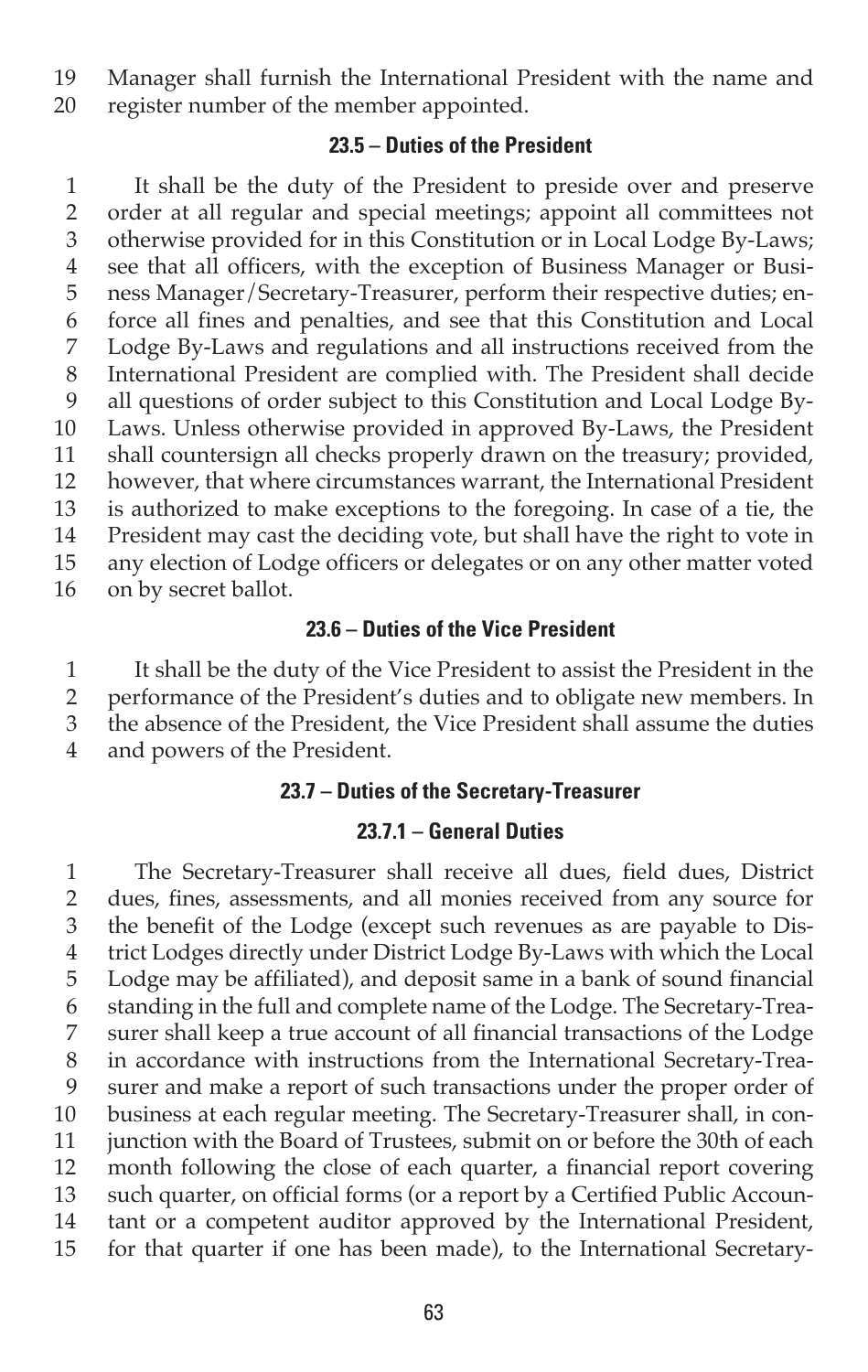Manager shall furnish the International President with the name and register number of the member appointed.

### 23.5 – Duties of the President

It shall be the duty of the President to preside over and preserve order at all regular and special meetings; appoint all committees not otherwise provided for in this Constitution or in Local Lodge By-Laws; see that all officers, with the exception of Business Manager or Business Manager/Secretary-Treasurer, perform their respective duties; enforce all fines and penalties, and see that this Constitution and Local Lodge By-Laws and regulations and all instructions received from the International President are complied with. The President shall decide all questions of order subject to this Constitution and Local Lodge By-Laws. Unless otherwise provided in approved By-Laws, the President shall countersign all checks properly drawn on the treasury; provided, however, that where circumstances warrant, the International President is authorized to make exceptions to the foregoing. In case of a tie, the President may cast the deciding vote, but shall have the right to vote in any election of Lodge officers or delegates or on any other matter voted on by secret ballot.

### 23.6 – Duties of the Vice President

It shall be the duty of the Vice President to assist the President in the performance of the President's duties and to obligate new members. In the absence of the President, the Vice President shall assume the duties and powers of the President.

### 23.7 – Duties of the Secretary-Treasurer

#### 23.7.1 – General Duties

The Secretary-Treasurer shall receive all dues, field dues, District dues, fines, assessments, and all monies received from any source for the benefit of the Lodge (except such revenues as are payable to District Lodges directly under District Lodge By-Laws with which the Local Lodge may be affiliated), and deposit same in a bank of sound financial standing in the full and complete name of the Lodge. The Secretary-Treasurer shall keep a true account of all financial transactions of the Lodge in accordance with instructions from the International Secretary-Treasurer and make a report of such transactions under the proper order of business at each regular meeting. The Secretary-Treasurer shall, in conjunction with the Board of Trustees, submit on or before the 30th of each month following the close of each quarter, a financial report covering such quarter, on official forms (or a report by a Certified Public Accountant or a competent auditor approved by the International President, for that quarter if one has been made), to the International Secretary-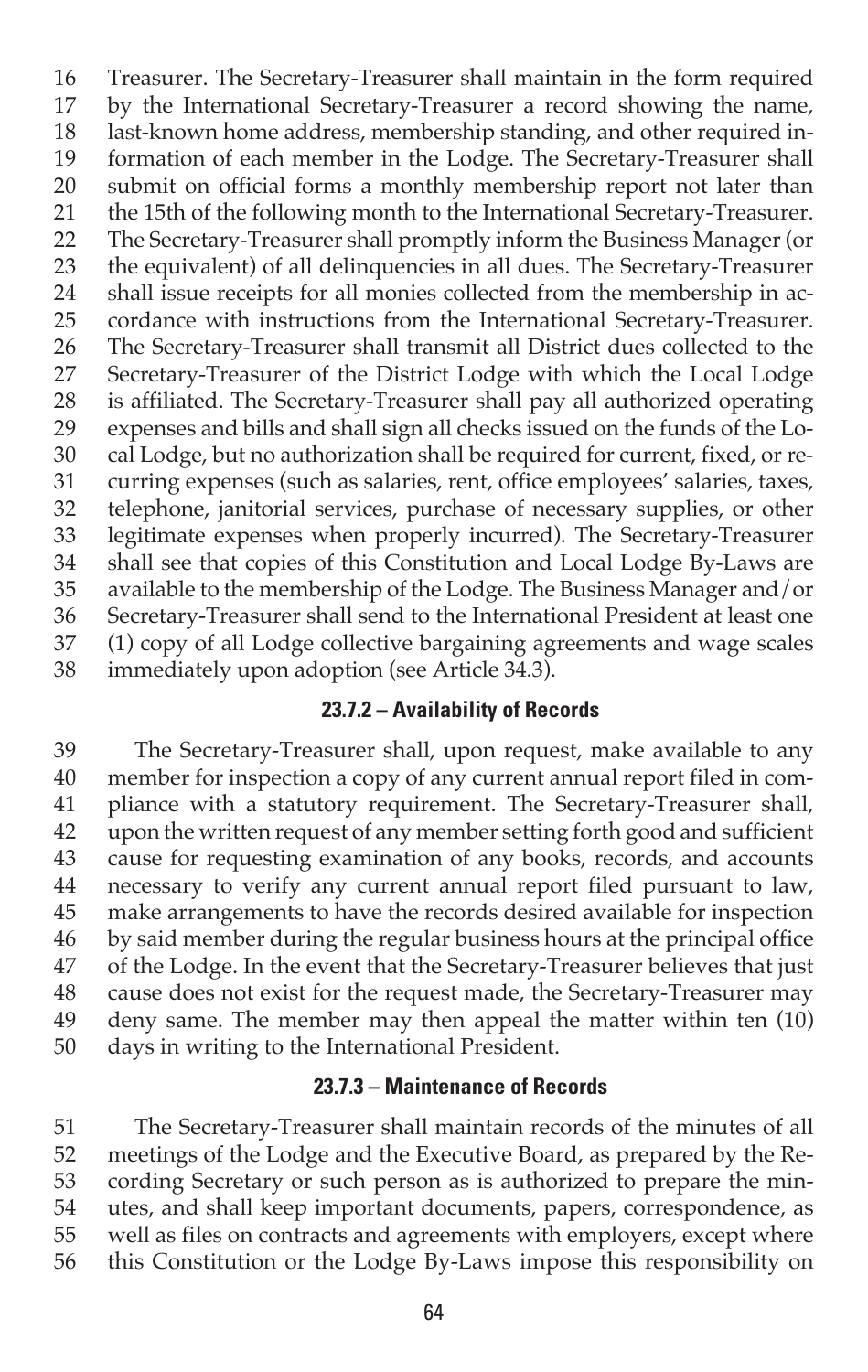Treasurer. The Secretary-Treasurer shall maintain in the form required by the International Secretary-Treasurer a record showing the name, last-known home address, membership standing, and other required information of each member in the Lodge. The Secretary-Treasurer shall submit on official forms a monthly membership report not later than the 15th of the following month to the International Secretary-Treasurer. The Secretary-Treasurer shall promptly inform the Business Manager (or the equivalent) of all delinquencies in all dues. The Secretary-Treasurer shall issue receipts for all monies collected from the membership in accordance with instructions from the International Secretary-Treasurer. The Secretary-Treasurer shall transmit all District dues collected to the Secretary-Treasurer of the District Lodge with which the Local Lodge is affiliated. The Secretary-Treasurer shall pay all authorized operating expenses and bills and shall sign all checks issued on the funds of the Local Lodge, but no authorization shall be required for current, fixed, or recurring expenses (such as salaries, rent, office employees' salaries, taxes, telephone, janitorial services, purchase of necessary supplies, or other legitimate expenses when properly incurred). The Secretary-Treasurer shall see that copies of this Constitution and Local Lodge By-Laws are available to the membership of the Lodge. The Business Manager and/or Secretary-Treasurer shall send to the International President at least one (1) copy of all Lodge collective bargaining agreements and wage scales immediately upon adoption (see Article 34.3).

### 23.7.2 – Availability of Records

The Secretary-Treasurer shall, upon request, make available to any member for inspection a copy of any current annual report filed in compliance with a statutory requirement. The Secretary-Treasurer shall, upon the written request of any member setting forth good and sufficient cause for requesting examination of any books, records, and accounts necessary to verify any current annual report filed pursuant to law, make arrangements to have the records desired available for inspection by said member during the regular business hours at the principal office of the Lodge. In the event that the Secretary-Treasurer believes that just cause does not exist for the request made, the Secretary-Treasurer may deny same. The member may then appeal the matter within ten (10) days in writing to the International President.

### 23.7.3 – Maintenance of Records

The Secretary-Treasurer shall maintain records of the minutes of all meetings of the Lodge and the Executive Board, as prepared by the Recording Secretary or such person as is authorized to prepare the minutes, and shall keep important documents, papers, correspondence, as well as files on contracts and agreements with employers, except where this Constitution or the Lodge By-Laws impose this responsibility on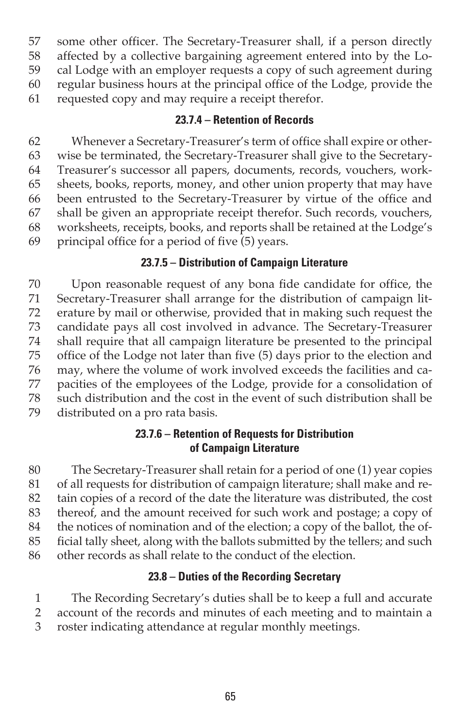some other officer. The Secretary-Treasurer shall, if a person directly affected by a collective bargaining agreement entered into by the Local Lodge with an employer requests a copy of such agreement during regular business hours at the principal office of the Lodge, provide the requested copy and may require a receipt therefor.

### 23.7.4 – Retention of Records

Whenever a Secretary-Treasurer's term of office shall expire or otherwise be terminated, the Secretary-Treasurer shall give to the Secretary-Treasurer's successor all papers, documents, records, vouchers, worksheets, books, reports, money, and other union property that may have been entrusted to the Secretary-Treasurer by virtue of the office and shall be given an appropriate receipt therefor. Such records, vouchers, worksheets, receipts, books, and reports shall be retained at the Lodge's principal office for a period of five (5) years.

### 23.7.5 – Distribution of Campaign Literature

Upon reasonable request of any bona fide candidate for office, the Secretary-Treasurer shall arrange for the distribution of campaign literature by mail or otherwise, provided that in making such request the candidate pays all cost involved in advance. The Secretary-Treasurer shall require that all campaign literature be presented to the principal office of the Lodge not later than five (5) days prior to the election and may, where the volume of work involved exceeds the facilities and capacities of the employees of the Lodge, provide for a consolidation of such distribution and the cost in the event of such distribution shall be distributed on a pro rata basis.

### 23.7.6 – Retention of Requests for Distribution of Campaign Literature

The Secretary-Treasurer shall retain for a period of one (1) year copies of all requests for distribution of campaign literature; shall make and retain copies of a record of the date the literature was distributed, the cost thereof, and the amount received for such work and postage; a copy of the notices of nomination and of the election; a copy of the ballot, the official tally sheet, along with the ballots submitted by the tellers; and such other records as shall relate to the conduct of the election.

### 23.8 – Duties of the Recording Secretary

The Recording Secretary's duties shall be to keep a full and accurate account of the records and minutes of each meeting and to maintain a roster indicating attendance at regular monthly meetings.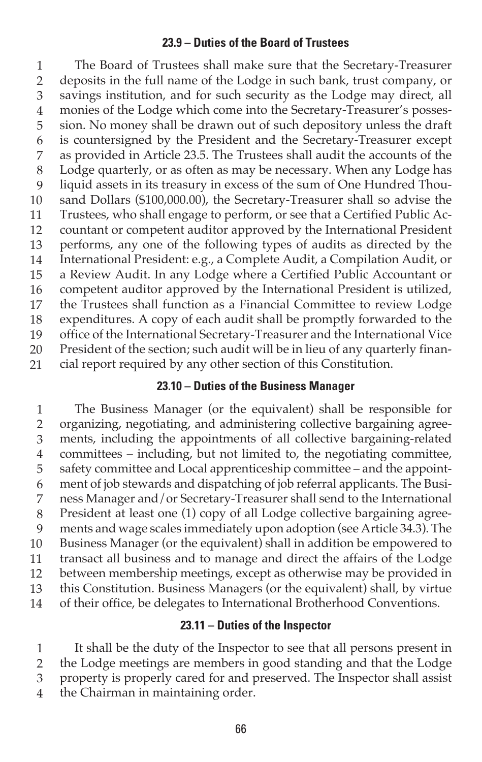### 23.9 – Duties of the Board of Trustees

The Board of Trustees shall make sure that the Secretary-Treasurer deposits in the full name of the Lodge in such bank, trust company, or savings institution, and for such security as the Lodge may direct, all monies of the Lodge which come into the Secretary-Treasurer's possession. No money shall be drawn out of such depository unless the draft is countersigned by the President and the Secretary-Treasurer except as provided in Article 23.5. The Trustees shall audit the accounts of the Lodge quarterly, or as often as may be necessary. When any Lodge has liquid assets in its treasury in excess of the sum of One Hundred Thousand Dollars ($100,000.00), the Secretary-Treasurer shall so advise the Trustees, who shall engage to perform, or see that a Certified Public Accountant or competent auditor approved by the International President performs, any one of the following types of audits as directed by the International President: e.g., a Complete Audit, a Compilation Audit, or a Review Audit. In any Lodge where a Certified Public Accountant or competent auditor approved by the International President is utilized, the Trustees shall function as a Financial Committee to review Lodge expenditures. A copy of each audit shall be promptly forwarded to the office of the International Secretary-Treasurer and the International Vice President of the section; such audit will be in lieu of any quarterly financial report required by any other section of this Constitution.

### 23.10 – Duties of the Business Manager

The Business Manager (or the equivalent) shall be responsible for organizing, negotiating, and administering collective bargaining agreements, including the appointments of all collective bargaining-related committees – including, but not limited to, the negotiating committee, safety committee and Local apprenticeship committee – and the appointment of job stewards and dispatching of job referral applicants. The Business Manager and/or Secretary-Treasurer shall send to the International President at least one (1) copy of all Lodge collective bargaining agreements and wage scales immediately upon adoption (see Article 34.3). The Business Manager (or the equivalent) shall in addition be empowered to transact all business and to manage and direct the affairs of the Lodge between membership meetings, except as otherwise may be provided in this Constitution. Business Managers (or the equivalent) shall, by virtue of their office, be delegates to International Brotherhood Conventions.

### 23.11 – Duties of the Inspector

It shall be the duty of the Inspector to see that all persons present in the Lodge meetings are members in good standing and that the Lodge property is properly cared for and preserved. The Inspector shall assist the Chairman in maintaining order.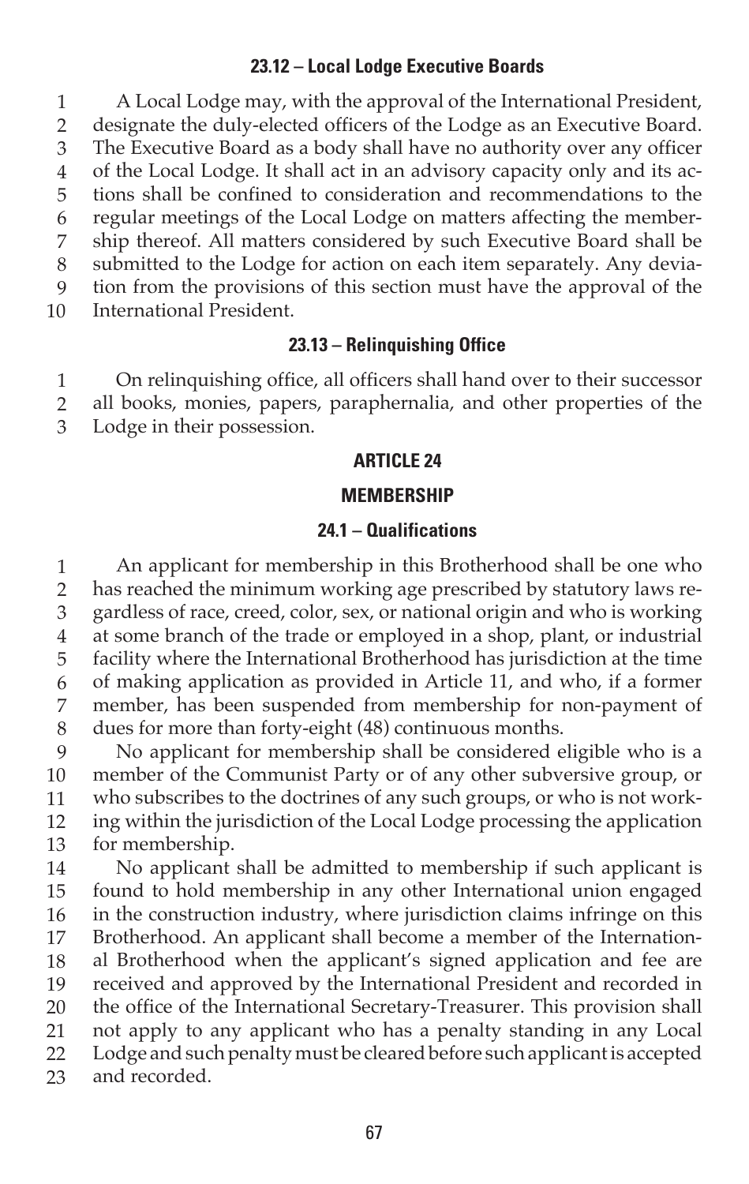### 23.12 – Local Lodge Executive Boards

A Local Lodge may, with the approval of the International President, designate the duly-elected officers of the Lodge as an Executive Board. The Executive Board as a body shall have no authority over any officer of the Local Lodge. It shall act in an advisory capacity only and its actions shall be confined to consideration and recommendations to the regular meetings of the Local Lodge on matters affecting the membership thereof. All matters considered by such Executive Board shall be submitted to the Lodge for action on each item separately. Any deviation from the provisions of this section must have the approval of the International President.

### 23.13 – Relinquishing Office

On relinquishing office, all officers shall hand over to their successor all books, monies, papers, paraphernalia, and other properties of the Lodge in their possession.

## ARTICLE 24

## MEMBERSHIP

### 24.1 – Qualifications

An applicant for membership in this Brotherhood shall be one who has reached the minimum working age prescribed by statutory laws regardless of race, creed, color, sex, or national origin and who is working at some branch of the trade or employed in a shop, plant, or industrial facility where the International Brotherhood has jurisdiction at the time of making application as provided in Article 11, and who, if a former member, has been suspended from membership for non-payment of dues for more than forty-eight (48) continuous months.

No applicant for membership shall be considered eligible who is a member of the Communist Party or of any other subversive group, or who subscribes to the doctrines of any such groups, or who is not working within the jurisdiction of the Local Lodge processing the application for membership.

No applicant shall be admitted to membership if such applicant is found to hold membership in any other International union engaged in the construction industry, where jurisdiction claims infringe on this Brotherhood. An applicant shall become a member of the International Brotherhood when the applicant's signed application and fee are received and approved by the International President and recorded in the office of the International Secretary-Treasurer. This provision shall not apply to any applicant who has a penalty standing in any Local Lodge and such penalty must be cleared before such applicant is accepted and recorded.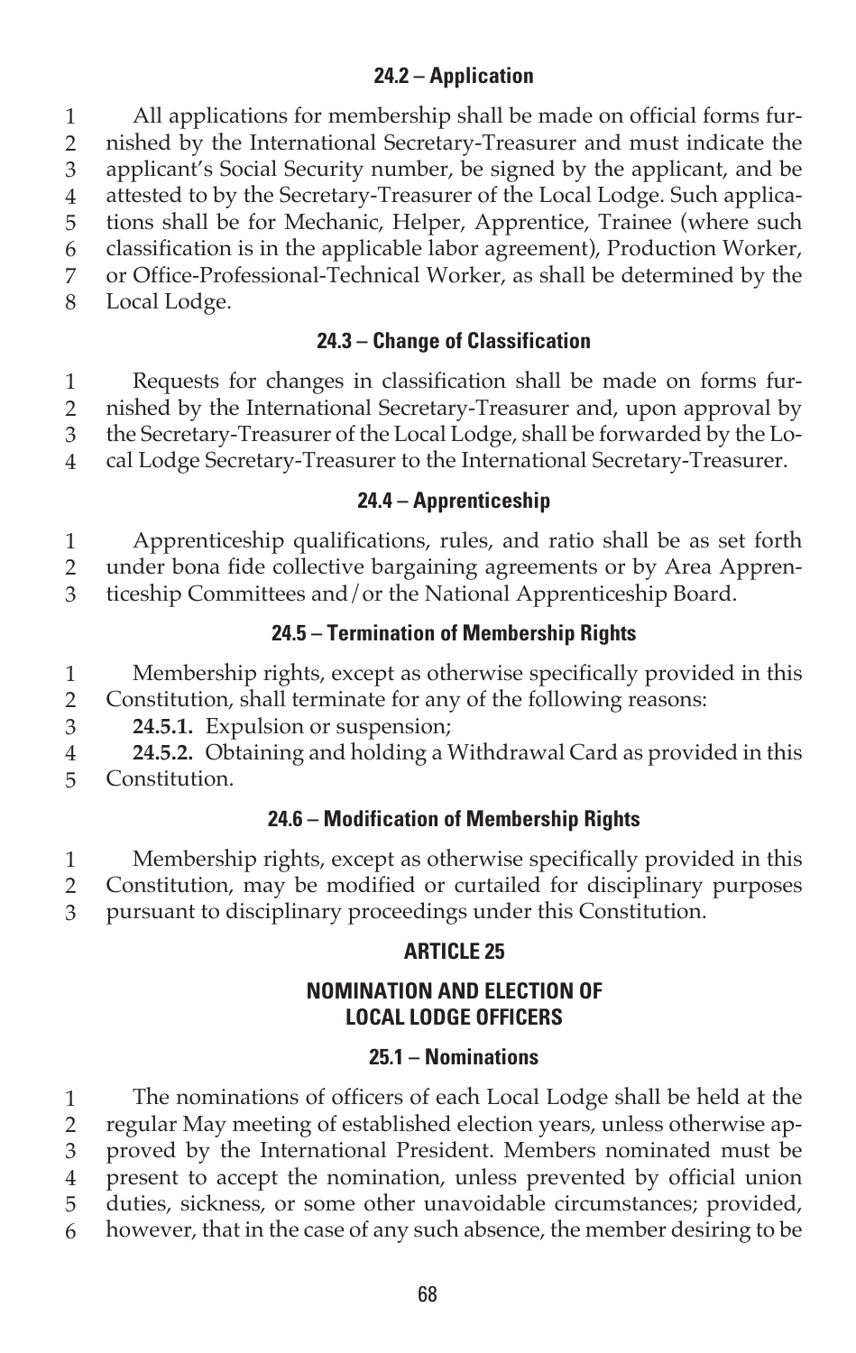### 24.2 – Application

All applications for membership shall be made on official forms furnished by the International Secretary-Treasurer and must indicate the applicant's Social Security number, be signed by the applicant, and be attested to by the Secretary-Treasurer of the Local Lodge. Such applications shall be for Mechanic, Helper, Apprentice, Trainee (where such classification is in the applicable labor agreement), Production Worker, or Office-Professional-Technical Worker, as shall be determined by the Local Lodge.

### 24.3 – Change of Classification

Requests for changes in classification shall be made on forms furnished by the International Secretary-Treasurer and, upon approval by the Secretary-Treasurer of the Local Lodge, shall be forwarded by the Local Lodge Secretary-Treasurer to the International Secretary-Treasurer.

### 24.4 – Apprenticeship

Apprenticeship qualifications, rules, and ratio shall be as set forth under bona fide collective bargaining agreements or by Area Apprenticeship Committees and/or the National Apprenticeship Board.

### 24.5 – Termination of Membership Rights

Membership rights, except as otherwise specifically provided in this Constitution, shall terminate for any of the following reasons:

**24.5.1.** Expulsion or suspension;

**24.5.2.** Obtaining and holding a Withdrawal Card as provided in this Constitution.

### 24.6 – Modification of Membership Rights

Membership rights, except as otherwise specifically provided in this Constitution, may be modified or curtailed for disciplinary purposes pursuant to disciplinary proceedings under this Constitution.

## ARTICLE 25

## NOMINATION AND ELECTION OF LOCAL LODGE OFFICERS

### 25.1 – Nominations

The nominations of officers of each Local Lodge shall be held at the regular May meeting of established election years, unless otherwise approved by the International President. Members nominated must be present to accept the nomination, unless prevented by official union duties, sickness, or some other unavoidable circumstances; provided, however, that in the case of any such absence, the member desiring to be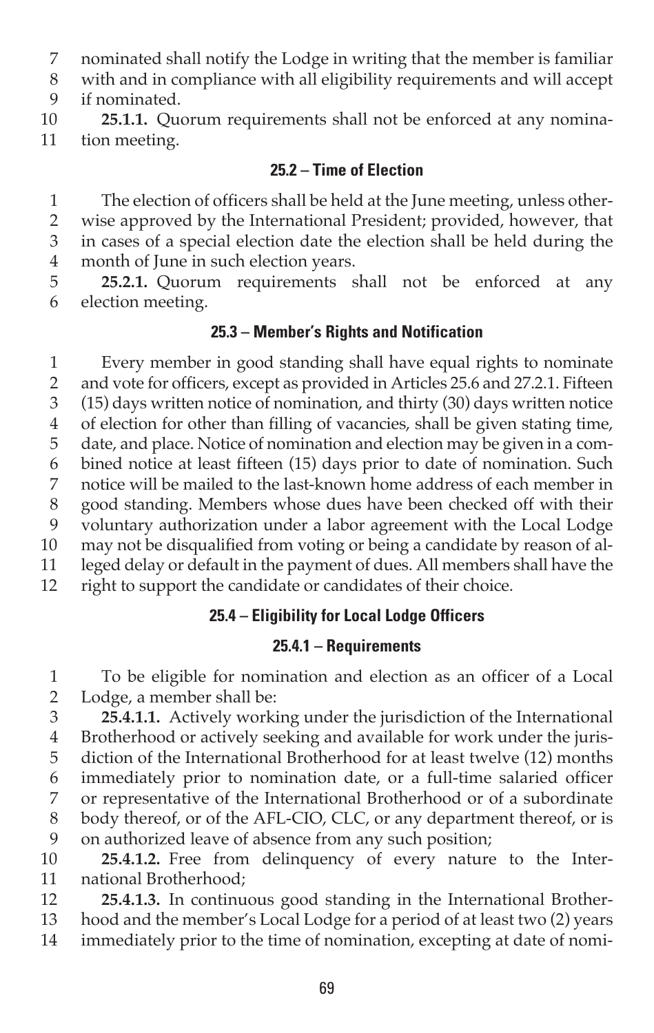nominated shall notify the Lodge in writing that the member is familiar with and in compliance with all eligibility requirements and will accept if nominated.

**25.1.1.** Quorum requirements shall not be enforced at any nomination meeting.

### 25.2 – Time of Election

The election of officers shall be held at the June meeting, unless otherwise approved by the International President; provided, however, that in cases of a special election date the election shall be held during the month of June in such election years.

**25.2.1.** Quorum requirements shall not be enforced at any election meeting.

### 25.3 – Member's Rights and Notification

Every member in good standing shall have equal rights to nominate and vote for officers, except as provided in Articles 25.6 and 27.2.1. Fifteen (15) days written notice of nomination, and thirty (30) days written notice of election for other than filling of vacancies, shall be given stating time, date, and place. Notice of nomination and election may be given in a combined notice at least fifteen (15) days prior to date of nomination. Such notice will be mailed to the last-known home address of each member in good standing. Members whose dues have been checked off with their voluntary authorization under a labor agreement with the Local Lodge may not be disqualified from voting or being a candidate by reason of alleged delay or default in the payment of dues. All members shall have the right to support the candidate or candidates of their choice.

### 25.4 – Eligibility for Local Lodge Officers

#### 25.4.1 – Requirements

To be eligible for nomination and election as an officer of a Local Lodge, a member shall be:

**25.4.1.1.** Actively working under the jurisdiction of the International Brotherhood or actively seeking and available for work under the jurisdiction of the International Brotherhood for at least twelve (12) months immediately prior to nomination date, or a full-time salaried officer or representative of the International Brotherhood or of a subordinate body thereof, or of the AFL-CIO, CLC, or any department thereof, or is on authorized leave of absence from any such position;

**25.4.1.2.** Free from delinquency of every nature to the International Brotherhood;

**25.4.1.3.** In continuous good standing in the International Brotherhood and the member's Local Lodge for a period of at least two (2) years immediately prior to the time of nomination, excepting at date of nomi-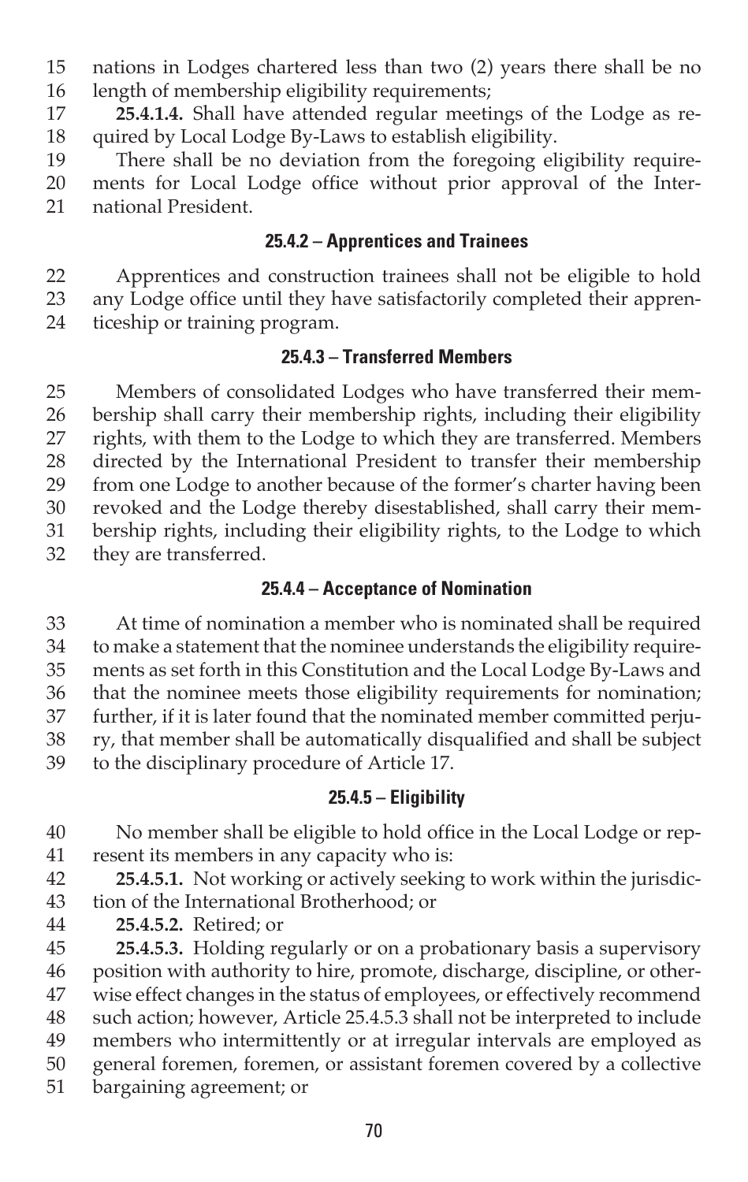nations in Lodges chartered less than two (2) years there shall be no length of membership eligibility requirements;

**25.4.1.4.** Shall have attended regular meetings of the Lodge as required by Local Lodge By-Laws to establish eligibility.

There shall be no deviation from the foregoing eligibility requirements for Local Lodge office without prior approval of the International President.

### 25.4.2 – Apprentices and Trainees

Apprentices and construction trainees shall not be eligible to hold any Lodge office until they have satisfactorily completed their apprenticeship or training program.

### 25.4.3 – Transferred Members

Members of consolidated Lodges who have transferred their membership shall carry their membership rights, including their eligibility rights, with them to the Lodge to which they are transferred. Members directed by the International President to transfer their membership from one Lodge to another because of the former's charter having been revoked and the Lodge thereby disestablished, shall carry their membership rights, including their eligibility rights, to the Lodge to which they are transferred.

### 25.4.4 – Acceptance of Nomination

At time of nomination a member who is nominated shall be required to make a statement that the nominee understands the eligibility requirements as set forth in this Constitution and the Local Lodge By-Laws and that the nominee meets those eligibility requirements for nomination; further, if it is later found that the nominated member committed perjury, that member shall be automatically disqualified and shall be subject to the disciplinary procedure of Article 17.

### 25.4.5 – Eligibility

No member shall be eligible to hold office in the Local Lodge or represent its members in any capacity who is:

**25.4.5.1.** Not working or actively seeking to work within the jurisdiction of the International Brotherhood; or

**25.4.5.2.** Retired; or

**25.4.5.3.** Holding regularly or on a probationary basis a supervisory position with authority to hire, promote, discharge, discipline, or otherwise effect changes in the status of employees, or effectively recommend such action; however, Article 25.4.5.3 shall not be interpreted to include members who intermittently or at irregular intervals are employed as general foremen, foremen, or assistant foremen covered by a collective bargaining agreement; or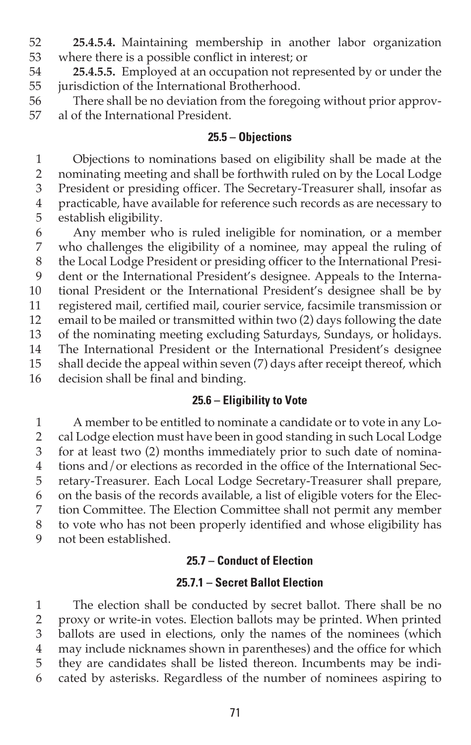**25.4.5.4.** Maintaining membership in another labor organization where there is a possible conflict in interest; or

**25.4.5.5.** Employed at an occupation not represented by or under the jurisdiction of the International Brotherhood.

There shall be no deviation from the foregoing without prior approval of the International President.

## 25.5 – Objections

Objections to nominations based on eligibility shall be made at the nominating meeting and shall be forthwith ruled on by the Local Lodge President or presiding officer. The Secretary-Treasurer shall, insofar as practicable, have available for reference such records as are necessary to establish eligibility.

Any member who is ruled ineligible for nomination, or a member who challenges the eligibility of a nominee, may appeal the ruling of the Local Lodge President or presiding officer to the International President or the International President's designee. Appeals to the International President or the International President's designee shall be by registered mail, certified mail, courier service, facsimile transmission or email to be mailed or transmitted within two (2) days following the date of the nominating meeting excluding Saturdays, Sundays, or holidays. The International President or the International President's designee shall decide the appeal within seven (7) days after receipt thereof, which decision shall be final and binding.

## 25.6 – Eligibility to Vote

A member to be entitled to nominate a candidate or to vote in any Local Lodge election must have been in good standing in such Local Lodge for at least two (2) months immediately prior to such date of nominations and/or elections as recorded in the office of the International Secretary-Treasurer. Each Local Lodge Secretary-Treasurer shall prepare, on the basis of the records available, a list of eligible voters for the Election Committee. The Election Committee shall not permit any member to vote who has not been properly identified and whose eligibility has not been established.

## 25.7 – Conduct of Election

### 25.7.1 – Secret Ballot Election

The election shall be conducted by secret ballot. There shall be no proxy or write-in votes. Election ballots may be printed. When printed ballots are used in elections, only the names of the nominees (which may include nicknames shown in parentheses) and the office for which they are candidates shall be listed thereon. Incumbents may be indicated by asterisks. Regardless of the number of nominees aspiring to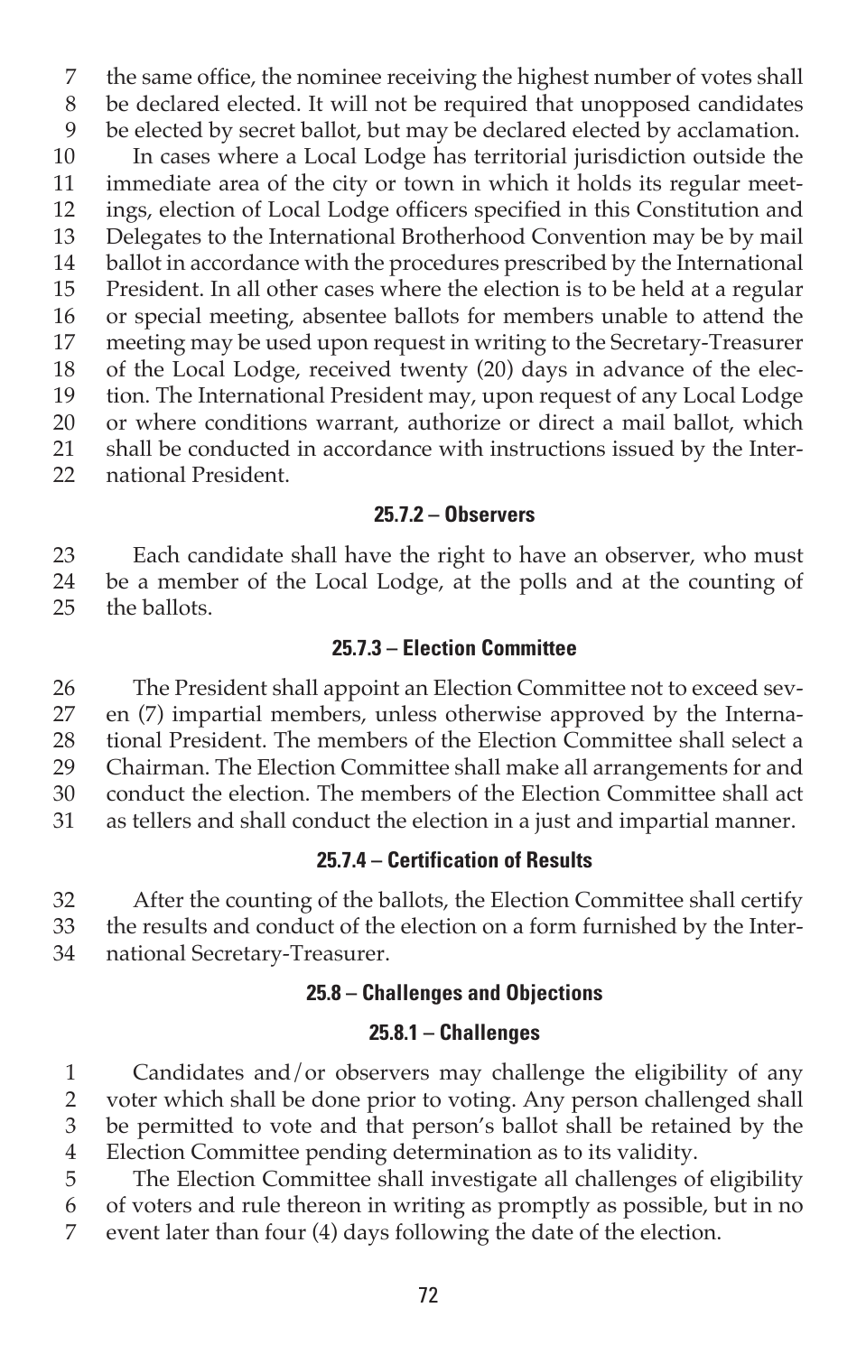the same office, the nominee receiving the highest number of votes shall be declared elected. It will not be required that unopposed candidates be elected by secret ballot, but may be declared elected by acclamation.

In cases where a Local Lodge has territorial jurisdiction outside the immediate area of the city or town in which it holds its regular meetings, election of Local Lodge officers specified in this Constitution and Delegates to the International Brotherhood Convention may be by mail ballot in accordance with the procedures prescribed by the International President. In all other cases where the election is to be held at a regular or special meeting, absentee ballots for members unable to attend the meeting may be used upon request in writing to the Secretary-Treasurer of the Local Lodge, received twenty (20) days in advance of the election. The International President may, upon request of any Local Lodge or where conditions warrant, authorize or direct a mail ballot, which shall be conducted in accordance with instructions issued by the International President.

#### 25.7.2 – Observers

Each candidate shall have the right to have an observer, who must be a member of the Local Lodge, at the polls and at the counting of the ballots.

#### 25.7.3 – Election Committee

The President shall appoint an Election Committee not to exceed seven (7) impartial members, unless otherwise approved by the International President. The members of the Election Committee shall select a Chairman. The Election Committee shall make all arrangements for and conduct the election. The members of the Election Committee shall act as tellers and shall conduct the election in a just and impartial manner.

#### 25.7.4 – Certification of Results

After the counting of the ballots, the Election Committee shall certify the results and conduct of the election on a form furnished by the International Secretary-Treasurer.

### 25.8 – Challenges and Objections

#### 25.8.1 – Challenges

Candidates and/or observers may challenge the eligibility of any voter which shall be done prior to voting. Any person challenged shall be permitted to vote and that person's ballot shall be retained by the Election Committee pending determination as to its validity.

The Election Committee shall investigate all challenges of eligibility of voters and rule thereon in writing as promptly as possible, but in no event later than four (4) days following the date of the election.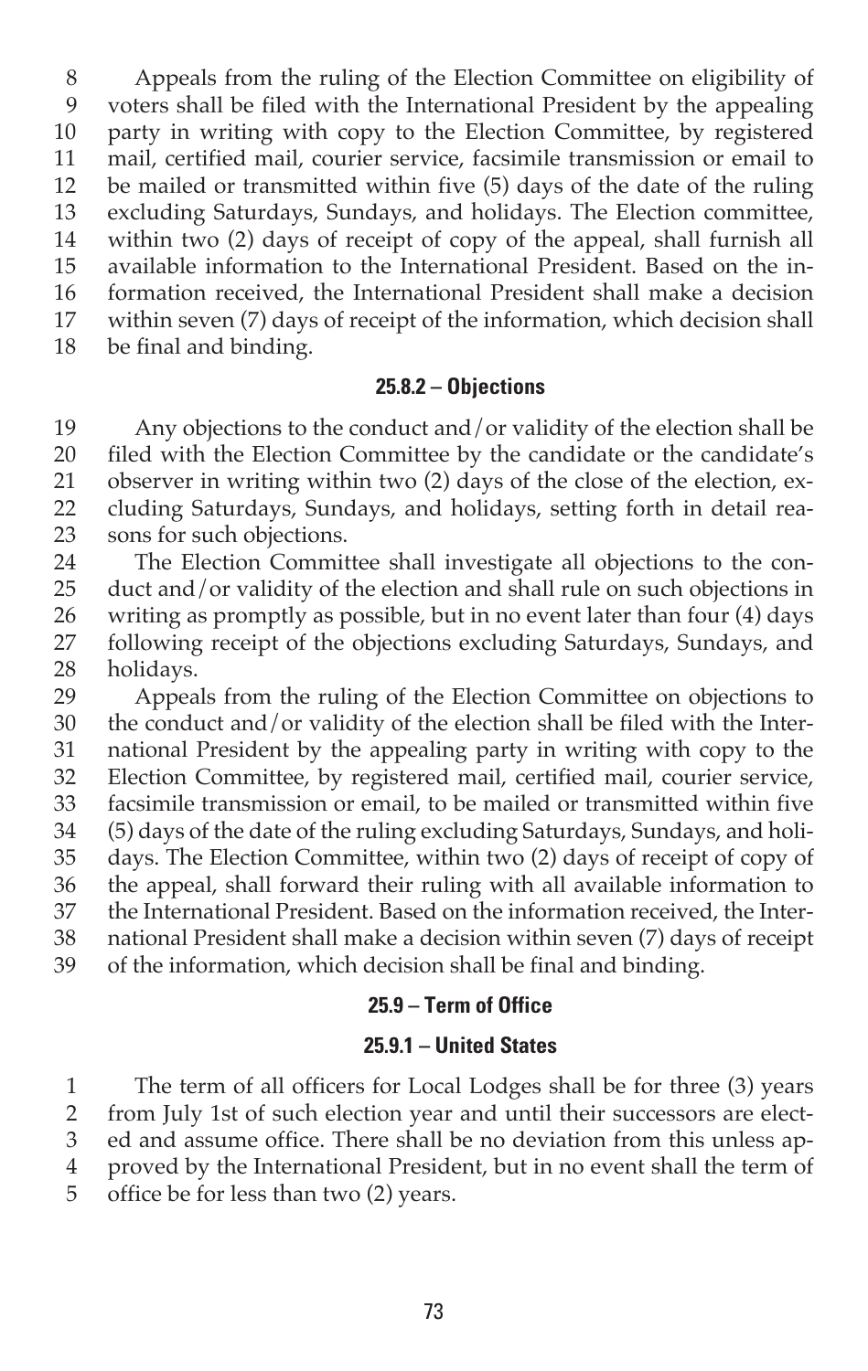Appeals from the ruling of the Election Committee on eligibility of voters shall be filed with the International President by the appealing party in writing with copy to the Election Committee, by registered mail, certified mail, courier service, facsimile transmission or email to be mailed or transmitted within five (5) days of the date of the ruling excluding Saturdays, Sundays, and holidays. The Election committee, within two (2) days of receipt of copy of the appeal, shall furnish all available information to the International President. Based on the information received, the International President shall make a decision within seven (7) days of receipt of the information, which decision shall be final and binding.

#### 25.8.2 – Objections

Any objections to the conduct and/or validity of the election shall be filed with the Election Committee by the candidate or the candidate's observer in writing within two (2) days of the close of the election, excluding Saturdays, Sundays, and holidays, setting forth in detail reasons for such objections.

The Election Committee shall investigate all objections to the conduct and/or validity of the election and shall rule on such objections in writing as promptly as possible, but in no event later than four (4) days following receipt of the objections excluding Saturdays, Sundays, and holidays.

Appeals from the ruling of the Election Committee on objections to the conduct and/or validity of the election shall be filed with the International President by the appealing party in writing with copy to the Election Committee, by registered mail, certified mail, courier service, facsimile transmission or email, to be mailed or transmitted within five (5) days of the date of the ruling excluding Saturdays, Sundays, and holidays. The Election Committee, within two (2) days of receipt of copy of the appeal, shall forward their ruling with all available information to the International President. Based on the information received, the International President shall make a decision within seven (7) days of receipt of the information, which decision shall be final and binding.

### 25.9 – Term of Office

#### 25.9.1 – United States

The term of all officers for Local Lodges shall be for three (3) years from July 1st of such election year and until their successors are elected and assume office. There shall be no deviation from this unless approved by the International President, but in no event shall the term of office be for less than two (2) years.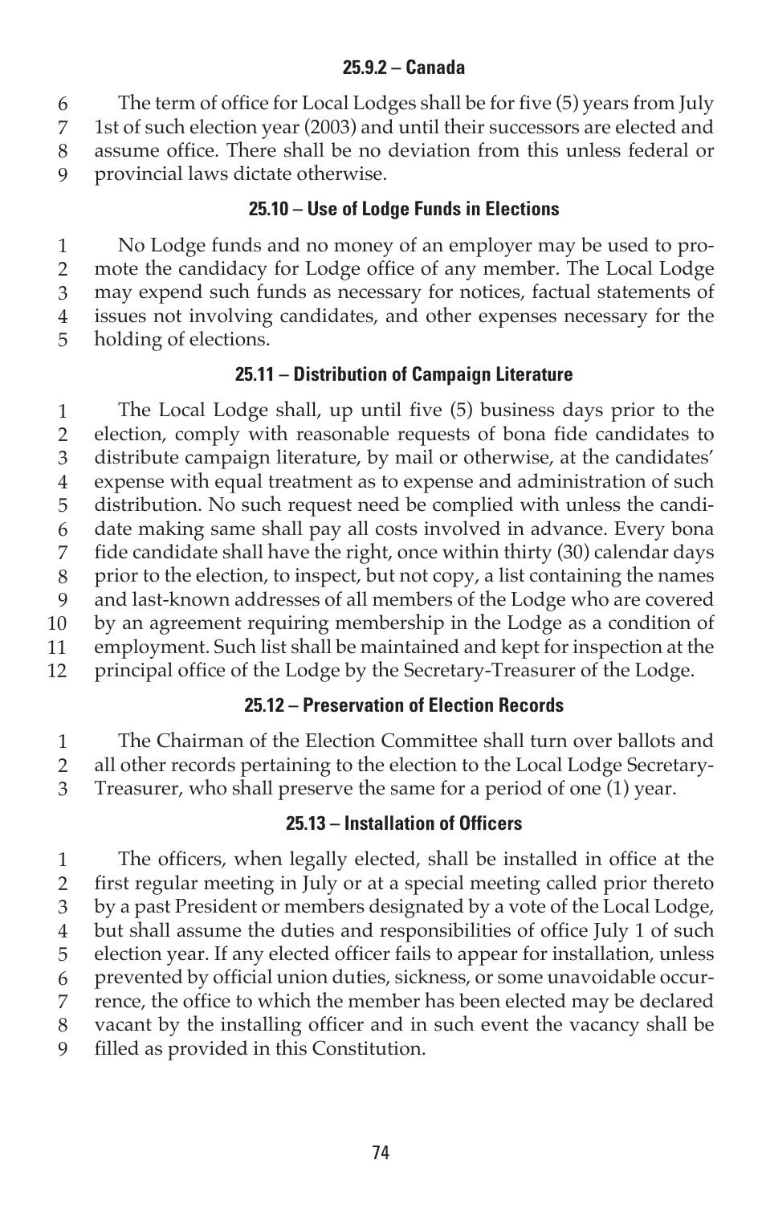#### 25.9.2 – Canada

The term of office for Local Lodges shall be for five (5) years from July 1st of such election year (2003) and until their successors are elected and assume office. There shall be no deviation from this unless federal or provincial laws dictate otherwise.

### 25.10 – Use of Lodge Funds in Elections

No Lodge funds and no money of an employer may be used to promote the candidacy for Lodge office of any member. The Local Lodge may expend such funds as necessary for notices, factual statements of issues not involving candidates, and other expenses necessary for the holding of elections.

### 25.11 – Distribution of Campaign Literature

The Local Lodge shall, up until five (5) business days prior to the election, comply with reasonable requests of bona fide candidates to distribute campaign literature, by mail or otherwise, at the candidates' expense with equal treatment as to expense and administration of such distribution. No such request need be complied with unless the candidate making same shall pay all costs involved in advance. Every bona fide candidate shall have the right, once within thirty (30) calendar days prior to the election, to inspect, but not copy, a list containing the names and last-known addresses of all members of the Lodge who are covered by an agreement requiring membership in the Lodge as a condition of employment. Such list shall be maintained and kept for inspection at the principal office of the Lodge by the Secretary-Treasurer of the Lodge.

### 25.12 – Preservation of Election Records

The Chairman of the Election Committee shall turn over ballots and all other records pertaining to the election to the Local Lodge Secretary-Treasurer, who shall preserve the same for a period of one (1) year.

### 25.13 – Installation of Officers

The officers, when legally elected, shall be installed in office at the first regular meeting in July or at a special meeting called prior thereto by a past President or members designated by a vote of the Local Lodge, but shall assume the duties and responsibilities of office July 1 of such election year. If any elected officer fails to appear for installation, unless prevented by official union duties, sickness, or some unavoidable occurrence, the office to which the member has been elected may be declared vacant by the installing officer and in such event the vacancy shall be filled as provided in this Constitution.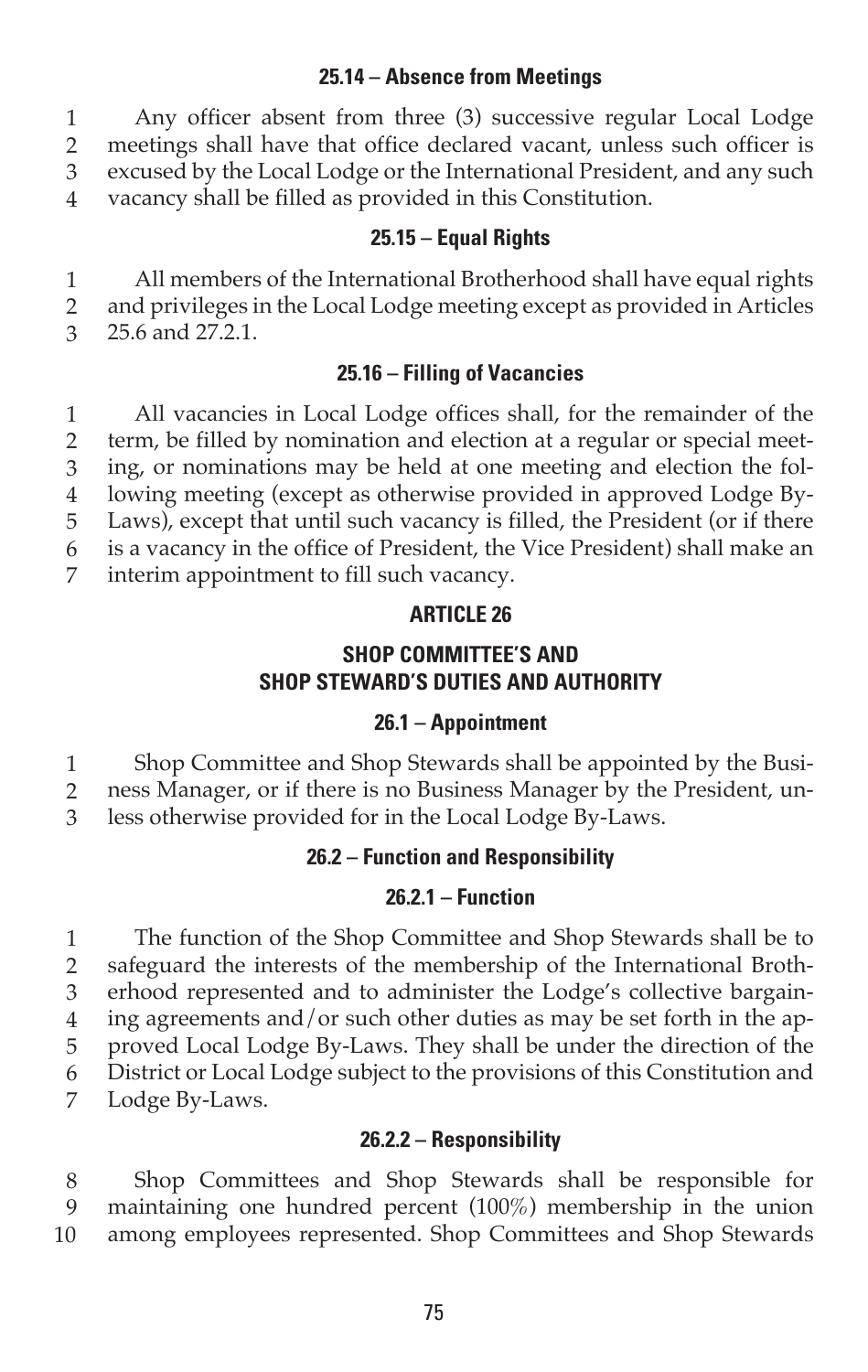### 25.14 – Absence from Meetings

Any officer absent from three (3) successive regular Local Lodge meetings shall have that office declared vacant, unless such officer is excused by the Local Lodge or the International President, and any such vacancy shall be filled as provided in this Constitution.

### 25.15 – Equal Rights

All members of the International Brotherhood shall have equal rights and privileges in the Local Lodge meeting except as provided in Articles 25.6 and 27.2.1.

### 25.16 – Filling of Vacancies

All vacancies in Local Lodge offices shall, for the remainder of the term, be filled by nomination and election at a regular or special meeting, or nominations may be held at one meeting and election the following meeting (except as otherwise provided in approved Lodge By-Laws), except that until such vacancy is filled, the President (or if there is a vacancy in the office of President, the Vice President) shall make an interim appointment to fill such vacancy.

## ARTICLE 26

## SHOP COMMITTEE'S AND SHOP STEWARD'S DUTIES AND AUTHORITY

### 26.1 – Appointment

Shop Committee and Shop Stewards shall be appointed by the Business Manager, or if there is no Business Manager by the President, unless otherwise provided for in the Local Lodge By-Laws.

### 26.2 – Function and Responsibility

#### 26.2.1 – Function

The function of the Shop Committee and Shop Stewards shall be to safeguard the interests of the membership of the International Brotherhood represented and to administer the Lodge's collective bargaining agreements and/or such other duties as may be set forth in the approved Local Lodge By-Laws. They shall be under the direction of the District or Local Lodge subject to the provisions of this Constitution and Lodge By-Laws.

#### 26.2.2 – Responsibility

Shop Committees and Shop Stewards shall be responsible for maintaining one hundred percent (100%) membership in the union among employees represented. Shop Committees and Shop Stewards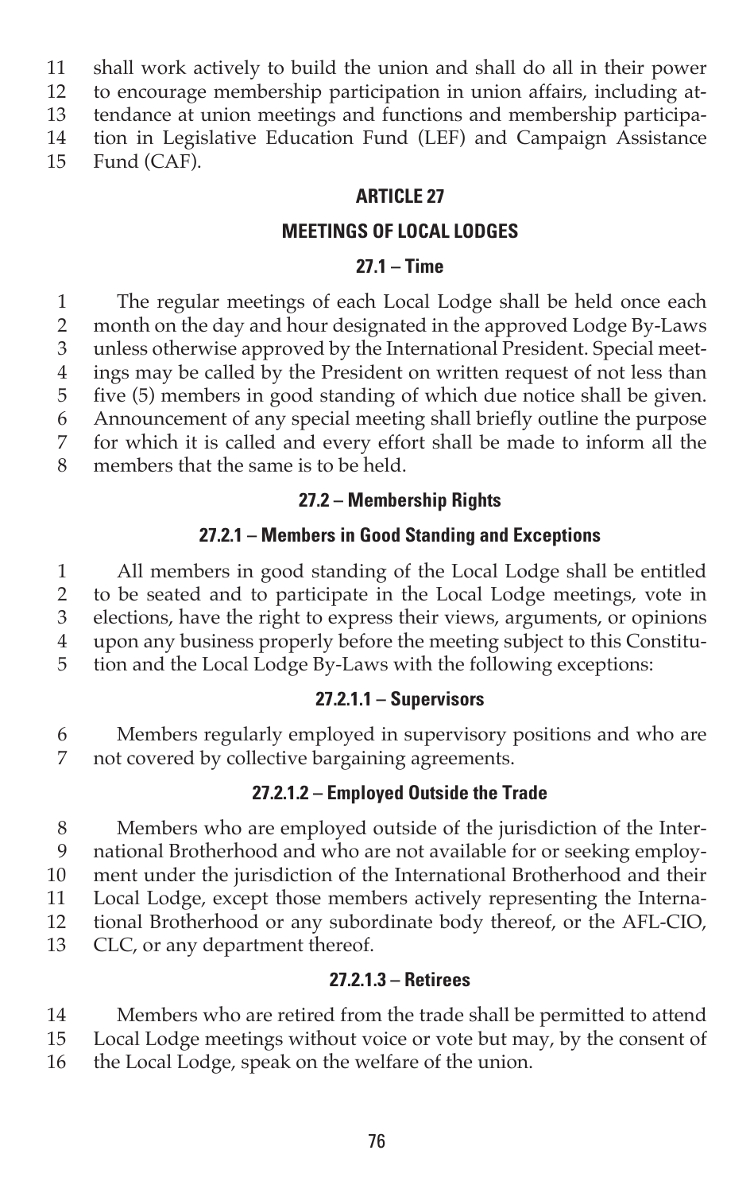shall work actively to build the union and shall do all in their power to encourage membership participation in union affairs, including attendance at union meetings and functions and membership participation in Legislative Education Fund (LEF) and Campaign Assistance Fund (CAF).

## ARTICLE 27

## MEETINGS OF LOCAL LODGES

### 27.1 – Time

The regular meetings of each Local Lodge shall be held once each month on the day and hour designated in the approved Lodge By-Laws unless otherwise approved by the International President. Special meetings may be called by the President on written request of not less than five (5) members in good standing of which due notice shall be given. Announcement of any special meeting shall briefly outline the purpose for which it is called and every effort shall be made to inform all the members that the same is to be held.

### 27.2 – Membership Rights

#### 27.2.1 – Members in Good Standing and Exceptions

All members in good standing of the Local Lodge shall be entitled to be seated and to participate in the Local Lodge meetings, vote in elections, have the right to express their views, arguments, or opinions upon any business properly before the meeting subject to this Constitution and the Local Lodge By-Laws with the following exceptions:

##### 27.2.1.1 – Supervisors

Members regularly employed in supervisory positions and who are not covered by collective bargaining agreements.

##### 27.2.1.2 – Employed Outside the Trade

Members who are employed outside of the jurisdiction of the International Brotherhood and who are not available for or seeking employment under the jurisdiction of the International Brotherhood and their Local Lodge, except those members actively representing the International Brotherhood or any subordinate body thereof, or the AFL-CIO, CLC, or any department thereof.

##### 27.2.1.3 – Retirees

Members who are retired from the trade shall be permitted to attend Local Lodge meetings without voice or vote but may, by the consent of the Local Lodge, speak on the welfare of the union.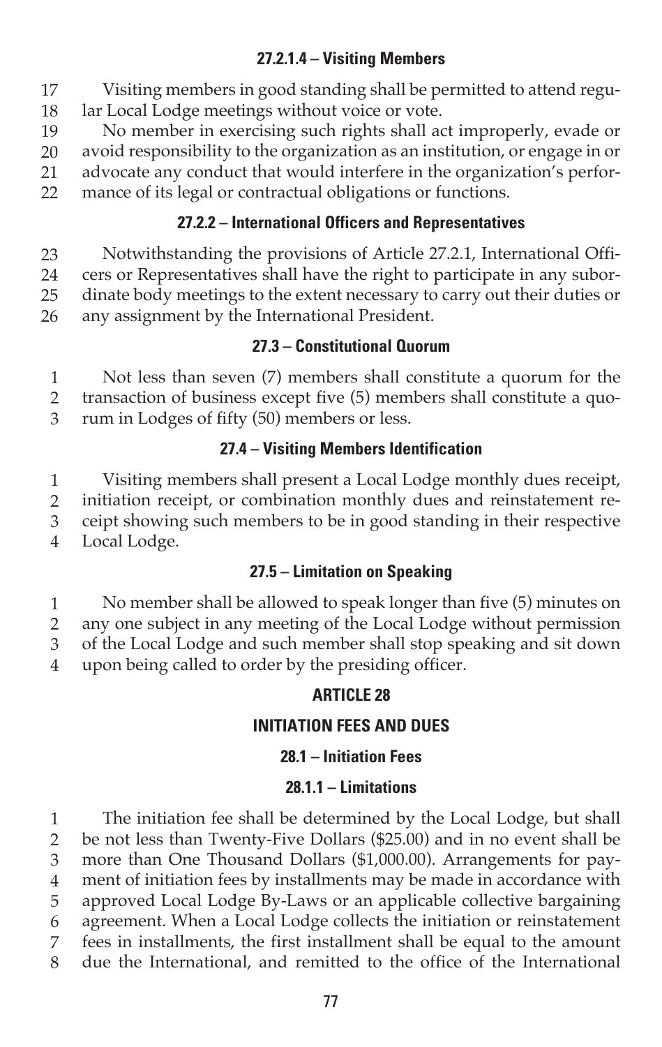#### 27.2.1.4 – Visiting Members

Visiting members in good standing shall be permitted to attend regular Local Lodge meetings without voice or vote.

No member in exercising such rights shall act improperly, evade or avoid responsibility to the organization as an institution, or engage in or advocate any conduct that would interfere in the organization's performance of its legal or contractual obligations or functions.

### 27.2.2 – International Officers and Representatives

Notwithstanding the provisions of Article 27.2.1, International Officers or Representatives shall have the right to participate in any subordinate body meetings to the extent necessary to carry out their duties or any assignment by the International President.

## 27.3 – Constitutional Quorum

Not less than seven (7) members shall constitute a quorum for the transaction of business except five (5) members shall constitute a quorum in Lodges of fifty (50) members or less.

## 27.4 – Visiting Members Identification

Visiting members shall present a Local Lodge monthly dues receipt, initiation receipt, or combination monthly dues and reinstatement receipt showing such members to be in good standing in their respective Local Lodge.

## 27.5 – Limitation on Speaking

No member shall be allowed to speak longer than five (5) minutes on any one subject in any meeting of the Local Lodge without permission of the Local Lodge and such member shall stop speaking and sit down upon being called to order by the presiding officer.

# ARTICLE 28

# INITIATION FEES AND DUES

## 28.1 – Initiation Fees

### 28.1.1 – Limitations

The initiation fee shall be determined by the Local Lodge, but shall be not less than Twenty-Five Dollars ($25.00) and in no event shall be more than One Thousand Dollars ($1,000.00). Arrangements for payment of initiation fees by installments may be made in accordance with approved Local Lodge By-Laws or an applicable collective bargaining agreement. When a Local Lodge collects the initiation or reinstatement fees in installments, the first installment shall be equal to the amount due the International, and remitted to the office of the International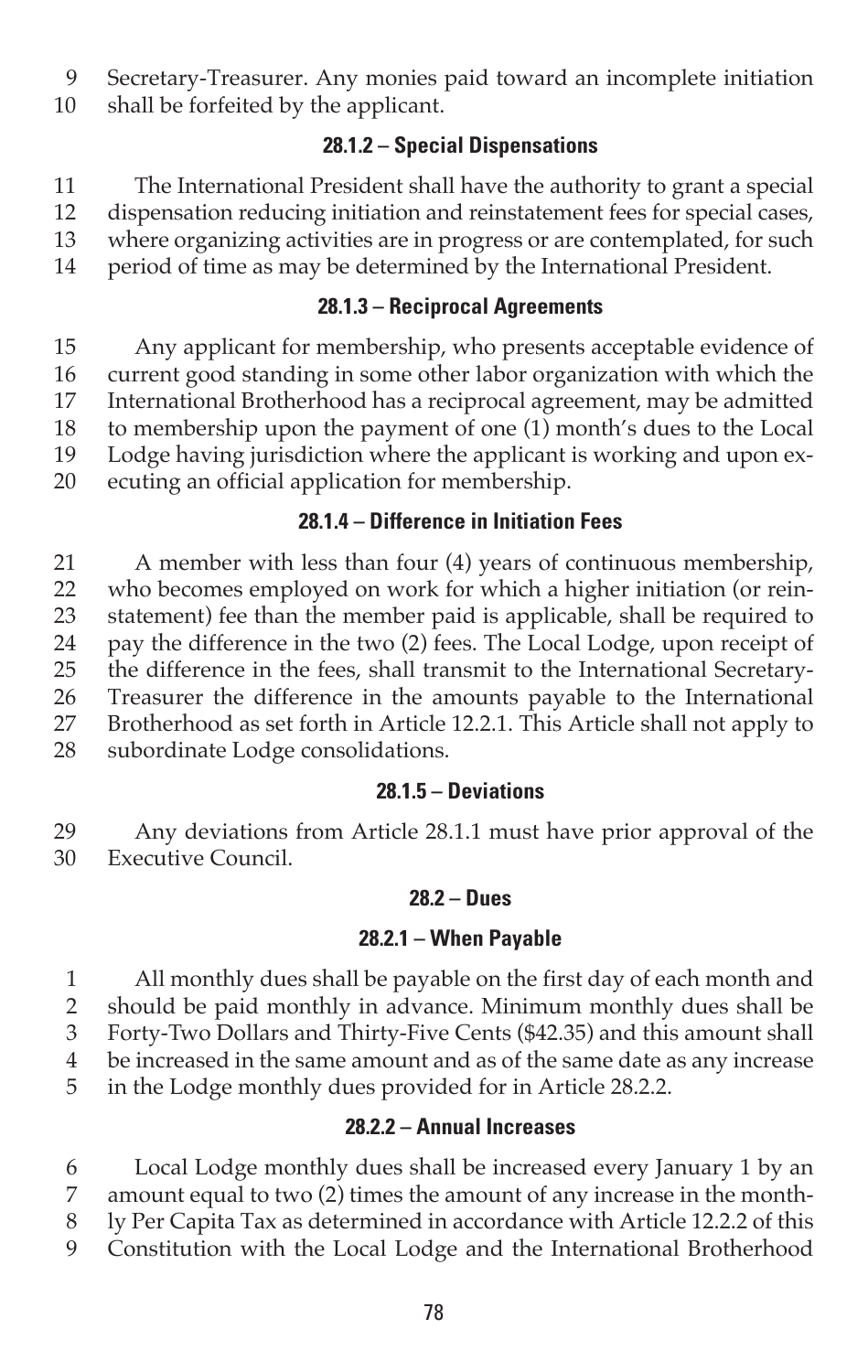Secretary-Treasurer. Any monies paid toward an incomplete initiation shall be forfeited by the applicant.

#### 28.1.2 – Special Dispensations

The International President shall have the authority to grant a special dispensation reducing initiation and reinstatement fees for special cases, where organizing activities are in progress or are contemplated, for such period of time as may be determined by the International President.

#### 28.1.3 – Reciprocal Agreements

Any applicant for membership, who presents acceptable evidence of current good standing in some other labor organization with which the International Brotherhood has a reciprocal agreement, may be admitted to membership upon the payment of one (1) month's dues to the Local Lodge having jurisdiction where the applicant is working and upon executing an official application for membership.

#### 28.1.4 – Difference in Initiation Fees

A member with less than four (4) years of continuous membership, who becomes employed on work for which a higher initiation (or reinstatement) fee than the member paid is applicable, shall be required to pay the difference in the two (2) fees. The Local Lodge, upon receipt of the difference in the fees, shall transmit to the International Secretary-Treasurer the difference in the amounts payable to the International Brotherhood as set forth in Article 12.2.1. This Article shall not apply to subordinate Lodge consolidations.

#### 28.1.5 – Deviations

Any deviations from Article 28.1.1 must have prior approval of the Executive Council.

### 28.2 – Dues

#### 28.2.1 – When Payable

All monthly dues shall be payable on the first day of each month and should be paid monthly in advance. Minimum monthly dues shall be Forty-Two Dollars and Thirty-Five Cents ($42.35) and this amount shall be increased in the same amount and as of the same date as any increase in the Lodge monthly dues provided for in Article 28.2.2.

#### 28.2.2 – Annual Increases

Local Lodge monthly dues shall be increased every January 1 by an amount equal to two (2) times the amount of any increase in the monthly Per Capita Tax as determined in accordance with Article 12.2.2 of this Constitution with the Local Lodge and the International Brotherhood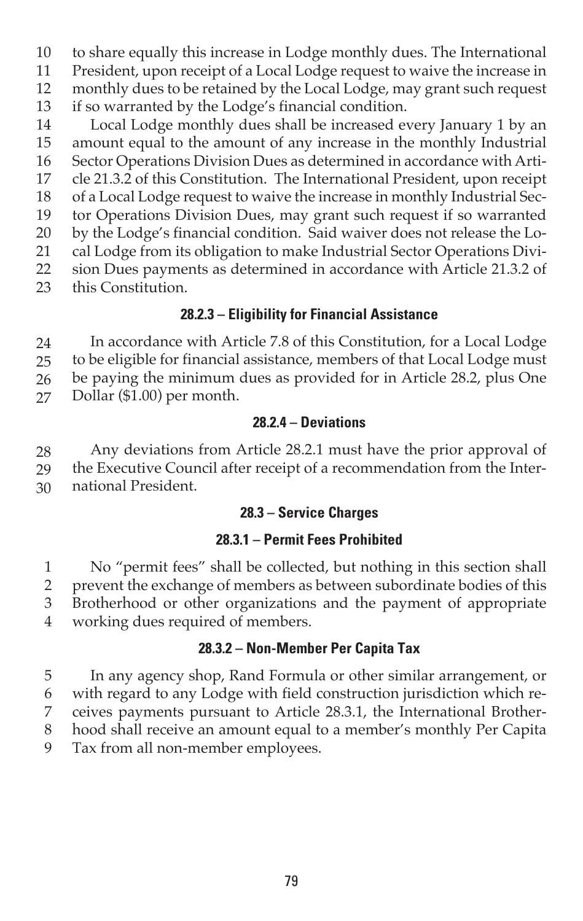to share equally this increase in Lodge monthly dues. The International President, upon receipt of a Local Lodge request to waive the increase in monthly dues to be retained by the Local Lodge, may grant such request if so warranted by the Lodge's financial condition.

Local Lodge monthly dues shall be increased every January 1 by an amount equal to the amount of any increase in the monthly Industrial Sector Operations Division Dues as determined in accordance with Article 21.3.2 of this Constitution. The International President, upon receipt of a Local Lodge request to waive the increase in monthly Industrial Sector Operations Division Dues, may grant such request if so warranted by the Lodge's financial condition. Said waiver does not release the Local Lodge from its obligation to make Industrial Sector Operations Division Dues payments as determined in accordance with Article 21.3.2 of this Constitution.

#### 28.2.3 – Eligibility for Financial Assistance

In accordance with Article 7.8 of this Constitution, for a Local Lodge to be eligible for financial assistance, members of that Local Lodge must be paying the minimum dues as provided for in Article 28.2, plus One Dollar ($1.00) per month.

#### 28.2.4 – Deviations

Any deviations from Article 28.2.1 must have the prior approval of the Executive Council after receipt of a recommendation from the International President.

### 28.3 – Service Charges

#### 28.3.1 – Permit Fees Prohibited

No "permit fees" shall be collected, but nothing in this section shall prevent the exchange of members as between subordinate bodies of this Brotherhood or other organizations and the payment of appropriate working dues required of members.

#### 28.3.2 – Non-Member Per Capita Tax

In any agency shop, Rand Formula or other similar arrangement, or with regard to any Lodge with field construction jurisdiction which receives payments pursuant to Article 28.3.1, the International Brotherhood shall receive an amount equal to a member's monthly Per Capita Tax from all non-member employees.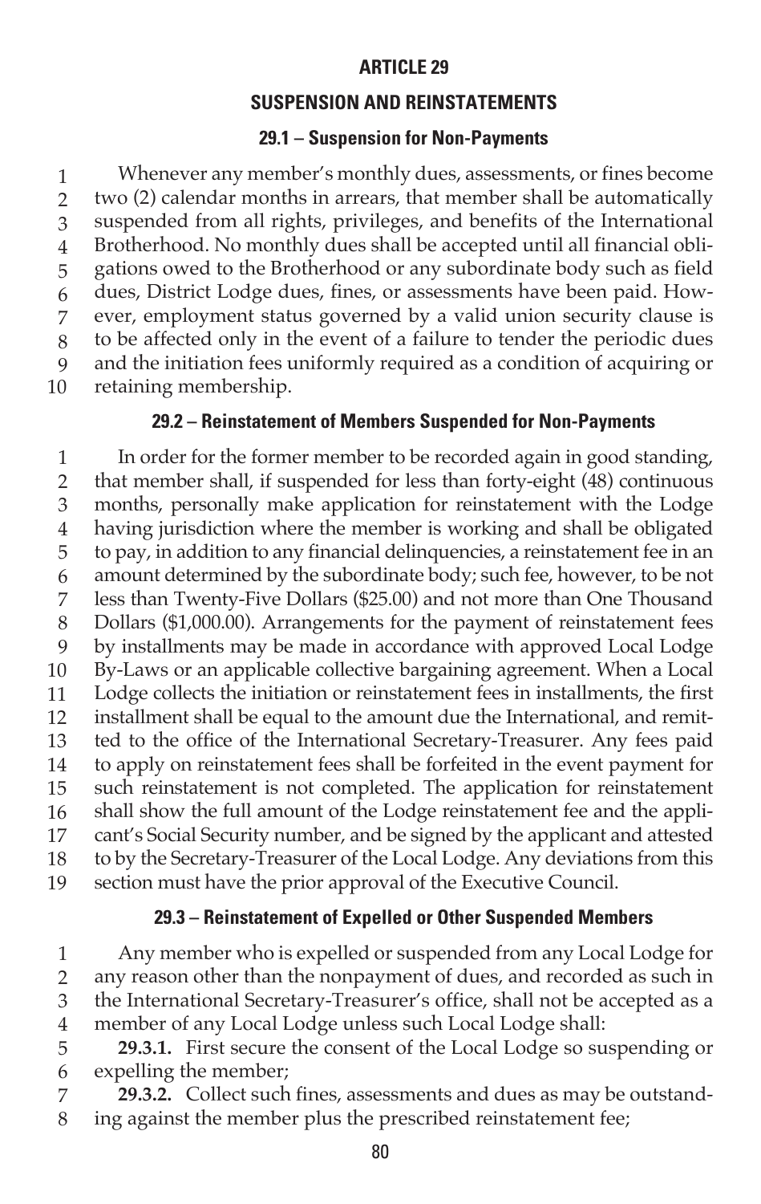# ARTICLE 29

## SUSPENSION AND REINSTATEMENTS

### 29.1 – Suspension for Non-Payments

Whenever any member's monthly dues, assessments, or fines become two (2) calendar months in arrears, that member shall be automatically suspended from all rights, privileges, and benefits of the International Brotherhood. No monthly dues shall be accepted until all financial obligations owed to the Brotherhood or any subordinate body such as field dues, District Lodge dues, fines, or assessments have been paid. However, employment status governed by a valid union security clause is to be affected only in the event of a failure to tender the periodic dues and the initiation fees uniformly required as a condition of acquiring or retaining membership.

### 29.2 – Reinstatement of Members Suspended for Non-Payments

In order for the former member to be recorded again in good standing, that member shall, if suspended for less than forty-eight (48) continuous months, personally make application for reinstatement with the Lodge having jurisdiction where the member is working and shall be obligated to pay, in addition to any financial delinquencies, a reinstatement fee in an amount determined by the subordinate body; such fee, however, to be not less than Twenty-Five Dollars ($25.00) and not more than One Thousand Dollars ($1,000.00). Arrangements for the payment of reinstatement fees by installments may be made in accordance with approved Local Lodge By-Laws or an applicable collective bargaining agreement. When a Local Lodge collects the initiation or reinstatement fees in installments, the first installment shall be equal to the amount due the International, and remitted to the office of the International Secretary-Treasurer. Any fees paid to apply on reinstatement fees shall be forfeited in the event payment for such reinstatement is not completed. The application for reinstatement shall show the full amount of the Lodge reinstatement fee and the applicant's Social Security number, and be signed by the applicant and attested to by the Secretary-Treasurer of the Local Lodge. Any deviations from this section must have the prior approval of the Executive Council.

### 29.3 – Reinstatement of Expelled or Other Suspended Members

Any member who is expelled or suspended from any Local Lodge for any reason other than the nonpayment of dues, and recorded as such in the International Secretary-Treasurer's office, shall not be accepted as a member of any Local Lodge unless such Local Lodge shall:

**29.3.1.** First secure the consent of the Local Lodge so suspending or expelling the member;

**29.3.2.** Collect such fines, assessments and dues as may be outstanding against the member plus the prescribed reinstatement fee;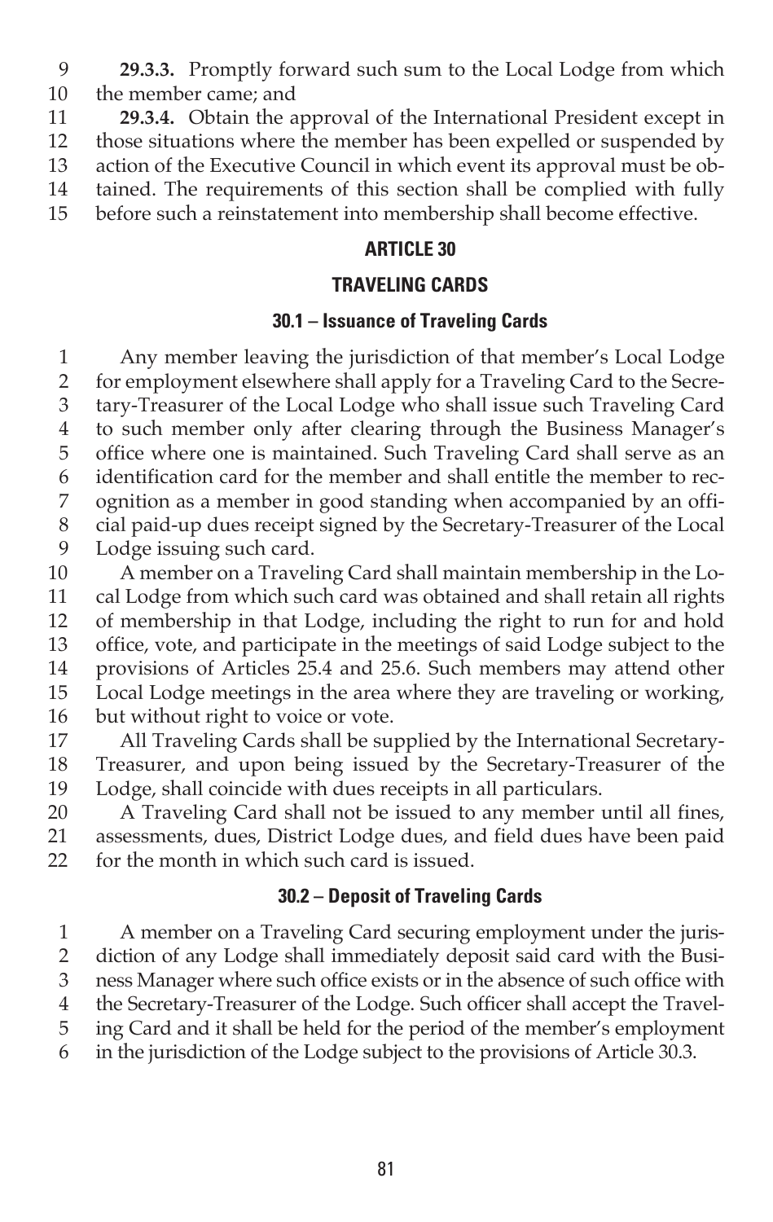**29.3.3.** Promptly forward such sum to the Local Lodge from which the member came; and

**29.3.4.** Obtain the approval of the International President except in those situations where the member has been expelled or suspended by action of the Executive Council in which event its approval must be obtained. The requirements of this section shall be complied with fully before such a reinstatement into membership shall become effective.

## ARTICLE 30

## TRAVELING CARDS

### 30.1 – Issuance of Traveling Cards

Any member leaving the jurisdiction of that member's Local Lodge for employment elsewhere shall apply for a Traveling Card to the Secretary-Treasurer of the Local Lodge who shall issue such Traveling Card to such member only after clearing through the Business Manager's office where one is maintained. Such Traveling Card shall serve as an identification card for the member and shall entitle the member to recognition as a member in good standing when accompanied by an official paid-up dues receipt signed by the Secretary-Treasurer of the Local Lodge issuing such card.

A member on a Traveling Card shall maintain membership in the Local Lodge from which such card was obtained and shall retain all rights of membership in that Lodge, including the right to run for and hold office, vote, and participate in the meetings of said Lodge subject to the provisions of Articles 25.4 and 25.6. Such members may attend other Local Lodge meetings in the area where they are traveling or working, but without right to voice or vote.

All Traveling Cards shall be supplied by the International Secretary-Treasurer, and upon being issued by the Secretary-Treasurer of the Lodge, shall coincide with dues receipts in all particulars.

A Traveling Card shall not be issued to any member until all fines, assessments, dues, District Lodge dues, and field dues have been paid for the month in which such card is issued.

### 30.2 – Deposit of Traveling Cards

A member on a Traveling Card securing employment under the jurisdiction of any Lodge shall immediately deposit said card with the Business Manager where such office exists or in the absence of such office with the Secretary-Treasurer of the Lodge. Such officer shall accept the Traveling Card and it shall be held for the period of the member's employment in the jurisdiction of the Lodge subject to the provisions of Article 30.3.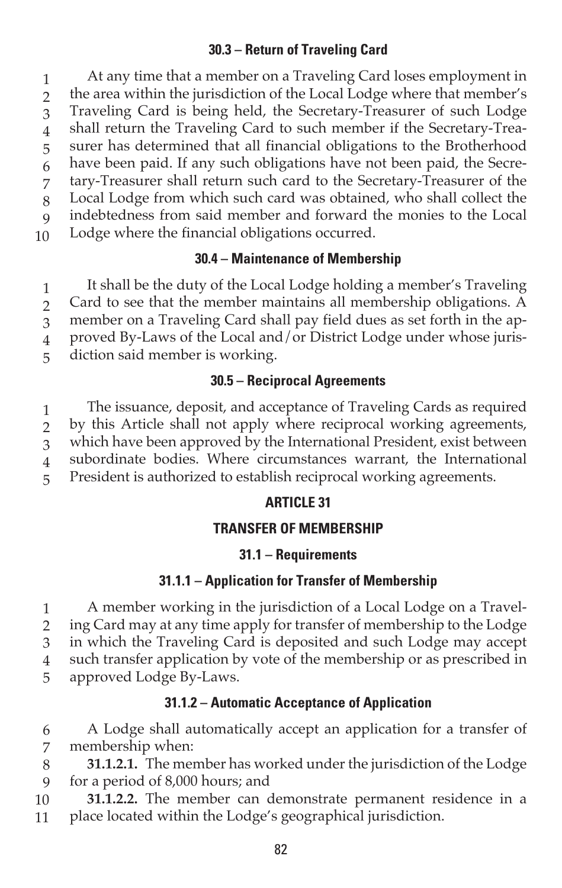### 30.3 – Return of Traveling Card

At any time that a member on a Traveling Card loses employment in the area within the jurisdiction of the Local Lodge where that member's Traveling Card is being held, the Secretary-Treasurer of such Lodge shall return the Traveling Card to such member if the Secretary-Treasurer has determined that all financial obligations to the Brotherhood have been paid. If any such obligations have not been paid, the Secretary-Treasurer shall return such card to the Secretary-Treasurer of the Local Lodge from which such card was obtained, who shall collect the indebtedness from said member and forward the monies to the Local Lodge where the financial obligations occurred.

### 30.4 – Maintenance of Membership

It shall be the duty of the Local Lodge holding a member's Traveling Card to see that the member maintains all membership obligations. A member on a Traveling Card shall pay field dues as set forth in the approved By-Laws of the Local and/or District Lodge under whose jurisdiction said member is working.

### 30.5 – Reciprocal Agreements

The issuance, deposit, and acceptance of Traveling Cards as required by this Article shall not apply where reciprocal working agreements, which have been approved by the International President, exist between subordinate bodies. Where circumstances warrant, the International President is authorized to establish reciprocal working agreements.

## ARTICLE 31

## TRANSFER OF MEMBERSHIP

### 31.1 – Requirements

### 31.1.1 – Application for Transfer of Membership

A member working in the jurisdiction of a Local Lodge on a Traveling Card may at any time apply for transfer of membership to the Lodge in which the Traveling Card is deposited and such Lodge may accept such transfer application by vote of the membership or as prescribed in approved Lodge By-Laws.

### 31.1.2 – Automatic Acceptance of Application

A Lodge shall automatically accept an application for a transfer of membership when:

**31.1.2.1.** The member has worked under the jurisdiction of the Lodge for a period of 8,000 hours; and

**31.1.2.2.** The member can demonstrate permanent residence in a place located within the Lodge's geographical jurisdiction.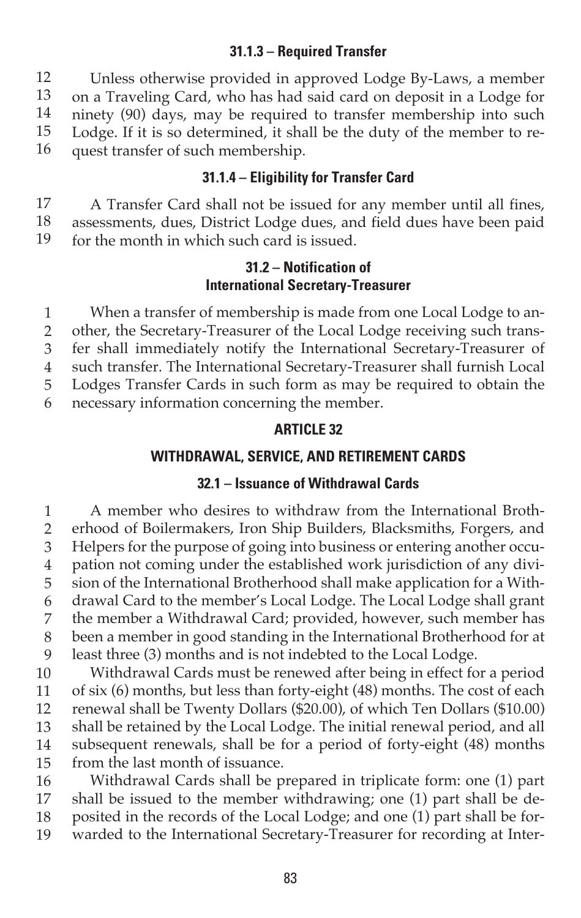#### 31.1.3 – Required Transfer

Unless otherwise provided in approved Lodge By-Laws, a member on a Traveling Card, who has had said card on deposit in a Lodge for ninety (90) days, may be required to transfer membership into such Lodge. If it is so determined, it shall be the duty of the member to request transfer of such membership.

#### 31.1.4 – Eligibility for Transfer Card

A Transfer Card shall not be issued for any member until all fines, assessments, dues, District Lodge dues, and field dues have been paid for the month in which such card is issued.

### 31.2 – Notification of International Secretary-Treasurer

When a transfer of membership is made from one Local Lodge to another, the Secretary-Treasurer of the Local Lodge receiving such transfer shall immediately notify the International Secretary-Treasurer of such transfer. The International Secretary-Treasurer shall furnish Local Lodges Transfer Cards in such form as may be required to obtain the necessary information concerning the member.

## ARTICLE 32

## WITHDRAWAL, SERVICE, AND RETIREMENT CARDS

### 32.1 – Issuance of Withdrawal Cards

A member who desires to withdraw from the International Brotherhood of Boilermakers, Iron Ship Builders, Blacksmiths, Forgers, and Helpers for the purpose of going into business or entering another occupation not coming under the established work jurisdiction of any division of the International Brotherhood shall make application for a Withdrawal Card to the member's Local Lodge. The Local Lodge shall grant the member a Withdrawal Card; provided, however, such member has been a member in good standing in the International Brotherhood for at least three (3) months and is not indebted to the Local Lodge.

Withdrawal Cards must be renewed after being in effect for a period of six (6) months, but less than forty-eight (48) months. The cost of each renewal shall be Twenty Dollars ($20.00), of which Ten Dollars ($10.00) shall be retained by the Local Lodge. The initial renewal period, and all subsequent renewals, shall be for a period of forty-eight (48) months from the last month of issuance.

Withdrawal Cards shall be prepared in triplicate form: one (1) part shall be issued to the member withdrawing; one (1) part shall be deposited in the records of the Local Lodge; and one (1) part shall be forwarded to the International Secretary-Treasurer for recording at Inter-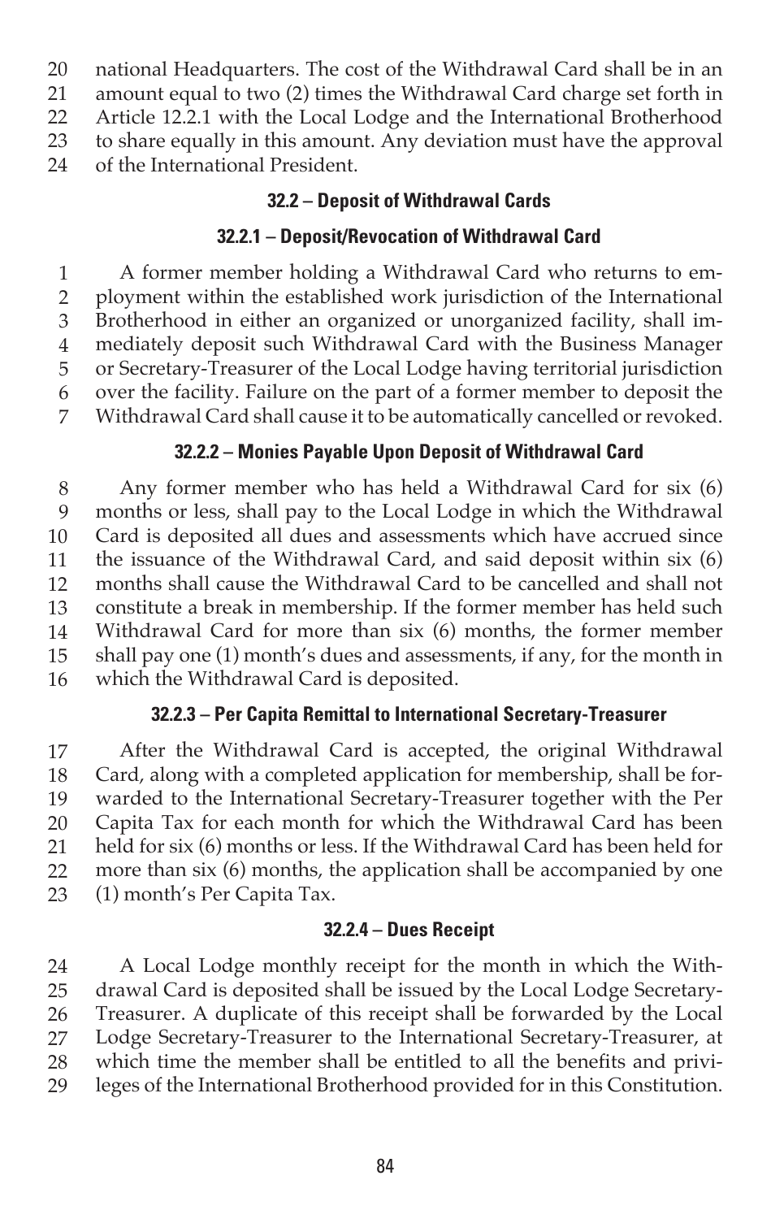national Headquarters. The cost of the Withdrawal Card shall be in an amount equal to two (2) times the Withdrawal Card charge set forth in Article 12.2.1 with the Local Lodge and the International Brotherhood to share equally in this amount. Any deviation must have the approval of the International President.

### 32.2 – Deposit of Withdrawal Cards

#### 32.2.1 – Deposit/Revocation of Withdrawal Card

A former member holding a Withdrawal Card who returns to employment within the established work jurisdiction of the International Brotherhood in either an organized or unorganized facility, shall immediately deposit such Withdrawal Card with the Business Manager or Secretary-Treasurer of the Local Lodge having territorial jurisdiction over the facility. Failure on the part of a former member to deposit the Withdrawal Card shall cause it to be automatically cancelled or revoked.

#### 32.2.2 – Monies Payable Upon Deposit of Withdrawal Card

Any former member who has held a Withdrawal Card for six (6) months or less, shall pay to the Local Lodge in which the Withdrawal Card is deposited all dues and assessments which have accrued since the issuance of the Withdrawal Card, and said deposit within six (6) months shall cause the Withdrawal Card to be cancelled and shall not constitute a break in membership. If the former member has held such Withdrawal Card for more than six (6) months, the former member shall pay one (1) month's dues and assessments, if any, for the month in which the Withdrawal Card is deposited.

#### 32.2.3 – Per Capita Remittal to International Secretary-Treasurer

After the Withdrawal Card is accepted, the original Withdrawal Card, along with a completed application for membership, shall be forwarded to the International Secretary-Treasurer together with the Per Capita Tax for each month for which the Withdrawal Card has been held for six (6) months or less. If the Withdrawal Card has been held for more than six (6) months, the application shall be accompanied by one (1) month's Per Capita Tax.

#### 32.2.4 – Dues Receipt

A Local Lodge monthly receipt for the month in which the Withdrawal Card is deposited shall be issued by the Local Lodge Secretary-Treasurer. A duplicate of this receipt shall be forwarded by the Local Lodge Secretary-Treasurer to the International Secretary-Treasurer, at which time the member shall be entitled to all the benefits and privileges of the International Brotherhood provided for in this Constitution.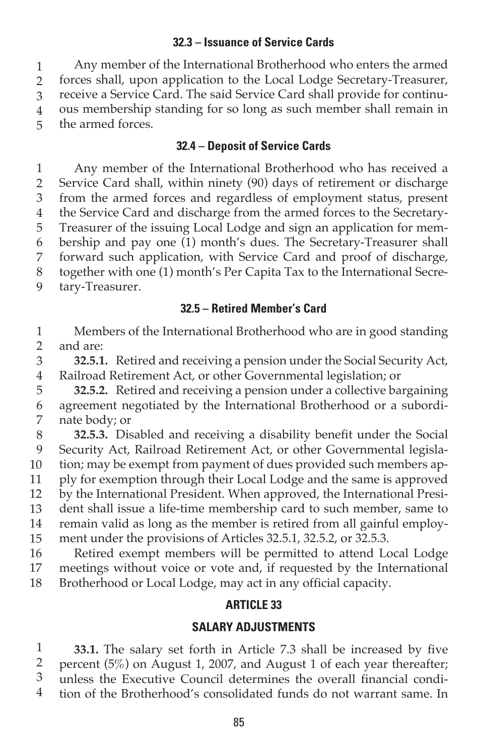### 32.3 – Issuance of Service Cards

Any member of the International Brotherhood who enters the armed forces shall, upon application to the Local Lodge Secretary-Treasurer, receive a Service Card. The said Service Card shall provide for continuous membership standing for so long as such member shall remain in the armed forces.

### 32.4 – Deposit of Service Cards

Any member of the International Brotherhood who has received a Service Card shall, within ninety (90) days of retirement or discharge from the armed forces and regardless of employment status, present the Service Card and discharge from the armed forces to the Secretary-Treasurer of the issuing Local Lodge and sign an application for membership and pay one (1) month's dues. The Secretary-Treasurer shall forward such application, with Service Card and proof of discharge, together with one (1) month's Per Capita Tax to the International Secretary-Treasurer.

### 32.5 – Retired Member's Card

Members of the International Brotherhood who are in good standing and are:

**32.5.1.** Retired and receiving a pension under the Social Security Act, Railroad Retirement Act, or other Governmental legislation; or

**32.5.2.** Retired and receiving a pension under a collective bargaining agreement negotiated by the International Brotherhood or a subordinate body; or

**32.5.3.** Disabled and receiving a disability benefit under the Social Security Act, Railroad Retirement Act, or other Governmental legislation; may be exempt from payment of dues provided such members apply for exemption through their Local Lodge and the same is approved by the International President. When approved, the International President shall issue a life-time membership card to such member, same to remain valid as long as the member is retired from all gainful employment under the provisions of Articles 32.5.1, 32.5.2, or 32.5.3.

Retired exempt members will be permitted to attend Local Lodge meetings without voice or vote and, if requested by the International Brotherhood or Local Lodge, may act in any official capacity.

## ARTICLE 33

## SALARY ADJUSTMENTS

**33.1.** The salary set forth in Article 7.3 shall be increased by five percent (5%) on August 1, 2007, and August 1 of each year thereafter; unless the Executive Council determines the overall financial condition of the Brotherhood's consolidated funds do not warrant same. In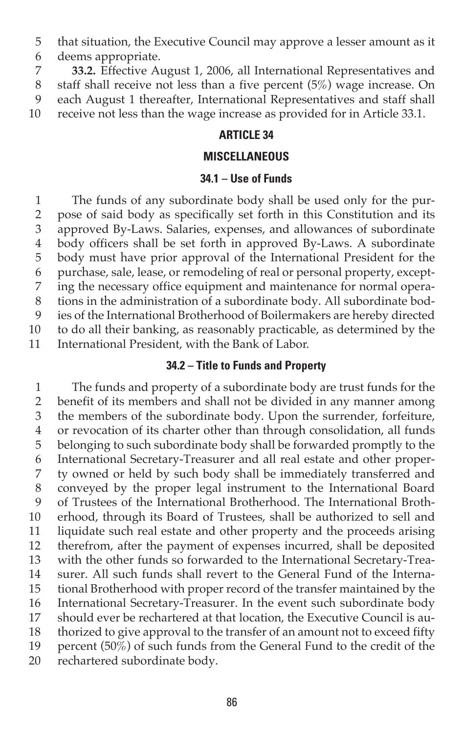that situation, the Executive Council may approve a lesser amount as it deems appropriate.

**33.2.** Effective August 1, 2006, all International Representatives and staff shall receive not less than a five percent (5%) wage increase. On each August 1 thereafter, International Representatives and staff shall receive not less than the wage increase as provided for in Article 33.1.

## ARTICLE 34

## MISCELLANEOUS

### 34.1 – Use of Funds

The funds of any subordinate body shall be used only for the purpose of said body as specifically set forth in this Constitution and its approved By-Laws. Salaries, expenses, and allowances of subordinate body officers shall be set forth in approved By-Laws. A subordinate body must have prior approval of the International President for the purchase, sale, lease, or remodeling of real or personal property, excepting the necessary office equipment and maintenance for normal operations in the administration of a subordinate body. All subordinate bodies of the International Brotherhood of Boilermakers are hereby directed to do all their banking, as reasonably practicable, as determined by the International President, with the Bank of Labor.

### 34.2 – Title to Funds and Property

The funds and property of a subordinate body are trust funds for the benefit of its members and shall not be divided in any manner among the members of the subordinate body. Upon the surrender, forfeiture, or revocation of its charter other than through consolidation, all funds belonging to such subordinate body shall be forwarded promptly to the International Secretary-Treasurer and all real estate and other property owned or held by such body shall be immediately transferred and conveyed by the proper legal instrument to the International Board of Trustees of the International Brotherhood. The International Brotherhood, through its Board of Trustees, shall be authorized to sell and liquidate such real estate and other property and the proceeds arising therefrom, after the payment of expenses incurred, shall be deposited with the other funds so forwarded to the International Secretary-Treasurer. All such funds shall revert to the General Fund of the International Brotherhood with proper record of the transfer maintained by the International Secretary-Treasurer. In the event such subordinate body should ever be rechartered at that location, the Executive Council is authorized to give approval to the transfer of an amount not to exceed fifty percent (50%) of such funds from the General Fund to the credit of the rechartered subordinate body.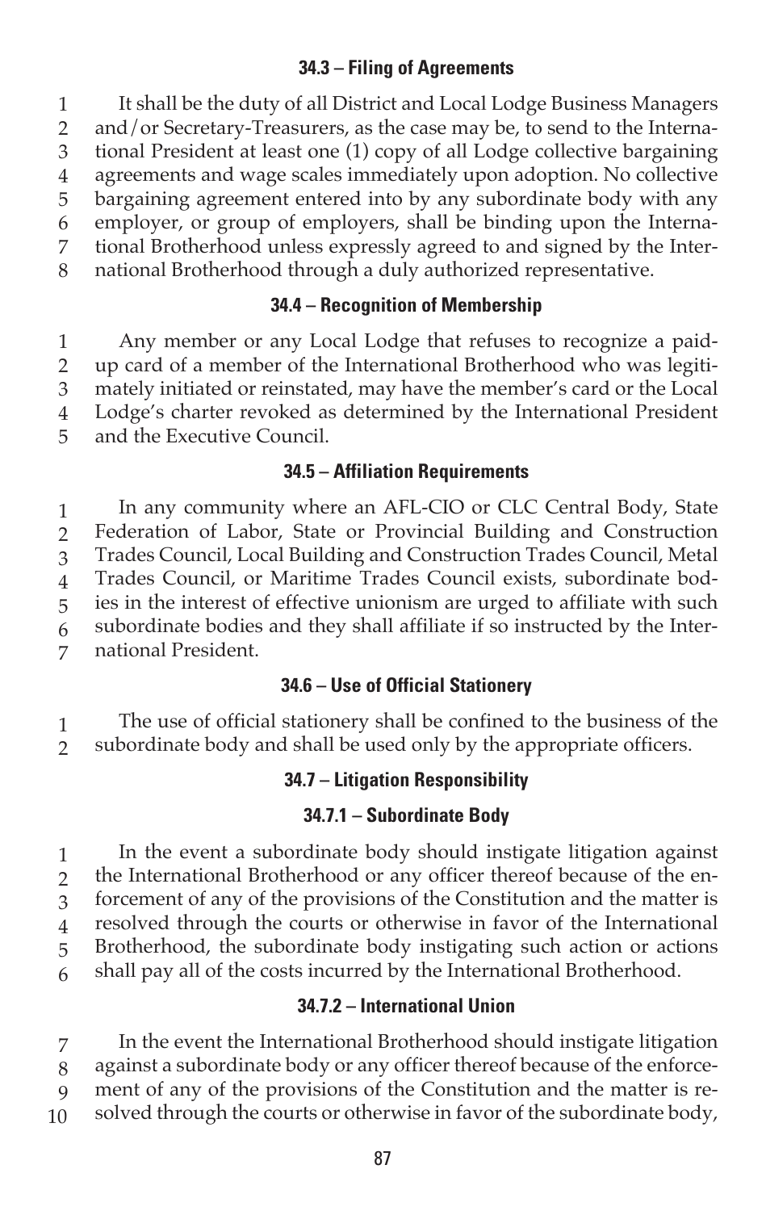### 34.3 – Filing of Agreements

It shall be the duty of all District and Local Lodge Business Managers and/or Secretary-Treasurers, as the case may be, to send to the International President at least one (1) copy of all Lodge collective bargaining agreements and wage scales immediately upon adoption. No collective bargaining agreement entered into by any subordinate body with any employer, or group of employers, shall be binding upon the International Brotherhood unless expressly agreed to and signed by the International Brotherhood through a duly authorized representative.

### 34.4 – Recognition of Membership

Any member or any Local Lodge that refuses to recognize a paid-up card of a member of the International Brotherhood who was legitimately initiated or reinstated, may have the member's card or the Local Lodge's charter revoked as determined by the International President and the Executive Council.

### 34.5 – Affiliation Requirements

In any community where an AFL-CIO or CLC Central Body, State Federation of Labor, State or Provincial Building and Construction Trades Council, Local Building and Construction Trades Council, Metal Trades Council, or Maritime Trades Council exists, subordinate bodies in the interest of effective unionism are urged to affiliate with such subordinate bodies and they shall affiliate if so instructed by the International President.

### 34.6 – Use of Official Stationery

The use of official stationery shall be confined to the business of the subordinate body and shall be used only by the appropriate officers.

### 34.7 – Litigation Responsibility

#### 34.7.1 – Subordinate Body

In the event a subordinate body should instigate litigation against the International Brotherhood or any officer thereof because of the enforcement of any of the provisions of the Constitution and the matter is resolved through the courts or otherwise in favor of the International Brotherhood, the subordinate body instigating such action or actions shall pay all of the costs incurred by the International Brotherhood.

#### 34.7.2 – International Union

In the event the International Brotherhood should instigate litigation against a subordinate body or any officer thereof because of the enforcement of any of the provisions of the Constitution and the matter is resolved through the courts or otherwise in favor of the subordinate body,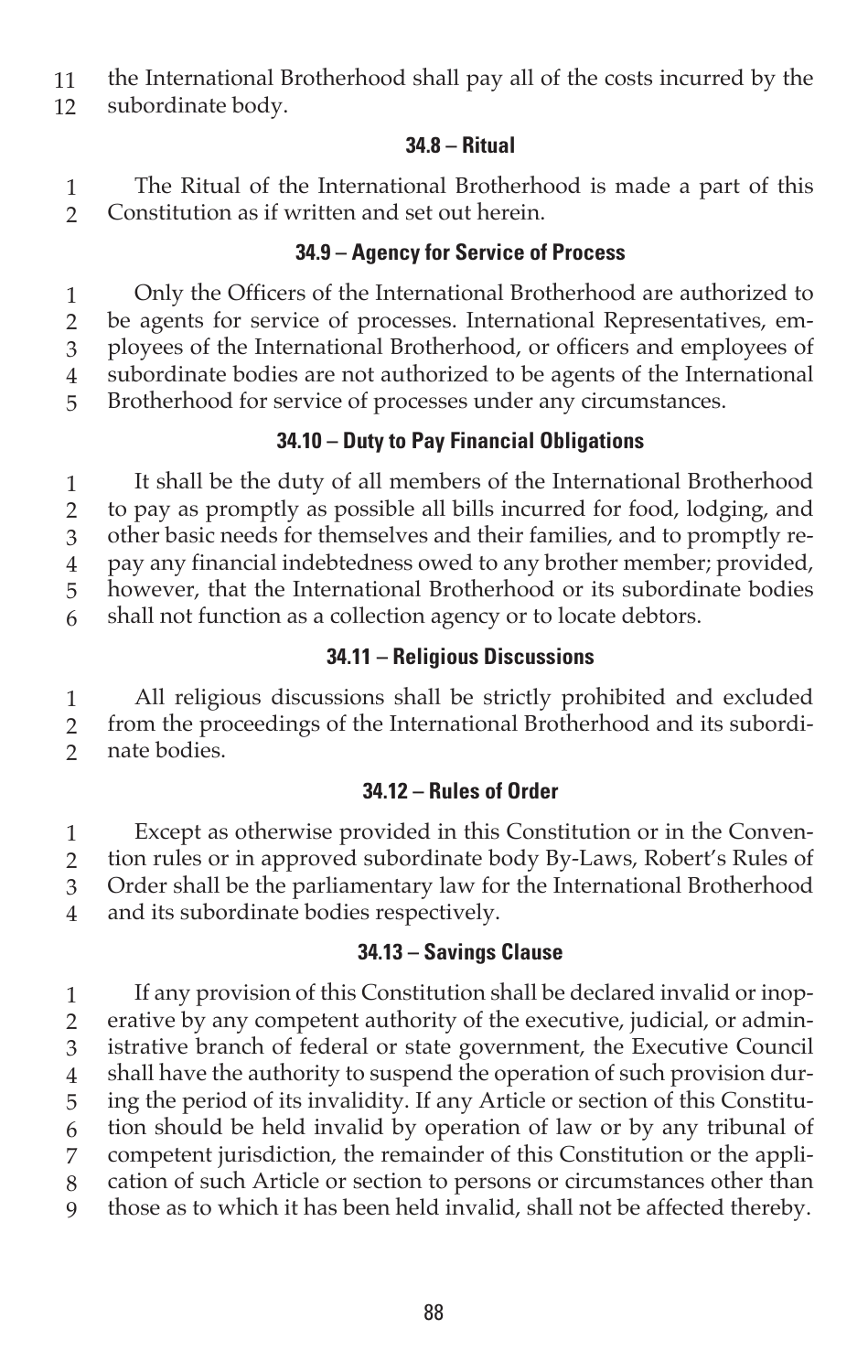the International Brotherhood shall pay all of the costs incurred by the subordinate body.

### 34.8 – Ritual

The Ritual of the International Brotherhood is made a part of this Constitution as if written and set out herein.

### 34.9 – Agency for Service of Process

Only the Officers of the International Brotherhood are authorized to be agents for service of processes. International Representatives, employees of the International Brotherhood, or officers and employees of subordinate bodies are not authorized to be agents of the International Brotherhood for service of processes under any circumstances.

### 34.10 – Duty to Pay Financial Obligations

It shall be the duty of all members of the International Brotherhood to pay as promptly as possible all bills incurred for food, lodging, and other basic needs for themselves and their families, and to promptly repay any financial indebtedness owed to any brother member; provided, however, that the International Brotherhood or its subordinate bodies shall not function as a collection agency or to locate debtors.

### 34.11 – Religious Discussions

All religious discussions shall be strictly prohibited and excluded from the proceedings of the International Brotherhood and its subordinate bodies.

### 34.12 – Rules of Order

Except as otherwise provided in this Constitution or in the Convention rules or in approved subordinate body By-Laws, Robert's Rules of Order shall be the parliamentary law for the International Brotherhood and its subordinate bodies respectively.

### 34.13 – Savings Clause

If any provision of this Constitution shall be declared invalid or inoperative by any competent authority of the executive, judicial, or administrative branch of federal or state government, the Executive Council shall have the authority to suspend the operation of such provision during the period of its invalidity. If any Article or section of this Constitution should be held invalid by operation of law or by any tribunal of competent jurisdiction, the remainder of this Constitution or the application of such Article or section to persons or circumstances other than those as to which it has been held invalid, shall not be affected thereby.